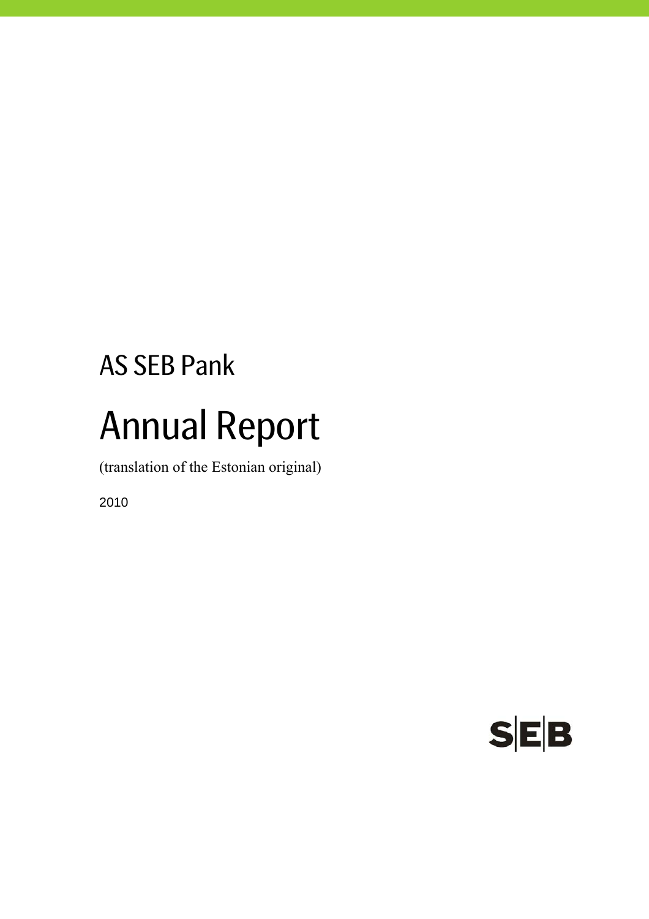# AS SEB Pank

# Annual Report

(translation of the Estonian original)

2010

SEB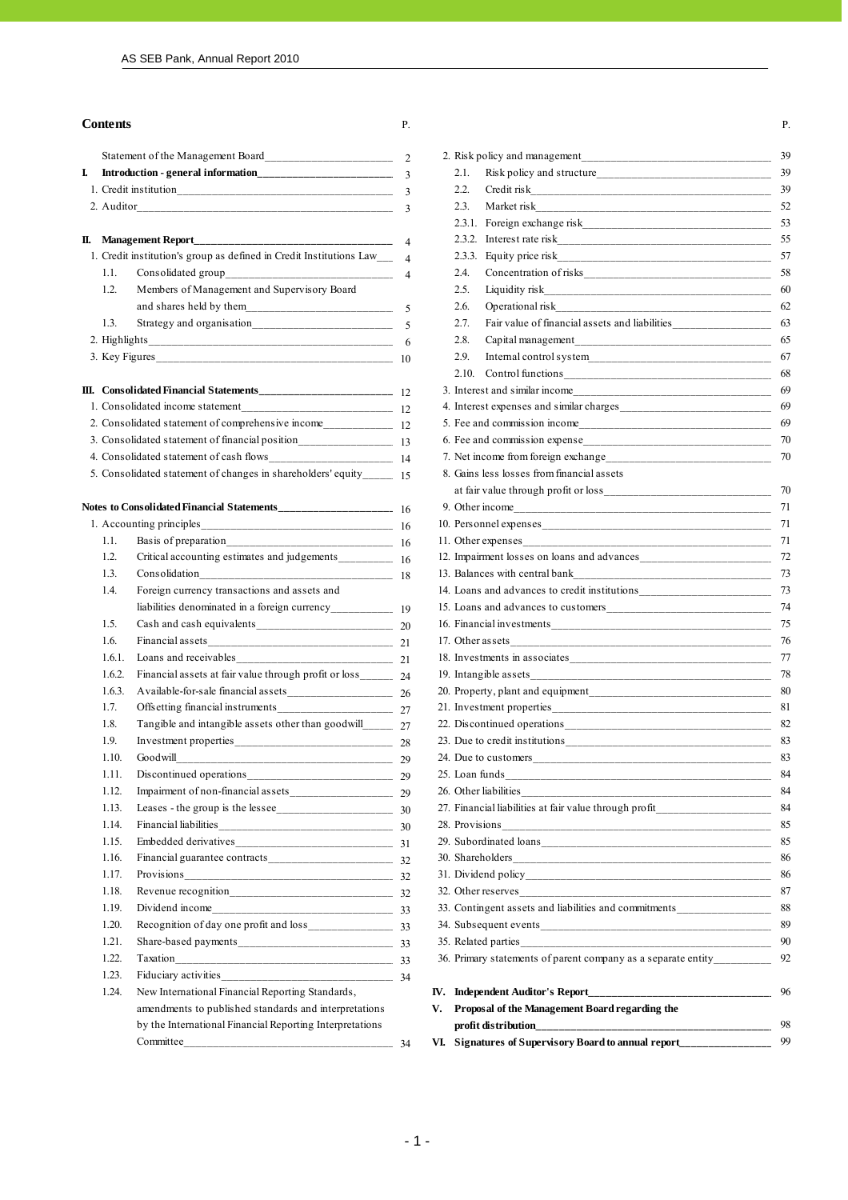# Contents

| | P. |
|---|---|
| Statement of the Management Board | 2 |
| **I. Introduction - general information** | 3 |
| 1. Credit institution | 3 |
| 2. Auditor | 3 |
| | |
| **II. Management Report** | 4 |
| 1. Credit institution's group as defined in Credit Institutions Law | 4 |
| 1.1. Consolidated group | 4 |
| 1.2. Members of Management and Supervisory Board and shares held by them | 5 |
| 1.3. Strategy and organisation | 5 |
| 2. Highlights | 6 |
| 3. Key Figures | 10 |
| | |
| **III. Consolidated Financial Statements** | 12 |
| 1. Consolidated income statement | 12 |
| 2. Consolidated statement of comprehensive income | 12 |
| 3. Consolidated statement of financial position | 13 |
| 4. Consolidated statement of cash flows | 14 |
| 5. Consolidated statement of changes in shareholders' equity | 15 |
| | |
| **Notes to Consolidated Financial Statements** | 16 |
| 1. Accounting principles | 16 |
| 1.1. Basis of preparation | 16 |
| 1.2. Critical accounting estimates and judgements | 16 |
| 1.3. Consolidation | 18 |
| 1.4. Foreign currency transactions and assets and liabilities denominated in a foreign currency | 19 |
| 1.5. Cash and cash equivalents | 20 |
| 1.6. Financial assets | 21 |
| 1.6.1. Loans and receivables | 21 |
| 1.6.2. Financial assets at fair value through profit or loss | 24 |
| 1.6.3. Available-for-sale financial assets | 26 |
| 1.7. Offsetting financial instruments | 27 |
| 1.8. Tangible and intangible assets other than goodwill | 27 |
| 1.9. Investment properties | 28 |
| 1.10. Goodwill | 29 |
| 1.11. Discontinued operations | 29 |
| 1.12. Impairment of non-financial assets | 29 |
| 1.13. Leases - the group is the lessee | 30 |
| 1.14. Financial liabilities | 30 |
| 1.15. Embedded derivatives | 31 |
| 1.16. Financial guarantee contracts | 32 |
| 1.17. Provisions | 32 |
| 1.18. Revenue recognition | 32 |
| 1.19. Dividend income | 33 |
| 1.20. Recognition of day one profit and loss | 33 |
| 1.21. Share-based payments | 33 |
| 1.22. Taxation | 33 |
| 1.23. Fiduciary activities | 34 |
| 1.24. New International Financial Reporting Standards, amendments to published standards and interpretations by the International Financial Reporting Interpretations Committee | 34 |
| 2. Risk policy and management | 39 |
| 2.1. Risk policy and structure | 39 |
| 2.2. Credit risk | 39 |
| 2.3. Market risk | 52 |
| 2.3.1. Foreign exchange risk | 53 |
| 2.3.2. Interest rate risk | 55 |
| 2.3.3. Equity price risk | 57 |
| 2.4. Concentration of risks | 58 |
| 2.5. Liquidity risk | 60 |
| 2.6. Operational risk | 62 |
| 2.7. Fair value of financial assets and liabilities | 63 |
| 2.8. Capital management | 65 |
| 2.9. Internal control system | 67 |
| 2.10. Control functions | 68 |
| 3. Interest and similar income | 69 |
| 4. Interest expenses and similar charges | 69 |
| 5. Fee and commission income | 69 |
| 6. Fee and commission expense | 70 |
| 7. Net income from foreign exchange | 70 |
| 8. Gains less losses from financial assets at fair value through profit or loss | 70 |
| 9. Other income | 71 |
| 10. Personnel expenses | 71 |
| 11. Other expenses | 71 |
| 12. Impairment losses on loans and advances | 72 |
| 13. Balances with central bank | 73 |
| 14. Loans and advances to credit institutions | 73 |
| 15. Loans and advances to customers | 74 |
| 16. Financial investments | 75 |
| 17. Other assets | 76 |
| 18. Investments in associates | 77 |
| 19. Intangible assets | 78 |
| 20. Property, plant and equipment | 80 |
| 21. Investment properties | 81 |
| 22. Discontinued operations | 82 |
| 23. Due to credit institutions | 83 |
| 24. Due to customers | 83 |
| 25. Loan funds | 84 |
| 26. Other liabilities | 84 |
| 27. Financial liabilities at fair value through profit | 84 |
| 28. Provisions | 85 |
| 29. Subordinated loans | 85 |
| 30. Shareholders | 86 |
| 31. Dividend policy | 86 |
| 32. Other reserves | 87 |
| 33. Contingent assets and liabilities and commitments | 88 |
| 34. Subsequent events | 89 |
| 35. Related parties | 90 |
| 36. Primary statements of parent company as a separate entity | 92 |
| | |
| **IV. Independent Auditor's Report** | 96 |
| **V. Proposal of the Management Board regarding the profit distribution** | 98 |
| **VI. Signatures of Supervisory Board to annual report** | 99 |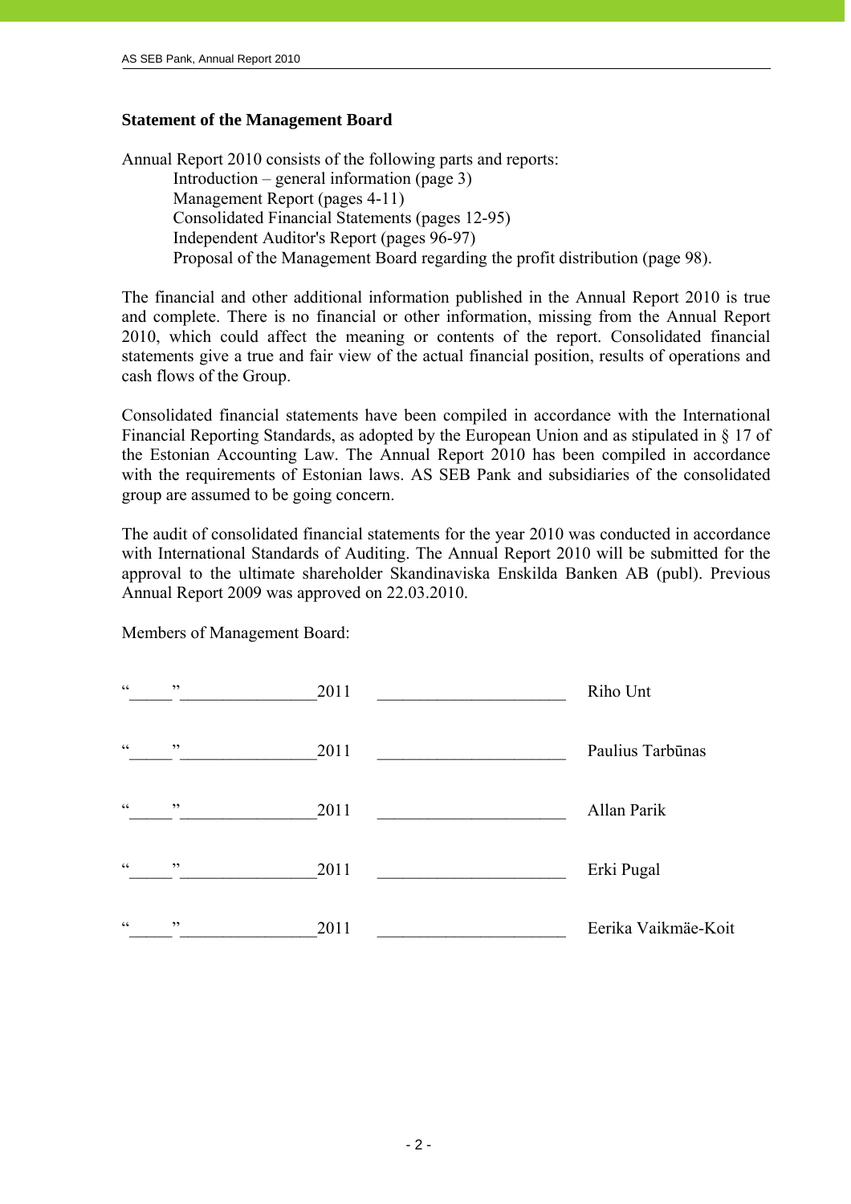### Statement of the Management Board

Annual Report 2010 consists of the following parts and reports:

- Introduction – general information (page 3)
- Management Report (pages 4-11)
- Consolidated Financial Statements (pages 12-95)
- Independent Auditor's Report (pages 96-97)
- Proposal of the Management Board regarding the profit distribution (page 98).

The financial and other additional information published in the Annual Report 2010 is true and complete. There is no financial or other information, missing from the Annual Report 2010, which could affect the meaning or contents of the report. Consolidated financial statements give a true and fair view of the actual financial position, results of operations and cash flows of the Group.

Consolidated financial statements have been compiled in accordance with the International Financial Reporting Standards, as adopted by the European Union and as stipulated in § 17 of the Estonian Accounting Law. The Annual Report 2010 has been compiled in accordance with the requirements of Estonian laws. AS SEB Pank and subsidiaries of the consolidated group are assumed to be going concern.

The audit of consolidated financial statements for the year 2010 was conducted in accordance with International Standards of Auditing. The Annual Report 2010 will be submitted for the approval to the ultimate shareholder Skandinaviska Enskilda Banken AB (publ). Previous Annual Report 2009 was approved on 22.03.2010.

Members of Management Board:

| Date | Signature | Name |
|---|---|---|
| "_____"________________2011 | ______________________ | Riho Unt |
| "_____"________________2011 | ______________________ | Paulius Tarbūnas |
| "_____"________________2011 | ______________________ | Allan Parik |
| "_____"________________2011 | ______________________ | Erki Pugal |
| "_____"________________2011 | ______________________ | Eerika Vaikmäe-Koit |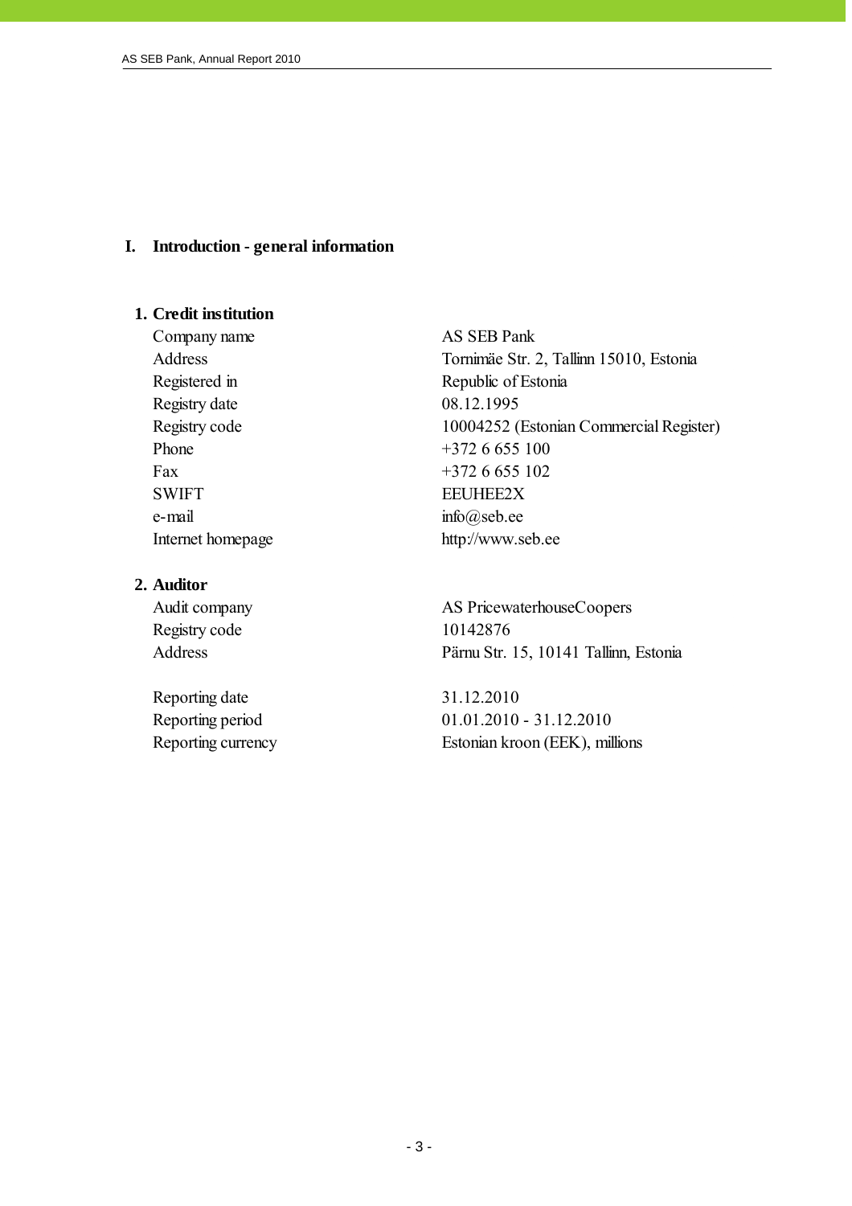# I. Introduction - general information

## 1. Credit institution

| | |
|---|---|
| Company name | AS SEB Pank |
| Address | Tornimäe Str. 2, Tallinn 15010, Estonia |
| Registered in | Republic of Estonia |
| Registry date | 08.12.1995 |
| Registry code | 10004252 (Estonian Commercial Register) |
| Phone | +372 6 655 100 |
| Fax | +372 6 655 102 |
| SWIFT | EEUHEE2X |
| e-mail | info@seb.ee |
| Internet homepage | http://www.seb.ee |

## 2. Auditor

| | |
|---|---|
| Audit company | AS PricewaterhouseCoopers |
| Registry code | 10142876 |
| Address | Pärnu Str. 15, 10141 Tallinn, Estonia |
| | |
| Reporting date | 31.12.2010 |
| Reporting period | 01.01.2010 - 31.12.2010 |
| Reporting currency | Estonian kroon (EEK), millions |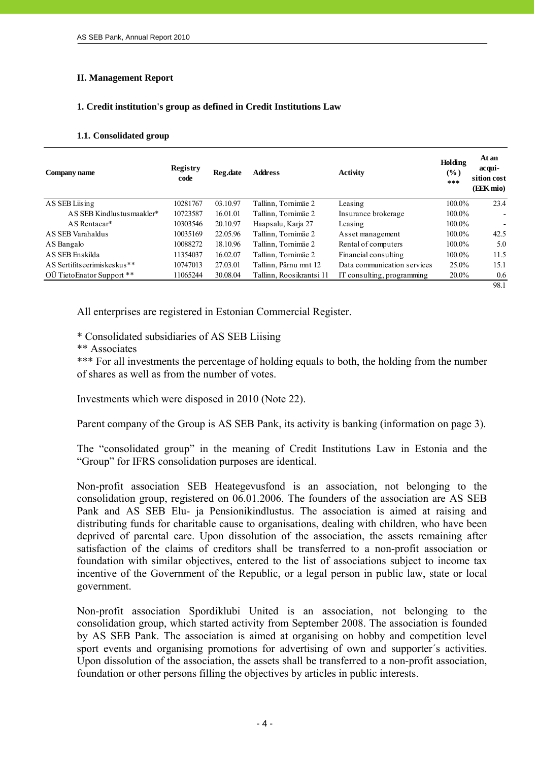## II. Management Report

### 1. Credit institution's group as defined in Credit Institutions Law

#### 1.1. Consolidated group

| Company name | Registry code | Reg.date | Address | Activity | Holding (%) *** | At an acquisition cost (EEK mio) |
|---|---|---|---|---|---|---|
| AS SEB Liising | 10281767 | 03.10.97 | Tallinn, Tornimäe 2 | Leasing | 100.0% | 23.4 |
| AS SEB Kindlustusmaakler* | 10723587 | 16.01.01 | Tallinn, Tornimäe 2 | Insurance brokerage | 100.0% | - |
| AS Rentacar* | 10303546 | 20.10.97 | Haapsalu, Karja 27 | Leasing | 100.0% | - |
| AS SEB Varahaldus | 10035169 | 22.05.96 | Tallinn, Tornimäe 2 | Asset management | 100.0% | 42.5 |
| AS Bangalo | 10088272 | 18.10.96 | Tallinn, Tornimäe 2 | Rental of computers | 100.0% | 5.0 |
| AS SEB Enskilda | 11354037 | 16.02.07 | Tallinn, Tornimäe 2 | Financial consulting | 100.0% | 11.5 |
| AS Sertifitseerimiskeskus** | 10747013 | 27.03.01 | Tallinn, Pärnu mnt 12 | Data communication services | 25.0% | 15.1 |
| OÜ TietoEnator Support ** | 11065244 | 30.08.04 | Tallinn, Roosikrantsi 11 | IT consulting, programming | 20.0% | 0.6 |
| | | | | | | 98.1 |

All enterprises are registered in Estonian Commercial Register.

* Consolidated subsidiaries of AS SEB Liising

** Associates

*** For all investments the percentage of holding equals to both, the holding from the number of shares as well as from the number of votes.

Investments which were disposed in 2010 (Note 22).

Parent company of the Group is AS SEB Pank, its activity is banking (information on page 3).

The "consolidated group" in the meaning of Credit Institutions Law in Estonia and the "Group" for IFRS consolidation purposes are identical.

Non-profit association SEB Heategevusfond is an association, not belonging to the consolidation group, registered on 06.01.2006. The founders of the association are AS SEB Pank and AS SEB Elu- ja Pensionikindlustus. The association is aimed at raising and distributing funds for charitable cause to organisations, dealing with children, who have been deprived of parental care. Upon dissolution of the association, the assets remaining after satisfaction of the claims of creditors shall be transferred to a non-profit association or foundation with similar objectives, entered to the list of associations subject to income tax incentive of the Government of the Republic, or a legal person in public law, state or local government.

Non-profit association Spordiklubi United is an association, not belonging to the consolidation group, which started activity from September 2008. The association is founded by AS SEB Pank. The association is aimed at organising on hobby and competition level sport events and organising promotions for advertising of own and supporter´s activities. Upon dissolution of the association, the assets shall be transferred to a non-profit association, foundation or other persons filling the objectives by articles in public interests.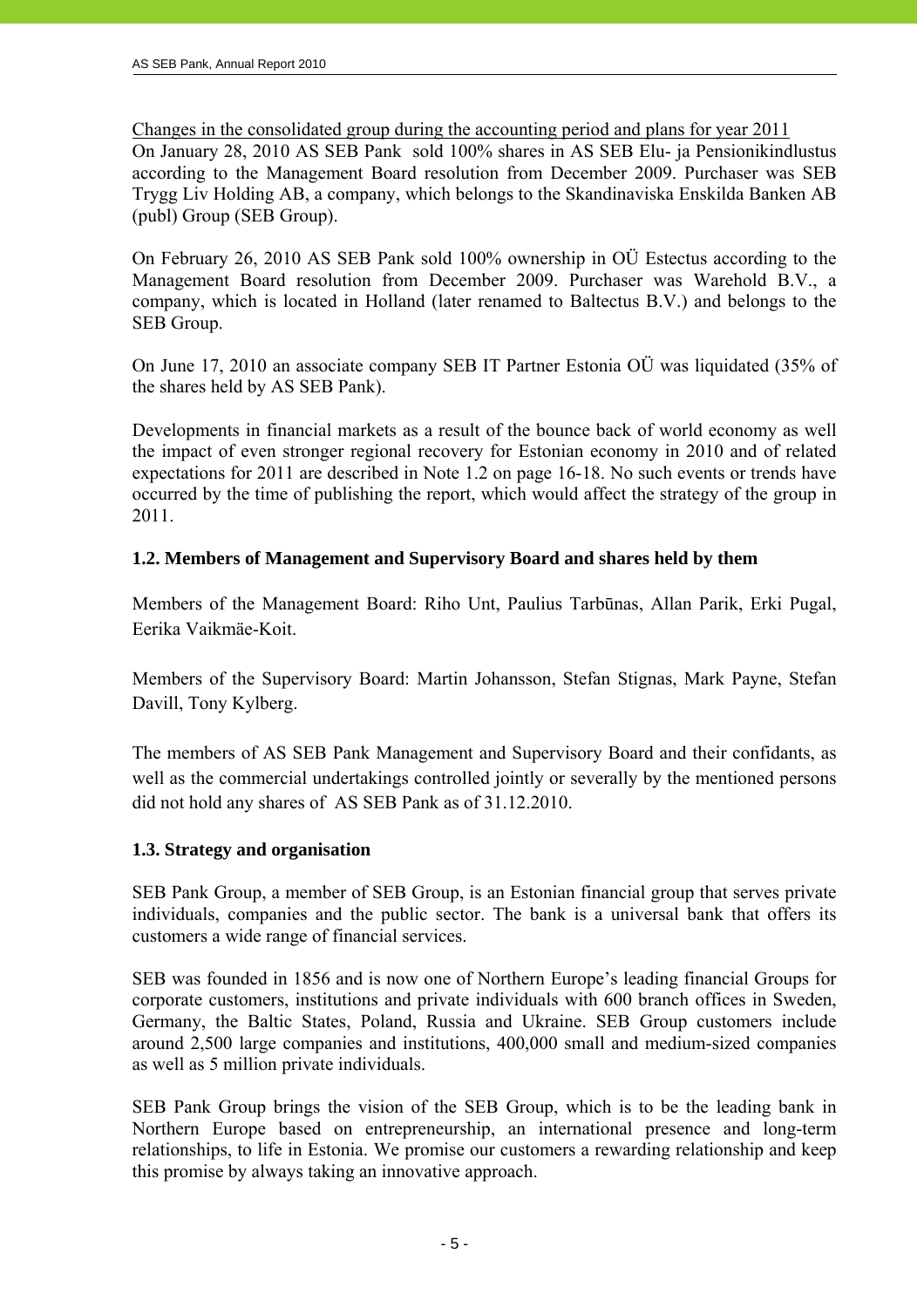Changes in the consolidated group during the accounting period and plans for year 2011

On January 28, 2010 AS SEB Pank sold 100% shares in AS SEB Elu- ja Pensionikindlustus according to the Management Board resolution from December 2009. Purchaser was SEB Trygg Liv Holding AB, a company, which belongs to the Skandinaviska Enskilda Banken AB (publ) Group (SEB Group).

On February 26, 2010 AS SEB Pank sold 100% ownership in OÜ Estectus according to the Management Board resolution from December 2009. Purchaser was Warehold B.V., a company, which is located in Holland (later renamed to Baltectus B.V.) and belongs to the SEB Group.

On June 17, 2010 an associate company SEB IT Partner Estonia OÜ was liquidated (35% of the shares held by AS SEB Pank).

Developments in financial markets as a result of the bounce back of world economy as well the impact of even stronger regional recovery for Estonian economy in 2010 and of related expectations for 2011 are described in Note 1.2 on page 16-18. No such events or trends have occurred by the time of publishing the report, which would affect the strategy of the group in 2011.

### 1.2. Members of Management and Supervisory Board and shares held by them

Members of the Management Board: Riho Unt, Paulius Tarbūnas, Allan Parik, Erki Pugal, Eerika Vaikmäe-Koit.

Members of the Supervisory Board: Martin Johansson, Stefan Stignas, Mark Payne, Stefan Davill, Tony Kylberg.

The members of AS SEB Pank Management and Supervisory Board and their confidants, as well as the commercial undertakings controlled jointly or severally by the mentioned persons did not hold any shares of AS SEB Pank as of 31.12.2010.

### 1.3. Strategy and organisation

SEB Pank Group, a member of SEB Group, is an Estonian financial group that serves private individuals, companies and the public sector. The bank is a universal bank that offers its customers a wide range of financial services.

SEB was founded in 1856 and is now one of Northern Europe's leading financial Groups for corporate customers, institutions and private individuals with 600 branch offices in Sweden, Germany, the Baltic States, Poland, Russia and Ukraine. SEB Group customers include around 2,500 large companies and institutions, 400,000 small and medium-sized companies as well as 5 million private individuals.

SEB Pank Group brings the vision of the SEB Group, which is to be the leading bank in Northern Europe based on entrepreneurship, an international presence and long-term relationships, to life in Estonia. We promise our customers a rewarding relationship and keep this promise by always taking an innovative approach.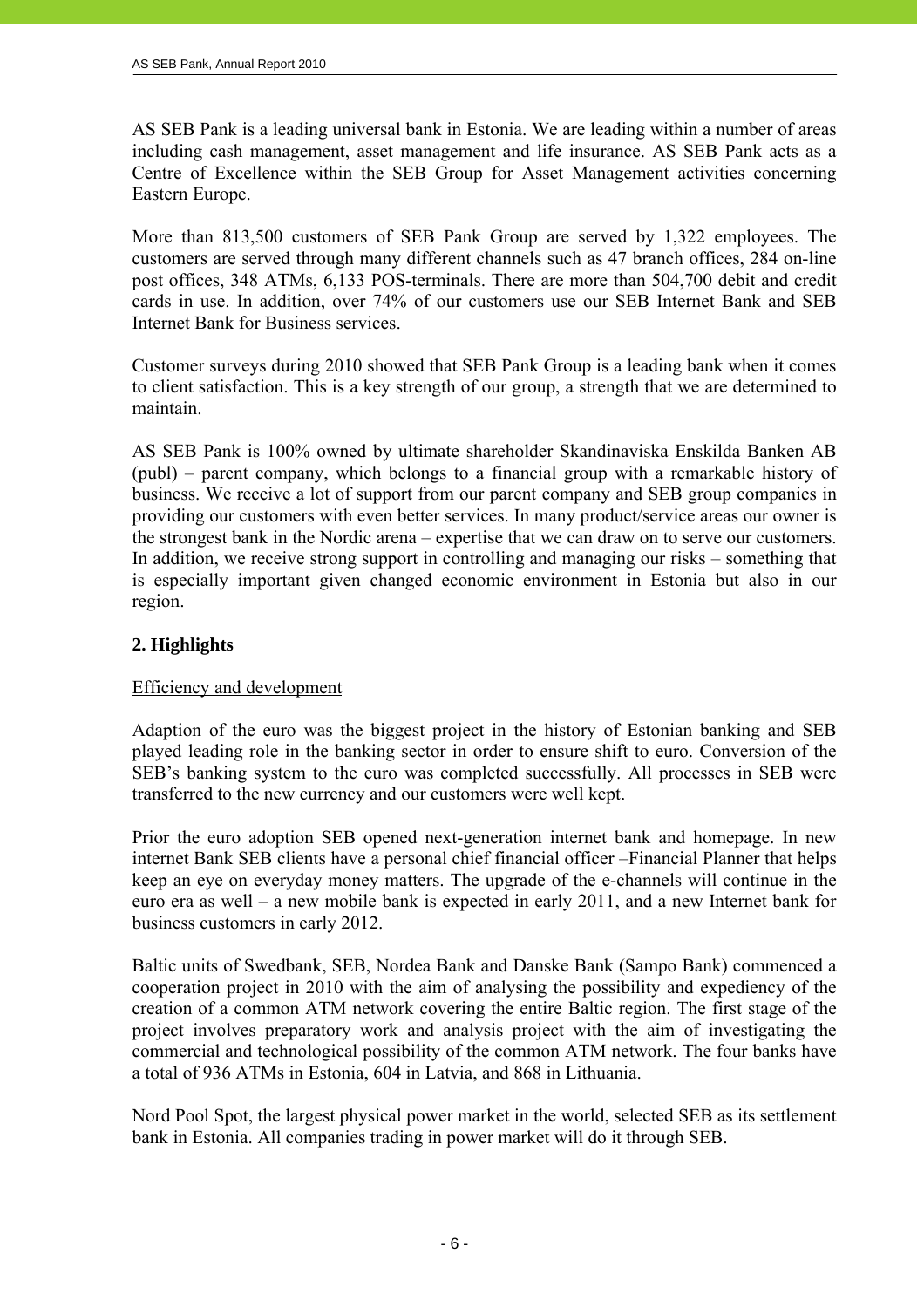AS SEB Pank is a leading universal bank in Estonia. We are leading within a number of areas including cash management, asset management and life insurance. AS SEB Pank acts as a Centre of Excellence within the SEB Group for Asset Management activities concerning Eastern Europe.

More than 813,500 customers of SEB Pank Group are served by 1,322 employees. The customers are served through many different channels such as 47 branch offices, 284 on-line post offices, 348 ATMs, 6,133 POS-terminals. There are more than 504,700 debit and credit cards in use. In addition, over 74% of our customers use our SEB Internet Bank and SEB Internet Bank for Business services.

Customer surveys during 2010 showed that SEB Pank Group is a leading bank when it comes to client satisfaction. This is a key strength of our group, a strength that we are determined to maintain.

AS SEB Pank is 100% owned by ultimate shareholder Skandinaviska Enskilda Banken AB (publ) – parent company, which belongs to a financial group with a remarkable history of business. We receive a lot of support from our parent company and SEB group companies in providing our customers with even better services. In many product/service areas our owner is the strongest bank in the Nordic arena – expertise that we can draw on to serve our customers. In addition, we receive strong support in controlling and managing our risks – something that is especially important given changed economic environment in Estonia but also in our region.

## 2. Highlights

Efficiency and development

Adaption of the euro was the biggest project in the history of Estonian banking and SEB played leading role in the banking sector in order to ensure shift to euro. Conversion of the SEB's banking system to the euro was completed successfully. All processes in SEB were transferred to the new currency and our customers were well kept.

Prior the euro adoption SEB opened next-generation internet bank and homepage. In new internet Bank SEB clients have a personal chief financial officer –Financial Planner that helps keep an eye on everyday money matters. The upgrade of the e-channels will continue in the euro era as well – a new mobile bank is expected in early 2011, and a new Internet bank for business customers in early 2012.

Baltic units of Swedbank, SEB, Nordea Bank and Danske Bank (Sampo Bank) commenced a cooperation project in 2010 with the aim of analysing the possibility and expediency of the creation of a common ATM network covering the entire Baltic region. The first stage of the project involves preparatory work and analysis project with the aim of investigating the commercial and technological possibility of the common ATM network. The four banks have a total of 936 ATMs in Estonia, 604 in Latvia, and 868 in Lithuania.

Nord Pool Spot, the largest physical power market in the world, selected SEB as its settlement bank in Estonia. All companies trading in power market will do it through SEB.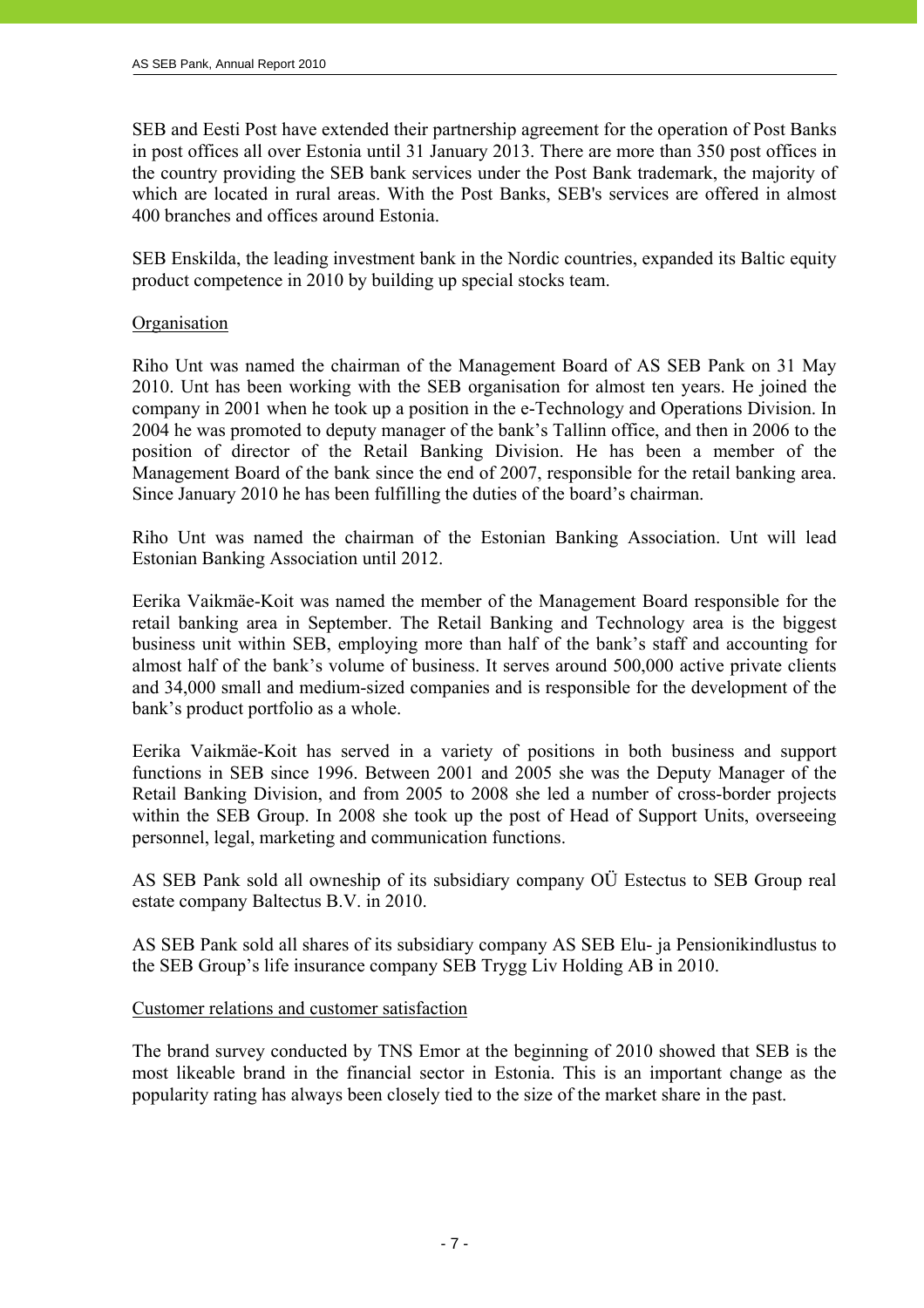SEB and Eesti Post have extended their partnership agreement for the operation of Post Banks in post offices all over Estonia until 31 January 2013. There are more than 350 post offices in the country providing the SEB bank services under the Post Bank trademark, the majority of which are located in rural areas. With the Post Banks, SEB's services are offered in almost 400 branches and offices around Estonia.

SEB Enskilda, the leading investment bank in the Nordic countries, expanded its Baltic equity product competence in 2010 by building up special stocks team.

Organisation

Riho Unt was named the chairman of the Management Board of AS SEB Pank on 31 May 2010. Unt has been working with the SEB organisation for almost ten years. He joined the company in 2001 when he took up a position in the e-Technology and Operations Division. In 2004 he was promoted to deputy manager of the bank's Tallinn office, and then in 2006 to the position of director of the Retail Banking Division. He has been a member of the Management Board of the bank since the end of 2007, responsible for the retail banking area. Since January 2010 he has been fulfilling the duties of the board's chairman.

Riho Unt was named the chairman of the Estonian Banking Association. Unt will lead Estonian Banking Association until 2012.

Eerika Vaikmäe-Koit was named the member of the Management Board responsible for the retail banking area in September. The Retail Banking and Technology area is the biggest business unit within SEB, employing more than half of the bank's staff and accounting for almost half of the bank's volume of business. It serves around 500,000 active private clients and 34,000 small and medium-sized companies and is responsible for the development of the bank's product portfolio as a whole.

Eerika Vaikmäe-Koit has served in a variety of positions in both business and support functions in SEB since 1996. Between 2001 and 2005 she was the Deputy Manager of the Retail Banking Division, and from 2005 to 2008 she led a number of cross-border projects within the SEB Group. In 2008 she took up the post of Head of Support Units, overseeing personnel, legal, marketing and communication functions.

AS SEB Pank sold all owneship of its subsidiary company OÜ Estectus to SEB Group real estate company Baltectus B.V. in 2010.

AS SEB Pank sold all shares of its subsidiary company AS SEB Elu- ja Pensionikindlustus to the SEB Group's life insurance company SEB Trygg Liv Holding AB in 2010.

Customer relations and customer satisfaction

The brand survey conducted by TNS Emor at the beginning of 2010 showed that SEB is the most likeable brand in the financial sector in Estonia. This is an important change as the popularity rating has always been closely tied to the size of the market share in the past.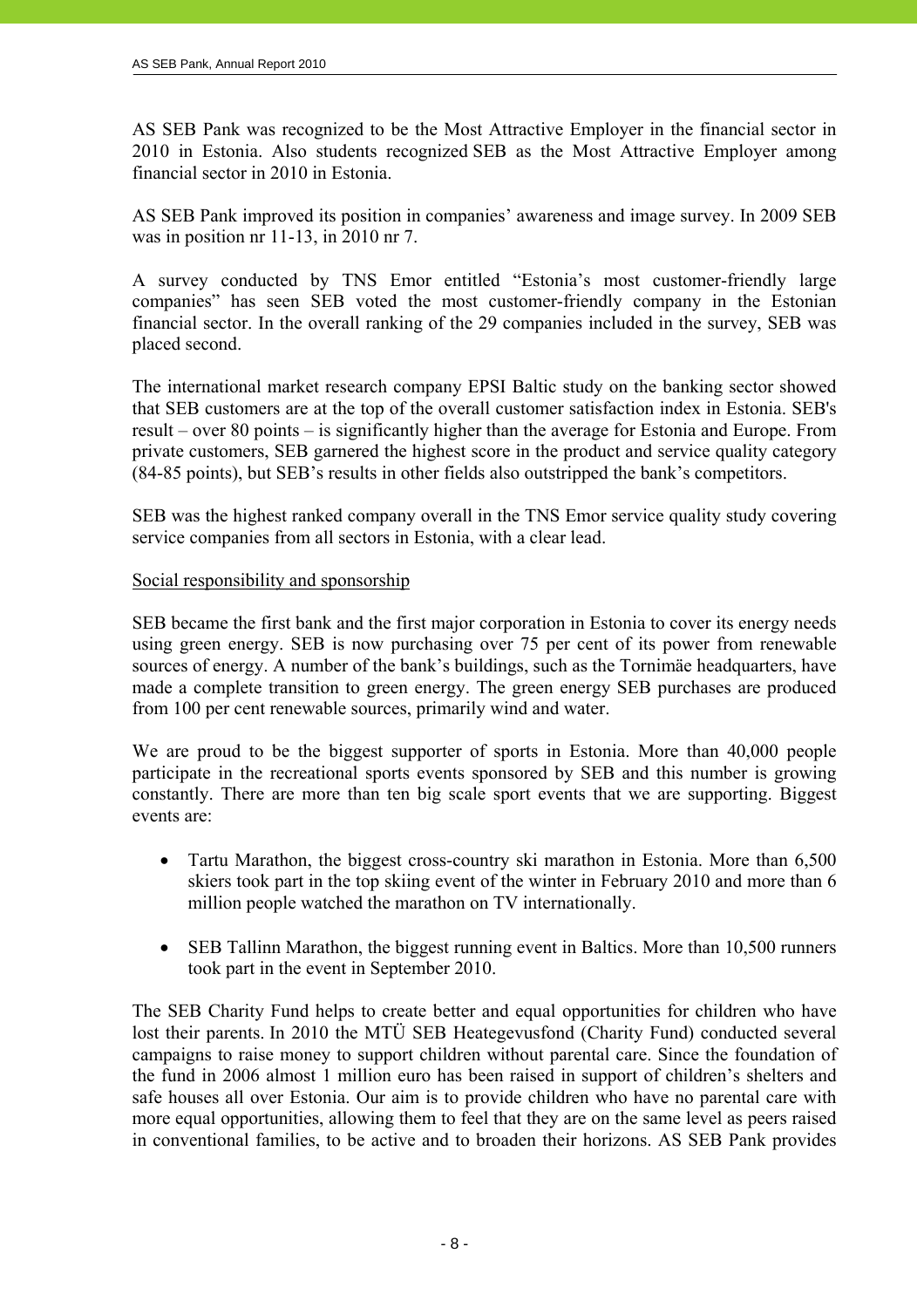AS SEB Pank was recognized to be the Most Attractive Employer in the financial sector in 2010 in Estonia. Also students recognized SEB as the Most Attractive Employer among financial sector in 2010 in Estonia.

AS SEB Pank improved its position in companies' awareness and image survey. In 2009 SEB was in position nr 11-13, in 2010 nr 7.

A survey conducted by TNS Emor entitled "Estonia's most customer-friendly large companies" has seen SEB voted the most customer-friendly company in the Estonian financial sector. In the overall ranking of the 29 companies included in the survey, SEB was placed second.

The international market research company EPSI Baltic study on the banking sector showed that SEB customers are at the top of the overall customer satisfaction index in Estonia. SEB's result – over 80 points – is significantly higher than the average for Estonia and Europe. From private customers, SEB garnered the highest score in the product and service quality category (84-85 points), but SEB's results in other fields also outstripped the bank's competitors.

SEB was the highest ranked company overall in the TNS Emor service quality study covering service companies from all sectors in Estonia, with a clear lead.

Social responsibility and sponsorship

SEB became the first bank and the first major corporation in Estonia to cover its energy needs using green energy. SEB is now purchasing over 75 per cent of its power from renewable sources of energy. A number of the bank's buildings, such as the Tornimäe headquarters, have made a complete transition to green energy. The green energy SEB purchases are produced from 100 per cent renewable sources, primarily wind and water.

We are proud to be the biggest supporter of sports in Estonia. More than 40,000 people participate in the recreational sports events sponsored by SEB and this number is growing constantly. There are more than ten big scale sport events that we are supporting. Biggest events are:

- Tartu Marathon, the biggest cross-country ski marathon in Estonia. More than 6,500 skiers took part in the top skiing event of the winter in February 2010 and more than 6 million people watched the marathon on TV internationally.
- SEB Tallinn Marathon, the biggest running event in Baltics. More than 10,500 runners took part in the event in September 2010.

The SEB Charity Fund helps to create better and equal opportunities for children who have lost their parents. In 2010 the MTÜ SEB Heategevusfond (Charity Fund) conducted several campaigns to raise money to support children without parental care. Since the foundation of the fund in 2006 almost 1 million euro has been raised in support of children's shelters and safe houses all over Estonia. Our aim is to provide children who have no parental care with more equal opportunities, allowing them to feel that they are on the same level as peers raised in conventional families, to be active and to broaden their horizons. AS SEB Pank provides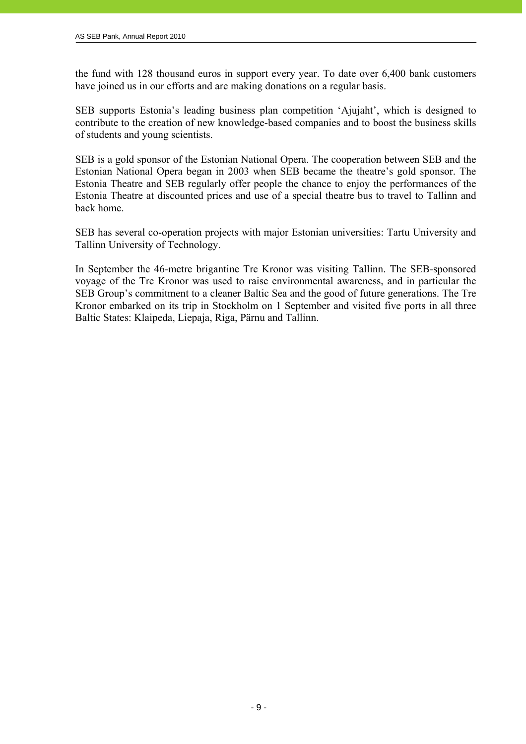the fund with 128 thousand euros in support every year. To date over 6,400 bank customers have joined us in our efforts and are making donations on a regular basis.

SEB supports Estonia's leading business plan competition 'Ajujaht', which is designed to contribute to the creation of new knowledge-based companies and to boost the business skills of students and young scientists.

SEB is a gold sponsor of the Estonian National Opera. The cooperation between SEB and the Estonian National Opera began in 2003 when SEB became the theatre's gold sponsor. The Estonia Theatre and SEB regularly offer people the chance to enjoy the performances of the Estonia Theatre at discounted prices and use of a special theatre bus to travel to Tallinn and back home.

SEB has several co-operation projects with major Estonian universities: Tartu University and Tallinn University of Technology.

In September the 46-metre brigantine Tre Kronor was visiting Tallinn. The SEB-sponsored voyage of the Tre Kronor was used to raise environmental awareness, and in particular the SEB Group's commitment to a cleaner Baltic Sea and the good of future generations. The Tre Kronor embarked on its trip in Stockholm on 1 September and visited five ports in all three Baltic States: Klaipeda, Liepaja, Riga, Pärnu and Tallinn.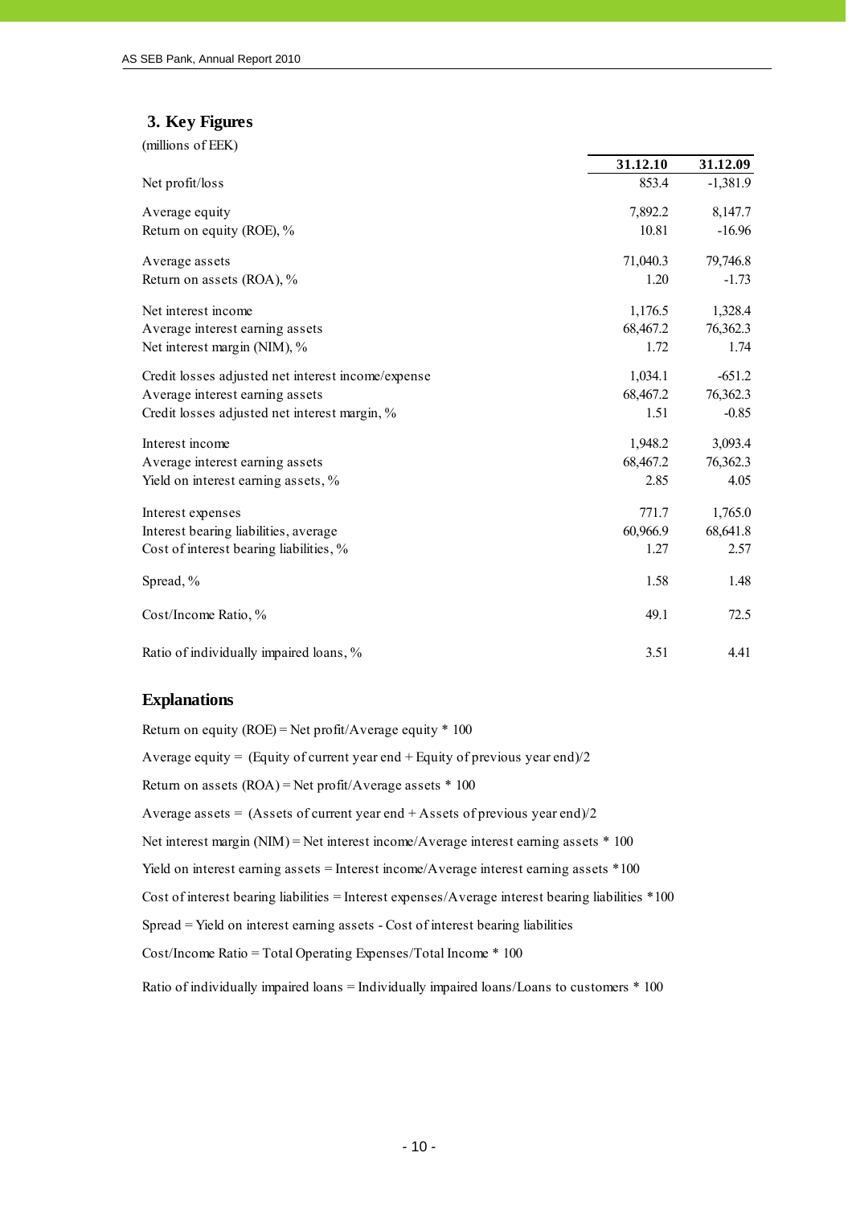## 3. Key Figures

(millions of EEK)

| | 31.12.10 | 31.12.09 |
|---|---|---|
| Net profit/loss | 853.4 | -1,381.9 |
| Average equity | 7,892.2 | 8,147.7 |
| Return on equity (ROE), % | 10.81 | -16.96 |
| Average assets | 71,040.3 | 79,746.8 |
| Return on assets (ROA), % | 1.20 | -1.73 |
| Net interest income | 1,176.5 | 1,328.4 |
| Average interest earning assets | 68,467.2 | 76,362.3 |
| Net interest margin (NIM), % | 1.72 | 1.74 |
| Credit losses adjusted net interest income/expense | 1,034.1 | -651.2 |
| Average interest earning assets | 68,467.2 | 76,362.3 |
| Credit losses adjusted net interest margin, % | 1.51 | -0.85 |
| Interest income | 1,948.2 | 3,093.4 |
| Average interest earning assets | 68,467.2 | 76,362.3 |
| Yield on interest earning assets, % | 2.85 | 4.05 |
| Interest expenses | 771.7 | 1,765.0 |
| Interest bearing liabilities, average | 60,966.9 | 68,641.8 |
| Cost of interest bearing liabilities, % | 1.27 | 2.57 |
| Spread, % | 1.58 | 1.48 |
| Cost/Income Ratio, % | 49.1 | 72.5 |
| Ratio of individually impaired loans, % | 3.51 | 4.41 |

### Explanations

Return on equity (ROE) = Net profit/Average equity * 100

Average equity = (Equity of current year end + Equity of previous year end)/2

Return on assets (ROA) = Net profit/Average assets * 100

Average assets = (Assets of current year end + Assets of previous year end)/2

Net interest margin (NIM) = Net interest income/Average interest earning assets * 100

Yield on interest earning assets = Interest income/Average interest earning assets *100

Cost of interest bearing liabilities = Interest expenses/Average interest bearing liabilities *100

Spread = Yield on interest earning assets - Cost of interest bearing liabilities

Cost/Income Ratio = Total Operating Expenses/Total Income * 100

Ratio of individually impaired loans = Individually impaired loans/Loans to customers * 100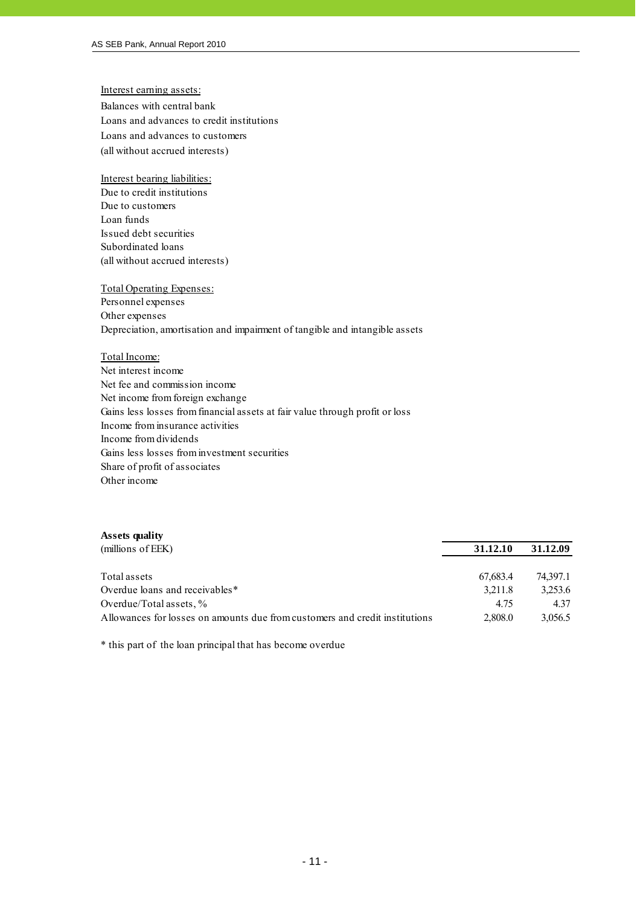Interest earning assets:

Balances with central bank
Loans and advances to credit institutions
Loans and advances to customers
(all without accrued interests)

Interest bearing liabilities:

Due to credit institutions
Due to customers
Loan funds
Issued debt securities
Subordinated loans
(all without accrued interests)

Total Operating Expenses:

Personnel expenses
Other expenses
Depreciation, amortisation and impairment of tangible and intangible assets

Total Income:

Net interest income
Net fee and commission income
Net income from foreign exchange
Gains less losses from financial assets at fair value through profit or loss
Income from insurance activities
Income from dividends
Gains less losses from investment securities
Share of profit of associates
Other income

**Assets quality**

| (millions of EEK) | 31.12.10 | 31.12.09 |
|---|---|---|
| Total assets | 67,683.4 | 74,397.1 |
| Overdue loans and receivables* | 3,211.8 | 3,253.6 |
| Overdue/Total assets, % | 4.75 | 4.37 |
| Allowances for losses on amounts due from customers and credit institutions | 2,808.0 | 3,056.5 |

* this part of the loan principal that has become overdue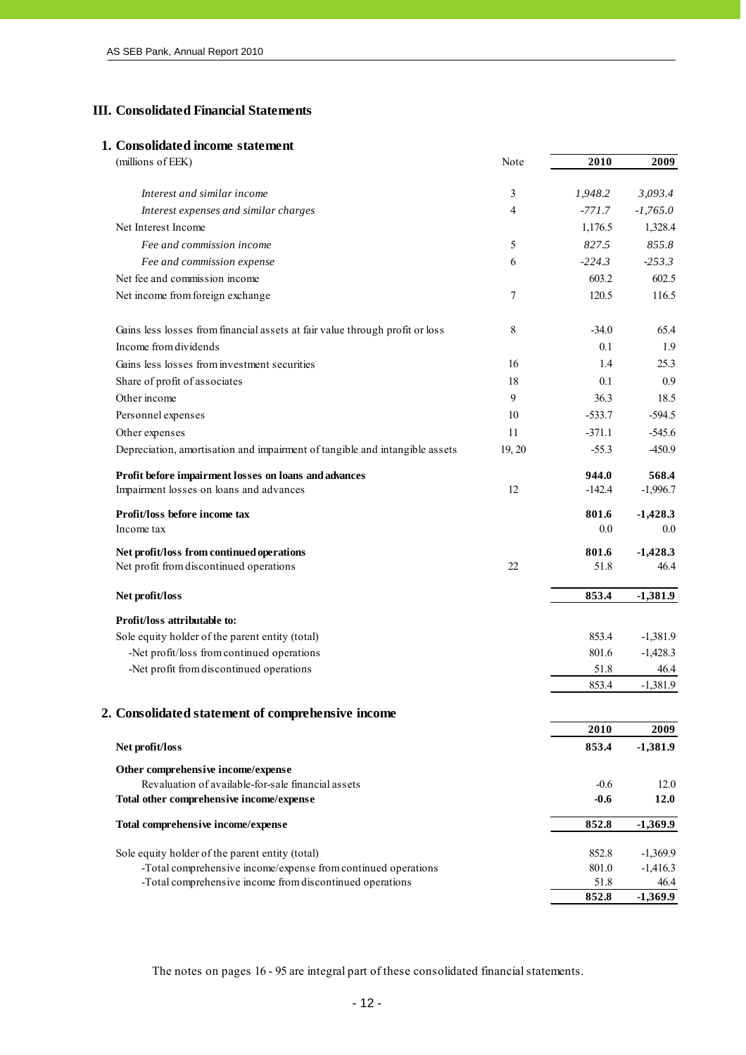# III. Consolidated Financial Statements

## 1. Consolidated income statement

| (millions of EEK) | Note | 2010 | 2009 |
|---|---|---|---|
| *Interest and similar income* | 3 | *1,948.2* | *3,093.4* |
| *Interest expenses and similar charges* | 4 | *-771.7* | *-1,765.0* |
| Net Interest Income | | 1,176.5 | 1,328.4 |
| *Fee and commission income* | 5 | *827.5* | *855.8* |
| *Fee and commission expense* | 6 | *-224.3* | *-253.3* |
| Net fee and commission income | | 603.2 | 602.5 |
| Net income from foreign exchange | 7 | 120.5 | 116.5 |
| Gains less losses from financial assets at fair value through profit or loss | 8 | -34.0 | 65.4 |
| Income from dividends | | 0.1 | 1.9 |
| Gains less losses from investment securities | 16 | 1.4 | 25.3 |
| Share of profit of associates | 18 | 0.1 | 0.9 |
| Other income | 9 | 36.3 | 18.5 |
| Personnel expenses | 10 | -533.7 | -594.5 |
| Other expenses | 11 | -371.1 | -545.6 |
| Depreciation, amortisation and impairment of tangible and intangible assets | 19, 20 | -55.3 | -450.9 |
| **Profit before impairment losses on loans and advances** | | **944.0** | **568.4** |
| Impairment losses on loans and advances | 12 | -142.4 | -1,996.7 |
| **Profit/loss before income tax** | | **801.6** | **-1,428.3** |
| Income tax | | 0.0 | 0.0 |
| **Net profit/loss from continued operations** | | **801.6** | **-1,428.3** |
| Net profit from discontinued operations | 22 | 51.8 | 46.4 |
| **Net profit/loss** | | **853.4** | **-1,381.9** |
| **Profit/loss attributable to:** | | | |
| Sole equity holder of the parent entity (total) | | 853.4 | -1,381.9 |
| -Net profit/loss from continued operations | | 801.6 | -1,428.3 |
| -Net profit from discontinued operations | | 51.8 | 46.4 |
| | | 853.4 | -1,381.9 |

## 2. Consolidated statement of comprehensive income

| | 2010 | 2009 |
|---|---|---|
| **Net profit/loss** | **853.4** | **-1,381.9** |
| **Other comprehensive income/expense** | | |
| Revaluation of available-for-sale financial assets | -0.6 | 12.0 |
| **Total other comprehensive income/expense** | **-0.6** | **12.0** |
| **Total comprehensive income/expense** | **852.8** | **-1,369.9** |
| Sole equity holder of the parent entity (total) | 852.8 | -1,369.9 |
| -Total comprehensive income/expense from continued operations | 801.0 | -1,416.3 |
| -Total comprehensive income from discontinued operations | 51.8 | 46.4 |
| | **852.8** | **-1,369.9** |

The notes on pages 16 - 95 are integral part of these consolidated financial statements.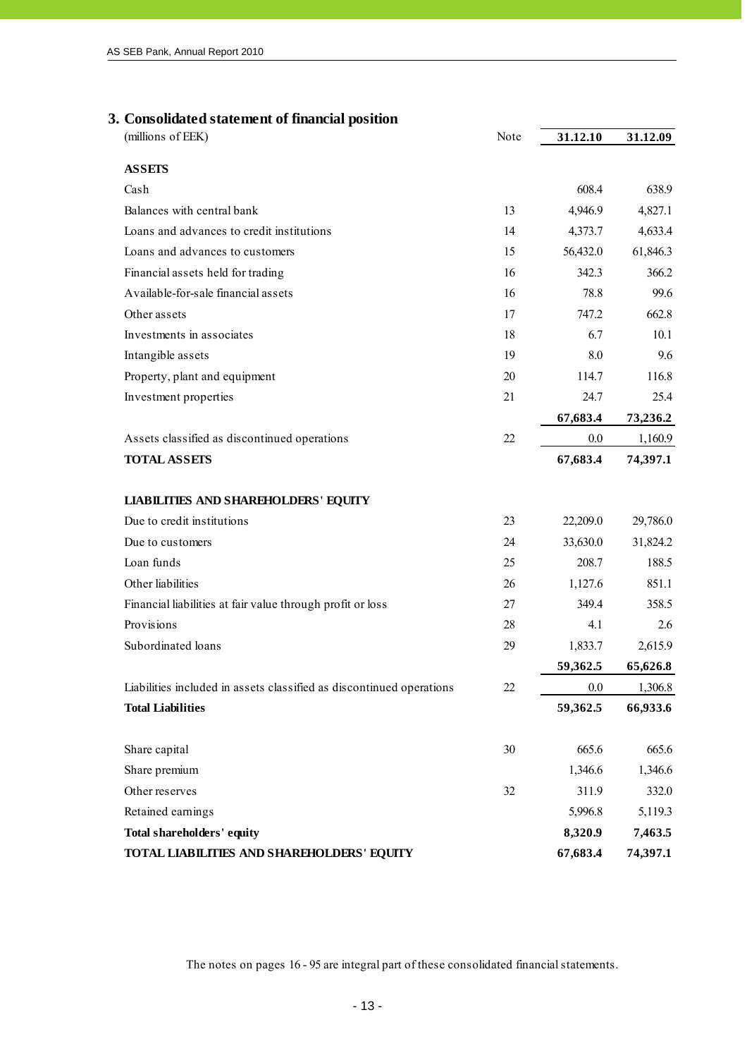## 3. Consolidated statement of financial position

| (millions of EEK) | Note | 31.12.10 | 31.12.09 |
|---|---|---|---|
| **ASSETS** | | | |
| Cash | | 608.4 | 638.9 |
| Balances with central bank | 13 | 4,946.9 | 4,827.1 |
| Loans and advances to credit institutions | 14 | 4,373.7 | 4,633.4 |
| Loans and advances to customers | 15 | 56,432.0 | 61,846.3 |
| Financial assets held for trading | 16 | 342.3 | 366.2 |
| Available-for-sale financial assets | 16 | 78.8 | 99.6 |
| Other assets | 17 | 747.2 | 662.8 |
| Investments in associates | 18 | 6.7 | 10.1 |
| Intangible assets | 19 | 8.0 | 9.6 |
| Property, plant and equipment | 20 | 114.7 | 116.8 |
| Investment properties | 21 | 24.7 | 25.4 |
| | | **67,683.4** | **73,236.2** |
| Assets classified as discontinued operations | 22 | 0.0 | 1,160.9 |
| **TOTAL ASSETS** | | **67,683.4** | **74,397.1** |
| | | | |
| **LIABILITIES AND SHAREHOLDERS' EQUITY** | | | |
| Due to credit institutions | 23 | 22,209.0 | 29,786.0 |
| Due to customers | 24 | 33,630.0 | 31,824.2 |
| Loan funds | 25 | 208.7 | 188.5 |
| Other liabilities | 26 | 1,127.6 | 851.1 |
| Financial liabilities at fair value through profit or loss | 27 | 349.4 | 358.5 |
| Provisions | 28 | 4.1 | 2.6 |
| Subordinated loans | 29 | 1,833.7 | 2,615.9 |
| | | **59,362.5** | **65,626.8** |
| Liabilities included in assets classified as discontinued operations | 22 | 0.0 | 1,306.8 |
| **Total Liabilities** | | **59,362.5** | **66,933.6** |
| | | | |
| Share capital | 30 | 665.6 | 665.6 |
| Share premium | | 1,346.6 | 1,346.6 |
| Other reserves | 32 | 311.9 | 332.0 |
| Retained earnings | | 5,996.8 | 5,119.3 |
| **Total shareholders' equity** | | **8,320.9** | **7,463.5** |
| **TOTAL LIABILITIES AND SHAREHOLDERS' EQUITY** | | **67,683.4** | **74,397.1** |

The notes on pages 16 - 95 are integral part of these consolidated financial statements.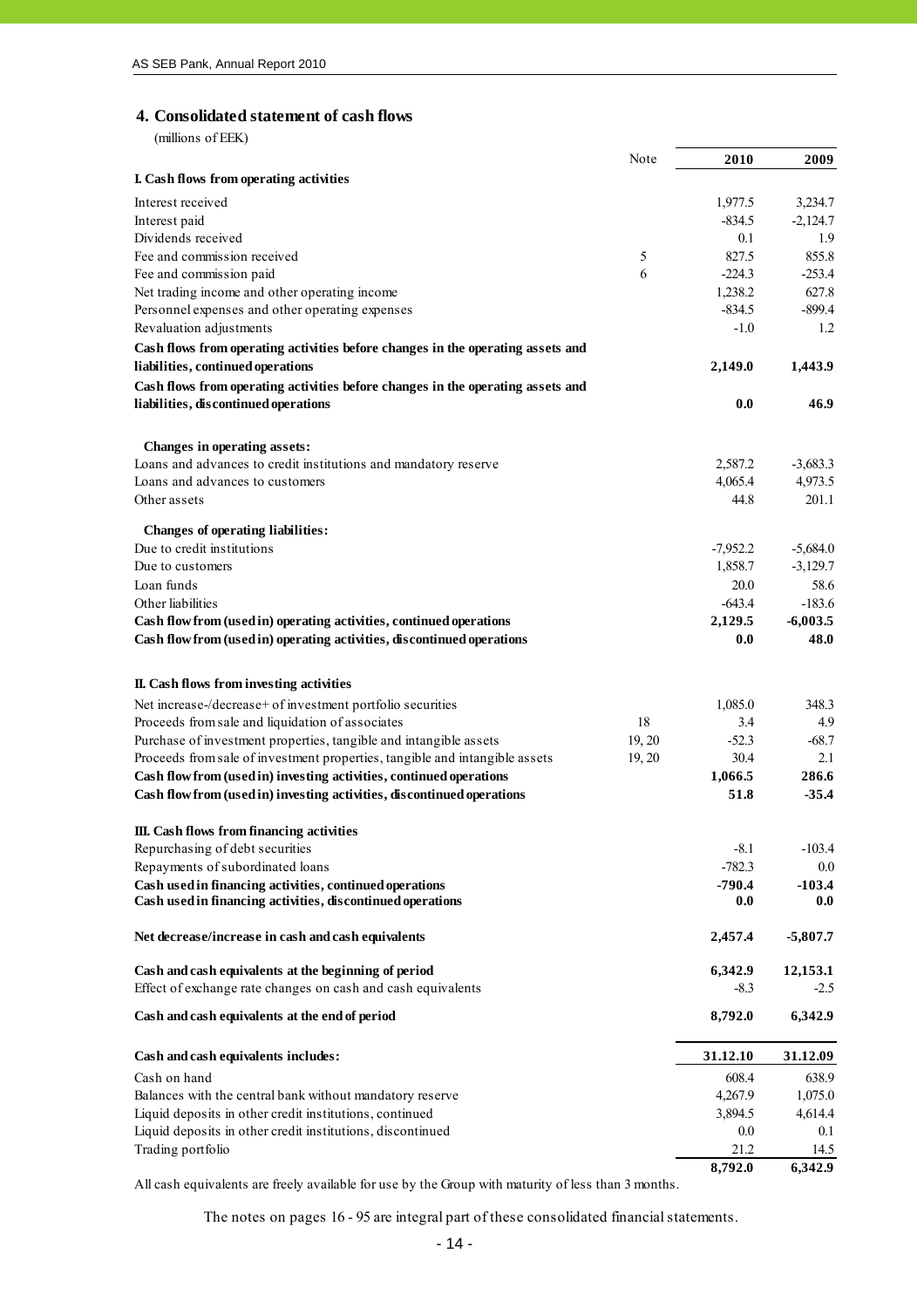## 4. Consolidated statement of cash flows

(millions of EEK)

| | Note | 2010 | 2009 |
|---|---|---|---|
| **I. Cash flows from operating activities** | | | |
| Interest received | | 1,977.5 | 3,234.7 |
| Interest paid | | -834.5 | -2,124.7 |
| Dividends received | | 0.1 | 1.9 |
| Fee and commission received | 5 | 827.5 | 855.8 |
| Fee and commission paid | 6 | -224.3 | -253.4 |
| Net trading income and other operating income | | 1,238.2 | 627.8 |
| Personnel expenses and other operating expenses | | -834.5 | -899.4 |
| Revaluation adjustments | | -1.0 | 1.2 |
| **Cash flows from operating activities before changes in the operating assets and liabilities, continued operations** | | **2,149.0** | **1,443.9** |
| **Cash flows from operating activities before changes in the operating assets and liabilities, discontinued operations** | | **0.0** | **46.9** |
| **Changes in operating assets:** | | | |
| Loans and advances to credit institutions and mandatory reserve | | 2,587.2 | -3,683.3 |
| Loans and advances to customers | | 4,065.4 | 4,973.5 |
| Other assets | | 44.8 | 201.1 |
| **Changes of operating liabilities:** | | | |
| Due to credit institutions | | -7,952.2 | -5,684.0 |
| Due to customers | | 1,858.7 | -3,129.7 |
| Loan funds | | 20.0 | 58.6 |
| Other liabilities | | -643.4 | -183.6 |
| **Cash flow from (used in) operating activities, continued operations** | | **2,129.5** | **-6,003.5** |
| **Cash flow from (used in) operating activities, discontinued operations** | | **0.0** | **48.0** |
| **II. Cash flows from investing activities** | | | |
| Net increase-/decrease+ of investment portfolio securities | | 1,085.0 | 348.3 |
| Proceeds from sale and liquidation of associates | 18 | 3.4 | 4.9 |
| Purchase of investment properties, tangible and intangible assets | 19, 20 | -52.3 | -68.7 |
| Proceeds from sale of investment properties, tangible and intangible assets | 19, 20 | 30.4 | 2.1 |
| **Cash flow from (used in) investing activities, continued operations** | | **1,066.5** | **286.6** |
| **Cash flow from (used in) investing activities, discontinued operations** | | **51.8** | **-35.4** |
| **III. Cash flows from financing activities** | | | |
| Repurchasing of debt securities | | -8.1 | -103.4 |
| Repayments of subordinated loans | | -782.3 | 0.0 |
| **Cash used in financing activities, continued operations** | | **-790.4** | **-103.4** |
| **Cash used in financing activities, discontinued operations** | | **0.0** | **0.0** |
| **Net decrease/increase in cash and cash equivalents** | | **2,457.4** | **-5,807.7** |
| **Cash and cash equivalents at the beginning of period** | | **6,342.9** | **12,153.1** |
| Effect of exchange rate changes on cash and cash equivalents | | -8.3 | -2.5 |
| **Cash and cash equivalents at the end of period** | | **8,792.0** | **6,342.9** |

| **Cash and cash equivalents includes:** | **31.12.10** | **31.12.09** |
|---|---|---|
| Cash on hand | 608.4 | 638.9 |
| Balances with the central bank without mandatory reserve | 4,267.9 | 1,075.0 |
| Liquid deposits in other credit institutions, continued | 3,894.5 | 4,614.4 |
| Liquid deposits in other credit institutions, discontinued | 0.0 | 0.1 |
| Trading portfolio | 21.2 | 14.5 |
| | **8,792.0** | **6,342.9** |

All cash equivalents are freely available for use by the Group with maturity of less than 3 months.

The notes on pages 16 - 95 are integral part of these consolidated financial statements.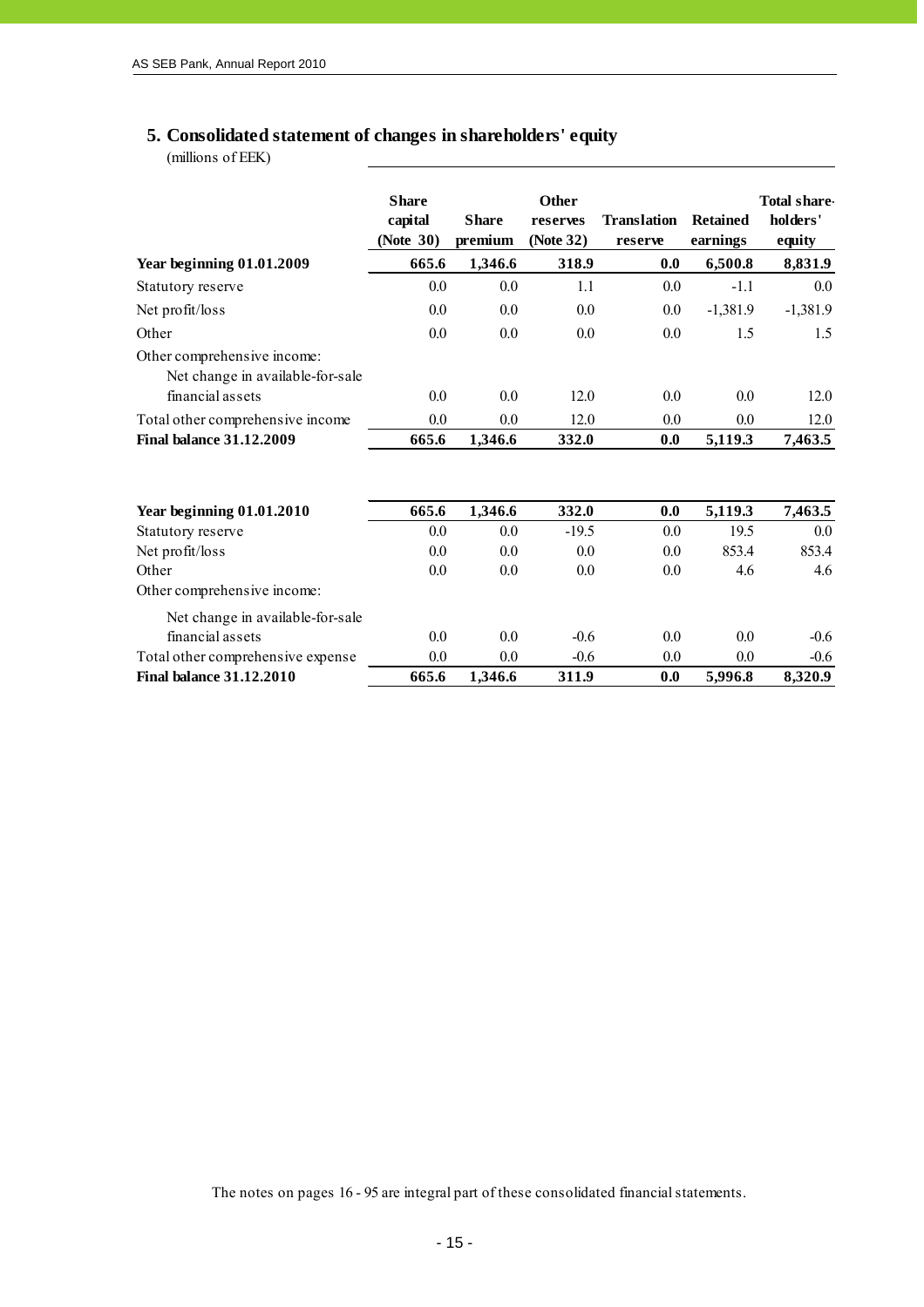## 5. Consolidated statement of changes in shareholders' equity

(millions of EEK)

| | Share capital (Note 30) | Share premium | Other reserves (Note 32) | Translation reserve | Retained earnings | Total share-holders' equity |
|---|---|---|---|---|---|---|
| **Year beginning 01.01.2009** | **665.6** | **1,346.6** | **318.9** | **0.0** | **6,500.8** | **8,831.9** |
| Statutory reserve | 0.0 | 0.0 | 1.1 | 0.0 | -1.1 | 0.0 |
| Net profit/loss | 0.0 | 0.0 | 0.0 | 0.0 | -1,381.9 | -1,381.9 |
| Other | 0.0 | 0.0 | 0.0 | 0.0 | 1.5 | 1.5 |
| Other comprehensive income: | | | | | | |
| Net change in available-for-sale financial assets | 0.0 | 0.0 | 12.0 | 0.0 | 0.0 | 12.0 |
| Total other comprehensive income | 0.0 | 0.0 | 12.0 | 0.0 | 0.0 | 12.0 |
| **Final balance 31.12.2009** | **665.6** | **1,346.6** | **332.0** | **0.0** | **5,119.3** | **7,463.5** |

| | Share capital (Note 30) | Share premium | Other reserves (Note 32) | Translation reserve | Retained earnings | Total share-holders' equity |
|---|---|---|---|---|---|---|
| **Year beginning 01.01.2010** | **665.6** | **1,346.6** | **332.0** | **0.0** | **5,119.3** | **7,463.5** |
| Statutory reserve | 0.0 | 0.0 | -19.5 | 0.0 | 19.5 | 0.0 |
| Net profit/loss | 0.0 | 0.0 | 0.0 | 0.0 | 853.4 | 853.4 |
| Other | 0.0 | 0.0 | 0.0 | 0.0 | 4.6 | 4.6 |
| Other comprehensive income: | | | | | | |
| Net change in available-for-sale financial assets | 0.0 | 0.0 | -0.6 | 0.0 | 0.0 | -0.6 |
| Total other comprehensive expense | 0.0 | 0.0 | -0.6 | 0.0 | 0.0 | -0.6 |
| **Final balance 31.12.2010** | **665.6** | **1,346.6** | **311.9** | **0.0** | **5,996.8** | **8,320.9** |

The notes on pages 16 - 95 are integral part of these consolidated financial statements.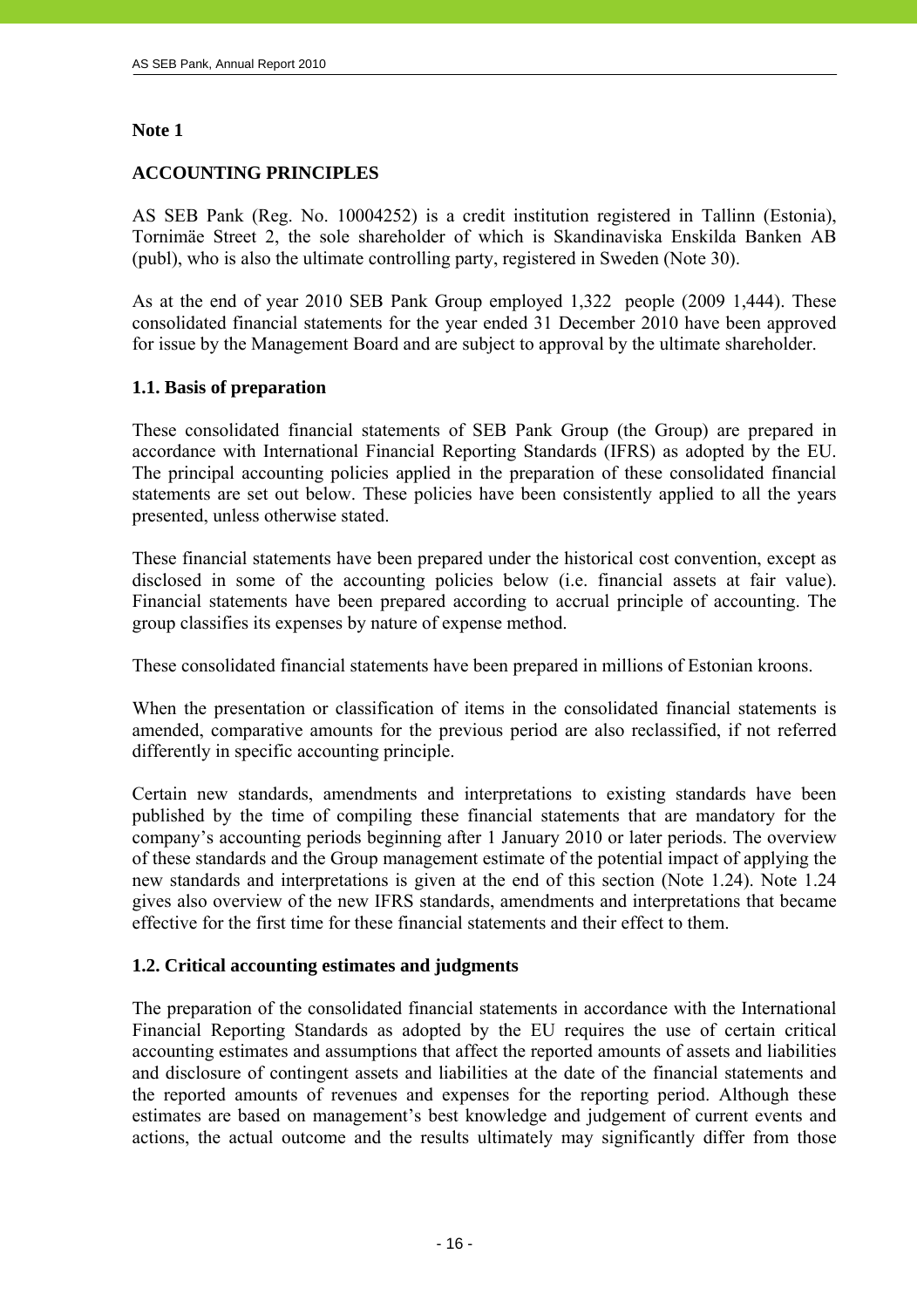## Note 1

## ACCOUNTING PRINCIPLES

AS SEB Pank (Reg. No. 10004252) is a credit institution registered in Tallinn (Estonia), Tornimäe Street 2, the sole shareholder of which is Skandinaviska Enskilda Banken AB (publ), who is also the ultimate controlling party, registered in Sweden (Note 30).

As at the end of year 2010 SEB Pank Group employed 1,322 people (2009 1,444). These consolidated financial statements for the year ended 31 December 2010 have been approved for issue by the Management Board and are subject to approval by the ultimate shareholder.

### 1.1. Basis of preparation

These consolidated financial statements of SEB Pank Group (the Group) are prepared in accordance with International Financial Reporting Standards (IFRS) as adopted by the EU. The principal accounting policies applied in the preparation of these consolidated financial statements are set out below. These policies have been consistently applied to all the years presented, unless otherwise stated.

These financial statements have been prepared under the historical cost convention, except as disclosed in some of the accounting policies below (i.e. financial assets at fair value). Financial statements have been prepared according to accrual principle of accounting. The group classifies its expenses by nature of expense method.

These consolidated financial statements have been prepared in millions of Estonian kroons.

When the presentation or classification of items in the consolidated financial statements is amended, comparative amounts for the previous period are also reclassified, if not referred differently in specific accounting principle.

Certain new standards, amendments and interpretations to existing standards have been published by the time of compiling these financial statements that are mandatory for the company's accounting periods beginning after 1 January 2010 or later periods. The overview of these standards and the Group management estimate of the potential impact of applying the new standards and interpretations is given at the end of this section (Note 1.24). Note 1.24 gives also overview of the new IFRS standards, amendments and interpretations that became effective for the first time for these financial statements and their effect to them.

### 1.2. Critical accounting estimates and judgments

The preparation of the consolidated financial statements in accordance with the International Financial Reporting Standards as adopted by the EU requires the use of certain critical accounting estimates and assumptions that affect the reported amounts of assets and liabilities and disclosure of contingent assets and liabilities at the date of the financial statements and the reported amounts of revenues and expenses for the reporting period. Although these estimates are based on management's best knowledge and judgement of current events and actions, the actual outcome and the results ultimately may significantly differ from those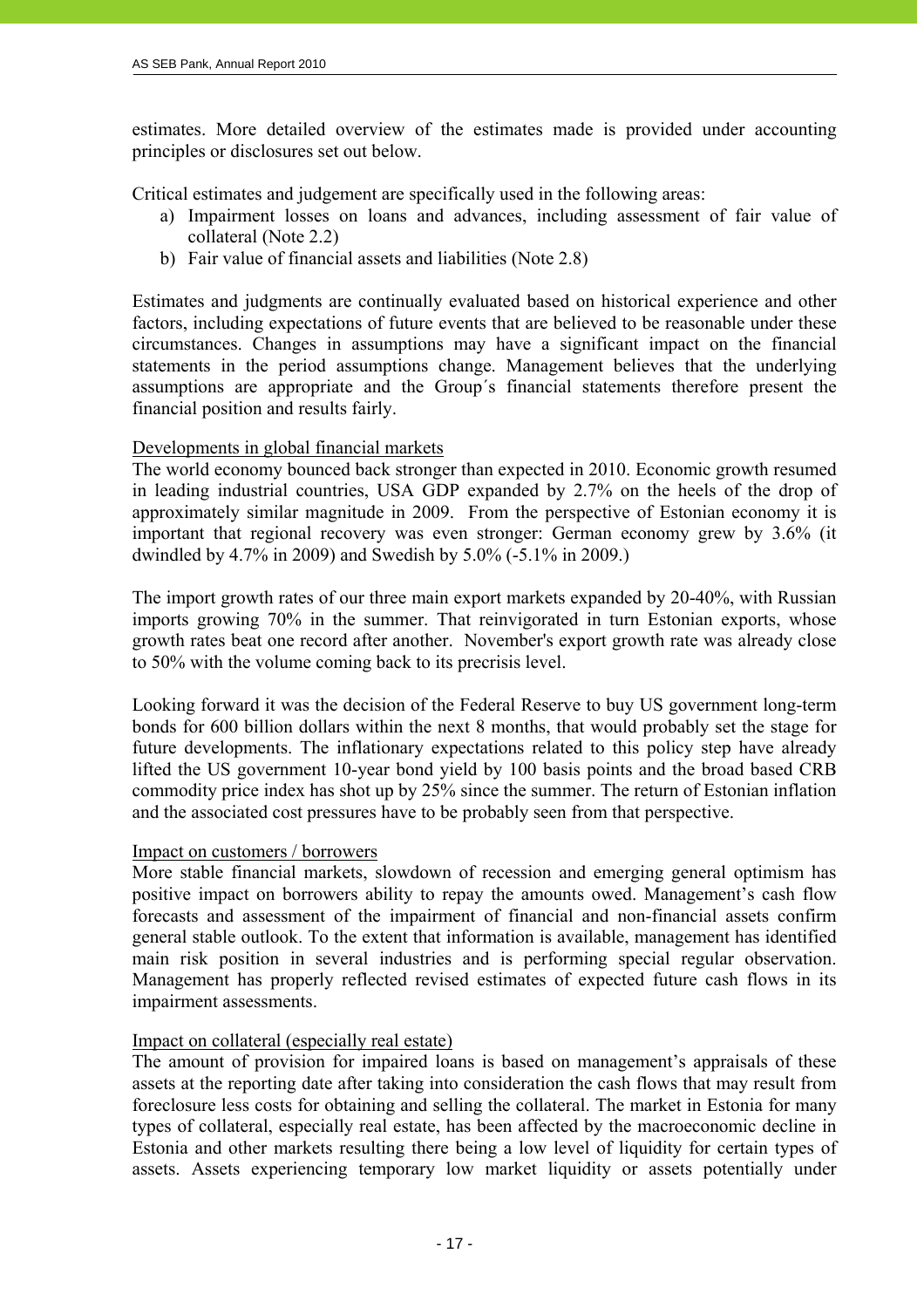estimates. More detailed overview of the estimates made is provided under accounting principles or disclosures set out below.

Critical estimates and judgement are specifically used in the following areas:

a) Impairment losses on loans and advances, including assessment of fair value of collateral (Note 2.2)
b) Fair value of financial assets and liabilities (Note 2.8)

Estimates and judgments are continually evaluated based on historical experience and other factors, including expectations of future events that are believed to be reasonable under these circumstances. Changes in assumptions may have a significant impact on the financial statements in the period assumptions change. Management believes that the underlying assumptions are appropriate and the Group´s financial statements therefore present the financial position and results fairly.

Developments in global financial markets

The world economy bounced back stronger than expected in 2010. Economic growth resumed in leading industrial countries, USA GDP expanded by 2.7% on the heels of the drop of approximately similar magnitude in 2009. From the perspective of Estonian economy it is important that regional recovery was even stronger: German economy grew by 3.6% (it dwindled by 4.7% in 2009) and Swedish by 5.0% (-5.1% in 2009.)

The import growth rates of our three main export markets expanded by 20-40%, with Russian imports growing 70% in the summer. That reinvigorated in turn Estonian exports, whose growth rates beat one record after another. November's export growth rate was already close to 50% with the volume coming back to its precrisis level.

Looking forward it was the decision of the Federal Reserve to buy US government long-term bonds for 600 billion dollars within the next 8 months, that would probably set the stage for future developments. The inflationary expectations related to this policy step have already lifted the US government 10-year bond yield by 100 basis points and the broad based CRB commodity price index has shot up by 25% since the summer. The return of Estonian inflation and the associated cost pressures have to be probably seen from that perspective.

Impact on customers / borrowers

More stable financial markets, slowdown of recession and emerging general optimism has positive impact on borrowers ability to repay the amounts owed. Management's cash flow forecasts and assessment of the impairment of financial and non-financial assets confirm general stable outlook. To the extent that information is available, management has identified main risk position in several industries and is performing special regular observation. Management has properly reflected revised estimates of expected future cash flows in its impairment assessments.

Impact on collateral (especially real estate)

The amount of provision for impaired loans is based on management's appraisals of these assets at the reporting date after taking into consideration the cash flows that may result from foreclosure less costs for obtaining and selling the collateral. The market in Estonia for many types of collateral, especially real estate, has been affected by the macroeconomic decline in Estonia and other markets resulting there being a low level of liquidity for certain types of assets. Assets experiencing temporary low market liquidity or assets potentially under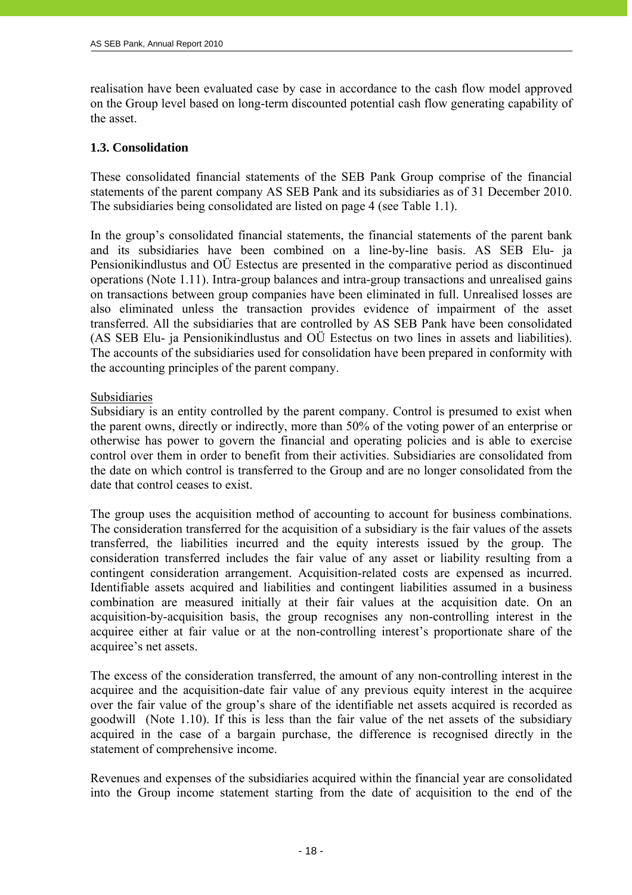realisation have been evaluated case by case in accordance to the cash flow model approved on the Group level based on long-term discounted potential cash flow generating capability of the asset.

### 1.3. Consolidation

These consolidated financial statements of the SEB Pank Group comprise of the financial statements of the parent company AS SEB Pank and its subsidiaries as of 31 December 2010. The subsidiaries being consolidated are listed on page 4 (see Table 1.1).

In the group's consolidated financial statements, the financial statements of the parent bank and its subsidiaries have been combined on a line-by-line basis. AS SEB Elu- ja Pensionikindlustus and OÜ Estectus are presented in the comparative period as discontinued operations (Note 1.11). Intra-group balances and intra-group transactions and unrealised gains on transactions between group companies have been eliminated in full. Unrealised losses are also eliminated unless the transaction provides evidence of impairment of the asset transferred. All the subsidiaries that are controlled by AS SEB Pank have been consolidated (AS SEB Elu- ja Pensionikindlustus and OÜ Estectus on two lines in assets and liabilities). The accounts of the subsidiaries used for consolidation have been prepared in conformity with the accounting principles of the parent company.

Subsidiaries

Subsidiary is an entity controlled by the parent company. Control is presumed to exist when the parent owns, directly or indirectly, more than 50% of the voting power of an enterprise or otherwise has power to govern the financial and operating policies and is able to exercise control over them in order to benefit from their activities. Subsidiaries are consolidated from the date on which control is transferred to the Group and are no longer consolidated from the date that control ceases to exist.

The group uses the acquisition method of accounting to account for business combinations. The consideration transferred for the acquisition of a subsidiary is the fair values of the assets transferred, the liabilities incurred and the equity interests issued by the group. The consideration transferred includes the fair value of any asset or liability resulting from a contingent consideration arrangement. Acquisition-related costs are expensed as incurred. Identifiable assets acquired and liabilities and contingent liabilities assumed in a business combination are measured initially at their fair values at the acquisition date. On an acquisition-by-acquisition basis, the group recognises any non-controlling interest in the acquiree either at fair value or at the non-controlling interest's proportionate share of the acquiree's net assets.

The excess of the consideration transferred, the amount of any non-controlling interest in the acquiree and the acquisition-date fair value of any previous equity interest in the acquiree over the fair value of the group's share of the identifiable net assets acquired is recorded as goodwill (Note 1.10). If this is less than the fair value of the net assets of the subsidiary acquired in the case of a bargain purchase, the difference is recognised directly in the statement of comprehensive income.

Revenues and expenses of the subsidiaries acquired within the financial year are consolidated into the Group income statement starting from the date of acquisition to the end of the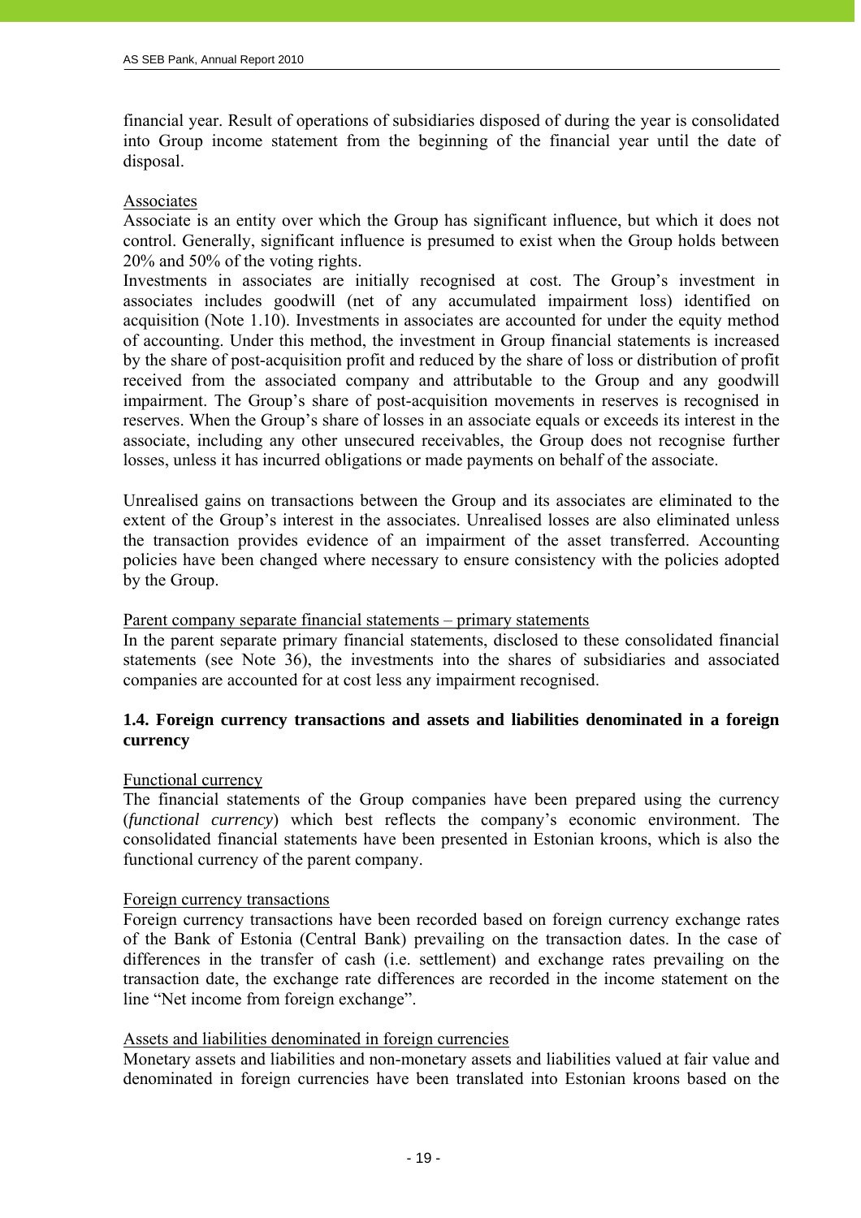financial year. Result of operations of subsidiaries disposed of during the year is consolidated into Group income statement from the beginning of the financial year until the date of disposal.

Associates

Associate is an entity over which the Group has significant influence, but which it does not control. Generally, significant influence is presumed to exist when the Group holds between 20% and 50% of the voting rights.

Investments in associates are initially recognised at cost. The Group's investment in associates includes goodwill (net of any accumulated impairment loss) identified on acquisition (Note 1.10). Investments in associates are accounted for under the equity method of accounting. Under this method, the investment in Group financial statements is increased by the share of post-acquisition profit and reduced by the share of loss or distribution of profit received from the associated company and attributable to the Group and any goodwill impairment. The Group's share of post-acquisition movements in reserves is recognised in reserves. When the Group's share of losses in an associate equals or exceeds its interest in the associate, including any other unsecured receivables, the Group does not recognise further losses, unless it has incurred obligations or made payments on behalf of the associate.

Unrealised gains on transactions between the Group and its associates are eliminated to the extent of the Group's interest in the associates. Unrealised losses are also eliminated unless the transaction provides evidence of an impairment of the asset transferred. Accounting policies have been changed where necessary to ensure consistency with the policies adopted by the Group.

Parent company separate financial statements – primary statements

In the parent separate primary financial statements, disclosed to these consolidated financial statements (see Note 36), the investments into the shares of subsidiaries and associated companies are accounted for at cost less any impairment recognised.

### 1.4. Foreign currency transactions and assets and liabilities denominated in a foreign currency

Functional currency

The financial statements of the Group companies have been prepared using the currency (*functional currency*) which best reflects the company's economic environment. The consolidated financial statements have been presented in Estonian kroons, which is also the functional currency of the parent company.

Foreign currency transactions

Foreign currency transactions have been recorded based on foreign currency exchange rates of the Bank of Estonia (Central Bank) prevailing on the transaction dates. In the case of differences in the transfer of cash (i.e. settlement) and exchange rates prevailing on the transaction date, the exchange rate differences are recorded in the income statement on the line "Net income from foreign exchange".

Assets and liabilities denominated in foreign currencies

Monetary assets and liabilities and non-monetary assets and liabilities valued at fair value and denominated in foreign currencies have been translated into Estonian kroons based on the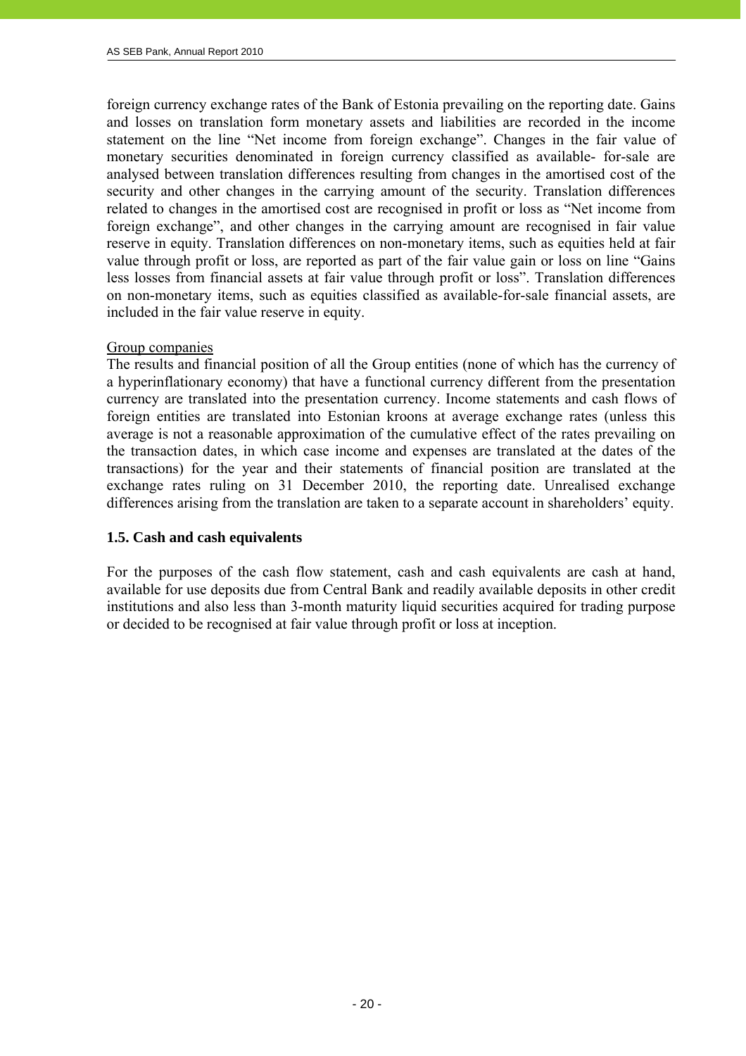foreign currency exchange rates of the Bank of Estonia prevailing on the reporting date. Gains and losses on translation form monetary assets and liabilities are recorded in the income statement on the line "Net income from foreign exchange". Changes in the fair value of monetary securities denominated in foreign currency classified as available- for-sale are analysed between translation differences resulting from changes in the amortised cost of the security and other changes in the carrying amount of the security. Translation differences related to changes in the amortised cost are recognised in profit or loss as "Net income from foreign exchange", and other changes in the carrying amount are recognised in fair value reserve in equity. Translation differences on non-monetary items, such as equities held at fair value through profit or loss, are reported as part of the fair value gain or loss on line "Gains less losses from financial assets at fair value through profit or loss". Translation differences on non-monetary items, such as equities classified as available-for-sale financial assets, are included in the fair value reserve in equity.

Group companies

The results and financial position of all the Group entities (none of which has the currency of a hyperinflationary economy) that have a functional currency different from the presentation currency are translated into the presentation currency. Income statements and cash flows of foreign entities are translated into Estonian kroons at average exchange rates (unless this average is not a reasonable approximation of the cumulative effect of the rates prevailing on the transaction dates, in which case income and expenses are translated at the dates of the transactions) for the year and their statements of financial position are translated at the exchange rates ruling on 31 December 2010, the reporting date. Unrealised exchange differences arising from the translation are taken to a separate account in shareholders' equity.

### 1.5. Cash and cash equivalents

For the purposes of the cash flow statement, cash and cash equivalents are cash at hand, available for use deposits due from Central Bank and readily available deposits in other credit institutions and also less than 3-month maturity liquid securities acquired for trading purpose or decided to be recognised at fair value through profit or loss at inception.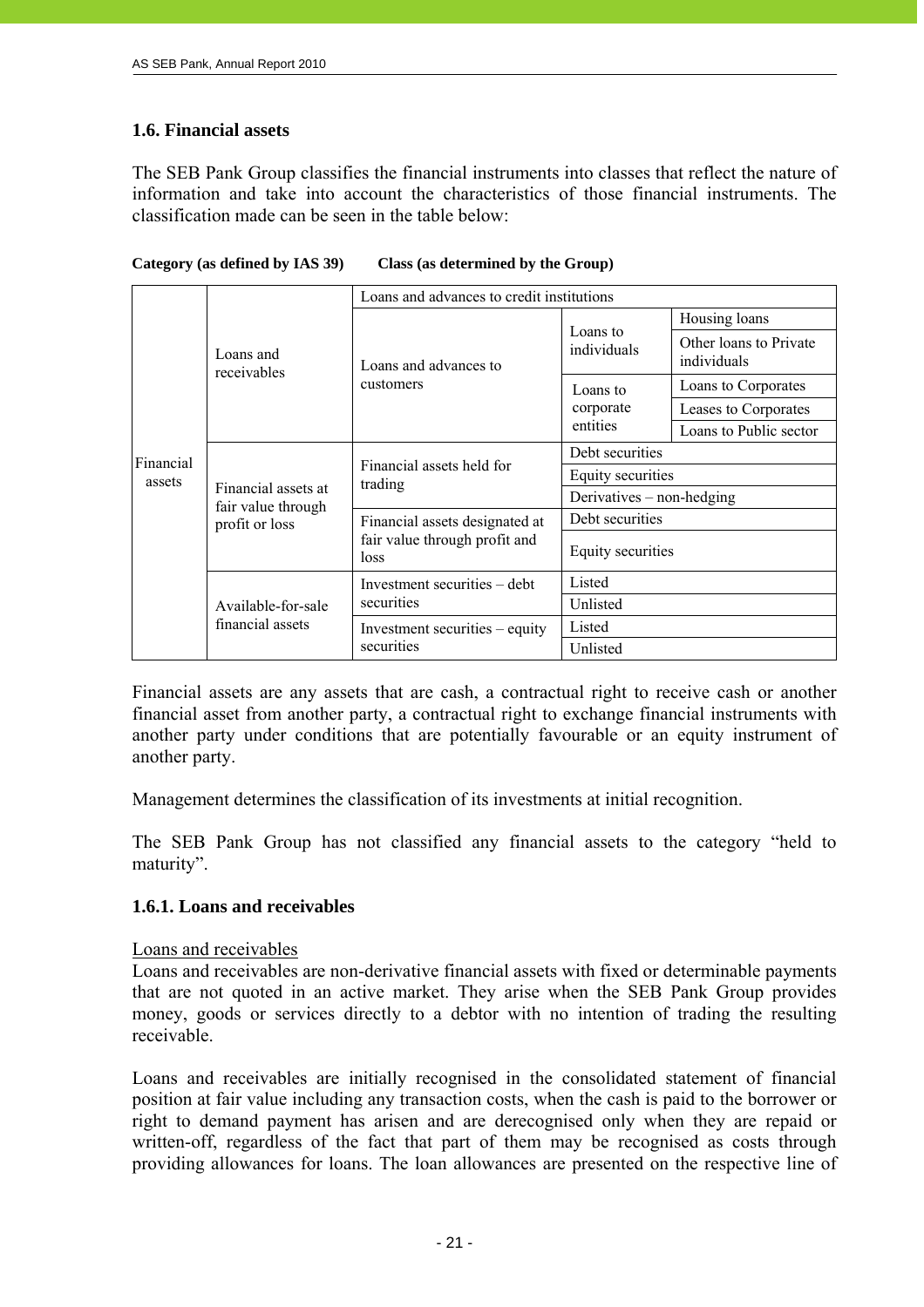## 1.6. Financial assets

The SEB Pank Group classifies the financial instruments into classes that reflect the nature of information and take into account the characteristics of those financial instruments. The classification made can be seen in the table below:

| Category (as defined by IAS 39) | | Class (as determined by the Group) | | |
|---|---|---|---|---|
| Financial assets | Loans and receivables | Loans and advances to credit institutions | | |
| | | Loans and advances to customers | Loans to individuals | Housing loans |
| | | | | Other loans to Private individuals |
| | | | Loans to corporate entities | Loans to Corporates |
| | | | | Leases to Corporates |
| | | | | Loans to Public sector |
| | Financial assets at fair value through profit or loss | Financial assets held for trading | Debt securities | |
| | | | Equity securities | |
| | | | Derivatives – non-hedging | |
| | | Financial assets designated at fair value through profit and loss | Debt securities | |
| | | | Equity securities | |
| | Available-for-sale financial assets | Investment securities – debt securities | Listed | |
| | | | Unlisted | |
| | | Investment securities – equity securities | Listed | |
| | | | Unlisted | |

Financial assets are any assets that are cash, a contractual right to receive cash or another financial asset from another party, a contractual right to exchange financial instruments with another party under conditions that are potentially favourable or an equity instrument of another party.

Management determines the classification of its investments at initial recognition.

The SEB Pank Group has not classified any financial assets to the category "held to maturity".

### 1.6.1. Loans and receivables

Loans and receivables

Loans and receivables are non-derivative financial assets with fixed or determinable payments that are not quoted in an active market. They arise when the SEB Pank Group provides money, goods or services directly to a debtor with no intention of trading the resulting receivable.

Loans and receivables are initially recognised in the consolidated statement of financial position at fair value including any transaction costs, when the cash is paid to the borrower or right to demand payment has arisen and are derecognised only when they are repaid or written-off, regardless of the fact that part of them may be recognised as costs through providing allowances for loans. The loan allowances are presented on the respective line of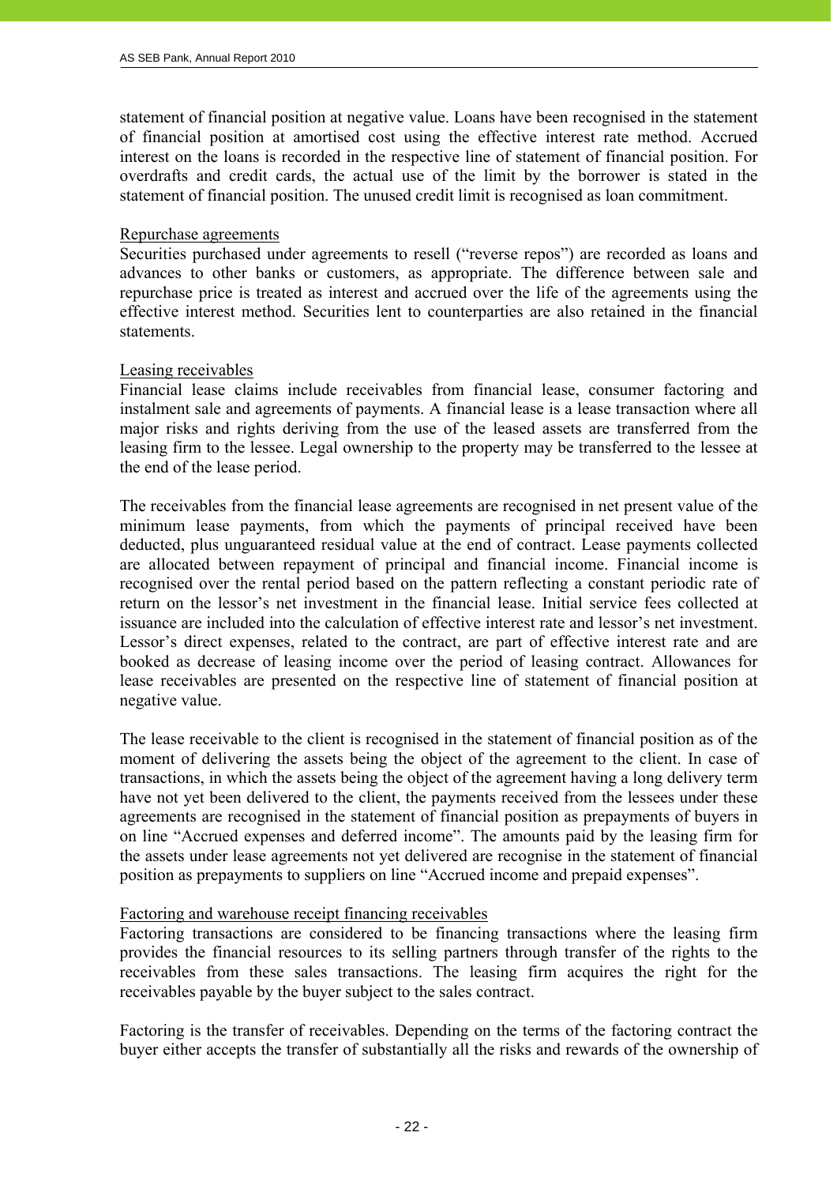statement of financial position at negative value. Loans have been recognised in the statement of financial position at amortised cost using the effective interest rate method. Accrued interest on the loans is recorded in the respective line of statement of financial position. For overdrafts and credit cards, the actual use of the limit by the borrower is stated in the statement of financial position. The unused credit limit is recognised as loan commitment.

Repurchase agreements

Securities purchased under agreements to resell ("reverse repos") are recorded as loans and advances to other banks or customers, as appropriate. The difference between sale and repurchase price is treated as interest and accrued over the life of the agreements using the effective interest method. Securities lent to counterparties are also retained in the financial statements.

Leasing receivables

Financial lease claims include receivables from financial lease, consumer factoring and instalment sale and agreements of payments. A financial lease is a lease transaction where all major risks and rights deriving from the use of the leased assets are transferred from the leasing firm to the lessee. Legal ownership to the property may be transferred to the lessee at the end of the lease period.

The receivables from the financial lease agreements are recognised in net present value of the minimum lease payments, from which the payments of principal received have been deducted, plus unguaranteed residual value at the end of contract. Lease payments collected are allocated between repayment of principal and financial income. Financial income is recognised over the rental period based on the pattern reflecting a constant periodic rate of return on the lessor's net investment in the financial lease. Initial service fees collected at issuance are included into the calculation of effective interest rate and lessor's net investment. Lessor's direct expenses, related to the contract, are part of effective interest rate and are booked as decrease of leasing income over the period of leasing contract. Allowances for lease receivables are presented on the respective line of statement of financial position at negative value.

The lease receivable to the client is recognised in the statement of financial position as of the moment of delivering the assets being the object of the agreement to the client. In case of transactions, in which the assets being the object of the agreement having a long delivery term have not yet been delivered to the client, the payments received from the lessees under these agreements are recognised in the statement of financial position as prepayments of buyers in on line "Accrued expenses and deferred income". The amounts paid by the leasing firm for the assets under lease agreements not yet delivered are recognise in the statement of financial position as prepayments to suppliers on line "Accrued income and prepaid expenses".

Factoring and warehouse receipt financing receivables

Factoring transactions are considered to be financing transactions where the leasing firm provides the financial resources to its selling partners through transfer of the rights to the receivables from these sales transactions. The leasing firm acquires the right for the receivables payable by the buyer subject to the sales contract.

Factoring is the transfer of receivables. Depending on the terms of the factoring contract the buyer either accepts the transfer of substantially all the risks and rewards of the ownership of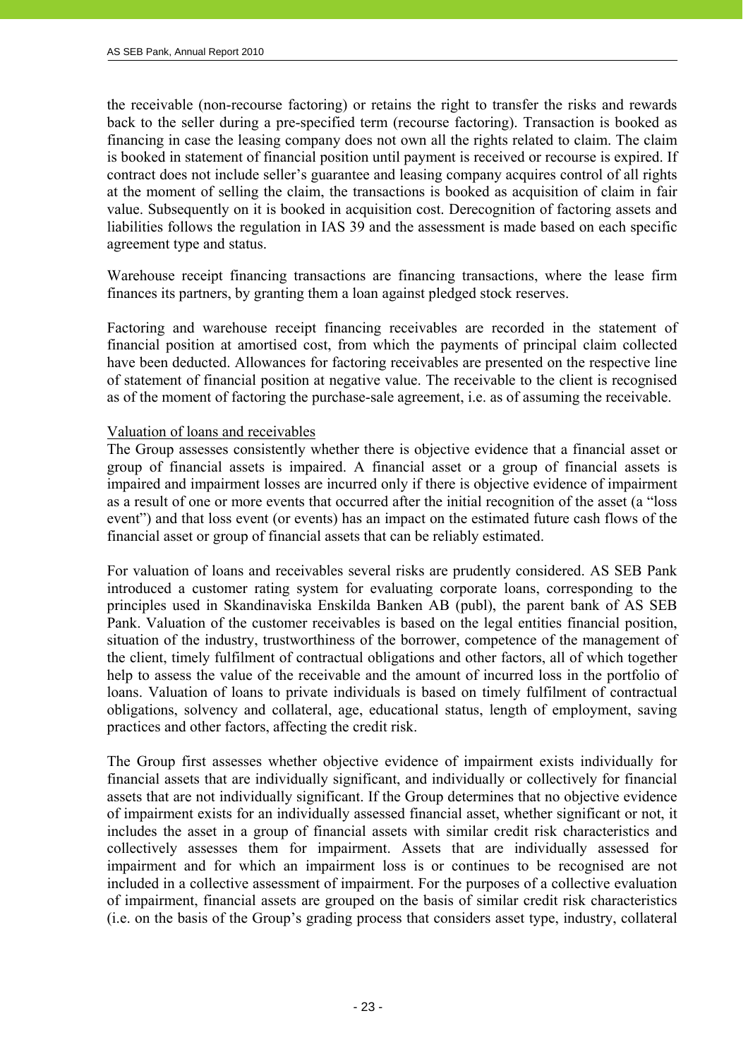the receivable (non-recourse factoring) or retains the right to transfer the risks and rewards back to the seller during a pre-specified term (recourse factoring). Transaction is booked as financing in case the leasing company does not own all the rights related to claim. The claim is booked in statement of financial position until payment is received or recourse is expired. If contract does not include seller's guarantee and leasing company acquires control of all rights at the moment of selling the claim, the transactions is booked as acquisition of claim in fair value. Subsequently on it is booked in acquisition cost. Derecognition of factoring assets and liabilities follows the regulation in IAS 39 and the assessment is made based on each specific agreement type and status.

Warehouse receipt financing transactions are financing transactions, where the lease firm finances its partners, by granting them a loan against pledged stock reserves.

Factoring and warehouse receipt financing receivables are recorded in the statement of financial position at amortised cost, from which the payments of principal claim collected have been deducted. Allowances for factoring receivables are presented on the respective line of statement of financial position at negative value. The receivable to the client is recognised as of the moment of factoring the purchase-sale agreement, i.e. as of assuming the receivable.

Valuation of loans and receivables

The Group assesses consistently whether there is objective evidence that a financial asset or group of financial assets is impaired. A financial asset or a group of financial assets is impaired and impairment losses are incurred only if there is objective evidence of impairment as a result of one or more events that occurred after the initial recognition of the asset (a "loss event") and that loss event (or events) has an impact on the estimated future cash flows of the financial asset or group of financial assets that can be reliably estimated.

For valuation of loans and receivables several risks are prudently considered. AS SEB Pank introduced a customer rating system for evaluating corporate loans, corresponding to the principles used in Skandinaviska Enskilda Banken AB (publ), the parent bank of AS SEB Pank. Valuation of the customer receivables is based on the legal entities financial position, situation of the industry, trustworthiness of the borrower, competence of the management of the client, timely fulfilment of contractual obligations and other factors, all of which together help to assess the value of the receivable and the amount of incurred loss in the portfolio of loans. Valuation of loans to private individuals is based on timely fulfilment of contractual obligations, solvency and collateral, age, educational status, length of employment, saving practices and other factors, affecting the credit risk.

The Group first assesses whether objective evidence of impairment exists individually for financial assets that are individually significant, and individually or collectively for financial assets that are not individually significant. If the Group determines that no objective evidence of impairment exists for an individually assessed financial asset, whether significant or not, it includes the asset in a group of financial assets with similar credit risk characteristics and collectively assesses them for impairment. Assets that are individually assessed for impairment and for which an impairment loss is or continues to be recognised are not included in a collective assessment of impairment. For the purposes of a collective evaluation of impairment, financial assets are grouped on the basis of similar credit risk characteristics (i.e. on the basis of the Group's grading process that considers asset type, industry, collateral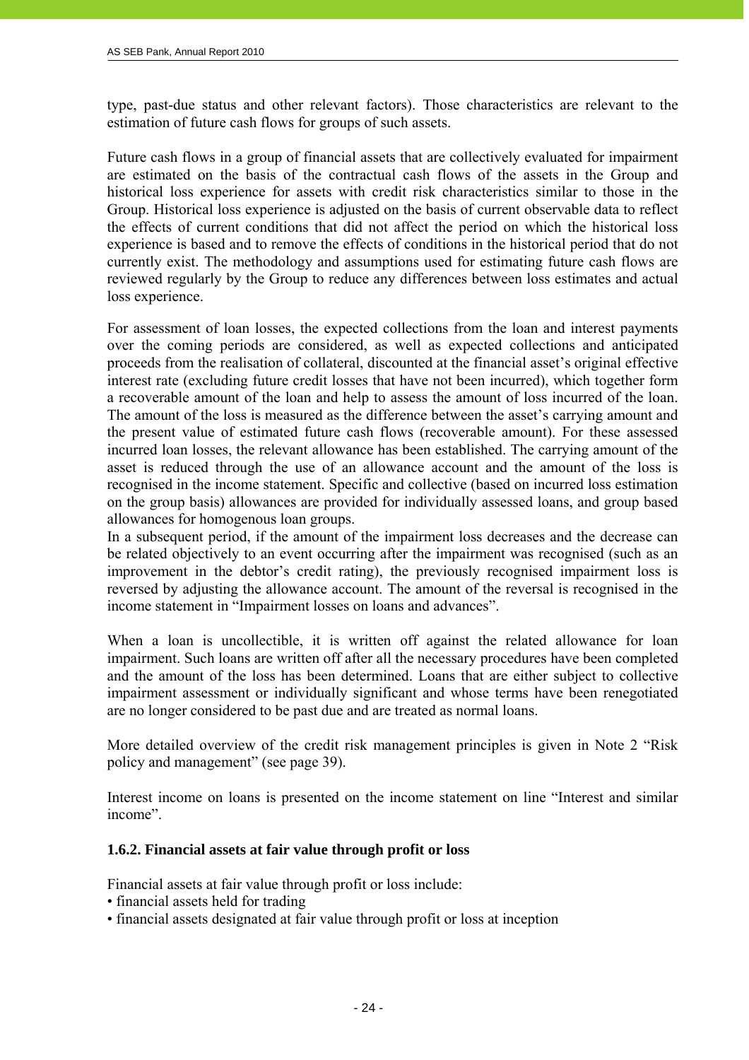type, past-due status and other relevant factors). Those characteristics are relevant to the estimation of future cash flows for groups of such assets.

Future cash flows in a group of financial assets that are collectively evaluated for impairment are estimated on the basis of the contractual cash flows of the assets in the Group and historical loss experience for assets with credit risk characteristics similar to those in the Group. Historical loss experience is adjusted on the basis of current observable data to reflect the effects of current conditions that did not affect the period on which the historical loss experience is based and to remove the effects of conditions in the historical period that do not currently exist. The methodology and assumptions used for estimating future cash flows are reviewed regularly by the Group to reduce any differences between loss estimates and actual loss experience.

For assessment of loan losses, the expected collections from the loan and interest payments over the coming periods are considered, as well as expected collections and anticipated proceeds from the realisation of collateral, discounted at the financial asset's original effective interest rate (excluding future credit losses that have not been incurred), which together form a recoverable amount of the loan and help to assess the amount of loss incurred of the loan. The amount of the loss is measured as the difference between the asset's carrying amount and the present value of estimated future cash flows (recoverable amount). For these assessed incurred loan losses, the relevant allowance has been established. The carrying amount of the asset is reduced through the use of an allowance account and the amount of the loss is recognised in the income statement. Specific and collective (based on incurred loss estimation on the group basis) allowances are provided for individually assessed loans, and group based allowances for homogenous loan groups.
In a subsequent period, if the amount of the impairment loss decreases and the decrease can be related objectively to an event occurring after the impairment was recognised (such as an improvement in the debtor's credit rating), the previously recognised impairment loss is reversed by adjusting the allowance account. The amount of the reversal is recognised in the income statement in "Impairment losses on loans and advances".

When a loan is uncollectible, it is written off against the related allowance for loan impairment. Such loans are written off after all the necessary procedures have been completed and the amount of the loss has been determined. Loans that are either subject to collective impairment assessment or individually significant and whose terms have been renegotiated are no longer considered to be past due and are treated as normal loans.

More detailed overview of the credit risk management principles is given in Note 2 "Risk policy and management" (see page 39).

Interest income on loans is presented on the income statement on line "Interest and similar income".

### 1.6.2. Financial assets at fair value through profit or loss

Financial assets at fair value through profit or loss include:
- financial assets held for trading
- financial assets designated at fair value through profit or loss at inception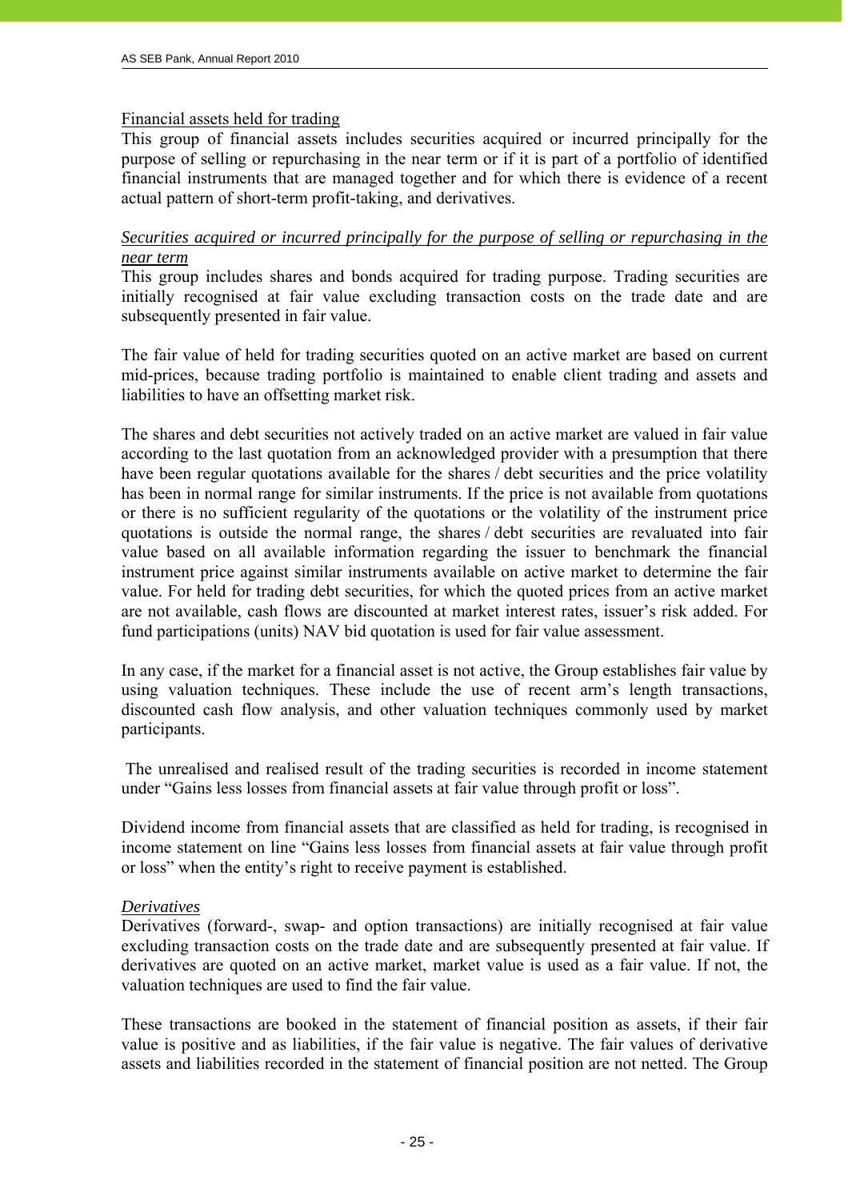Financial assets held for trading

This group of financial assets includes securities acquired or incurred principally for the purpose of selling or repurchasing in the near term or if it is part of a portfolio of identified financial instruments that are managed together and for which there is evidence of a recent actual pattern of short-term profit-taking, and derivatives.

*Securities acquired or incurred principally for the purpose of selling or repurchasing in the near term*

This group includes shares and bonds acquired for trading purpose. Trading securities are initially recognised at fair value excluding transaction costs on the trade date and are subsequently presented in fair value.

The fair value of held for trading securities quoted on an active market are based on current mid-prices, because trading portfolio is maintained to enable client trading and assets and liabilities to have an offsetting market risk.

The shares and debt securities not actively traded on an active market are valued in fair value according to the last quotation from an acknowledged provider with a presumption that there have been regular quotations available for the shares / debt securities and the price volatility has been in normal range for similar instruments. If the price is not available from quotations or there is no sufficient regularity of the quotations or the volatility of the instrument price quotations is outside the normal range, the shares / debt securities are revaluated into fair value based on all available information regarding the issuer to benchmark the financial instrument price against similar instruments available on active market to determine the fair value. For held for trading debt securities, for which the quoted prices from an active market are not available, cash flows are discounted at market interest rates, issuer's risk added. For fund participations (units) NAV bid quotation is used for fair value assessment.

In any case, if the market for a financial asset is not active, the Group establishes fair value by using valuation techniques. These include the use of recent arm's length transactions, discounted cash flow analysis, and other valuation techniques commonly used by market participants.

The unrealised and realised result of the trading securities is recorded in income statement under "Gains less losses from financial assets at fair value through profit or loss".

Dividend income from financial assets that are classified as held for trading, is recognised in income statement on line "Gains less losses from financial assets at fair value through profit or loss" when the entity's right to receive payment is established.

*Derivatives*

Derivatives (forward-, swap- and option transactions) are initially recognised at fair value excluding transaction costs on the trade date and are subsequently presented at fair value. If derivatives are quoted on an active market, market value is used as a fair value. If not, the valuation techniques are used to find the fair value.

These transactions are booked in the statement of financial position as assets, if their fair value is positive and as liabilities, if the fair value is negative. The fair values of derivative assets and liabilities recorded in the statement of financial position are not netted. The Group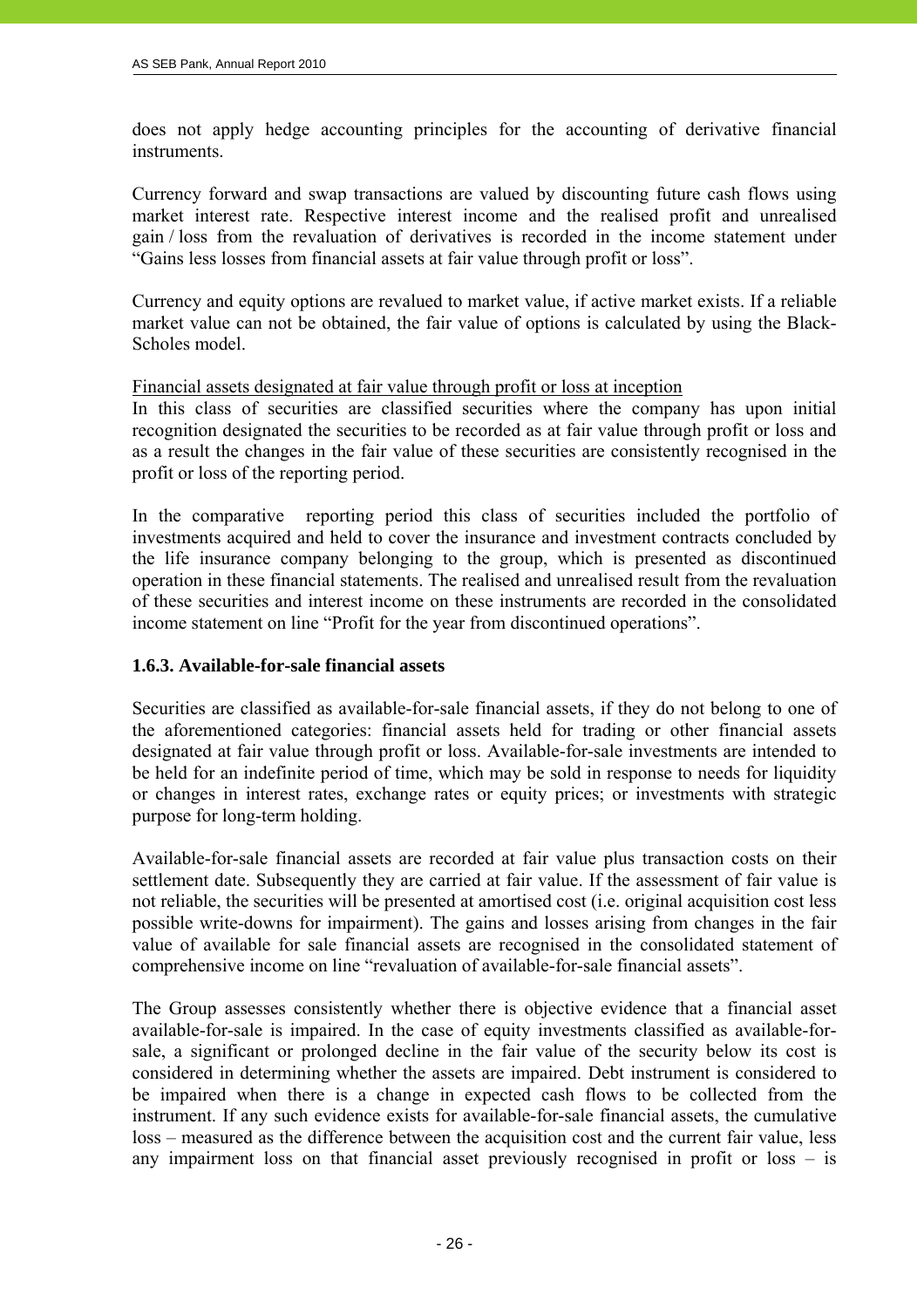does not apply hedge accounting principles for the accounting of derivative financial instruments.

Currency forward and swap transactions are valued by discounting future cash flows using market interest rate. Respective interest income and the realised profit and unrealised gain / loss from the revaluation of derivatives is recorded in the income statement under "Gains less losses from financial assets at fair value through profit or loss".

Currency and equity options are revalued to market value, if active market exists. If a reliable market value can not be obtained, the fair value of options is calculated by using the Black-Scholes model.

Financial assets designated at fair value through profit or loss at inception

In this class of securities are classified securities where the company has upon initial recognition designated the securities to be recorded as at fair value through profit or loss and as a result the changes in the fair value of these securities are consistently recognised in the profit or loss of the reporting period.

In the comparative reporting period this class of securities included the portfolio of investments acquired and held to cover the insurance and investment contracts concluded by the life insurance company belonging to the group, which is presented as discontinued operation in these financial statements. The realised and unrealised result from the revaluation of these securities and interest income on these instruments are recorded in the consolidated income statement on line "Profit for the year from discontinued operations".

### 1.6.3. Available-for-sale financial assets

Securities are classified as available-for-sale financial assets, if they do not belong to one of the aforementioned categories: financial assets held for trading or other financial assets designated at fair value through profit or loss. Available-for-sale investments are intended to be held for an indefinite period of time, which may be sold in response to needs for liquidity or changes in interest rates, exchange rates or equity prices; or investments with strategic purpose for long-term holding.

Available-for-sale financial assets are recorded at fair value plus transaction costs on their settlement date. Subsequently they are carried at fair value. If the assessment of fair value is not reliable, the securities will be presented at amortised cost (i.e. original acquisition cost less possible write-downs for impairment). The gains and losses arising from changes in the fair value of available for sale financial assets are recognised in the consolidated statement of comprehensive income on line "revaluation of available-for-sale financial assets".

The Group assesses consistently whether there is objective evidence that a financial asset available-for-sale is impaired. In the case of equity investments classified as available-for-sale, a significant or prolonged decline in the fair value of the security below its cost is considered in determining whether the assets are impaired. Debt instrument is considered to be impaired when there is a change in expected cash flows to be collected from the instrument. If any such evidence exists for available-for-sale financial assets, the cumulative loss – measured as the difference between the acquisition cost and the current fair value, less any impairment loss on that financial asset previously recognised in profit or loss – is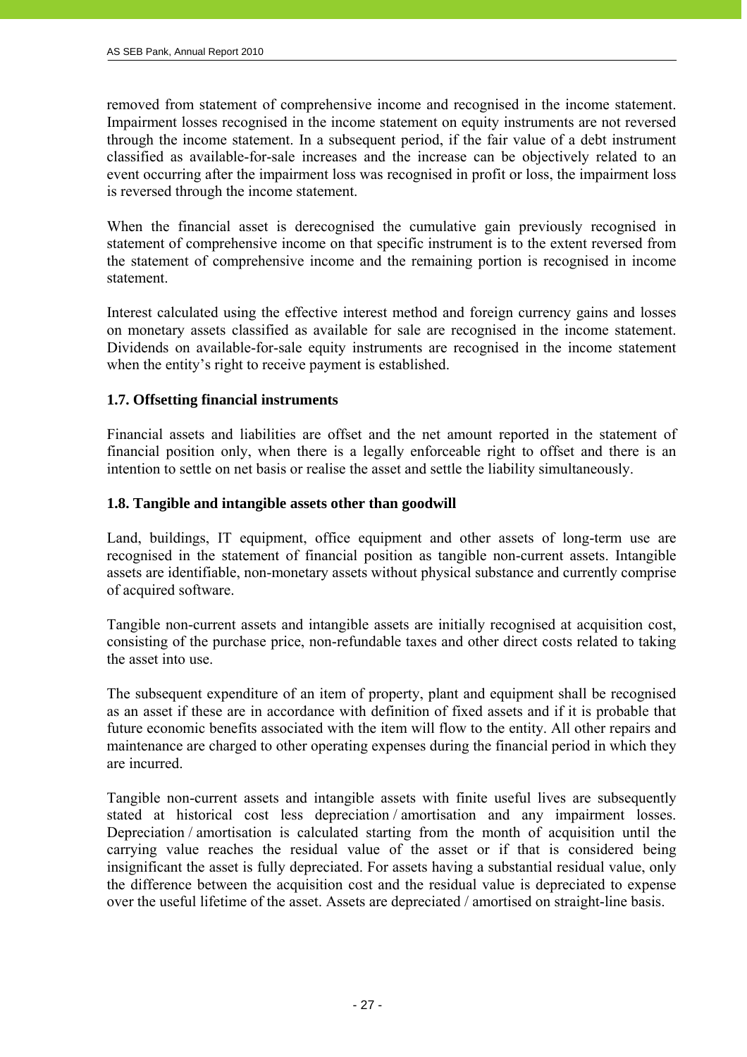removed from statement of comprehensive income and recognised in the income statement. Impairment losses recognised in the income statement on equity instruments are not reversed through the income statement. In a subsequent period, if the fair value of a debt instrument classified as available-for-sale increases and the increase can be objectively related to an event occurring after the impairment loss was recognised in profit or loss, the impairment loss is reversed through the income statement.

When the financial asset is derecognised the cumulative gain previously recognised in statement of comprehensive income on that specific instrument is to the extent reversed from the statement of comprehensive income and the remaining portion is recognised in income statement.

Interest calculated using the effective interest method and foreign currency gains and losses on monetary assets classified as available for sale are recognised in the income statement. Dividends on available-for-sale equity instruments are recognised in the income statement when the entity's right to receive payment is established.

### 1.7. Offsetting financial instruments

Financial assets and liabilities are offset and the net amount reported in the statement of financial position only, when there is a legally enforceable right to offset and there is an intention to settle on net basis or realise the asset and settle the liability simultaneously.

### 1.8. Tangible and intangible assets other than goodwill

Land, buildings, IT equipment, office equipment and other assets of long-term use are recognised in the statement of financial position as tangible non-current assets. Intangible assets are identifiable, non-monetary assets without physical substance and currently comprise of acquired software.

Tangible non-current assets and intangible assets are initially recognised at acquisition cost, consisting of the purchase price, non-refundable taxes and other direct costs related to taking the asset into use.

The subsequent expenditure of an item of property, plant and equipment shall be recognised as an asset if these are in accordance with definition of fixed assets and if it is probable that future economic benefits associated with the item will flow to the entity. All other repairs and maintenance are charged to other operating expenses during the financial period in which they are incurred.

Tangible non-current assets and intangible assets with finite useful lives are subsequently stated at historical cost less depreciation / amortisation and any impairment losses. Depreciation / amortisation is calculated starting from the month of acquisition until the carrying value reaches the residual value of the asset or if that is considered being insignificant the asset is fully depreciated. For assets having a substantial residual value, only the difference between the acquisition cost and the residual value is depreciated to expense over the useful lifetime of the asset. Assets are depreciated / amortised on straight-line basis.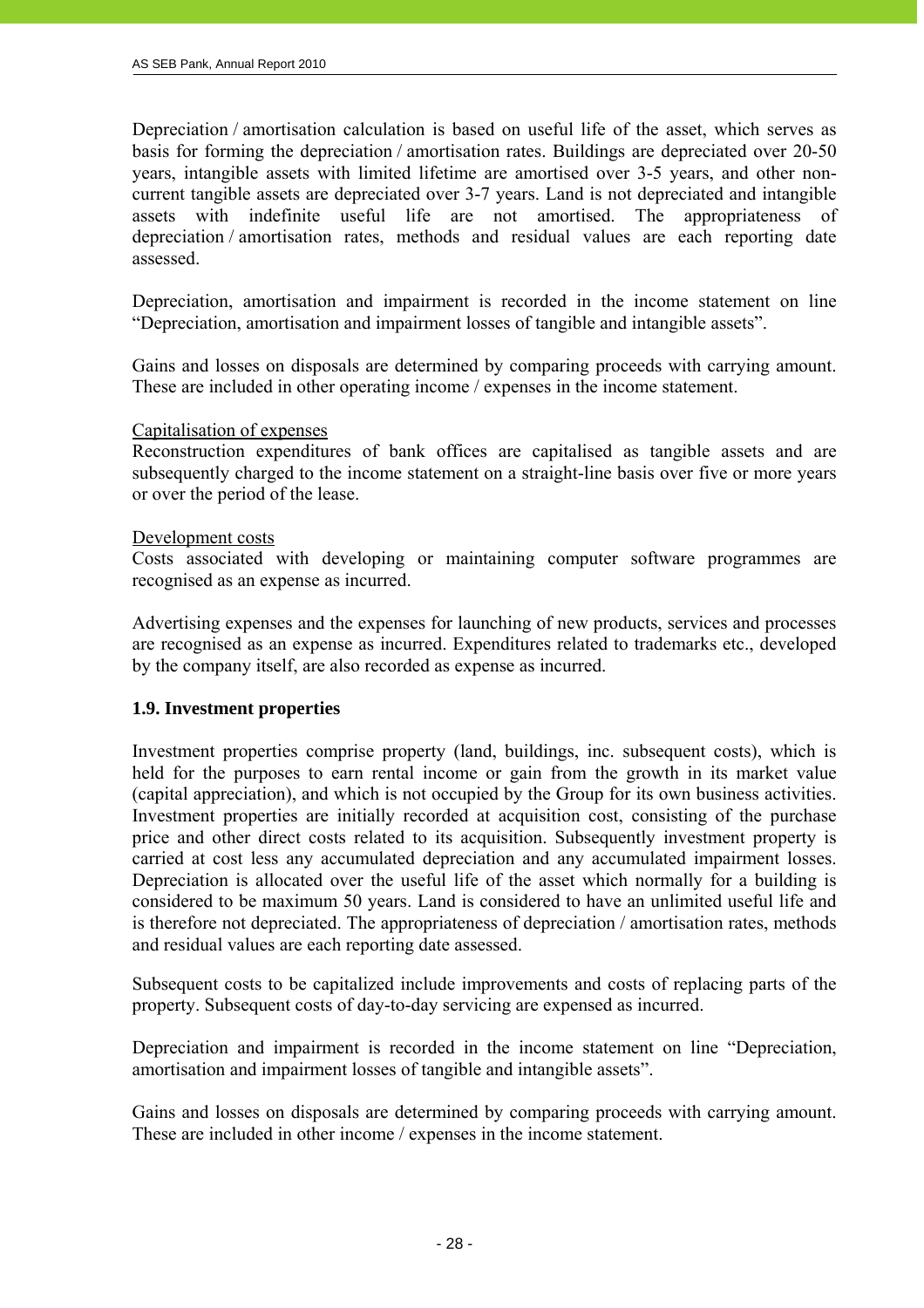Depreciation / amortisation calculation is based on useful life of the asset, which serves as basis for forming the depreciation / amortisation rates. Buildings are depreciated over 20-50 years, intangible assets with limited lifetime are amortised over 3-5 years, and other non-current tangible assets are depreciated over 3-7 years. Land is not depreciated and intangible assets with indefinite useful life are not amortised. The appropriateness of depreciation / amortisation rates, methods and residual values are each reporting date assessed.

Depreciation, amortisation and impairment is recorded in the income statement on line "Depreciation, amortisation and impairment losses of tangible and intangible assets".

Gains and losses on disposals are determined by comparing proceeds with carrying amount. These are included in other operating income / expenses in the income statement.

Capitalisation of expenses

Reconstruction expenditures of bank offices are capitalised as tangible assets and are subsequently charged to the income statement on a straight-line basis over five or more years or over the period of the lease.

Development costs

Costs associated with developing or maintaining computer software programmes are recognised as an expense as incurred.

Advertising expenses and the expenses for launching of new products, services and processes are recognised as an expense as incurred. Expenditures related to trademarks etc., developed by the company itself, are also recorded as expense as incurred.

### 1.9. Investment properties

Investment properties comprise property (land, buildings, inc. subsequent costs), which is held for the purposes to earn rental income or gain from the growth in its market value (capital appreciation), and which is not occupied by the Group for its own business activities. Investment properties are initially recorded at acquisition cost, consisting of the purchase price and other direct costs related to its acquisition. Subsequently investment property is carried at cost less any accumulated depreciation and any accumulated impairment losses. Depreciation is allocated over the useful life of the asset which normally for a building is considered to be maximum 50 years. Land is considered to have an unlimited useful life and is therefore not depreciated. The appropriateness of depreciation / amortisation rates, methods and residual values are each reporting date assessed.

Subsequent costs to be capitalized include improvements and costs of replacing parts of the property. Subsequent costs of day-to-day servicing are expensed as incurred.

Depreciation and impairment is recorded in the income statement on line "Depreciation, amortisation and impairment losses of tangible and intangible assets".

Gains and losses on disposals are determined by comparing proceeds with carrying amount. These are included in other income / expenses in the income statement.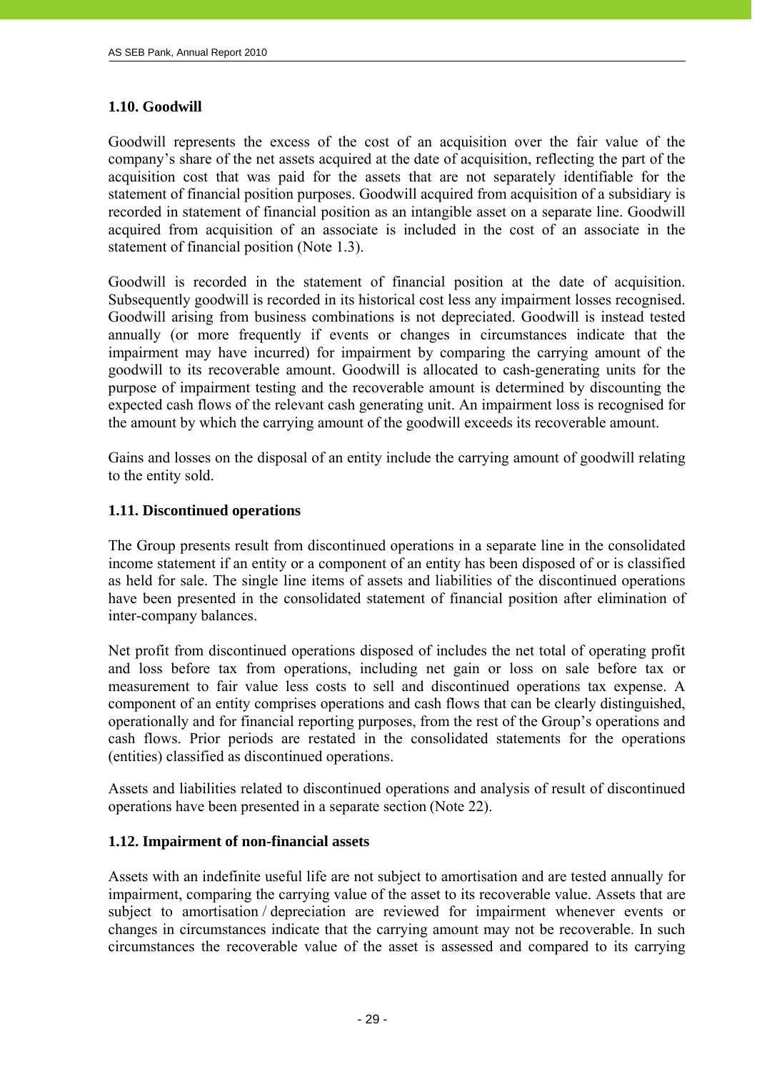### 1.10. Goodwill

Goodwill represents the excess of the cost of an acquisition over the fair value of the company's share of the net assets acquired at the date of acquisition, reflecting the part of the acquisition cost that was paid for the assets that are not separately identifiable for the statement of financial position purposes. Goodwill acquired from acquisition of a subsidiary is recorded in statement of financial position as an intangible asset on a separate line. Goodwill acquired from acquisition of an associate is included in the cost of an associate in the statement of financial position (Note 1.3).

Goodwill is recorded in the statement of financial position at the date of acquisition. Subsequently goodwill is recorded in its historical cost less any impairment losses recognised. Goodwill arising from business combinations is not depreciated. Goodwill is instead tested annually (or more frequently if events or changes in circumstances indicate that the impairment may have incurred) for impairment by comparing the carrying amount of the goodwill to its recoverable amount. Goodwill is allocated to cash-generating units for the purpose of impairment testing and the recoverable amount is determined by discounting the expected cash flows of the relevant cash generating unit. An impairment loss is recognised for the amount by which the carrying amount of the goodwill exceeds its recoverable amount.

Gains and losses on the disposal of an entity include the carrying amount of goodwill relating to the entity sold.

### 1.11. Discontinued operations

The Group presents result from discontinued operations in a separate line in the consolidated income statement if an entity or a component of an entity has been disposed of or is classified as held for sale. The single line items of assets and liabilities of the discontinued operations have been presented in the consolidated statement of financial position after elimination of inter-company balances.

Net profit from discontinued operations disposed of includes the net total of operating profit and loss before tax from operations, including net gain or loss on sale before tax or measurement to fair value less costs to sell and discontinued operations tax expense. A component of an entity comprises operations and cash flows that can be clearly distinguished, operationally and for financial reporting purposes, from the rest of the Group's operations and cash flows. Prior periods are restated in the consolidated statements for the operations (entities) classified as discontinued operations.

Assets and liabilities related to discontinued operations and analysis of result of discontinued operations have been presented in a separate section (Note 22).

### 1.12. Impairment of non-financial assets

Assets with an indefinite useful life are not subject to amortisation and are tested annually for impairment, comparing the carrying value of the asset to its recoverable value. Assets that are subject to amortisation / depreciation are reviewed for impairment whenever events or changes in circumstances indicate that the carrying amount may not be recoverable. In such circumstances the recoverable value of the asset is assessed and compared to its carrying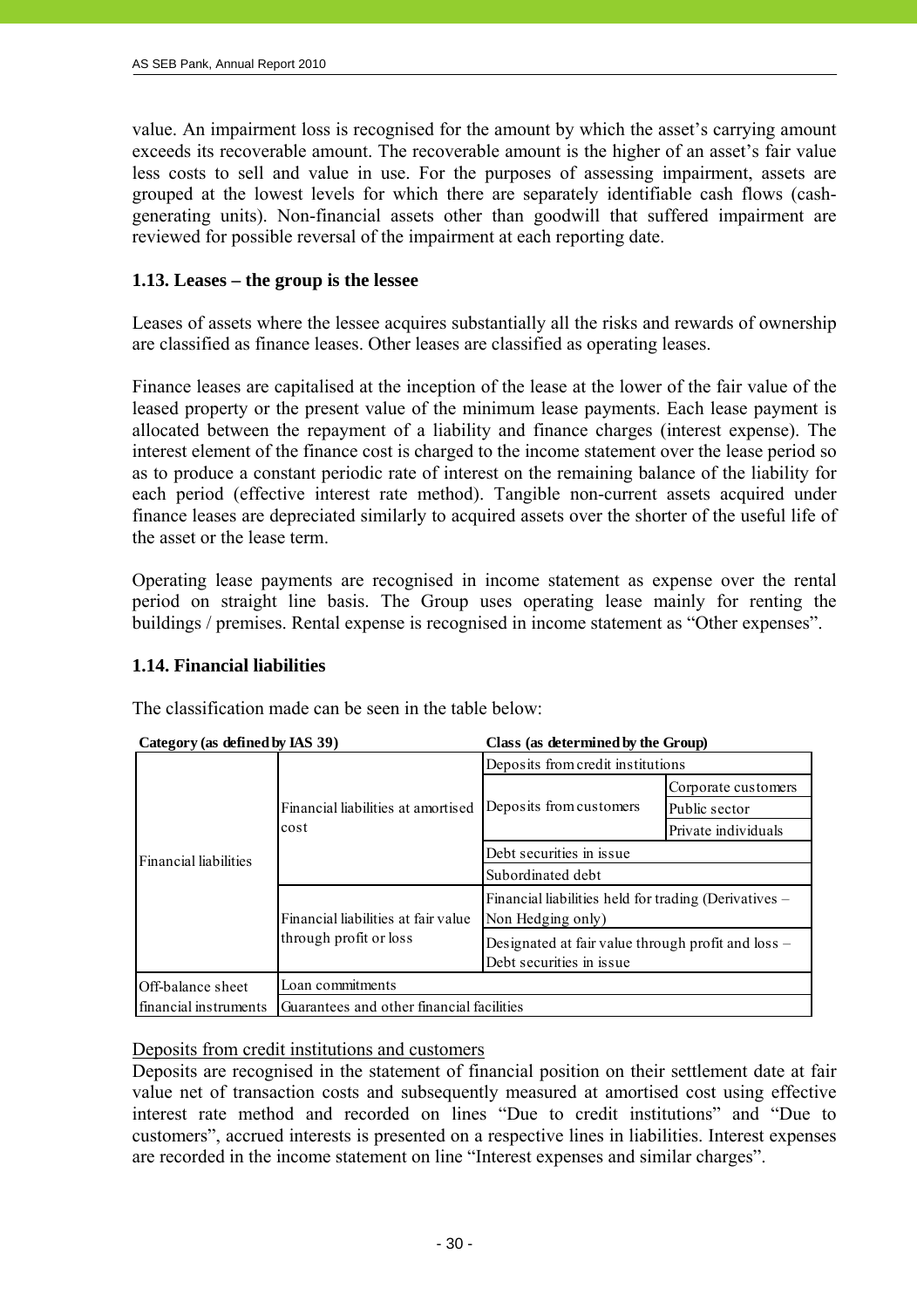value. An impairment loss is recognised for the amount by which the asset's carrying amount exceeds its recoverable amount. The recoverable amount is the higher of an asset's fair value less costs to sell and value in use. For the purposes of assessing impairment, assets are grouped at the lowest levels for which there are separately identifiable cash flows (cash-generating units). Non-financial assets other than goodwill that suffered impairment are reviewed for possible reversal of the impairment at each reporting date.

### 1.13. Leases – the group is the lessee

Leases of assets where the lessee acquires substantially all the risks and rewards of ownership are classified as finance leases. Other leases are classified as operating leases.

Finance leases are capitalised at the inception of the lease at the lower of the fair value of the leased property or the present value of the minimum lease payments. Each lease payment is allocated between the repayment of a liability and finance charges (interest expense). The interest element of the finance cost is charged to the income statement over the lease period so as to produce a constant periodic rate of interest on the remaining balance of the liability for each period (effective interest rate method). Tangible non-current assets acquired under finance leases are depreciated similarly to acquired assets over the shorter of the useful life of the asset or the lease term.

Operating lease payments are recognised in income statement as expense over the rental period on straight line basis. The Group uses operating lease mainly for renting the buildings / premises. Rental expense is recognised in income statement as "Other expenses".

### 1.14. Financial liabilities

The classification made can be seen in the table below:

| Category (as defined by IAS 39) | | Class (as determined by the Group) | |
|---|---|---|---|
| Financial liabilities | Financial liabilities at amortised cost | Deposits from credit institutions | |
| | | Deposits from customers | Corporate customers |
| | | | Public sector |
| | | | Private individuals |
| | | Debt securities in issue | |
| | | Subordinated debt | |
| | Financial liabilities at fair value through profit or loss | Financial liabilities held for trading (Derivatives – Non Hedging only) | |
| | | Designated at fair value through profit and loss – Debt securities in issue | |
| Off-balance sheet financial instruments | Loan commitments | | |
| | Guarantees and other financial facilities | | |

<u>Deposits from credit institutions and customers</u>
Deposits are recognised in the statement of financial position on their settlement date at fair value net of transaction costs and subsequently measured at amortised cost using effective interest rate method and recorded on lines "Due to credit institutions" and "Due to customers", accrued interests is presented on a respective lines in liabilities. Interest expenses are recorded in the income statement on line "Interest expenses and similar charges".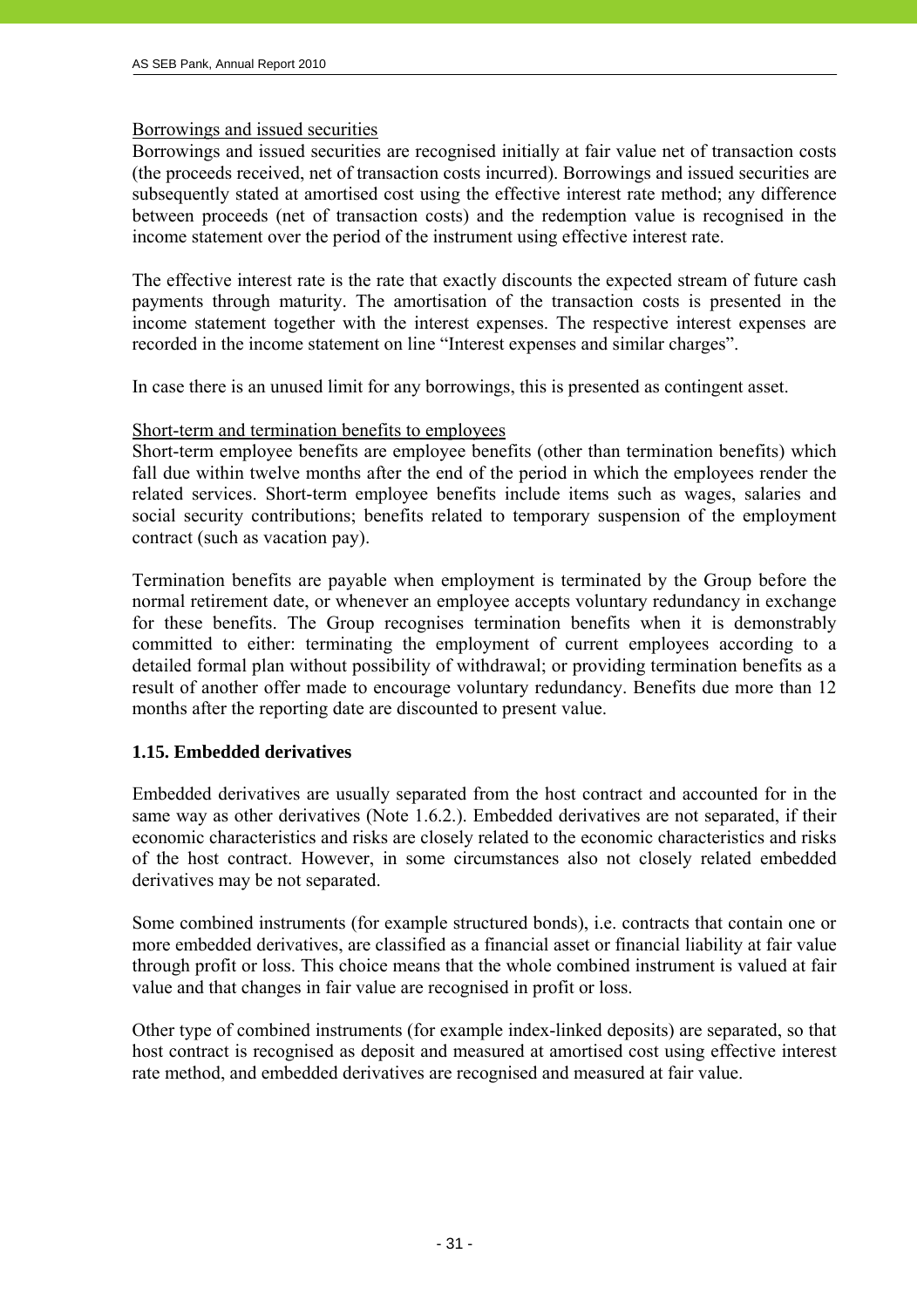Borrowings and issued securities

Borrowings and issued securities are recognised initially at fair value net of transaction costs (the proceeds received, net of transaction costs incurred). Borrowings and issued securities are subsequently stated at amortised cost using the effective interest rate method; any difference between proceeds (net of transaction costs) and the redemption value is recognised in the income statement over the period of the instrument using effective interest rate.

The effective interest rate is the rate that exactly discounts the expected stream of future cash payments through maturity. The amortisation of the transaction costs is presented in the income statement together with the interest expenses. The respective interest expenses are recorded in the income statement on line "Interest expenses and similar charges".

In case there is an unused limit for any borrowings, this is presented as contingent asset.

Short-term and termination benefits to employees

Short-term employee benefits are employee benefits (other than termination benefits) which fall due within twelve months after the end of the period in which the employees render the related services. Short-term employee benefits include items such as wages, salaries and social security contributions; benefits related to temporary suspension of the employment contract (such as vacation pay).

Termination benefits are payable when employment is terminated by the Group before the normal retirement date, or whenever an employee accepts voluntary redundancy in exchange for these benefits. The Group recognises termination benefits when it is demonstrably committed to either: terminating the employment of current employees according to a detailed formal plan without possibility of withdrawal; or providing termination benefits as a result of another offer made to encourage voluntary redundancy. Benefits due more than 12 months after the reporting date are discounted to present value.

## 1.15. Embedded derivatives

Embedded derivatives are usually separated from the host contract and accounted for in the same way as other derivatives (Note 1.6.2.). Embedded derivatives are not separated, if their economic characteristics and risks are closely related to the economic characteristics and risks of the host contract. However, in some circumstances also not closely related embedded derivatives may be not separated.

Some combined instruments (for example structured bonds), i.e. contracts that contain one or more embedded derivatives, are classified as a financial asset or financial liability at fair value through profit or loss. This choice means that the whole combined instrument is valued at fair value and that changes in fair value are recognised in profit or loss.

Other type of combined instruments (for example index-linked deposits) are separated, so that host contract is recognised as deposit and measured at amortised cost using effective interest rate method, and embedded derivatives are recognised and measured at fair value.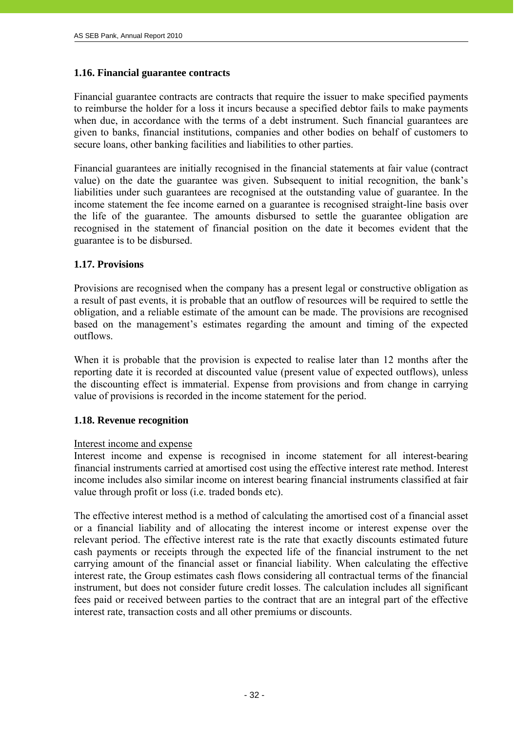### 1.16. Financial guarantee contracts

Financial guarantee contracts are contracts that require the issuer to make specified payments to reimburse the holder for a loss it incurs because a specified debtor fails to make payments when due, in accordance with the terms of a debt instrument. Such financial guarantees are given to banks, financial institutions, companies and other bodies on behalf of customers to secure loans, other banking facilities and liabilities to other parties.

Financial guarantees are initially recognised in the financial statements at fair value (contract value) on the date the guarantee was given. Subsequent to initial recognition, the bank's liabilities under such guarantees are recognised at the outstanding value of guarantee. In the income statement the fee income earned on a guarantee is recognised straight-line basis over the life of the guarantee. The amounts disbursed to settle the guarantee obligation are recognised in the statement of financial position on the date it becomes evident that the guarantee is to be disbursed.

### 1.17. Provisions

Provisions are recognised when the company has a present legal or constructive obligation as a result of past events, it is probable that an outflow of resources will be required to settle the obligation, and a reliable estimate of the amount can be made. The provisions are recognised based on the management's estimates regarding the amount and timing of the expected outflows.

When it is probable that the provision is expected to realise later than 12 months after the reporting date it is recorded at discounted value (present value of expected outflows), unless the discounting effect is immaterial. Expense from provisions and from change in carrying value of provisions is recorded in the income statement for the period.

### 1.18. Revenue recognition

Interest income and expense

Interest income and expense is recognised in income statement for all interest-bearing financial instruments carried at amortised cost using the effective interest rate method. Interest income includes also similar income on interest bearing financial instruments classified at fair value through profit or loss (i.e. traded bonds etc).

The effective interest method is a method of calculating the amortised cost of a financial asset or a financial liability and of allocating the interest income or interest expense over the relevant period. The effective interest rate is the rate that exactly discounts estimated future cash payments or receipts through the expected life of the financial instrument to the net carrying amount of the financial asset or financial liability. When calculating the effective interest rate, the Group estimates cash flows considering all contractual terms of the financial instrument, but does not consider future credit losses. The calculation includes all significant fees paid or received between parties to the contract that are an integral part of the effective interest rate, transaction costs and all other premiums or discounts.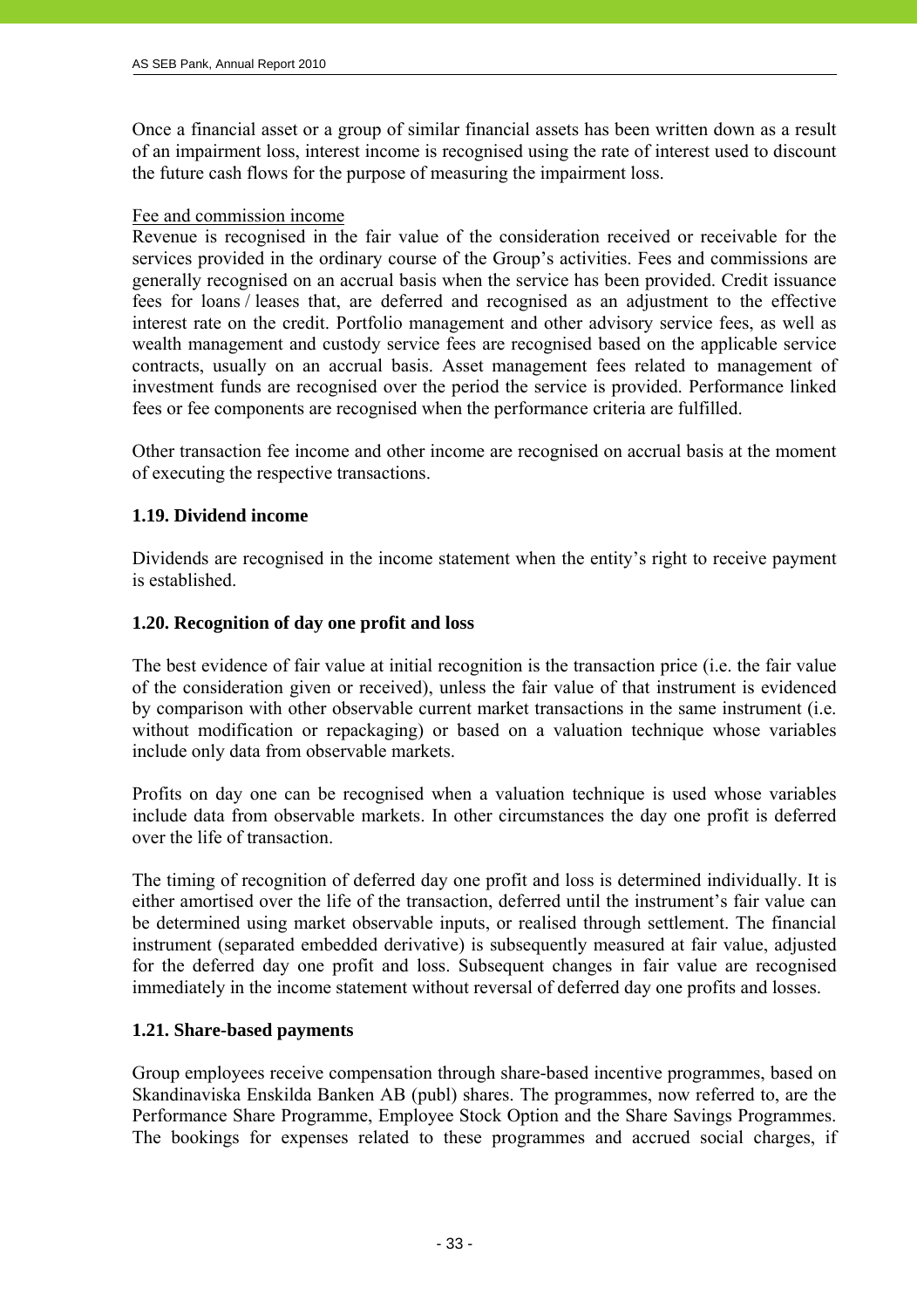Once a financial asset or a group of similar financial assets has been written down as a result of an impairment loss, interest income is recognised using the rate of interest used to discount the future cash flows for the purpose of measuring the impairment loss.

Fee and commission income

Revenue is recognised in the fair value of the consideration received or receivable for the services provided in the ordinary course of the Group's activities. Fees and commissions are generally recognised on an accrual basis when the service has been provided. Credit issuance fees for loans / leases that, are deferred and recognised as an adjustment to the effective interest rate on the credit. Portfolio management and other advisory service fees, as well as wealth management and custody service fees are recognised based on the applicable service contracts, usually on an accrual basis. Asset management fees related to management of investment funds are recognised over the period the service is provided. Performance linked fees or fee components are recognised when the performance criteria are fulfilled.

Other transaction fee income and other income are recognised on accrual basis at the moment of executing the respective transactions.

### 1.19. Dividend income

Dividends are recognised in the income statement when the entity's right to receive payment is established.

### 1.20. Recognition of day one profit and loss

The best evidence of fair value at initial recognition is the transaction price (i.e. the fair value of the consideration given or received), unless the fair value of that instrument is evidenced by comparison with other observable current market transactions in the same instrument (i.e. without modification or repackaging) or based on a valuation technique whose variables include only data from observable markets.

Profits on day one can be recognised when a valuation technique is used whose variables include data from observable markets. In other circumstances the day one profit is deferred over the life of transaction.

The timing of recognition of deferred day one profit and loss is determined individually. It is either amortised over the life of the transaction, deferred until the instrument's fair value can be determined using market observable inputs, or realised through settlement. The financial instrument (separated embedded derivative) is subsequently measured at fair value, adjusted for the deferred day one profit and loss. Subsequent changes in fair value are recognised immediately in the income statement without reversal of deferred day one profits and losses.

### 1.21. Share-based payments

Group employees receive compensation through share-based incentive programmes, based on Skandinaviska Enskilda Banken AB (publ) shares. The programmes, now referred to, are the Performance Share Programme, Employee Stock Option and the Share Savings Programmes. The bookings for expenses related to these programmes and accrued social charges, if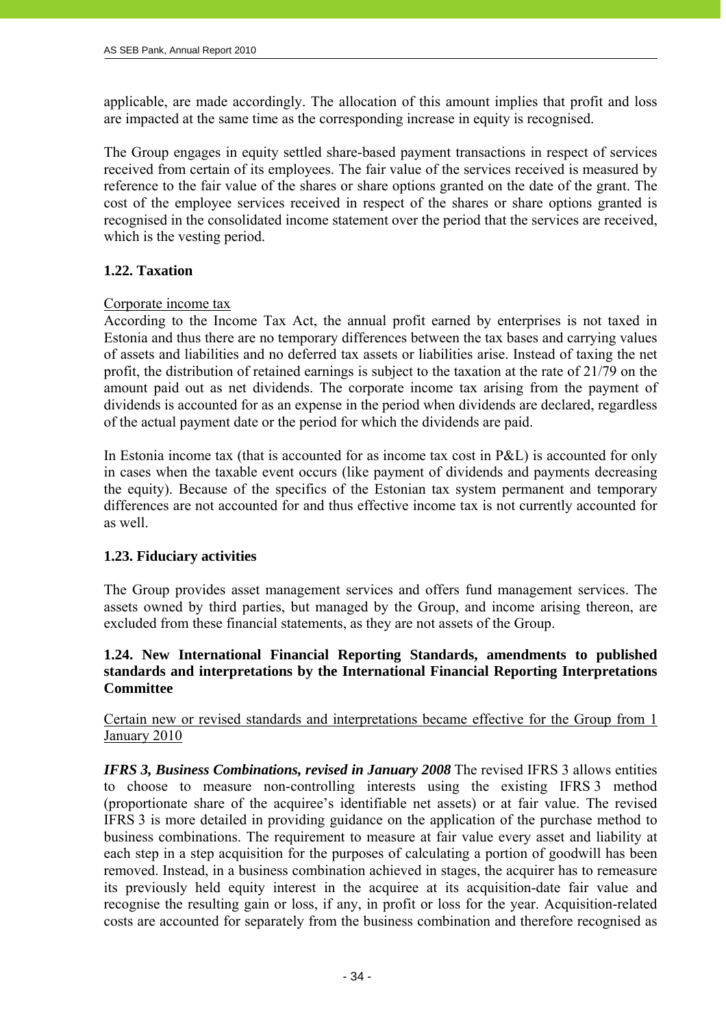applicable, are made accordingly. The allocation of this amount implies that profit and loss are impacted at the same time as the corresponding increase in equity is recognised.

The Group engages in equity settled share-based payment transactions in respect of services received from certain of its employees. The fair value of the services received is measured by reference to the fair value of the shares or share options granted on the date of the grant. The cost of the employee services received in respect of the shares or share options granted is recognised in the consolidated income statement over the period that the services are received, which is the vesting period.

### 1.22. Taxation

Corporate income tax

According to the Income Tax Act, the annual profit earned by enterprises is not taxed in Estonia and thus there are no temporary differences between the tax bases and carrying values of assets and liabilities and no deferred tax assets or liabilities arise. Instead of taxing the net profit, the distribution of retained earnings is subject to the taxation at the rate of 21/79 on the amount paid out as net dividends. The corporate income tax arising from the payment of dividends is accounted for as an expense in the period when dividends are declared, regardless of the actual payment date or the period for which the dividends are paid.

In Estonia income tax (that is accounted for as income tax cost in P&L) is accounted for only in cases when the taxable event occurs (like payment of dividends and payments decreasing the equity). Because of the specifics of the Estonian tax system permanent and temporary differences are not accounted for and thus effective income tax is not currently accounted for as well.

### 1.23. Fiduciary activities

The Group provides asset management services and offers fund management services. The assets owned by third parties, but managed by the Group, and income arising thereon, are excluded from these financial statements, as they are not assets of the Group.

### 1.24. New International Financial Reporting Standards, amendments to published standards and interpretations by the International Financial Reporting Interpretations Committee

Certain new or revised standards and interpretations became effective for the Group from 1 January 2010

***IFRS 3, Business Combinations, revised in January 2008*** The revised IFRS 3 allows entities to choose to measure non-controlling interests using the existing IFRS 3 method (proportionate share of the acquiree's identifiable net assets) or at fair value. The revised IFRS 3 is more detailed in providing guidance on the application of the purchase method to business combinations. The requirement to measure at fair value every asset and liability at each step in a step acquisition for the purposes of calculating a portion of goodwill has been removed. Instead, in a business combination achieved in stages, the acquirer has to remeasure its previously held equity interest in the acquiree at its acquisition-date fair value and recognise the resulting gain or loss, if any, in profit or loss for the year. Acquisition-related costs are accounted for separately from the business combination and therefore recognised as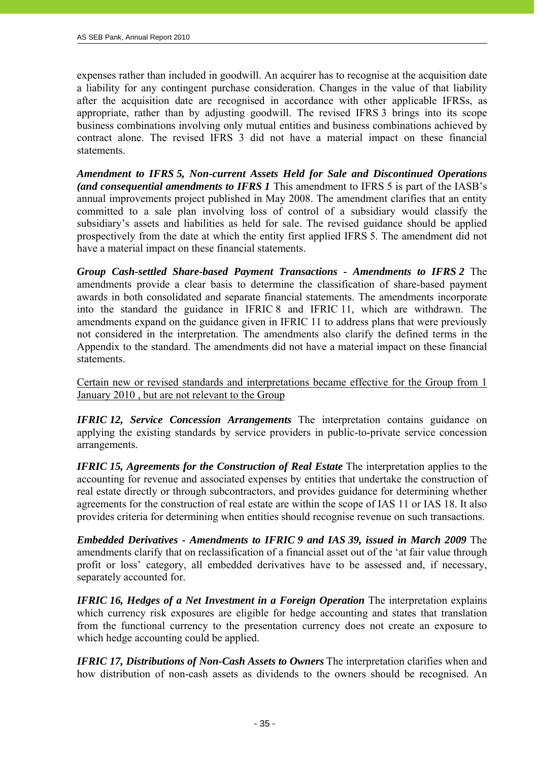expenses rather than included in goodwill. An acquirer has to recognise at the acquisition date a liability for any contingent purchase consideration. Changes in the value of that liability after the acquisition date are recognised in accordance with other applicable IFRSs, as appropriate, rather than by adjusting goodwill. The revised IFRS 3 brings into its scope business combinations involving only mutual entities and business combinations achieved by contract alone. The revised IFRS 3 did not have a material impact on these financial statements.

***Amendment to IFRS 5, Non-current Assets Held for Sale and Discontinued Operations (and consequential amendments to IFRS 1*** This amendment to IFRS 5 is part of the IASB's annual improvements project published in May 2008. The amendment clarifies that an entity committed to a sale plan involving loss of control of a subsidiary would classify the subsidiary's assets and liabilities as held for sale. The revised guidance should be applied prospectively from the date at which the entity first applied IFRS 5. The amendment did not have a material impact on these financial statements.

***Group Cash-settled Share-based Payment Transactions - Amendments to IFRS 2*** The amendments provide a clear basis to determine the classification of share-based payment awards in both consolidated and separate financial statements. The amendments incorporate into the standard the guidance in IFRIC 8 and IFRIC 11, which are withdrawn. The amendments expand on the guidance given in IFRIC 11 to address plans that were previously not considered in the interpretation. The amendments also clarify the defined terms in the Appendix to the standard. The amendments did not have a material impact on these financial statements.

<u>Certain new or revised standards and interpretations became effective for the Group from 1 January 2010 , but are not relevant to the Group</u>

***IFRIC 12, Service Concession Arrangements*** The interpretation contains guidance on applying the existing standards by service providers in public-to-private service concession arrangements.

***IFRIC 15, Agreements for the Construction of Real Estate*** The interpretation applies to the accounting for revenue and associated expenses by entities that undertake the construction of real estate directly or through subcontractors, and provides guidance for determining whether agreements for the construction of real estate are within the scope of IAS 11 or IAS 18. It also provides criteria for determining when entities should recognise revenue on such transactions.

***Embedded Derivatives - Amendments to IFRIC 9 and IAS 39, issued in March 2009*** The amendments clarify that on reclassification of a financial asset out of the 'at fair value through profit or loss' category, all embedded derivatives have to be assessed and, if necessary, separately accounted for.

***IFRIC 16, Hedges of a Net Investment in a Foreign Operation*** The interpretation explains which currency risk exposures are eligible for hedge accounting and states that translation from the functional currency to the presentation currency does not create an exposure to which hedge accounting could be applied.

***IFRIC 17, Distributions of Non-Cash Assets to Owners*** The interpretation clarifies when and how distribution of non-cash assets as dividends to the owners should be recognised. An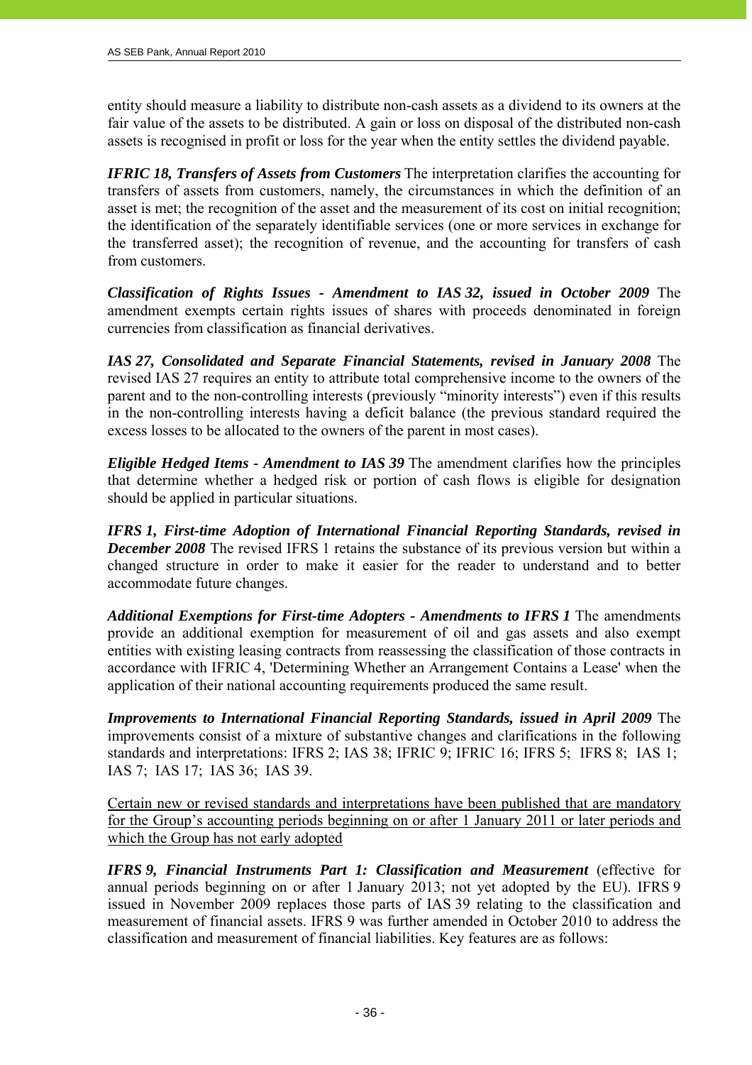entity should measure a liability to distribute non-cash assets as a dividend to its owners at the fair value of the assets to be distributed. A gain or loss on disposal of the distributed non-cash assets is recognised in profit or loss for the year when the entity settles the dividend payable.

***IFRIC 18, Transfers of Assets from Customers*** The interpretation clarifies the accounting for transfers of assets from customers, namely, the circumstances in which the definition of an asset is met; the recognition of the asset and the measurement of its cost on initial recognition; the identification of the separately identifiable services (one or more services in exchange for the transferred asset); the recognition of revenue, and the accounting for transfers of cash from customers.

***Classification of Rights Issues - Amendment to IAS 32, issued in October 2009*** The amendment exempts certain rights issues of shares with proceeds denominated in foreign currencies from classification as financial derivatives.

***IAS 27, Consolidated and Separate Financial Statements, revised in January 2008*** The revised IAS 27 requires an entity to attribute total comprehensive income to the owners of the parent and to the non-controlling interests (previously "minority interests") even if this results in the non-controlling interests having a deficit balance (the previous standard required the excess losses to be allocated to the owners of the parent in most cases).

***Eligible Hedged Items - Amendment to IAS 39*** The amendment clarifies how the principles that determine whether a hedged risk or portion of cash flows is eligible for designation should be applied in particular situations.

***IFRS 1, First-time Adoption of International Financial Reporting Standards, revised in December 2008*** The revised IFRS 1 retains the substance of its previous version but within a changed structure in order to make it easier for the reader to understand and to better accommodate future changes.

***Additional Exemptions for First-time Adopters - Amendments to IFRS 1*** The amendments provide an additional exemption for measurement of oil and gas assets and also exempt entities with existing leasing contracts from reassessing the classification of those contracts in accordance with IFRIC 4, 'Determining Whether an Arrangement Contains a Lease' when the application of their national accounting requirements produced the same result.

***Improvements to International Financial Reporting Standards, issued in April 2009*** The improvements consist of a mixture of substantive changes and clarifications in the following standards and interpretations: IFRS 2; IAS 38; IFRIC 9; IFRIC 16; IFRS 5; IFRS 8; IAS 1; IAS 7; IAS 17; IAS 36; IAS 39.

<u>Certain new or revised standards and interpretations have been published that are mandatory for the Group's accounting periods beginning on or after 1 January 2011 or later periods and which the Group has not early adopted</u>

***IFRS 9, Financial Instruments Part 1: Classification and Measurement*** (effective for annual periods beginning on or after 1 January 2013; not yet adopted by the EU). IFRS 9 issued in November 2009 replaces those parts of IAS 39 relating to the classification and measurement of financial assets. IFRS 9 was further amended in October 2010 to address the classification and measurement of financial liabilities. Key features are as follows: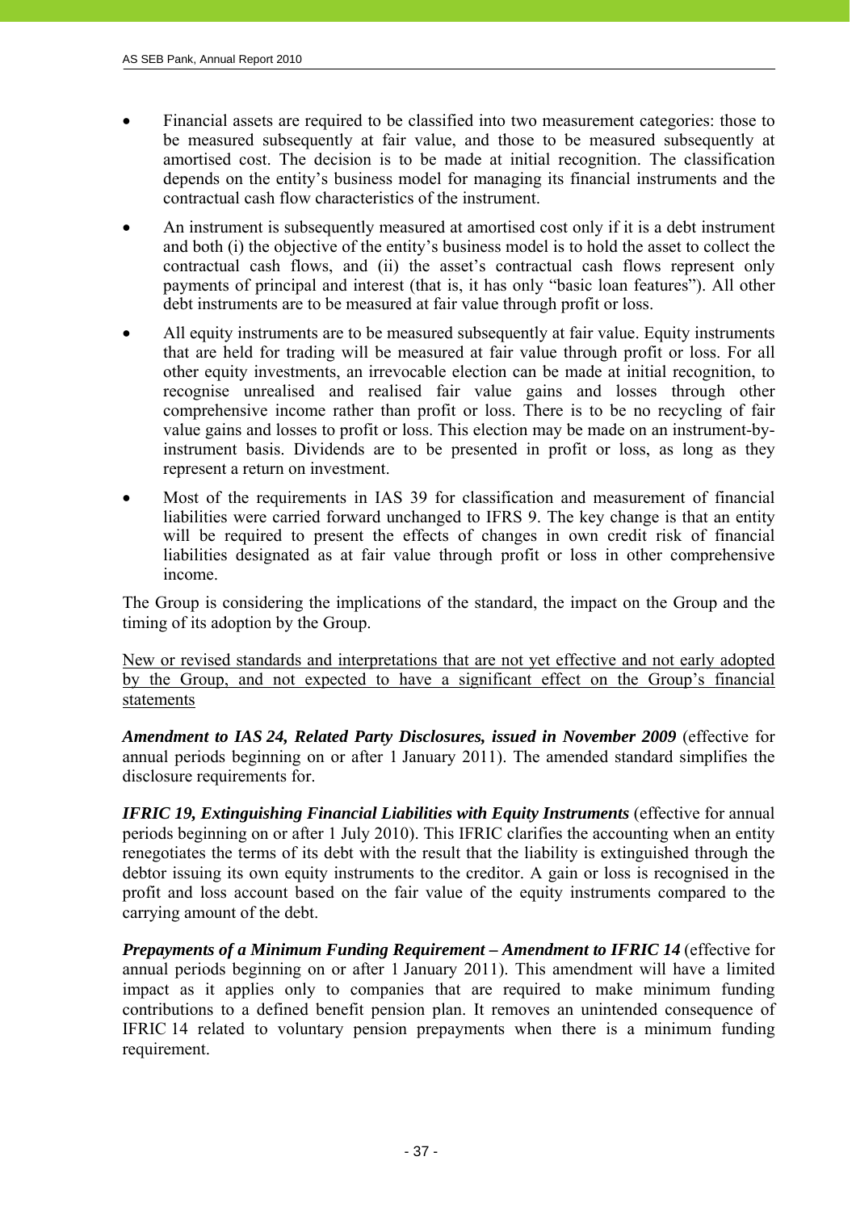- Financial assets are required to be classified into two measurement categories: those to be measured subsequently at fair value, and those to be measured subsequently at amortised cost. The decision is to be made at initial recognition. The classification depends on the entity's business model for managing its financial instruments and the contractual cash flow characteristics of the instrument.
- An instrument is subsequently measured at amortised cost only if it is a debt instrument and both (i) the objective of the entity's business model is to hold the asset to collect the contractual cash flows, and (ii) the asset's contractual cash flows represent only payments of principal and interest (that is, it has only "basic loan features"). All other debt instruments are to be measured at fair value through profit or loss.
- All equity instruments are to be measured subsequently at fair value. Equity instruments that are held for trading will be measured at fair value through profit or loss. For all other equity investments, an irrevocable election can be made at initial recognition, to recognise unrealised and realised fair value gains and losses through other comprehensive income rather than profit or loss. There is to be no recycling of fair value gains and losses to profit or loss. This election may be made on an instrument-by-instrument basis. Dividends are to be presented in profit or loss, as long as they represent a return on investment.
- Most of the requirements in IAS 39 for classification and measurement of financial liabilities were carried forward unchanged to IFRS 9. The key change is that an entity will be required to present the effects of changes in own credit risk of financial liabilities designated as at fair value through profit or loss in other comprehensive income.

The Group is considering the implications of the standard, the impact on the Group and the timing of its adoption by the Group.

<u>New or revised standards and interpretations that are not yet effective and not early adopted by the Group, and not expected to have a significant effect on the Group's financial statements</u>

***Amendment to IAS 24, Related Party Disclosures, issued in November 2009*** (effective for annual periods beginning on or after 1 January 2011). The amended standard simplifies the disclosure requirements for.

***IFRIC 19, Extinguishing Financial Liabilities with Equity Instruments*** (effective for annual periods beginning on or after 1 July 2010). This IFRIC clarifies the accounting when an entity renegotiates the terms of its debt with the result that the liability is extinguished through the debtor issuing its own equity instruments to the creditor. A gain or loss is recognised in the profit and loss account based on the fair value of the equity instruments compared to the carrying amount of the debt.

***Prepayments of a Minimum Funding Requirement – Amendment to IFRIC 14*** (effective for annual periods beginning on or after 1 January 2011). This amendment will have a limited impact as it applies only to companies that are required to make minimum funding contributions to a defined benefit pension plan. It removes an unintended consequence of IFRIC 14 related to voluntary pension prepayments when there is a minimum funding requirement.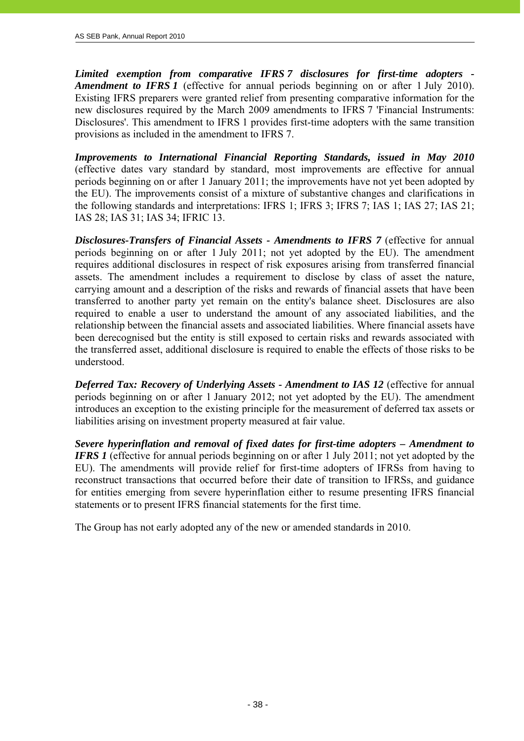***Limited exemption from comparative IFRS 7 disclosures for first-time adopters - Amendment to IFRS 1*** (effective for annual periods beginning on or after 1 July 2010). Existing IFRS preparers were granted relief from presenting comparative information for the new disclosures required by the March 2009 amendments to IFRS 7 'Financial Instruments: Disclosures'. This amendment to IFRS 1 provides first-time adopters with the same transition provisions as included in the amendment to IFRS 7.

***Improvements to International Financial Reporting Standards, issued in May 2010*** (effective dates vary standard by standard, most improvements are effective for annual periods beginning on or after 1 January 2011; the improvements have not yet been adopted by the EU). The improvements consist of a mixture of substantive changes and clarifications in the following standards and interpretations: IFRS 1; IFRS 3; IFRS 7; IAS 1; IAS 27; IAS 21; IAS 28; IAS 31; IAS 34; IFRIC 13.

***Disclosures-Transfers of Financial Assets - Amendments to IFRS 7*** (effective for annual periods beginning on or after 1 July 2011; not yet adopted by the EU). The amendment requires additional disclosures in respect of risk exposures arising from transferred financial assets. The amendment includes a requirement to disclose by class of asset the nature, carrying amount and a description of the risks and rewards of financial assets that have been transferred to another party yet remain on the entity's balance sheet. Disclosures are also required to enable a user to understand the amount of any associated liabilities, and the relationship between the financial assets and associated liabilities. Where financial assets have been derecognised but the entity is still exposed to certain risks and rewards associated with the transferred asset, additional disclosure is required to enable the effects of those risks to be understood.

***Deferred Tax: Recovery of Underlying Assets - Amendment to IAS 12*** (effective for annual periods beginning on or after 1 January 2012; not yet adopted by the EU). The amendment introduces an exception to the existing principle for the measurement of deferred tax assets or liabilities arising on investment property measured at fair value.

***Severe hyperinflation and removal of fixed dates for first-time adopters – Amendment to IFRS 1*** (effective for annual periods beginning on or after 1 July 2011; not yet adopted by the EU). The amendments will provide relief for first-time adopters of IFRSs from having to reconstruct transactions that occurred before their date of transition to IFRSs, and guidance for entities emerging from severe hyperinflation either to resume presenting IFRS financial statements or to present IFRS financial statements for the first time.

The Group has not early adopted any of the new or amended standards in 2010.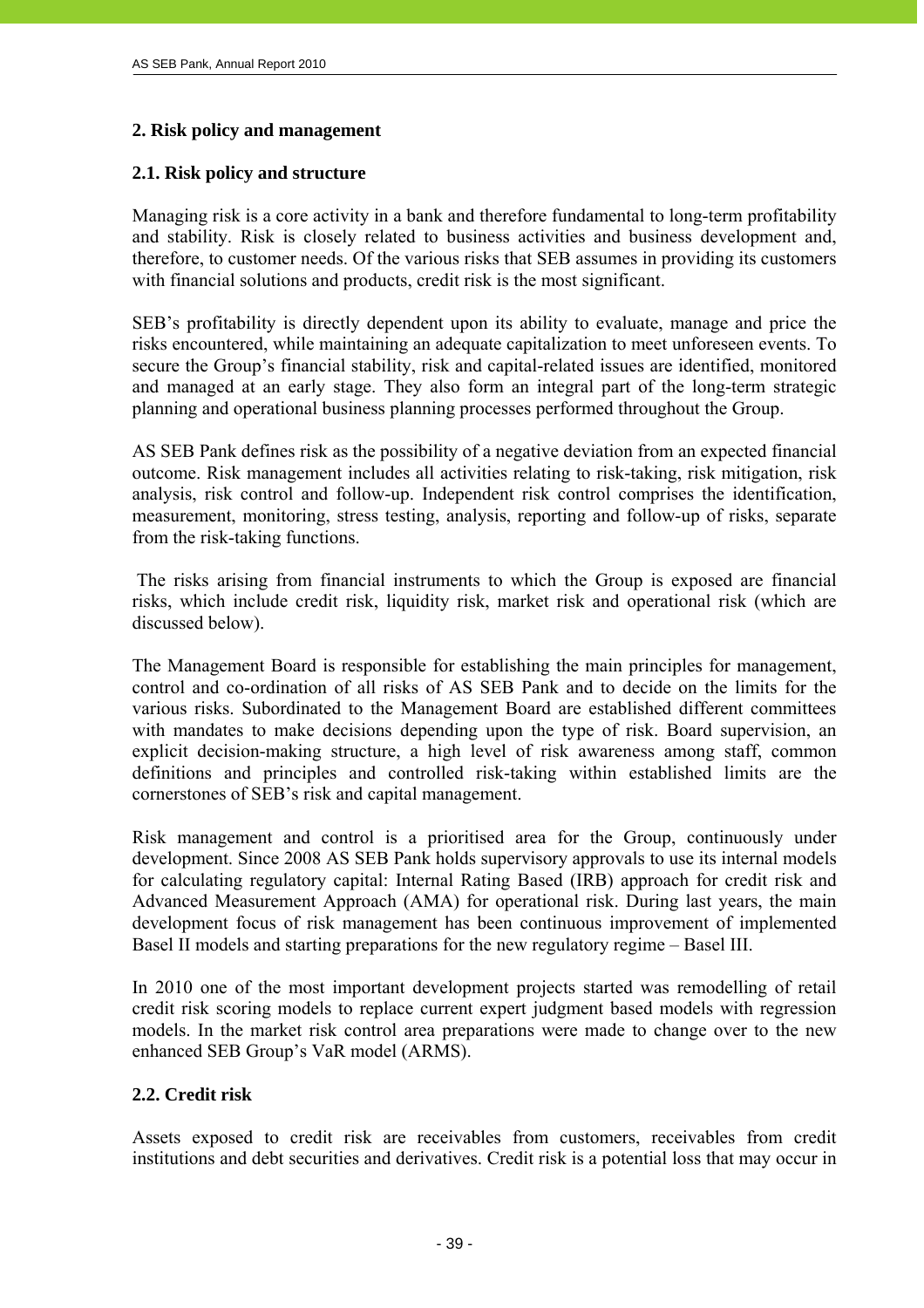## 2. Risk policy and management

### 2.1. Risk policy and structure

Managing risk is a core activity in a bank and therefore fundamental to long-term profitability and stability. Risk is closely related to business activities and business development and, therefore, to customer needs. Of the various risks that SEB assumes in providing its customers with financial solutions and products, credit risk is the most significant.

SEB's profitability is directly dependent upon its ability to evaluate, manage and price the risks encountered, while maintaining an adequate capitalization to meet unforeseen events. To secure the Group's financial stability, risk and capital-related issues are identified, monitored and managed at an early stage. They also form an integral part of the long-term strategic planning and operational business planning processes performed throughout the Group.

AS SEB Pank defines risk as the possibility of a negative deviation from an expected financial outcome. Risk management includes all activities relating to risk-taking, risk mitigation, risk analysis, risk control and follow-up. Independent risk control comprises the identification, measurement, monitoring, stress testing, analysis, reporting and follow-up of risks, separate from the risk-taking functions.

The risks arising from financial instruments to which the Group is exposed are financial risks, which include credit risk, liquidity risk, market risk and operational risk (which are discussed below).

The Management Board is responsible for establishing the main principles for management, control and co-ordination of all risks of AS SEB Pank and to decide on the limits for the various risks. Subordinated to the Management Board are established different committees with mandates to make decisions depending upon the type of risk. Board supervision, an explicit decision-making structure, a high level of risk awareness among staff, common definitions and principles and controlled risk-taking within established limits are the cornerstones of SEB's risk and capital management.

Risk management and control is a prioritised area for the Group, continuously under development. Since 2008 AS SEB Pank holds supervisory approvals to use its internal models for calculating regulatory capital: Internal Rating Based (IRB) approach for credit risk and Advanced Measurement Approach (AMA) for operational risk. During last years, the main development focus of risk management has been continuous improvement of implemented Basel II models and starting preparations for the new regulatory regime – Basel III.

In 2010 one of the most important development projects started was remodelling of retail credit risk scoring models to replace current expert judgment based models with regression models. In the market risk control area preparations were made to change over to the new enhanced SEB Group's VaR model (ARMS).

### 2.2. Credit risk

Assets exposed to credit risk are receivables from customers, receivables from credit institutions and debt securities and derivatives. Credit risk is a potential loss that may occur in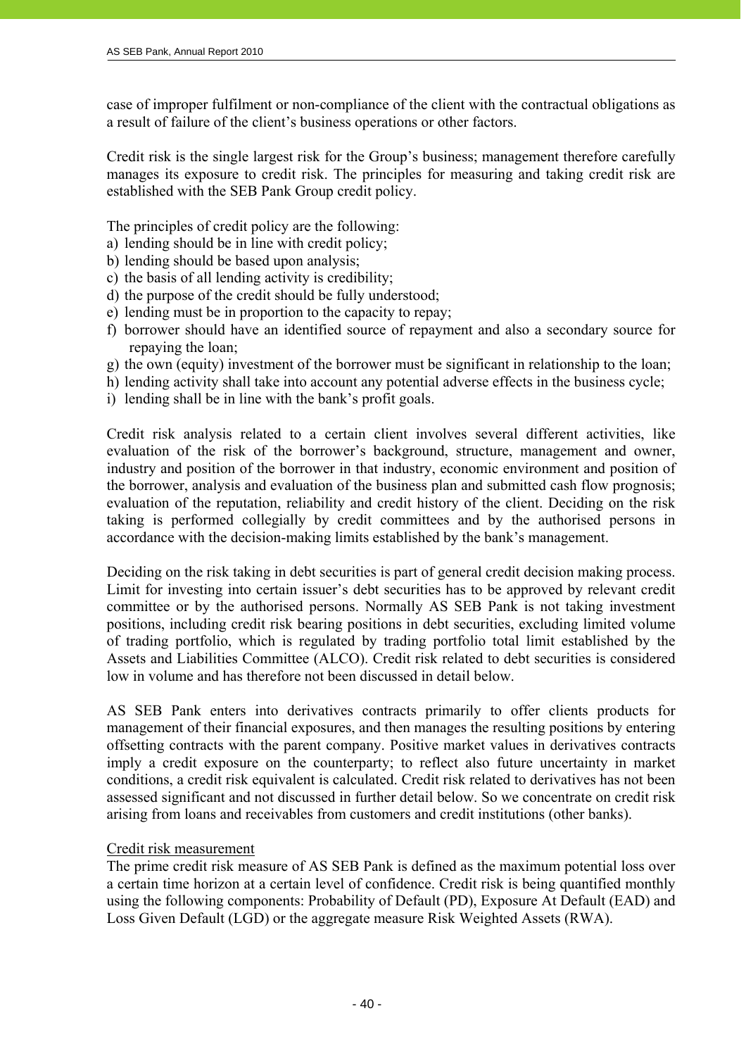case of improper fulfilment or non-compliance of the client with the contractual obligations as a result of failure of the client's business operations or other factors.

Credit risk is the single largest risk for the Group's business; management therefore carefully manages its exposure to credit risk. The principles for measuring and taking credit risk are established with the SEB Pank Group credit policy.

The principles of credit policy are the following:

a) lending should be in line with credit policy;
b) lending should be based upon analysis;
c) the basis of all lending activity is credibility;
d) the purpose of the credit should be fully understood;
e) lending must be in proportion to the capacity to repay;
f) borrower should have an identified source of repayment and also a secondary source for repaying the loan;
g) the own (equity) investment of the borrower must be significant in relationship to the loan;
h) lending activity shall take into account any potential adverse effects in the business cycle;
i) lending shall be in line with the bank's profit goals.

Credit risk analysis related to a certain client involves several different activities, like evaluation of the risk of the borrower's background, structure, management and owner, industry and position of the borrower in that industry, economic environment and position of the borrower, analysis and evaluation of the business plan and submitted cash flow prognosis; evaluation of the reputation, reliability and credit history of the client. Deciding on the risk taking is performed collegially by credit committees and by the authorised persons in accordance with the decision-making limits established by the bank's management.

Deciding on the risk taking in debt securities is part of general credit decision making process. Limit for investing into certain issuer's debt securities has to be approved by relevant credit committee or by the authorised persons. Normally AS SEB Pank is not taking investment positions, including credit risk bearing positions in debt securities, excluding limited volume of trading portfolio, which is regulated by trading portfolio total limit established by the Assets and Liabilities Committee (ALCO). Credit risk related to debt securities is considered low in volume and has therefore not been discussed in detail below.

AS SEB Pank enters into derivatives contracts primarily to offer clients products for management of their financial exposures, and then manages the resulting positions by entering offsetting contracts with the parent company. Positive market values in derivatives contracts imply a credit exposure on the counterparty; to reflect also future uncertainty in market conditions, a credit risk equivalent is calculated. Credit risk related to derivatives has not been assessed significant and not discussed in further detail below. So we concentrate on credit risk arising from loans and receivables from customers and credit institutions (other banks).

Credit risk measurement

The prime credit risk measure of AS SEB Pank is defined as the maximum potential loss over a certain time horizon at a certain level of confidence. Credit risk is being quantified monthly using the following components: Probability of Default (PD), Exposure At Default (EAD) and Loss Given Default (LGD) or the aggregate measure Risk Weighted Assets (RWA).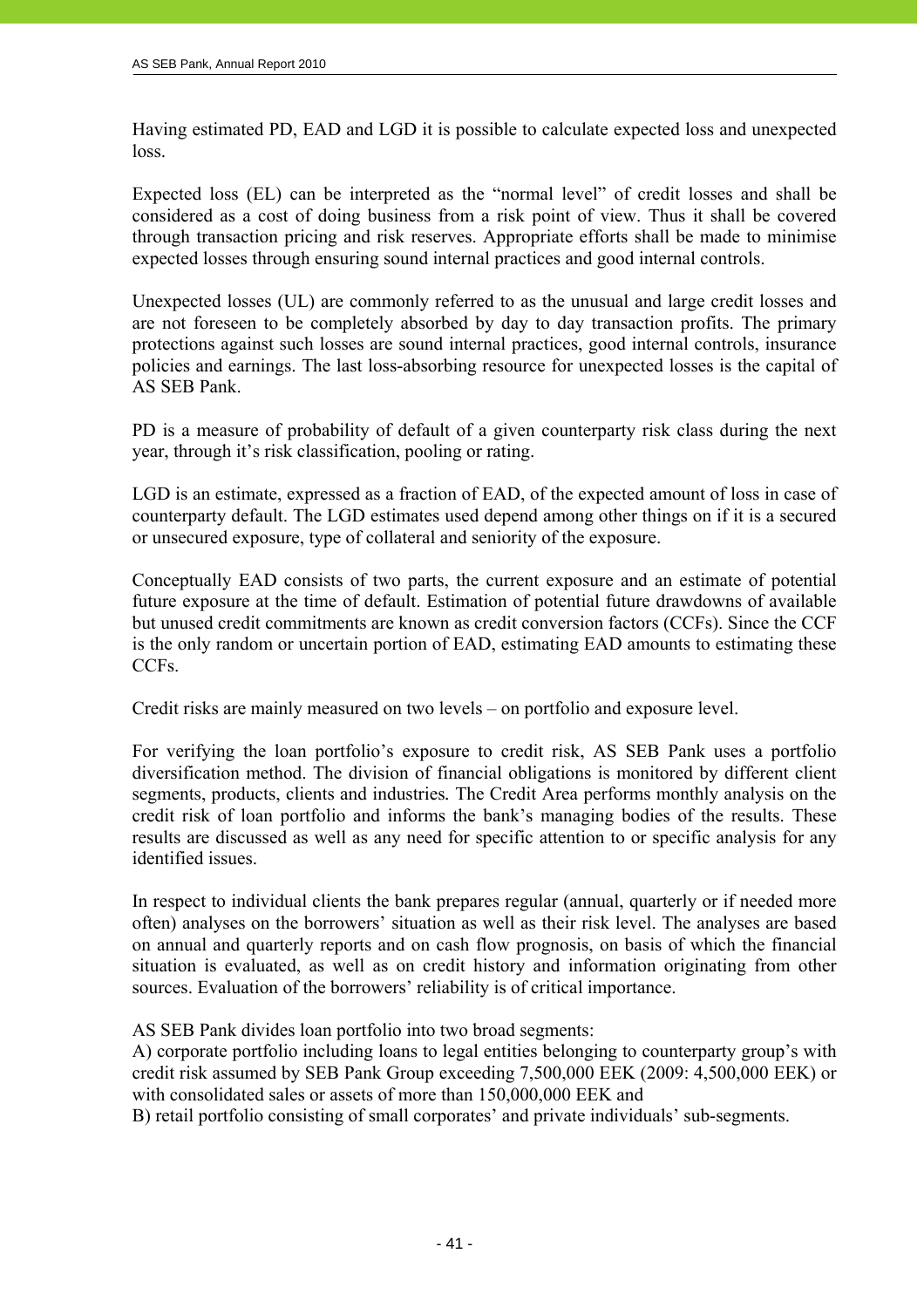Having estimated PD, EAD and LGD it is possible to calculate expected loss and unexpected loss.

Expected loss (EL) can be interpreted as the "normal level" of credit losses and shall be considered as a cost of doing business from a risk point of view. Thus it shall be covered through transaction pricing and risk reserves. Appropriate efforts shall be made to minimise expected losses through ensuring sound internal practices and good internal controls.

Unexpected losses (UL) are commonly referred to as the unusual and large credit losses and are not foreseen to be completely absorbed by day to day transaction profits. The primary protections against such losses are sound internal practices, good internal controls, insurance policies and earnings. The last loss-absorbing resource for unexpected losses is the capital of AS SEB Pank.

PD is a measure of probability of default of a given counterparty risk class during the next year, through it's risk classification, pooling or rating.

LGD is an estimate, expressed as a fraction of EAD, of the expected amount of loss in case of counterparty default. The LGD estimates used depend among other things on if it is a secured or unsecured exposure, type of collateral and seniority of the exposure.

Conceptually EAD consists of two parts, the current exposure and an estimate of potential future exposure at the time of default. Estimation of potential future drawdowns of available but unused credit commitments are known as credit conversion factors (CCFs). Since the CCF is the only random or uncertain portion of EAD, estimating EAD amounts to estimating these CCFs.

Credit risks are mainly measured on two levels – on portfolio and exposure level.

For verifying the loan portfolio's exposure to credit risk, AS SEB Pank uses a portfolio diversification method. The division of financial obligations is monitored by different client segments, products, clients and industries. The Credit Area performs monthly analysis on the credit risk of loan portfolio and informs the bank's managing bodies of the results. These results are discussed as well as any need for specific attention to or specific analysis for any identified issues.

In respect to individual clients the bank prepares regular (annual, quarterly or if needed more often) analyses on the borrowers' situation as well as their risk level. The analyses are based on annual and quarterly reports and on cash flow prognosis, on basis of which the financial situation is evaluated, as well as on credit history and information originating from other sources. Evaluation of the borrowers' reliability is of critical importance.

AS SEB Pank divides loan portfolio into two broad segments:
A) corporate portfolio including loans to legal entities belonging to counterparty group's with credit risk assumed by SEB Pank Group exceeding 7,500,000 EEK (2009: 4,500,000 EEK) or with consolidated sales or assets of more than 150,000,000 EEK and
B) retail portfolio consisting of small corporates' and private individuals' sub-segments.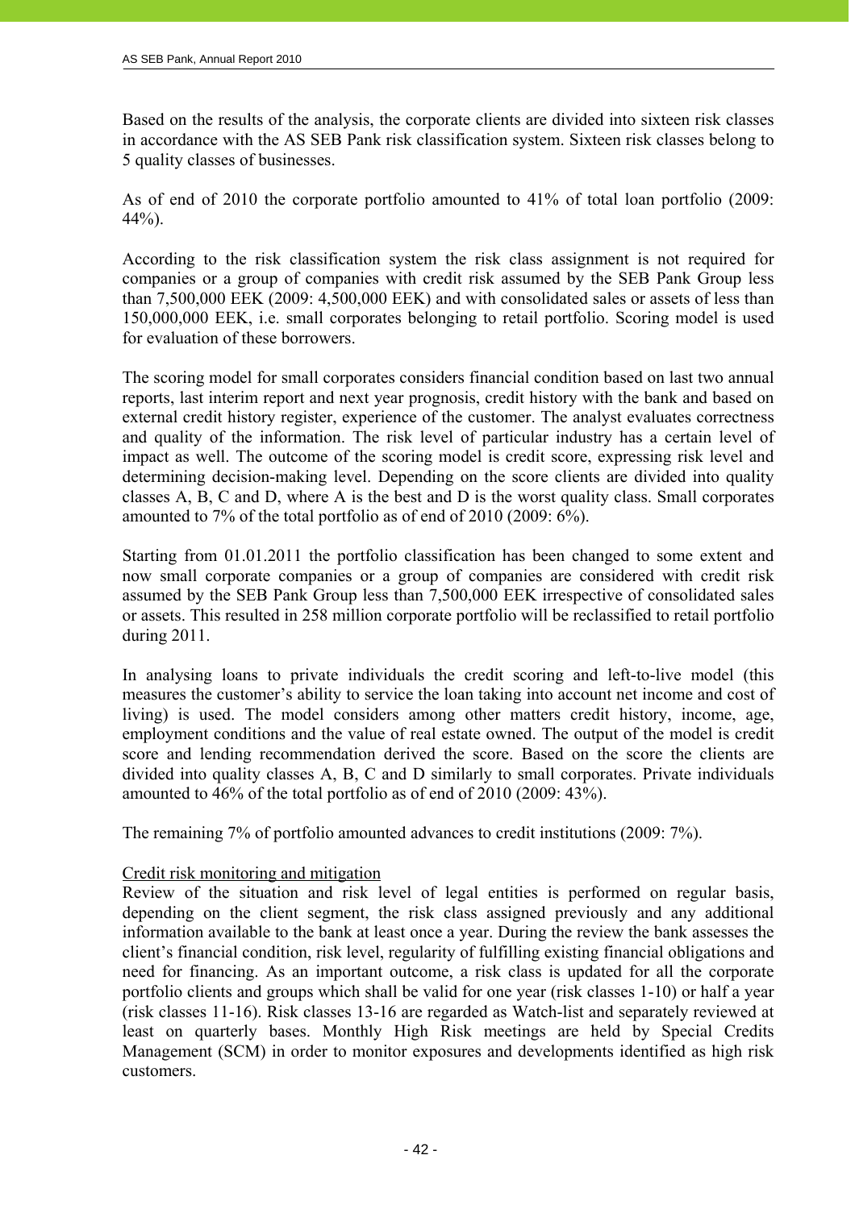Based on the results of the analysis, the corporate clients are divided into sixteen risk classes in accordance with the AS SEB Pank risk classification system. Sixteen risk classes belong to 5 quality classes of businesses.

As of end of 2010 the corporate portfolio amounted to 41% of total loan portfolio (2009: 44%).

According to the risk classification system the risk class assignment is not required for companies or a group of companies with credit risk assumed by the SEB Pank Group less than 7,500,000 EEK (2009: 4,500,000 EEK) and with consolidated sales or assets of less than 150,000,000 EEK, i.e. small corporates belonging to retail portfolio. Scoring model is used for evaluation of these borrowers.

The scoring model for small corporates considers financial condition based on last two annual reports, last interim report and next year prognosis, credit history with the bank and based on external credit history register, experience of the customer. The analyst evaluates correctness and quality of the information. The risk level of particular industry has a certain level of impact as well. The outcome of the scoring model is credit score, expressing risk level and determining decision-making level. Depending on the score clients are divided into quality classes A, B, C and D, where A is the best and D is the worst quality class. Small corporates amounted to 7% of the total portfolio as of end of 2010 (2009: 6%).

Starting from 01.01.2011 the portfolio classification has been changed to some extent and now small corporate companies or a group of companies are considered with credit risk assumed by the SEB Pank Group less than 7,500,000 EEK irrespective of consolidated sales or assets. This resulted in 258 million corporate portfolio will be reclassified to retail portfolio during 2011.

In analysing loans to private individuals the credit scoring and left-to-live model (this measures the customer's ability to service the loan taking into account net income and cost of living) is used. The model considers among other matters credit history, income, age, employment conditions and the value of real estate owned. The output of the model is credit score and lending recommendation derived the score. Based on the score the clients are divided into quality classes A, B, C and D similarly to small corporates. Private individuals amounted to 46% of the total portfolio as of end of 2010 (2009: 43%).

The remaining 7% of portfolio amounted advances to credit institutions (2009: 7%).

Credit risk monitoring and mitigation

Review of the situation and risk level of legal entities is performed on regular basis, depending on the client segment, the risk class assigned previously and any additional information available to the bank at least once a year. During the review the bank assesses the client's financial condition, risk level, regularity of fulfilling existing financial obligations and need for financing. As an important outcome, a risk class is updated for all the corporate portfolio clients and groups which shall be valid for one year (risk classes 1-10) or half a year (risk classes 11-16). Risk classes 13-16 are regarded as Watch-list and separately reviewed at least on quarterly bases. Monthly High Risk meetings are held by Special Credits Management (SCM) in order to monitor exposures and developments identified as high risk customers.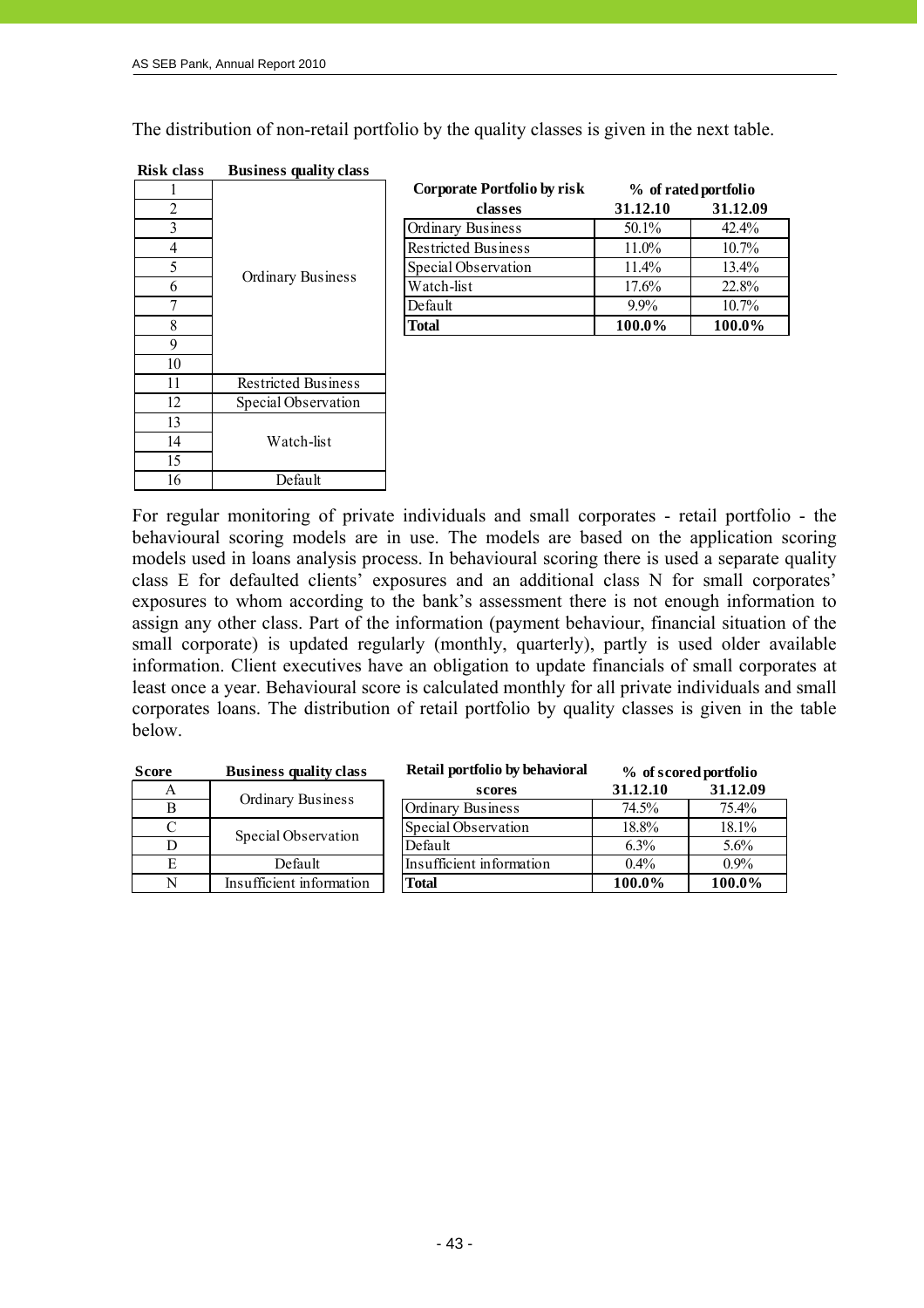The distribution of non-retail portfolio by the quality classes is given in the next table.

| Risk class | Business quality class |
|---|---|
| 1 | Ordinary Business |
| 2 | |
| 3 | |
| 4 | |
| 5 | |
| 6 | |
| 7 | |
| 8 | |
| 9 | |
| 10 | |
| 11 | Restricted Business |
| 12 | Special Observation |
| 13 | Watch-list |
| 14 | |
| 15 | |
| 16 | Default |

| Corporate Portfolio by risk classes | % of rated portfolio | |
|---|---|---|
| | 31.12.10 | 31.12.09 |
| Ordinary Business | 50.1% | 42.4% |
| Restricted Business | 11.0% | 10.7% |
| Special Observation | 11.4% | 13.4% |
| Watch-list | 17.6% | 22.8% |
| Default | 9.9% | 10.7% |
| **Total** | **100.0%** | **100.0%** |

For regular monitoring of private individuals and small corporates - retail portfolio - the behavioural scoring models are in use. The models are based on the application scoring models used in loans analysis process. In behavioural scoring there is used a separate quality class E for defaulted clients' exposures and an additional class N for small corporates' exposures to whom according to the bank's assessment there is not enough information to assign any other class. Part of the information (payment behaviour, financial situation of the small corporate) is updated regularly (monthly, quarterly), partly is used older available information. Client executives have an obligation to update financials of small corporates at least once a year. Behavioural score is calculated monthly for all private individuals and small corporates loans. The distribution of retail portfolio by quality classes is given in the table below.

| Score | Business quality class |
|---|---|
| A | Ordinary Business |
| B | |
| C | Special Observation |
| D | |
| E | Default |
| N | Insufficient information |

| Retail portfolio by behavioral scores | % of scored portfolio | |
|---|---|---|
| | 31.12.10 | 31.12.09 |
| Ordinary Business | 74.5% | 75.4% |
| Special Observation | 18.8% | 18.1% |
| Default | 6.3% | 5.6% |
| Insufficient information | 0.4% | 0.9% |
| **Total** | **100.0%** | **100.0%** |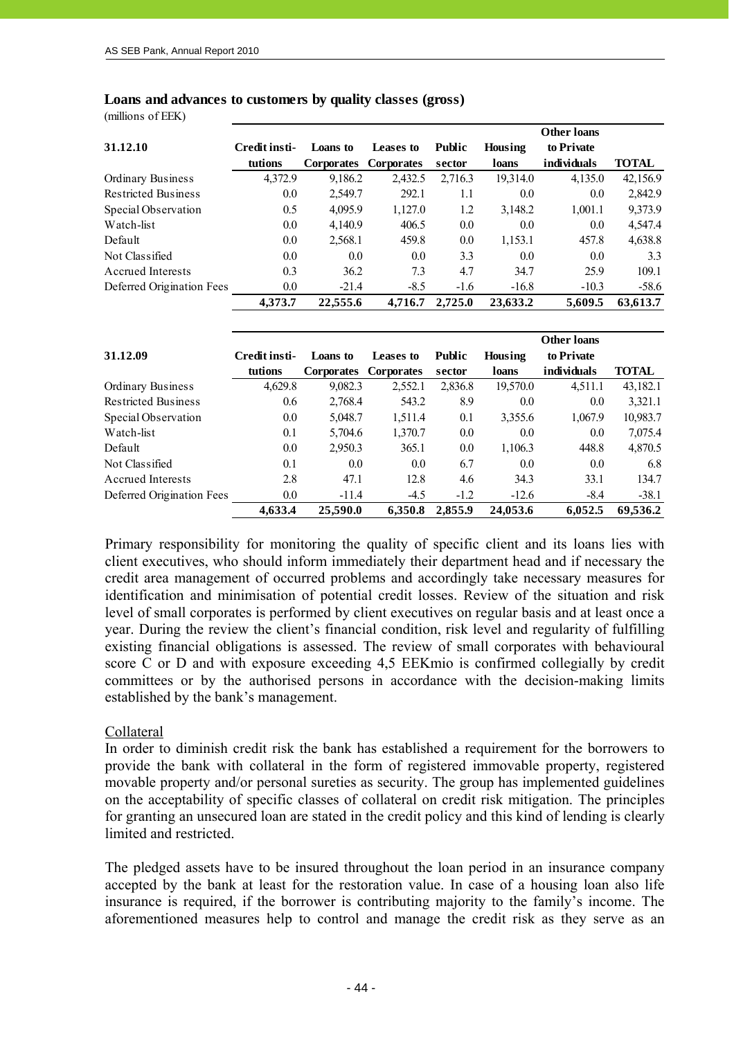**Loans and advances to customers by quality classes (gross)**

(millions of EEK)

| 31.12.10 | Credit insti-tutions | Loans to Corporates | Leases to Corporates | Public sector | Housing loans | Other loans to Private individuals | TOTAL |
|---|---|---|---|---|---|---|---|
| Ordinary Business | 4,372.9 | 9,186.2 | 2,432.5 | 2,716.3 | 19,314.0 | 4,135.0 | 42,156.9 |
| Restricted Business | 0.0 | 2,549.7 | 292.1 | 1.1 | 0.0 | 0.0 | 2,842.9 |
| Special Observation | 0.5 | 4,095.9 | 1,127.0 | 1.2 | 3,148.2 | 1,001.1 | 9,373.9 |
| Watch-list | 0.0 | 4,140.9 | 406.5 | 0.0 | 0.0 | 0.0 | 4,547.4 |
| Default | 0.0 | 2,568.1 | 459.8 | 0.0 | 1,153.1 | 457.8 | 4,638.8 |
| Not Classified | 0.0 | 0.0 | 0.0 | 3.3 | 0.0 | 0.0 | 3.3 |
| Accrued Interests | 0.3 | 36.2 | 7.3 | 4.7 | 34.7 | 25.9 | 109.1 |
| Deferred Origination Fees | 0.0 | -21.4 | -8.5 | -1.6 | -16.8 | -10.3 | -58.6 |
| | **4,373.7** | **22,555.6** | **4,716.7** | **2,725.0** | **23,633.2** | **5,609.5** | **63,613.7** |

| 31.12.09 | Credit insti-tutions | Loans to Corporates | Leases to Corporates | Public sector | Housing loans | Other loans to Private individuals | TOTAL |
|---|---|---|---|---|---|---|---|
| Ordinary Business | 4,629.8 | 9,082.3 | 2,552.1 | 2,836.8 | 19,570.0 | 4,511.1 | 43,182.1 |
| Restricted Business | 0.6 | 2,768.4 | 543.2 | 8.9 | 0.0 | 0.0 | 3,321.1 |
| Special Observation | 0.0 | 5,048.7 | 1,511.4 | 0.1 | 3,355.6 | 1,067.9 | 10,983.7 |
| Watch-list | 0.1 | 5,704.6 | 1,370.7 | 0.0 | 0.0 | 0.0 | 7,075.4 |
| Default | 0.0 | 2,950.3 | 365.1 | 0.0 | 1,106.3 | 448.8 | 4,870.5 |
| Not Classified | 0.1 | 0.0 | 0.0 | 6.7 | 0.0 | 0.0 | 6.8 |
| Accrued Interests | 2.8 | 47.1 | 12.8 | 4.6 | 34.3 | 33.1 | 134.7 |
| Deferred Origination Fees | 0.0 | -11.4 | -4.5 | -1.2 | -12.6 | -8.4 | -38.1 |
| | **4,633.4** | **25,590.0** | **6,350.8** | **2,855.9** | **24,053.6** | **6,052.5** | **69,536.2** |

Primary responsibility for monitoring the quality of specific client and its loans lies with client executives, who should inform immediately their department head and if necessary the credit area management of occurred problems and accordingly take necessary measures for identification and minimisation of potential credit losses. Review of the situation and risk level of small corporates is performed by client executives on regular basis and at least once a year. During the review the client's financial condition, risk level and regularity of fulfilling existing financial obligations is assessed. The review of small corporates with behavioural score C or D and with exposure exceeding 4,5 EEKmio is confirmed collegially by credit committees or by the authorised persons in accordance with the decision-making limits established by the bank's management.

Collateral

In order to diminish credit risk the bank has established a requirement for the borrowers to provide the bank with collateral in the form of registered immovable property, registered movable property and/or personal sureties as security. The group has implemented guidelines on the acceptability of specific classes of collateral on credit risk mitigation. The principles for granting an unsecured loan are stated in the credit policy and this kind of lending is clearly limited and restricted.

The pledged assets have to be insured throughout the loan period in an insurance company accepted by the bank at least for the restoration value. In case of a housing loan also life insurance is required, if the borrower is contributing majority to the family's income. The aforementioned measures help to control and manage the credit risk as they serve as an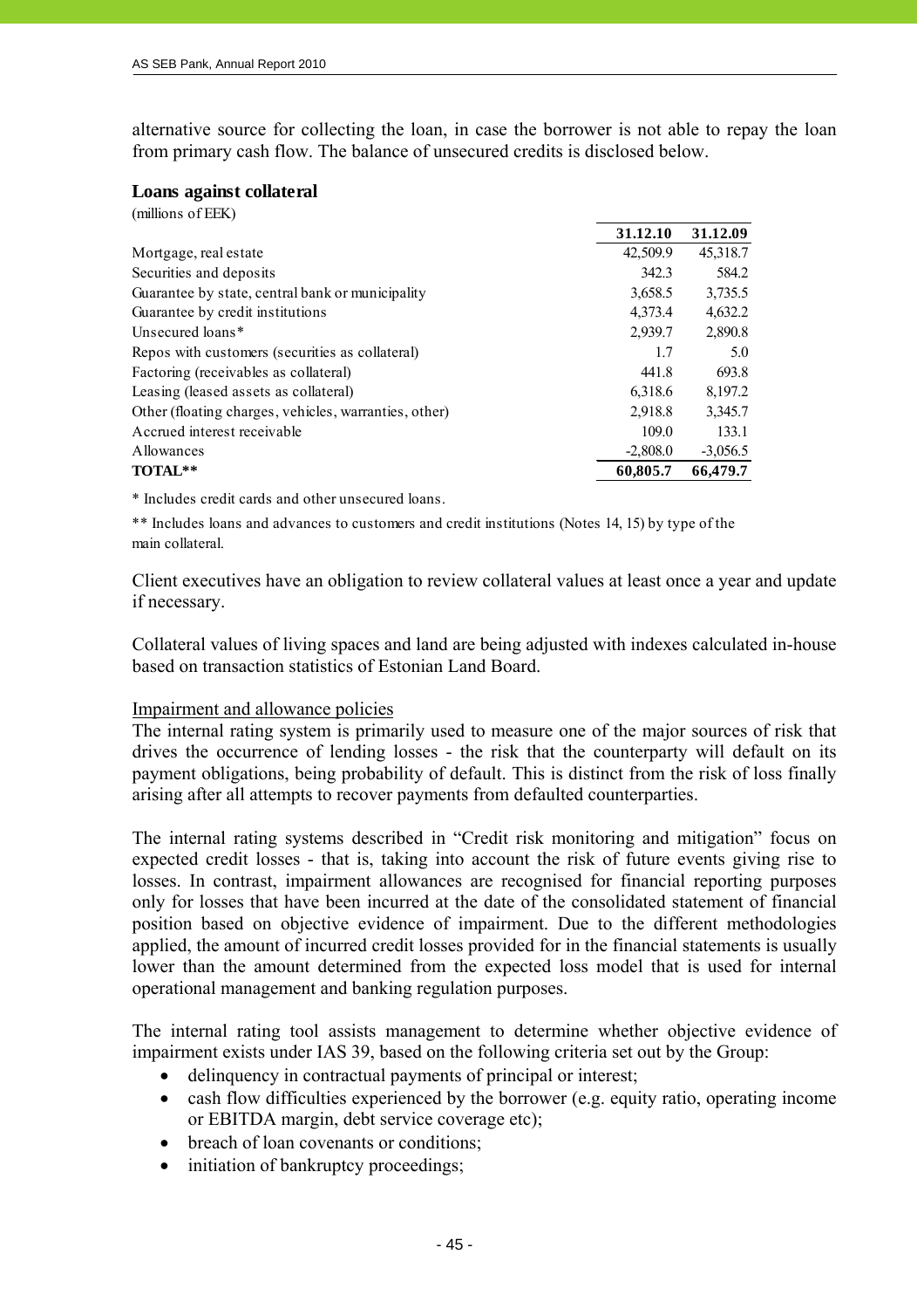alternative source for collecting the loan, in case the borrower is not able to repay the loan from primary cash flow. The balance of unsecured credits is disclosed below.

**Loans against collateral**

(millions of EEK)

| | 31.12.10 | 31.12.09 |
|---|---|---|
| Mortgage, real estate | 42,509.9 | 45,318.7 |
| Securities and deposits | 342.3 | 584.2 |
| Guarantee by state, central bank or municipality | 3,658.5 | 3,735.5 |
| Guarantee by credit institutions | 4,373.4 | 4,632.2 |
| Unsecured loans* | 2,939.7 | 2,890.8 |
| Repos with customers (securities as collateral) | 1.7 | 5.0 |
| Factoring (receivables as collateral) | 441.8 | 693.8 |
| Leasing (leased assets as collateral) | 6,318.6 | 8,197.2 |
| Other (floating charges, vehicles, warranties, other) | 2,918.8 | 3,345.7 |
| Accrued interest receivable | 109.0 | 133.1 |
| Allowances | -2,808.0 | -3,056.5 |
| **TOTAL**** | **60,805.7** | **66,479.7** |

* Includes credit cards and other unsecured loans.

** Includes loans and advances to customers and credit institutions (Notes 14, 15) by type of the main collateral.

Client executives have an obligation to review collateral values at least once a year and update if necessary.

Collateral values of living spaces and land are being adjusted with indexes calculated in-house based on transaction statistics of Estonian Land Board.

Impairment and allowance policies

The internal rating system is primarily used to measure one of the major sources of risk that drives the occurrence of lending losses - the risk that the counterparty will default on its payment obligations, being probability of default. This is distinct from the risk of loss finally arising after all attempts to recover payments from defaulted counterparties.

The internal rating systems described in "Credit risk monitoring and mitigation" focus on expected credit losses - that is, taking into account the risk of future events giving rise to losses. In contrast, impairment allowances are recognised for financial reporting purposes only for losses that have been incurred at the date of the consolidated statement of financial position based on objective evidence of impairment. Due to the different methodologies applied, the amount of incurred credit losses provided for in the financial statements is usually lower than the amount determined from the expected loss model that is used for internal operational management and banking regulation purposes.

The internal rating tool assists management to determine whether objective evidence of impairment exists under IAS 39, based on the following criteria set out by the Group:

- delinquency in contractual payments of principal or interest;
- cash flow difficulties experienced by the borrower (e.g. equity ratio, operating income or EBITDA margin, debt service coverage etc);
- breach of loan covenants or conditions;
- initiation of bankruptcy proceedings;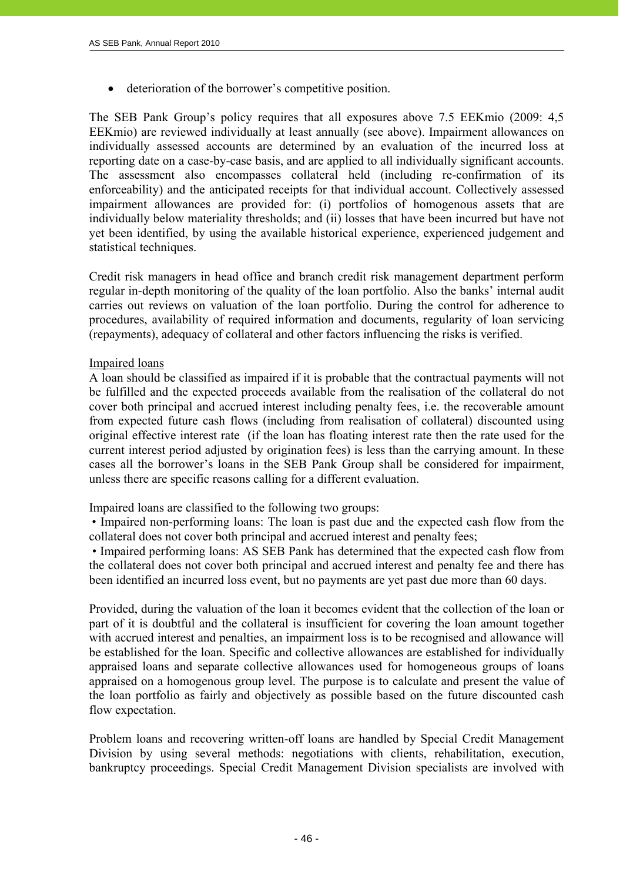- deterioration of the borrower's competitive position.

The SEB Pank Group's policy requires that all exposures above 7.5 EEKmio (2009: 4,5 EEKmio) are reviewed individually at least annually (see above). Impairment allowances on individually assessed accounts are determined by an evaluation of the incurred loss at reporting date on a case-by-case basis, and are applied to all individually significant accounts. The assessment also encompasses collateral held (including re-confirmation of its enforceability) and the anticipated receipts for that individual account. Collectively assessed impairment allowances are provided for: (i) portfolios of homogenous assets that are individually below materiality thresholds; and (ii) losses that have been incurred but have not yet been identified, by using the available historical experience, experienced judgement and statistical techniques.

Credit risk managers in head office and branch credit risk management department perform regular in-depth monitoring of the quality of the loan portfolio. Also the banks' internal audit carries out reviews on valuation of the loan portfolio. During the control for adherence to procedures, availability of required information and documents, regularity of loan servicing (repayments), adequacy of collateral and other factors influencing the risks is verified.

Impaired loans

A loan should be classified as impaired if it is probable that the contractual payments will not be fulfilled and the expected proceeds available from the realisation of the collateral do not cover both principal and accrued interest including penalty fees, i.e. the recoverable amount from expected future cash flows (including from realisation of collateral) discounted using original effective interest rate (if the loan has floating interest rate then the rate used for the current interest period adjusted by origination fees) is less than the carrying amount. In these cases all the borrower's loans in the SEB Pank Group shall be considered for impairment, unless there are specific reasons calling for a different evaluation.

Impaired loans are classified to the following two groups:

- Impaired non-performing loans: The loan is past due and the expected cash flow from the collateral does not cover both principal and accrued interest and penalty fees;
- Impaired performing loans: AS SEB Pank has determined that the expected cash flow from the collateral does not cover both principal and accrued interest and penalty fee and there has been identified an incurred loss event, but no payments are yet past due more than 60 days.

Provided, during the valuation of the loan it becomes evident that the collection of the loan or part of it is doubtful and the collateral is insufficient for covering the loan amount together with accrued interest and penalties, an impairment loss is to be recognised and allowance will be established for the loan. Specific and collective allowances are established for individually appraised loans and separate collective allowances used for homogeneous groups of loans appraised on a homogenous group level. The purpose is to calculate and present the value of the loan portfolio as fairly and objectively as possible based on the future discounted cash flow expectation.

Problem loans and recovering written-off loans are handled by Special Credit Management Division by using several methods: negotiations with clients, rehabilitation, execution, bankruptcy proceedings. Special Credit Management Division specialists are involved with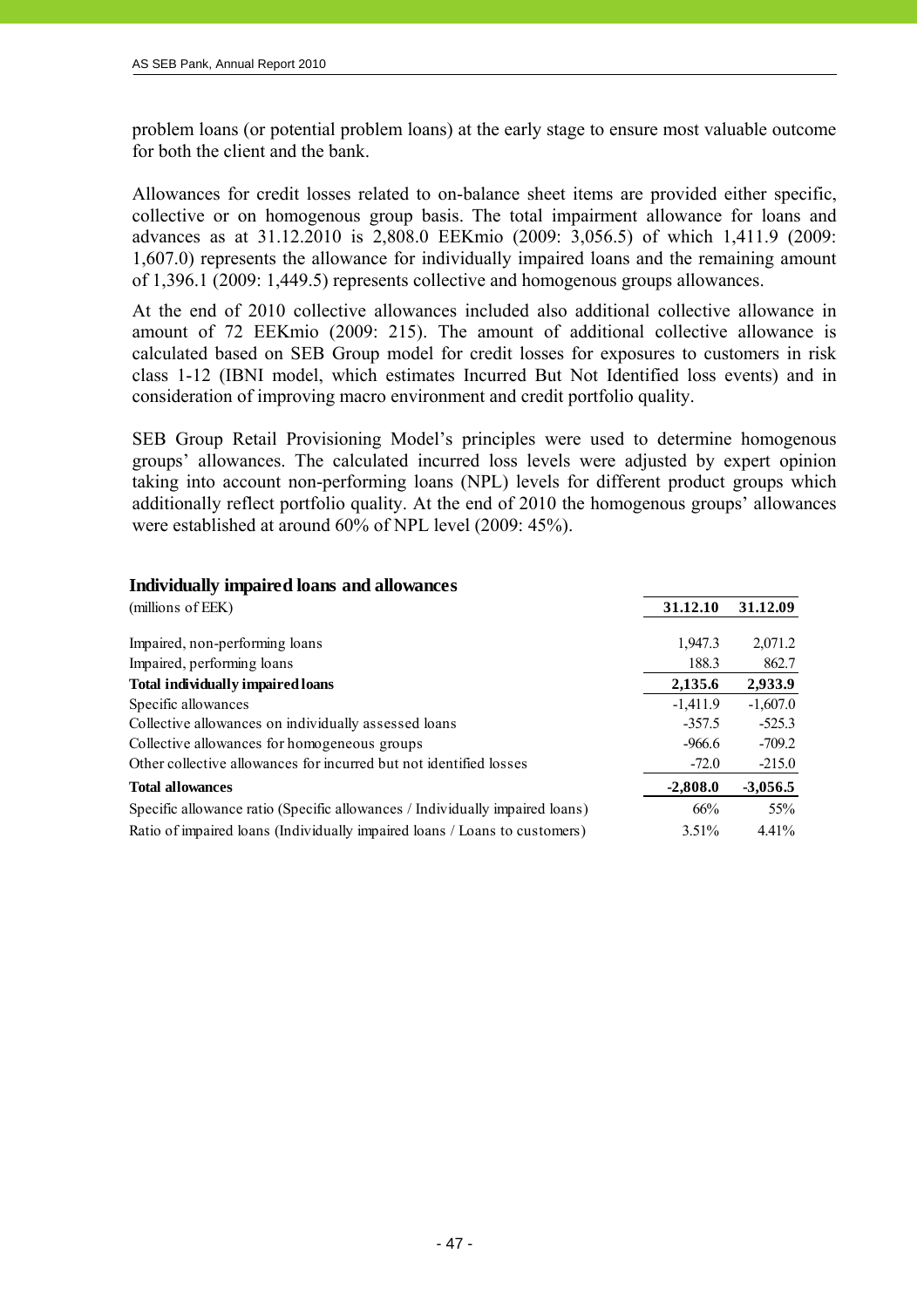problem loans (or potential problem loans) at the early stage to ensure most valuable outcome for both the client and the bank.

Allowances for credit losses related to on-balance sheet items are provided either specific, collective or on homogenous group basis. The total impairment allowance for loans and advances as at 31.12.2010 is 2,808.0 EEKmio (2009: 3,056.5) of which 1,411.9 (2009: 1,607.0) represents the allowance for individually impaired loans and the remaining amount of 1,396.1 (2009: 1,449.5) represents collective and homogenous groups allowances.

At the end of 2010 collective allowances included also additional collective allowance in amount of 72 EEKmio (2009: 215). The amount of additional collective allowance is calculated based on SEB Group model for credit losses for exposures to customers in risk class 1-12 (IBNI model, which estimates Incurred But Not Identified loss events) and in consideration of improving macro environment and credit portfolio quality.

SEB Group Retail Provisioning Model's principles were used to determine homogenous groups' allowances. The calculated incurred loss levels were adjusted by expert opinion taking into account non-performing loans (NPL) levels for different product groups which additionally reflect portfolio quality. At the end of 2010 the homogenous groups' allowances were established at around 60% of NPL level (2009: 45%).

### Individually impaired loans and allowances

| (millions of EEK) | 31.12.10 | 31.12.09 |
|---|---|---|
| Impaired, non-performing loans | 1,947.3 | 2,071.2 |
| Impaired, performing loans | 188.3 | 862.7 |
| **Total individually impaired loans** | **2,135.6** | **2,933.9** |
| Specific allowances | -1,411.9 | -1,607.0 |
| Collective allowances on individually assessed loans | -357.5 | -525.3 |
| Collective allowances for homogeneous groups | -966.6 | -709.2 |
| Other collective allowances for incurred but not identified losses | -72.0 | -215.0 |
| **Total allowances** | **-2,808.0** | **-3,056.5** |
| Specific allowance ratio (Specific allowances / Individually impaired loans) | 66% | 55% |
| Ratio of impaired loans (Individually impaired loans / Loans to customers) | 3.51% | 4.41% |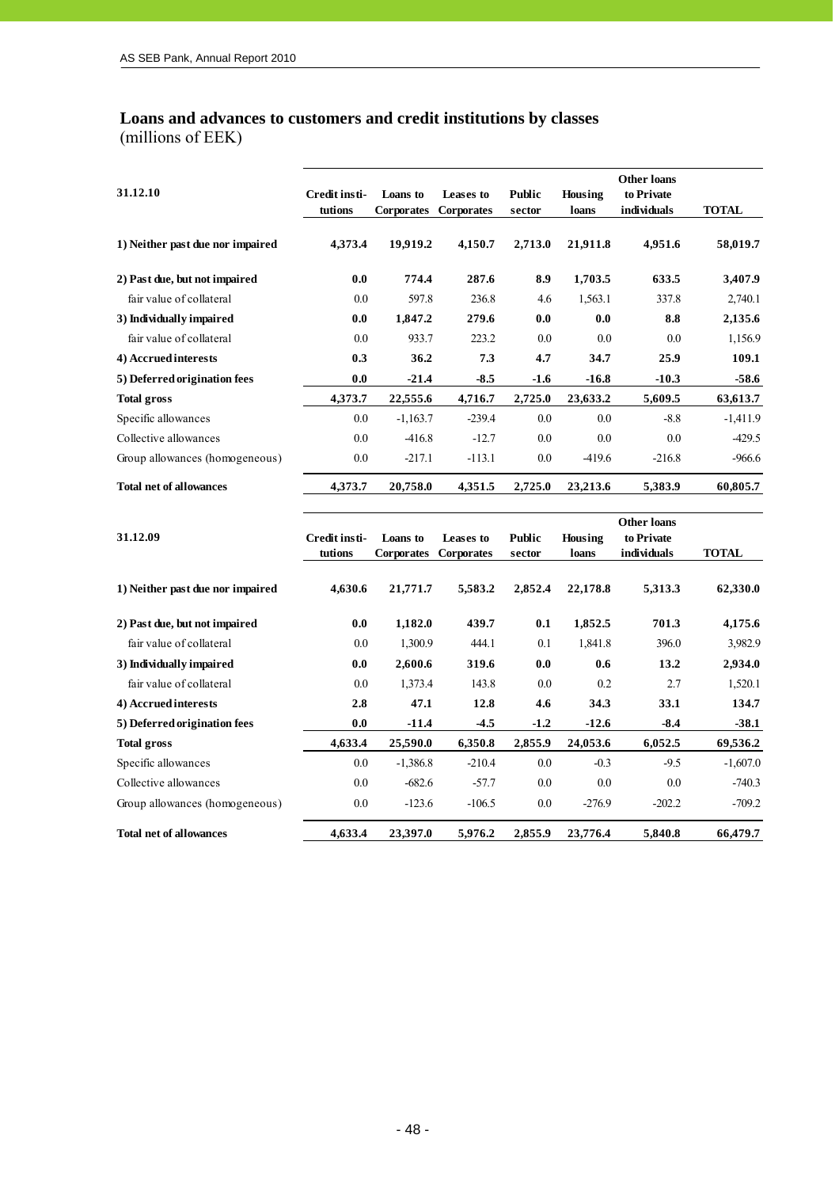## Loans and advances to customers and credit institutions by classes

(millions of EEK)

| 31.12.10 | Credit institutions | Loans to Corporates | Leases to Corporates | Public sector | Housing loans | Other loans to Private individuals | TOTAL |
|---|---|---|---|---|---|---|---|
| **1) Neither past due nor impaired** | **4,373.4** | **19,919.2** | **4,150.7** | **2,713.0** | **21,911.8** | **4,951.6** | **58,019.7** |
| **2) Past due, but not impaired** | **0.0** | **774.4** | **287.6** | **8.9** | **1,703.5** | **633.5** | **3,407.9** |
| fair value of collateral | 0.0 | 597.8 | 236.8 | 4.6 | 1,563.1 | 337.8 | 2,740.1 |
| **3) Individually impaired** | **0.0** | **1,847.2** | **279.6** | **0.0** | **0.0** | **8.8** | **2,135.6** |
| fair value of collateral | 0.0 | 933.7 | 223.2 | 0.0 | 0.0 | 0.0 | 1,156.9 |
| **4) Accrued interests** | **0.3** | **36.2** | **7.3** | **4.7** | **34.7** | **25.9** | **109.1** |
| **5) Deferred origination fees** | **0.0** | **-21.4** | **-8.5** | **-1.6** | **-16.8** | **-10.3** | **-58.6** |
| **Total gross** | **4,373.7** | **22,555.6** | **4,716.7** | **2,725.0** | **23,633.2** | **5,609.5** | **63,613.7** |
| Specific allowances | 0.0 | -1,163.7 | -239.4 | 0.0 | 0.0 | -8.8 | -1,411.9 |
| Collective allowances | 0.0 | -416.8 | -12.7 | 0.0 | 0.0 | 0.0 | -429.5 |
| Group allowances (homogeneous) | 0.0 | -217.1 | -113.1 | 0.0 | -419.6 | -216.8 | -966.6 |
| **Total net of allowances** | **4,373.7** | **20,758.0** | **4,351.5** | **2,725.0** | **23,213.6** | **5,383.9** | **60,805.7** |

| 31.12.09 | Credit institutions | Loans to Corporates | Leases to Corporates | Public sector | Housing loans | Other loans to Private individuals | TOTAL |
|---|---|---|---|---|---|---|---|
| **1) Neither past due nor impaired** | **4,630.6** | **21,771.7** | **5,583.2** | **2,852.4** | **22,178.8** | **5,313.3** | **62,330.0** |
| **2) Past due, but not impaired** | **0.0** | **1,182.0** | **439.7** | **0.1** | **1,852.5** | **701.3** | **4,175.6** |
| fair value of collateral | 0.0 | 1,300.9 | 444.1 | 0.1 | 1,841.8 | 396.0 | 3,982.9 |
| **3) Individually impaired** | **0.0** | **2,600.6** | **319.6** | **0.0** | **0.6** | **13.2** | **2,934.0** |
| fair value of collateral | 0.0 | 1,373.4 | 143.8 | 0.0 | 0.2 | 2.7 | 1,520.1 |
| **4) Accrued interests** | **2.8** | **47.1** | **12.8** | **4.6** | **34.3** | **33.1** | **134.7** |
| **5) Deferred origination fees** | **0.0** | **-11.4** | **-4.5** | **-1.2** | **-12.6** | **-8.4** | **-38.1** |
| **Total gross** | **4,633.4** | **25,590.0** | **6,350.8** | **2,855.9** | **24,053.6** | **6,052.5** | **69,536.2** |
| Specific allowances | 0.0 | -1,386.8 | -210.4 | 0.0 | -0.3 | -9.5 | -1,607.0 |
| Collective allowances | 0.0 | -682.6 | -57.7 | 0.0 | 0.0 | 0.0 | -740.3 |
| Group allowances (homogeneous) | 0.0 | -123.6 | -106.5 | 0.0 | -276.9 | -202.2 | -709.2 |
| **Total net of allowances** | **4,633.4** | **23,397.0** | **5,976.2** | **2,855.9** | **23,776.4** | **5,840.8** | **66,479.7** |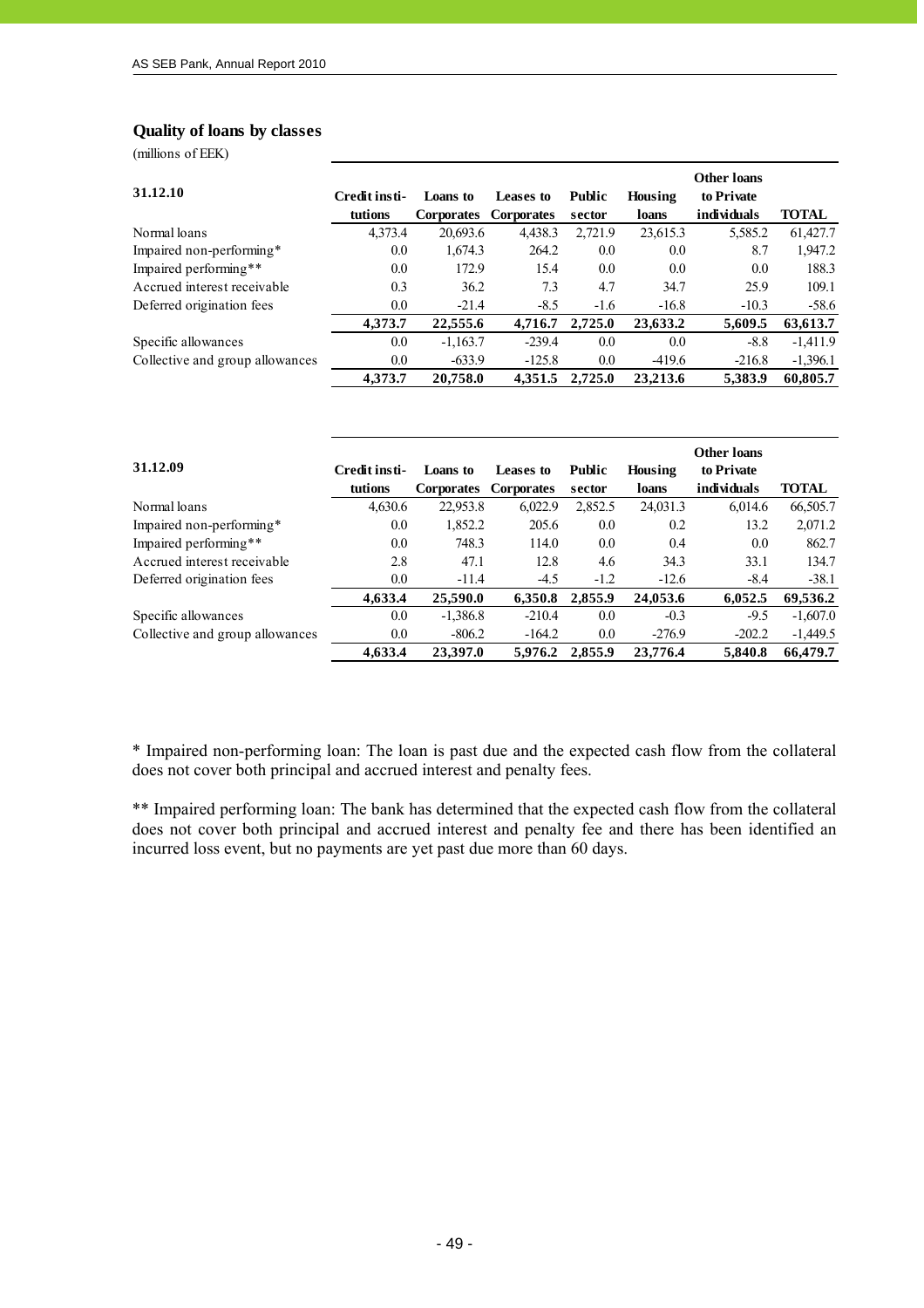## Quality of loans by classes

(millions of EEK)

| 31.12.10 | Credit institutions | Loans to Corporates | Leases to Corporates | Public sector | Housing loans | Other loans to Private individuals | TOTAL |
|---|---|---|---|---|---|---|---|
| Normal loans | 4,373.4 | 20,693.6 | 4,438.3 | 2,721.9 | 23,615.3 | 5,585.2 | 61,427.7 |
| Impaired non-performing* | 0.0 | 1,674.3 | 264.2 | 0.0 | 0.0 | 8.7 | 1,947.2 |
| Impaired performing** | 0.0 | 172.9 | 15.4 | 0.0 | 0.0 | 0.0 | 188.3 |
| Accrued interest receivable | 0.3 | 36.2 | 7.3 | 4.7 | 34.7 | 25.9 | 109.1 |
| Deferred origination fees | 0.0 | -21.4 | -8.5 | -1.6 | -16.8 | -10.3 | -58.6 |
| | **4,373.7** | **22,555.6** | **4,716.7** | **2,725.0** | **23,633.2** | **5,609.5** | **63,613.7** |
| Specific allowances | 0.0 | -1,163.7 | -239.4 | 0.0 | 0.0 | -8.8 | -1,411.9 |
| Collective and group allowances | 0.0 | -633.9 | -125.8 | 0.0 | -419.6 | -216.8 | -1,396.1 |
| | **4,373.7** | **20,758.0** | **4,351.5** | **2,725.0** | **23,213.6** | **5,383.9** | **60,805.7** |

| 31.12.09 | Credit institutions | Loans to Corporates | Leases to Corporates | Public sector | Housing loans | Other loans to Private individuals | TOTAL |
|---|---|---|---|---|---|---|---|
| Normal loans | 4,630.6 | 22,953.8 | 6,022.9 | 2,852.5 | 24,031.3 | 6,014.6 | 66,505.7 |
| Impaired non-performing* | 0.0 | 1,852.2 | 205.6 | 0.0 | 0.2 | 13.2 | 2,071.2 |
| Impaired performing** | 0.0 | 748.3 | 114.0 | 0.0 | 0.4 | 0.0 | 862.7 |
| Accrued interest receivable | 2.8 | 47.1 | 12.8 | 4.6 | 34.3 | 33.1 | 134.7 |
| Deferred origination fees | 0.0 | -11.4 | -4.5 | -1.2 | -12.6 | -8.4 | -38.1 |
| | **4,633.4** | **25,590.0** | **6,350.8** | **2,855.9** | **24,053.6** | **6,052.5** | **69,536.2** |
| Specific allowances | 0.0 | -1,386.8 | -210.4 | 0.0 | -0.3 | -9.5 | -1,607.0 |
| Collective and group allowances | 0.0 | -806.2 | -164.2 | 0.0 | -276.9 | -202.2 | -1,449.5 |
| | **4,633.4** | **23,397.0** | **5,976.2** | **2,855.9** | **23,776.4** | **5,840.8** | **66,479.7** |

* Impaired non-performing loan: The loan is past due and the expected cash flow from the collateral does not cover both principal and accrued interest and penalty fees.

** Impaired performing loan: The bank has determined that the expected cash flow from the collateral does not cover both principal and accrued interest and penalty fee and there has been identified an incurred loss event, but no payments are yet past due more than 60 days.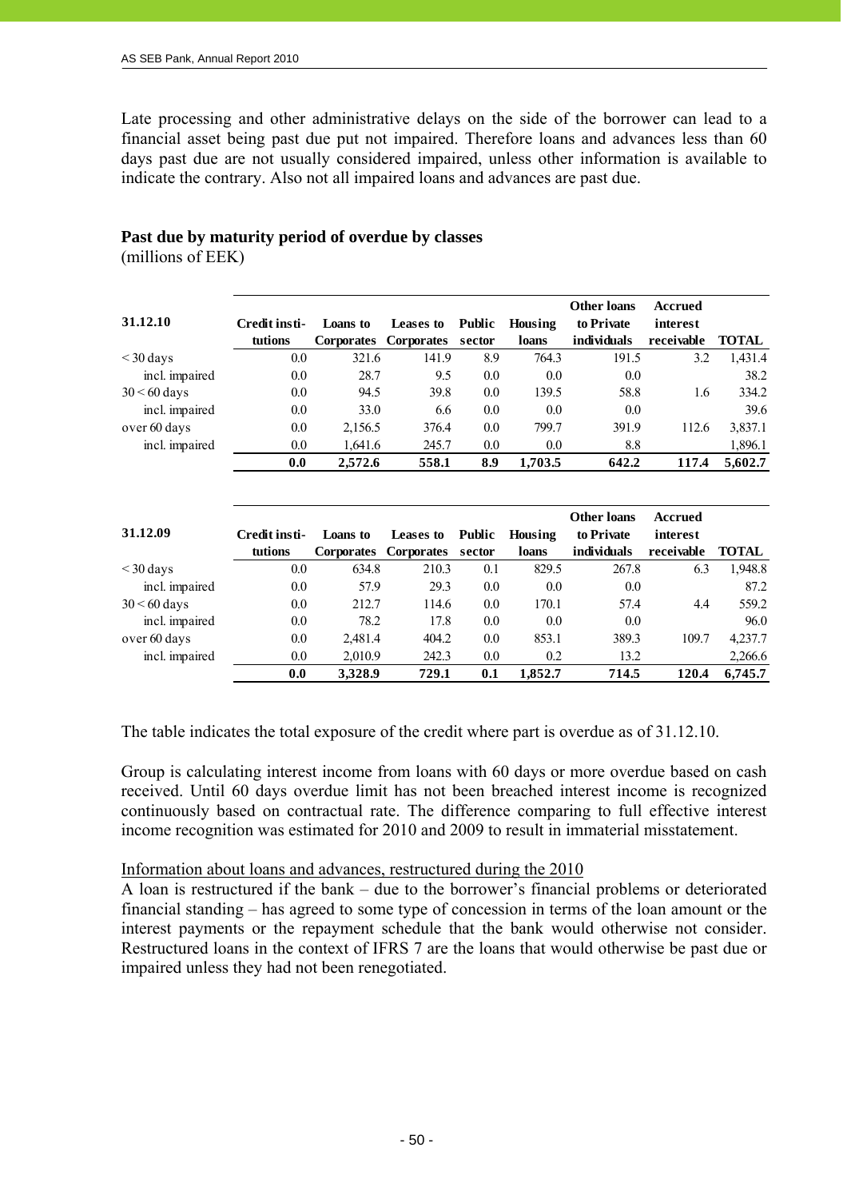Late processing and other administrative delays on the side of the borrower can lead to a financial asset being past due put not impaired. Therefore loans and advances less than 60 days past due are not usually considered impaired, unless other information is available to indicate the contrary. Also not all impaired loans and advances are past due.

**Past due by maturity period of overdue by classes**
(millions of EEK)

| 31.12.10 | Credit institutions | Loans to Corporates | Leases to Corporates | Public sector | Housing loans | Other loans to Private individuals | Accrued interest receivable | TOTAL |
|---|---|---|---|---|---|---|---|---|
| < 30 days | 0.0 | 321.6 | 141.9 | 8.9 | 764.3 | 191.5 | 3.2 | 1,431.4 |
| incl. impaired | 0.0 | 28.7 | 9.5 | 0.0 | 0.0 | 0.0 | | 38.2 |
| 30 < 60 days | 0.0 | 94.5 | 39.8 | 0.0 | 139.5 | 58.8 | 1.6 | 334.2 |
| incl. impaired | 0.0 | 33.0 | 6.6 | 0.0 | 0.0 | 0.0 | | 39.6 |
| over 60 days | 0.0 | 2,156.5 | 376.4 | 0.0 | 799.7 | 391.9 | 112.6 | 3,837.1 |
| incl. impaired | 0.0 | 1,641.6 | 245.7 | 0.0 | 0.0 | 8.8 | | 1,896.1 |
| | **0.0** | **2,572.6** | **558.1** | **8.9** | **1,703.5** | **642.2** | **117.4** | **5,602.7** |

| 31.12.09 | Credit institutions | Loans to Corporates | Leases to Corporates | Public sector | Housing loans | Other loans to Private individuals | Accrued interest receivable | TOTAL |
|---|---|---|---|---|---|---|---|---|
| < 30 days | 0.0 | 634.8 | 210.3 | 0.1 | 829.5 | 267.8 | 6.3 | 1,948.8 |
| incl. impaired | 0.0 | 57.9 | 29.3 | 0.0 | 0.0 | 0.0 | | 87.2 |
| 30 < 60 days | 0.0 | 212.7 | 114.6 | 0.0 | 170.1 | 57.4 | 4.4 | 559.2 |
| incl. impaired | 0.0 | 78.2 | 17.8 | 0.0 | 0.0 | 0.0 | | 96.0 |
| over 60 days | 0.0 | 2,481.4 | 404.2 | 0.0 | 853.1 | 389.3 | 109.7 | 4,237.7 |
| incl. impaired | 0.0 | 2,010.9 | 242.3 | 0.0 | 0.2 | 13.2 | | 2,266.6 |
| | **0.0** | **3,328.9** | **729.1** | **0.1** | **1,852.7** | **714.5** | **120.4** | **6,745.7** |

The table indicates the total exposure of the credit where part is overdue as of 31.12.10.

Group is calculating interest income from loans with 60 days or more overdue based on cash received. Until 60 days overdue limit has not been breached interest income is recognized continuously based on contractual rate. The difference comparing to full effective interest income recognition was estimated for 2010 and 2009 to result in immaterial misstatement.

Information about loans and advances, restructured during the 2010

A loan is restructured if the bank – due to the borrower's financial problems or deteriorated financial standing – has agreed to some type of concession in terms of the loan amount or the interest payments or the repayment schedule that the bank would otherwise not consider. Restructured loans in the context of IFRS 7 are the loans that would otherwise be past due or impaired unless they had not been renegotiated.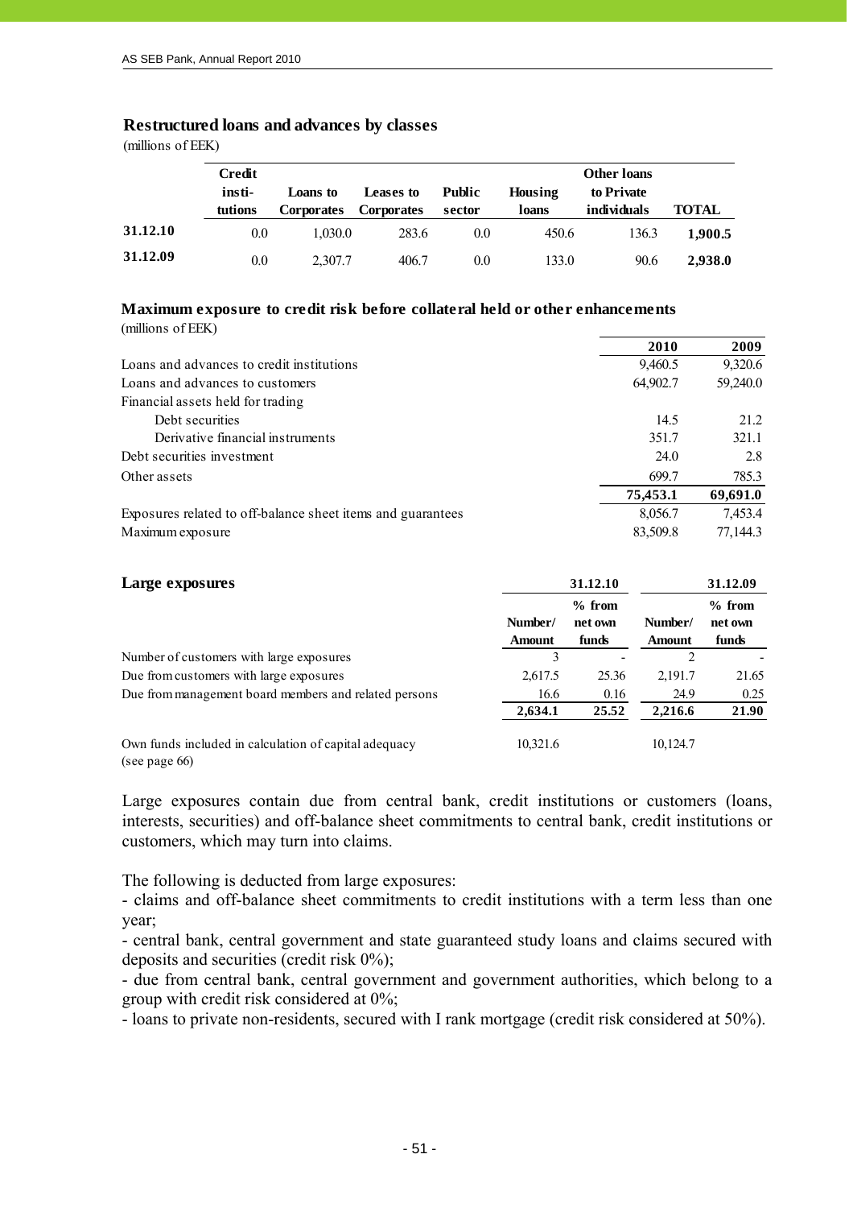### Restructured loans and advances by classes

(millions of EEK)

| | Credit insti-tutions | Loans to Corporates | Leases to Corporates | Public sector | Housing loans | Other loans to Private individuals | TOTAL |
|---|---|---|---|---|---|---|---|
| **31.12.10** | 0.0 | 1,030.0 | 283.6 | 0.0 | 450.6 | 136.3 | **1,900.5** |
| **31.12.09** | 0.0 | 2,307.7 | 406.7 | 0.0 | 133.0 | 90.6 | **2,938.0** |

### Maximum exposure to credit risk before collateral held or other enhancements

(millions of EEK)

| | 2010 | 2009 |
|---|---|---|
| Loans and advances to credit institutions | 9,460.5 | 9,320.6 |
| Loans and advances to customers | 64,902.7 | 59,240.0 |
| Financial assets held for trading | | |
| Debt securities | 14.5 | 21.2 |
| Derivative financial instruments | 351.7 | 321.1 |
| Debt securities investment | 24.0 | 2.8 |
| Other assets | 699.7 | 785.3 |
| | **75,453.1** | **69,691.0** |
| Exposures related to off-balance sheet items and guarantees | 8,056.7 | 7,453.4 |
| Maximum exposure | 83,509.8 | 77,144.3 |

### Large exposures

| | 31.12.10 | | 31.12.09 | |
|---|---|---|---|---|
| | Number/ Amount | % from net own funds | Number/ Amount | % from net own funds |
| Number of customers with large exposures | 3 | - | 2 | - |
| Due from customers with large exposures | 2,617.5 | 25.36 | 2,191.7 | 21.65 |
| Due from management board members and related persons | 16.6 | 0.16 | 24.9 | 0.25 |
| | **2,634.1** | **25.52** | **2,216.6** | **21.90** |
| Own funds included in calculation of capital adequacy (see page 66) | 10,321.6 | | 10,124.7 | |

Large exposures contain due from central bank, credit institutions or customers (loans, interests, securities) and off-balance sheet commitments to central bank, credit institutions or customers, which may turn into claims.

The following is deducted from large exposures:

- claims and off-balance sheet commitments to credit institutions with a term less than one year;
- central bank, central government and state guaranteed study loans and claims secured with deposits and securities (credit risk 0%);
- due from central bank, central government and government authorities, which belong to a group with credit risk considered at 0%;
- loans to private non-residents, secured with I rank mortgage (credit risk considered at 50%).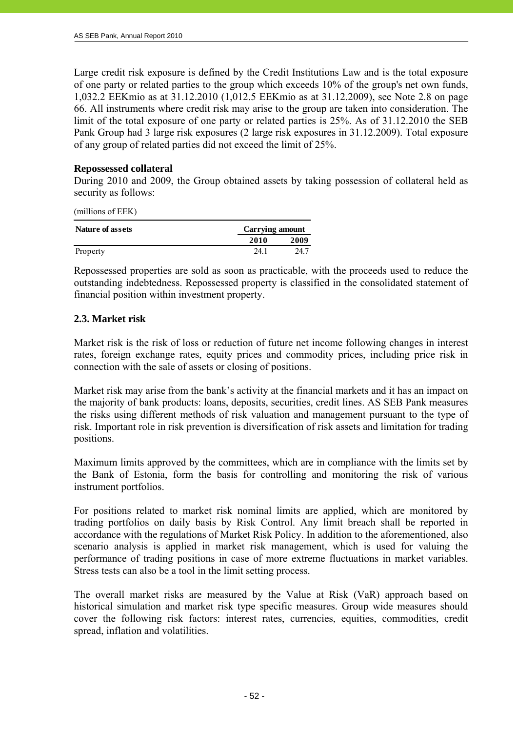Large credit risk exposure is defined by the Credit Institutions Law and is the total exposure of one party or related parties to the group which exceeds 10% of the group's net own funds, 1,032.2 EEKmio as at 31.12.2010 (1,012.5 EEKmio as at 31.12.2009), see Note 2.8 on page 66. All instruments where credit risk may arise to the group are taken into consideration. The limit of the total exposure of one party or related parties is 25%. As of 31.12.2010 the SEB Pank Group had 3 large risk exposures (2 large risk exposures in 31.12.2009). Total exposure of any group of related parties did not exceed the limit of 25%.

**Repossessed collateral**

During 2010 and 2009, the Group obtained assets by taking possession of collateral held as security as follows:

(millions of EEK)

| Nature of assets | Carrying amount | |
|---|---|---|
| | 2010 | 2009 |
| Property | 24.1 | 24.7 |

Repossessed properties are sold as soon as practicable, with the proceeds used to reduce the outstanding indebtedness. Repossessed property is classified in the consolidated statement of financial position within investment property.

## 2.3. Market risk

Market risk is the risk of loss or reduction of future net income following changes in interest rates, foreign exchange rates, equity prices and commodity prices, including price risk in connection with the sale of assets or closing of positions.

Market risk may arise from the bank's activity at the financial markets and it has an impact on the majority of bank products: loans, deposits, securities, credit lines. AS SEB Pank measures the risks using different methods of risk valuation and management pursuant to the type of risk. Important role in risk prevention is diversification of risk assets and limitation for trading positions.

Maximum limits approved by the committees, which are in compliance with the limits set by the Bank of Estonia, form the basis for controlling and monitoring the risk of various instrument portfolios.

For positions related to market risk nominal limits are applied, which are monitored by trading portfolios on daily basis by Risk Control. Any limit breach shall be reported in accordance with the regulations of Market Risk Policy. In addition to the aforementioned, also scenario analysis is applied in market risk management, which is used for valuing the performance of trading positions in case of more extreme fluctuations in market variables. Stress tests can also be a tool in the limit setting process.

The overall market risks are measured by the Value at Risk (VaR) approach based on historical simulation and market risk type specific measures. Group wide measures should cover the following risk factors: interest rates, currencies, equities, commodities, credit spread, inflation and volatilities.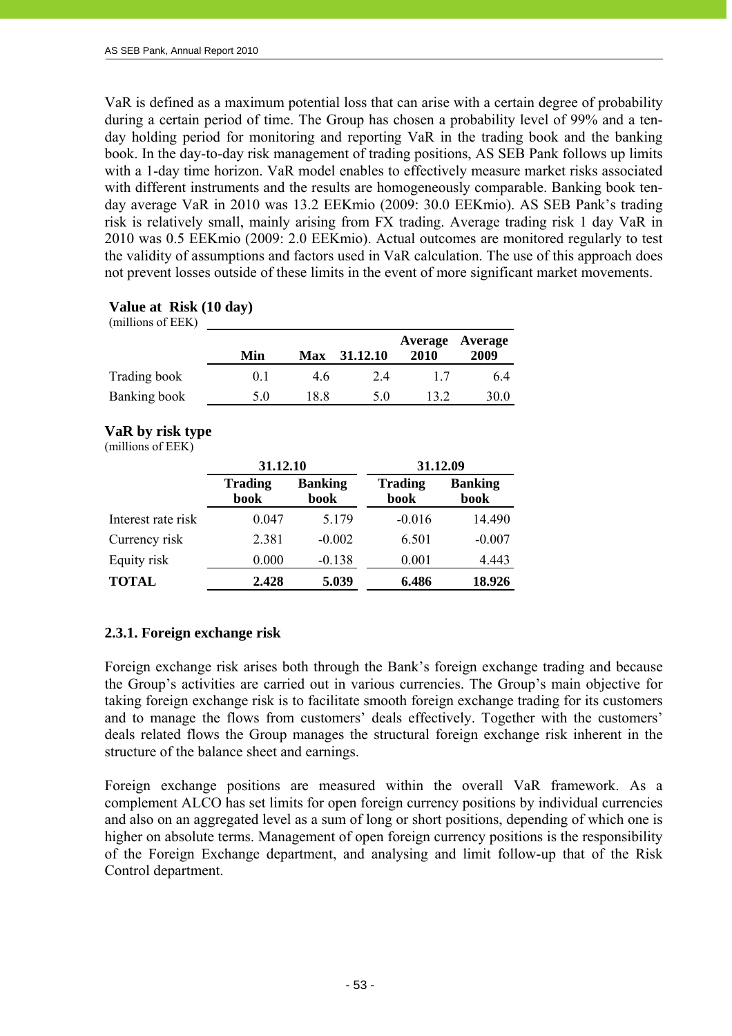VaR is defined as a maximum potential loss that can arise with a certain degree of probability during a certain period of time. The Group has chosen a probability level of 99% and a ten-day holding period for monitoring and reporting VaR in the trading book and the banking book. In the day-to-day risk management of trading positions, AS SEB Pank follows up limits with a 1-day time horizon. VaR model enables to effectively measure market risks associated with different instruments and the results are homogeneously comparable. Banking book ten-day average VaR in 2010 was 13.2 EEKmio (2009: 30.0 EEKmio). AS SEB Pank's trading risk is relatively small, mainly arising from FX trading. Average trading risk 1 day VaR in 2010 was 0.5 EEKmio (2009: 2.0 EEKmio). Actual outcomes are monitored regularly to test the validity of assumptions and factors used in VaR calculation. The use of this approach does not prevent losses outside of these limits in the event of more significant market movements.

**Value at Risk (10 day)**
(millions of EEK)

| | Min | Max | 31.12.10 | Average 2010 | Average 2009 |
|---|---|---|---|---|---|
| Trading book | 0.1 | 4.6 | 2.4 | 1.7 | 6.4 |
| Banking book | 5.0 | 18.8 | 5.0 | 13.2 | 30.0 |

**VaR by risk type**
(millions of EEK)

| | 31.12.10 | | 31.12.09 | |
|---|---|---|---|---|
| | **Trading book** | **Banking book** | **Trading book** | **Banking book** |
| Interest rate risk | 0.047 | 5.179 | -0.016 | 14.490 |
| Currency risk | 2.381 | -0.002 | 6.501 | -0.007 |
| Equity risk | 0.000 | -0.138 | 0.001 | 4.443 |
| **TOTAL** | **2.428** | **5.039** | **6.486** | **18.926** |

### 2.3.1. Foreign exchange risk

Foreign exchange risk arises both through the Bank's foreign exchange trading and because the Group's activities are carried out in various currencies. The Group's main objective for taking foreign exchange risk is to facilitate smooth foreign exchange trading for its customers and to manage the flows from customers' deals effectively. Together with the customers' deals related flows the Group manages the structural foreign exchange risk inherent in the structure of the balance sheet and earnings.

Foreign exchange positions are measured within the overall VaR framework. As a complement ALCO has set limits for open foreign currency positions by individual currencies and also on an aggregated level as a sum of long or short positions, depending of which one is higher on absolute terms. Management of open foreign currency positions is the responsibility of the Foreign Exchange department, and analysing and limit follow-up that of the Risk Control department.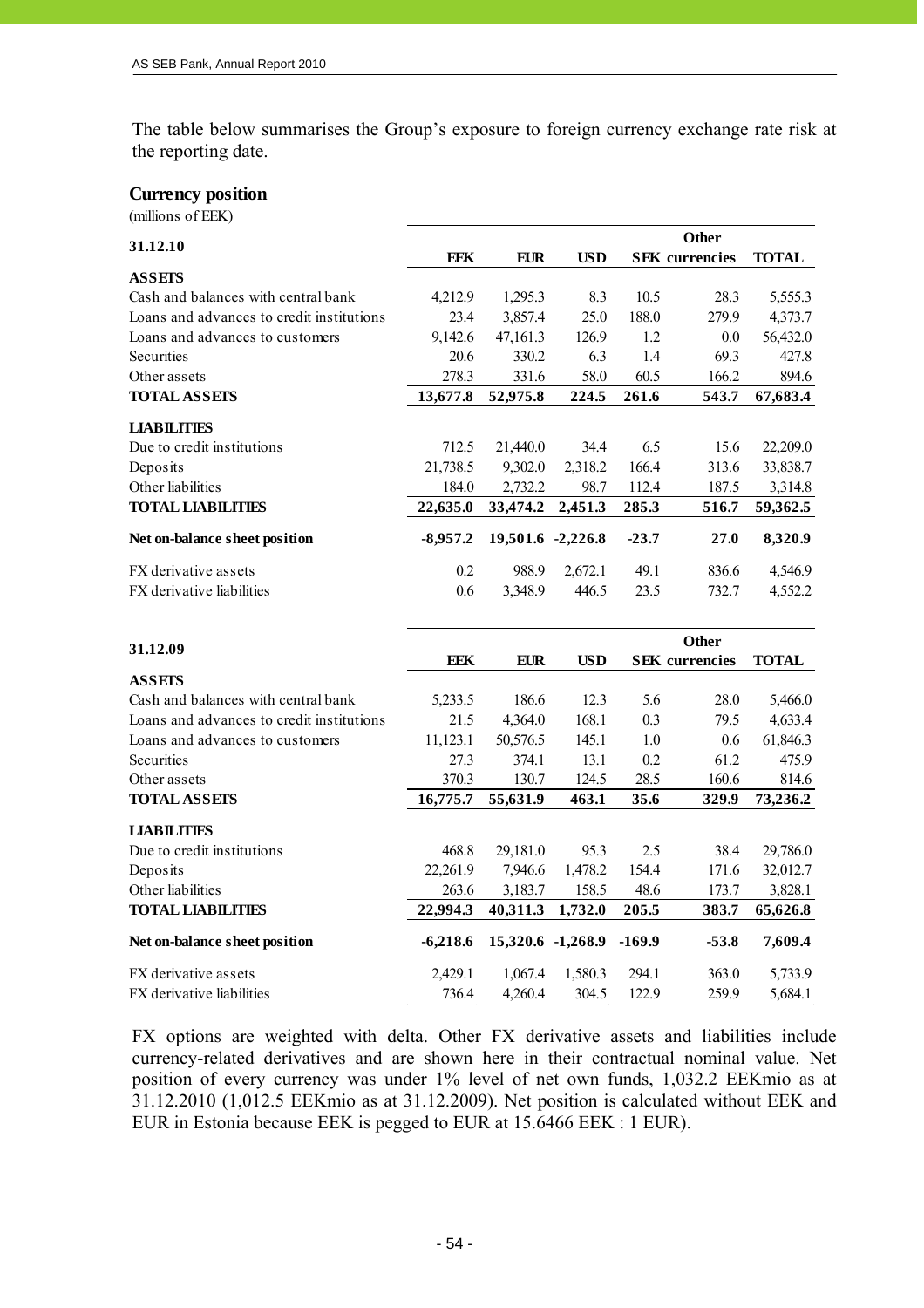The table below summarises the Group's exposure to foreign currency exchange rate risk at the reporting date.

## Currency position

(millions of EEK)

| 31.12.10 | EEK | EUR | USD | SEK | Other currencies | TOTAL |
|---|---|---|---|---|---|---|
| **ASSETS** | | | | | | |
| Cash and balances with central bank | 4,212.9 | 1,295.3 | 8.3 | 10.5 | 28.3 | 5,555.3 |
| Loans and advances to credit institutions | 23.4 | 3,857.4 | 25.0 | 188.0 | 279.9 | 4,373.7 |
| Loans and advances to customers | 9,142.6 | 47,161.3 | 126.9 | 1.2 | 0.0 | 56,432.0 |
| Securities | 20.6 | 330.2 | 6.3 | 1.4 | 69.3 | 427.8 |
| Other assets | 278.3 | 331.6 | 58.0 | 60.5 | 166.2 | 894.6 |
| **TOTAL ASSETS** | **13,677.8** | **52,975.8** | **224.5** | **261.6** | **543.7** | **67,683.4** |
| **LIABILITIES** | | | | | | |
| Due to credit institutions | 712.5 | 21,440.0 | 34.4 | 6.5 | 15.6 | 22,209.0 |
| Deposits | 21,738.5 | 9,302.0 | 2,318.2 | 166.4 | 313.6 | 33,838.7 |
| Other liabilities | 184.0 | 2,732.2 | 98.7 | 112.4 | 187.5 | 3,314.8 |
| **TOTAL LIABILITIES** | **22,635.0** | **33,474.2** | **2,451.3** | **285.3** | **516.7** | **59,362.5** |
| **Net on-balance sheet position** | **-8,957.2** | **19,501.6** | **-2,226.8** | **-23.7** | **27.0** | **8,320.9** |
| FX derivative assets | 0.2 | 988.9 | 2,672.1 | 49.1 | 836.6 | 4,546.9 |
| FX derivative liabilities | 0.6 | 3,348.9 | 446.5 | 23.5 | 732.7 | 4,552.2 |

| 31.12.09 | EEK | EUR | USD | SEK | Other currencies | TOTAL |
|---|---|---|---|---|---|---|
| **ASSETS** | | | | | | |
| Cash and balances with central bank | 5,233.5 | 186.6 | 12.3 | 5.6 | 28.0 | 5,466.0 |
| Loans and advances to credit institutions | 21.5 | 4,364.0 | 168.1 | 0.3 | 79.5 | 4,633.4 |
| Loans and advances to customers | 11,123.1 | 50,576.5 | 145.1 | 1.0 | 0.6 | 61,846.3 |
| Securities | 27.3 | 374.1 | 13.1 | 0.2 | 61.2 | 475.9 |
| Other assets | 370.3 | 130.7 | 124.5 | 28.5 | 160.6 | 814.6 |
| **TOTAL ASSETS** | **16,775.7** | **55,631.9** | **463.1** | **35.6** | **329.9** | **73,236.2** |
| **LIABILITIES** | | | | | | |
| Due to credit institutions | 468.8 | 29,181.0 | 95.3 | 2.5 | 38.4 | 29,786.0 |
| Deposits | 22,261.9 | 7,946.6 | 1,478.2 | 154.4 | 171.6 | 32,012.7 |
| Other liabilities | 263.6 | 3,183.7 | 158.5 | 48.6 | 173.7 | 3,828.1 |
| **TOTAL LIABILITIES** | **22,994.3** | **40,311.3** | **1,732.0** | **205.5** | **383.7** | **65,626.8** |
| **Net on-balance sheet position** | **-6,218.6** | **15,320.6** | **-1,268.9** | **-169.9** | **-53.8** | **7,609.4** |
| FX derivative assets | 2,429.1 | 1,067.4 | 1,580.3 | 294.1 | 363.0 | 5,733.9 |
| FX derivative liabilities | 736.4 | 4,260.4 | 304.5 | 122.9 | 259.9 | 5,684.1 |

FX options are weighted with delta. Other FX derivative assets and liabilities include currency-related derivatives and are shown here in their contractual nominal value. Net position of every currency was under 1% level of net own funds, 1,032.2 EEKmio as at 31.12.2010 (1,012.5 EEKmio as at 31.12.2009). Net position is calculated without EEK and EUR in Estonia because EEK is pegged to EUR at 15.6466 EEK : 1 EUR).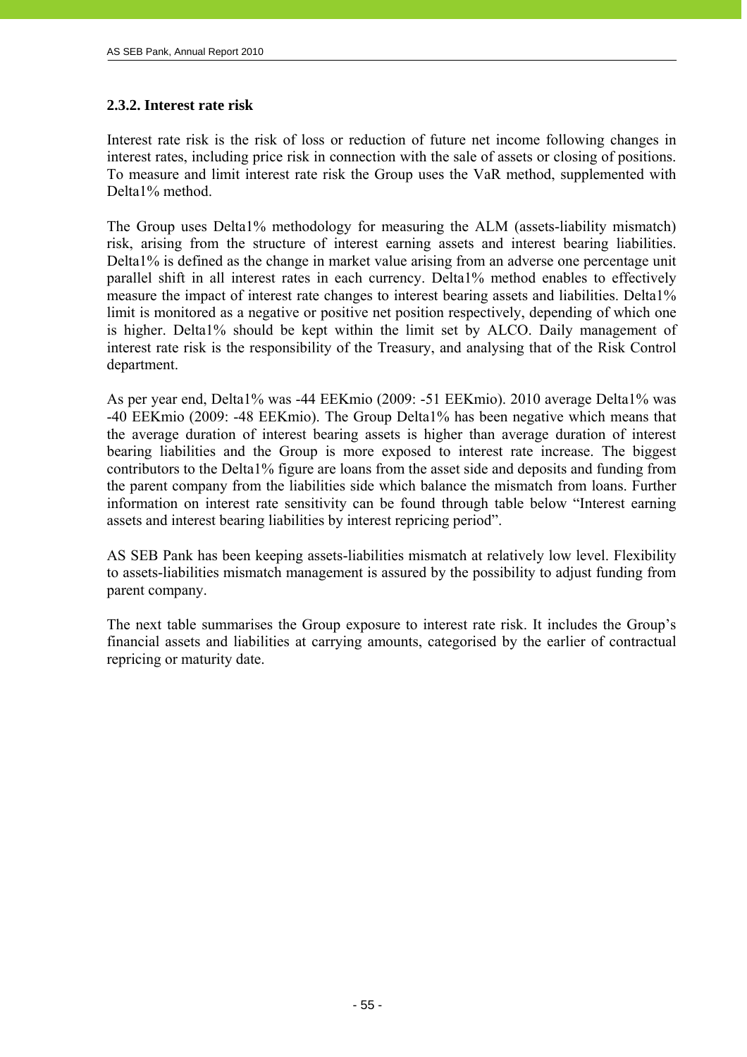### 2.3.2. Interest rate risk

Interest rate risk is the risk of loss or reduction of future net income following changes in interest rates, including price risk in connection with the sale of assets or closing of positions. To measure and limit interest rate risk the Group uses the VaR method, supplemented with Delta1% method.

The Group uses Delta1% methodology for measuring the ALM (assets-liability mismatch) risk, arising from the structure of interest earning assets and interest bearing liabilities. Delta1% is defined as the change in market value arising from an adverse one percentage unit parallel shift in all interest rates in each currency. Delta1% method enables to effectively measure the impact of interest rate changes to interest bearing assets and liabilities. Delta1% limit is monitored as a negative or positive net position respectively, depending of which one is higher. Delta1% should be kept within the limit set by ALCO. Daily management of interest rate risk is the responsibility of the Treasury, and analysing that of the Risk Control department.

As per year end, Delta1% was -44 EEKmio (2009: -51 EEKmio). 2010 average Delta1% was -40 EEKmio (2009: -48 EEKmio). The Group Delta1% has been negative which means that the average duration of interest bearing assets is higher than average duration of interest bearing liabilities and the Group is more exposed to interest rate increase. The biggest contributors to the Delta1% figure are loans from the asset side and deposits and funding from the parent company from the liabilities side which balance the mismatch from loans. Further information on interest rate sensitivity can be found through table below "Interest earning assets and interest bearing liabilities by interest repricing period".

AS SEB Pank has been keeping assets-liabilities mismatch at relatively low level. Flexibility to assets-liabilities mismatch management is assured by the possibility to adjust funding from parent company.

The next table summarises the Group exposure to interest rate risk. It includes the Group's financial assets and liabilities at carrying amounts, categorised by the earlier of contractual repricing or maturity date.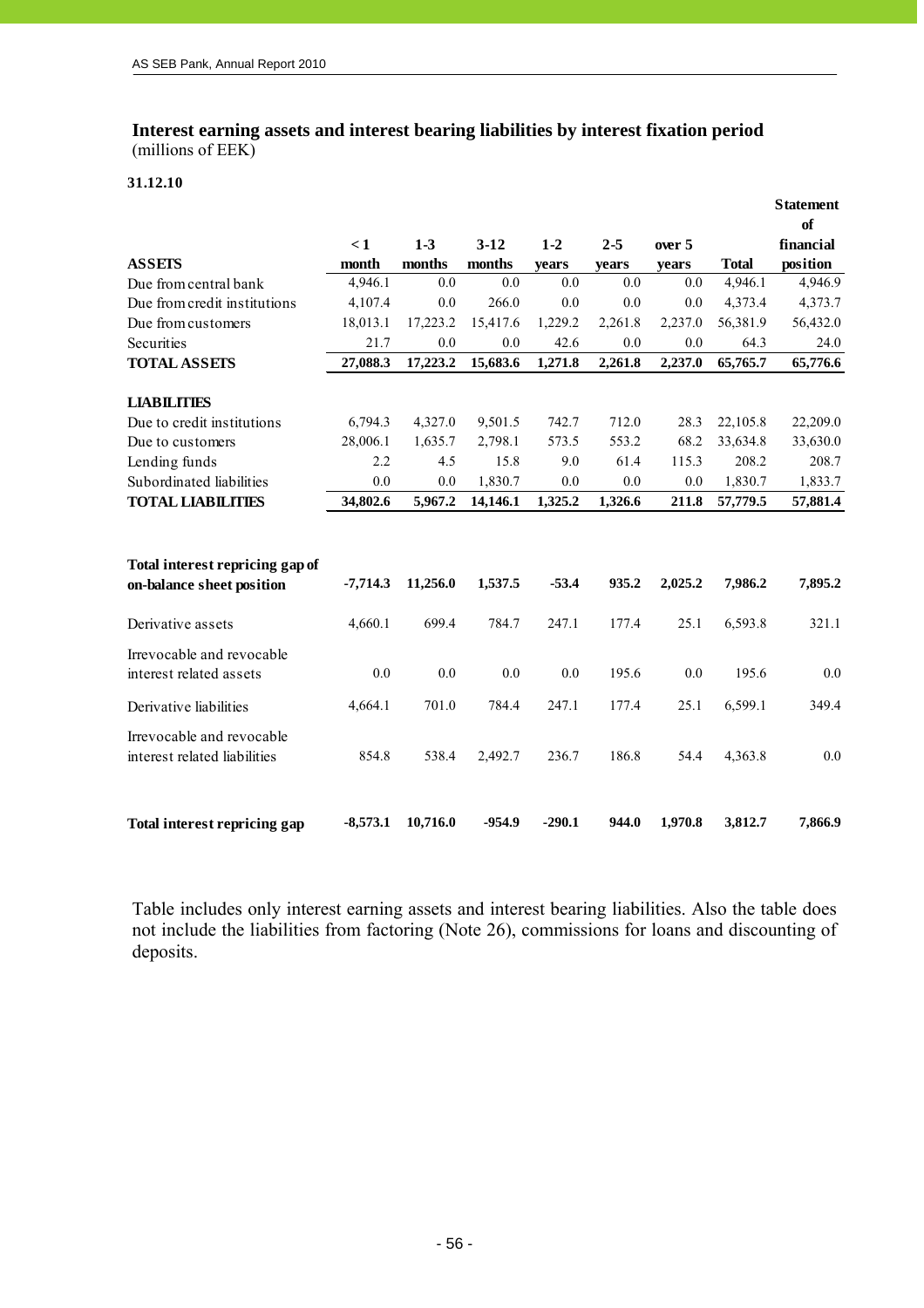## Interest earning assets and interest bearing liabilities by interest fixation period

(millions of EEK)

**31.12.10**

| ASSETS | < 1 month | 1-3 months | 3-12 months | 1-2 years | 2-5 years | over 5 years | Total | Statement of financial position |
|---|---|---|---|---|---|---|---|---|
| Due from central bank | 4,946.1 | 0.0 | 0.0 | 0.0 | 0.0 | 0.0 | 4,946.1 | 4,946.9 |
| Due from credit institutions | 4,107.4 | 0.0 | 266.0 | 0.0 | 0.0 | 0.0 | 4,373.4 | 4,373.7 |
| Due from customers | 18,013.1 | 17,223.2 | 15,417.6 | 1,229.2 | 2,261.8 | 2,237.0 | 56,381.9 | 56,432.0 |
| Securities | 21.7 | 0.0 | 0.0 | 42.6 | 0.0 | 0.0 | 64.3 | 24.0 |
| **TOTAL ASSETS** | **27,088.3** | **17,223.2** | **15,683.6** | **1,271.8** | **2,261.8** | **2,237.0** | **65,765.7** | **65,776.6** |
| **LIABILITIES** | | | | | | | | |
| Due to credit institutions | 6,794.3 | 4,327.0 | 9,501.5 | 742.7 | 712.0 | 28.3 | 22,105.8 | 22,209.0 |
| Due to customers | 28,006.1 | 1,635.7 | 2,798.1 | 573.5 | 553.2 | 68.2 | 33,634.8 | 33,630.0 |
| Lending funds | 2.2 | 4.5 | 15.8 | 9.0 | 61.4 | 115.3 | 208.2 | 208.7 |
| Subordinated liabilities | 0.0 | 0.0 | 1,830.7 | 0.0 | 0.0 | 0.0 | 1,830.7 | 1,833.7 |
| **TOTAL LIABILITIES** | **34,802.6** | **5,967.2** | **14,146.1** | **1,325.2** | **1,326.6** | **211.8** | **57,779.5** | **57,881.4** |
| **Total interest repricing gap of on-balance sheet position** | **-7,714.3** | **11,256.0** | **1,537.5** | **-53.4** | **935.2** | **2,025.2** | **7,986.2** | **7,895.2** |
| Derivative assets | 4,660.1 | 699.4 | 784.7 | 247.1 | 177.4 | 25.1 | 6,593.8 | 321.1 |
| Irrevocable and revocable interest related assets | 0.0 | 0.0 | 0.0 | 0.0 | 195.6 | 0.0 | 195.6 | 0.0 |
| Derivative liabilities | 4,664.1 | 701.0 | 784.4 | 247.1 | 177.4 | 25.1 | 6,599.1 | 349.4 |
| Irrevocable and revocable interest related liabilities | 854.8 | 538.4 | 2,492.7 | 236.7 | 186.8 | 54.4 | 4,363.8 | 0.0 |
| **Total interest repricing gap** | **-8,573.1** | **10,716.0** | **-954.9** | **-290.1** | **944.0** | **1,970.8** | **3,812.7** | **7,866.9** |

Table includes only interest earning assets and interest bearing liabilities. Also the table does not include the liabilities from factoring (Note 26), commissions for loans and discounting of deposits.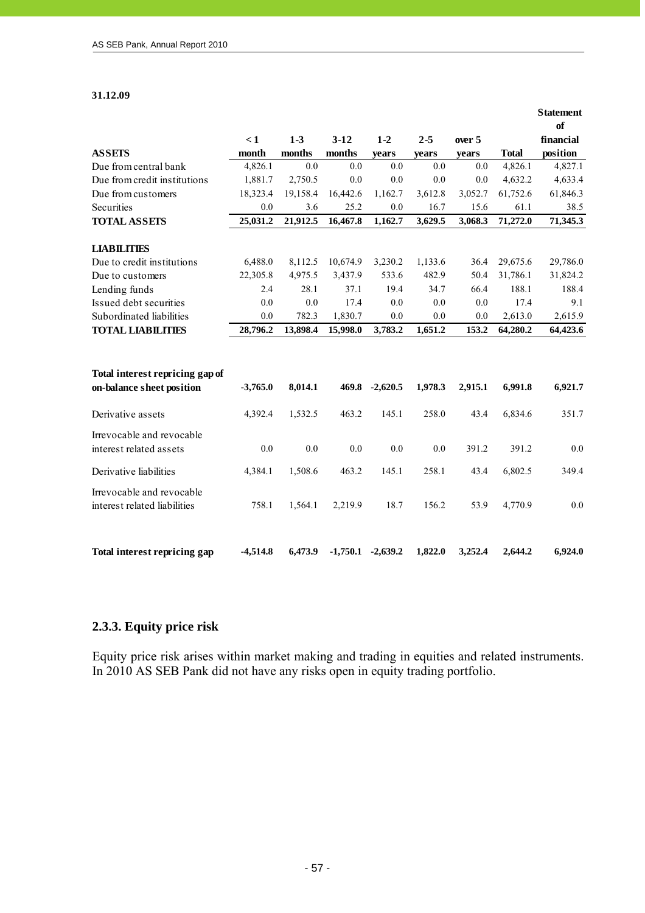**31.12.09**

| ASSETS | < 1 month | 1-3 months | 3-12 months | 1-2 years | 2-5 years | over 5 years | Total | Statement of financial position |
|---|---|---|---|---|---|---|---|---|
| Due from central bank | 4,826.1 | 0.0 | 0.0 | 0.0 | 0.0 | 0.0 | 4,826.1 | 4,827.1 |
| Due from credit institutions | 1,881.7 | 2,750.5 | 0.0 | 0.0 | 0.0 | 0.0 | 4,632.2 | 4,633.4 |
| Due from customers | 18,323.4 | 19,158.4 | 16,442.6 | 1,162.7 | 3,612.8 | 3,052.7 | 61,752.6 | 61,846.3 |
| Securities | 0.0 | 3.6 | 25.2 | 0.0 | 16.7 | 15.6 | 61.1 | 38.5 |
| **TOTAL ASSETS** | **25,031.2** | **21,912.5** | **16,467.8** | **1,162.7** | **3,629.5** | **3,068.3** | **71,272.0** | **71,345.3** |
| **LIABILITIES** | | | | | | | | |
| Due to credit institutions | 6,488.0 | 8,112.5 | 10,674.9 | 3,230.2 | 1,133.6 | 36.4 | 29,675.6 | 29,786.0 |
| Due to customers | 22,305.8 | 4,975.5 | 3,437.9 | 533.6 | 482.9 | 50.4 | 31,786.1 | 31,824.2 |
| Lending funds | 2.4 | 28.1 | 37.1 | 19.4 | 34.7 | 66.4 | 188.1 | 188.4 |
| Issued debt securities | 0.0 | 0.0 | 17.4 | 0.0 | 0.0 | 0.0 | 17.4 | 9.1 |
| Subordinated liabilities | 0.0 | 782.3 | 1,830.7 | 0.0 | 0.0 | 0.0 | 2,613.0 | 2,615.9 |
| **TOTAL LIABILITIES** | **28,796.2** | **13,898.4** | **15,998.0** | **3,783.2** | **1,651.2** | **153.2** | **64,280.2** | **64,423.6** |
| **Total interest repricing gap of on-balance sheet position** | **-3,765.0** | **8,014.1** | **469.8** | **-2,620.5** | **1,978.3** | **2,915.1** | **6,991.8** | **6,921.7** |
| Derivative assets | 4,392.4 | 1,532.5 | 463.2 | 145.1 | 258.0 | 43.4 | 6,834.6 | 351.7 |
| Irrevocable and revocable interest related assets | 0.0 | 0.0 | 0.0 | 0.0 | 0.0 | 391.2 | 391.2 | 0.0 |
| Derivative liabilities | 4,384.1 | 1,508.6 | 463.2 | 145.1 | 258.1 | 43.4 | 6,802.5 | 349.4 |
| Irrevocable and revocable interest related liabilities | 758.1 | 1,564.1 | 2,219.9 | 18.7 | 156.2 | 53.9 | 4,770.9 | 0.0 |
| **Total interest repricing gap** | **-4,514.8** | **6,473.9** | **-1,750.1** | **-2,639.2** | **1,822.0** | **3,252.4** | **2,644.2** | **6,924.0** |

## 2.3.3. Equity price risk

Equity price risk arises within market making and trading in equities and related instruments. In 2010 AS SEB Pank did not have any risks open in equity trading portfolio.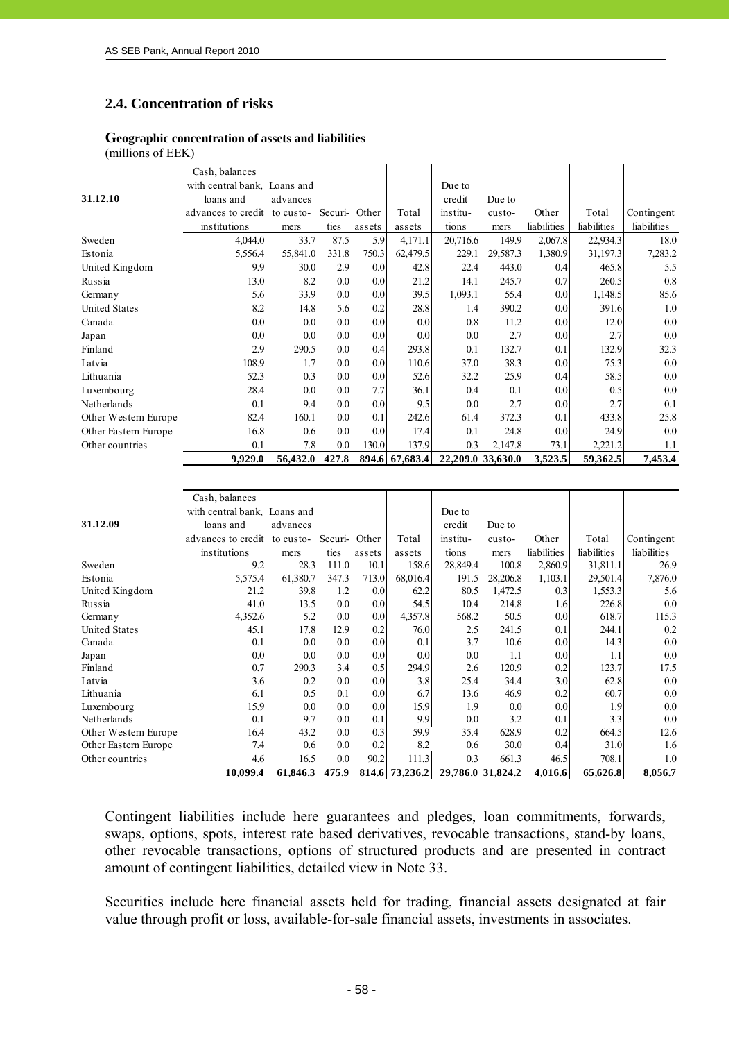## 2.4. Concentration of risks

### Geographic concentration of assets and liabilities

(millions of EEK)

| 31.12.10 | Cash, balances with central bank, loans and advances to credit institutions | Loans and advances to customers | Securities | Other assets | Total assets | Due to credit institutions | Due to customers | Other liabilities | Total liabilities | Contingent liabilities |
|---|---|---|---|---|---|---|---|---|---|---|
| Sweden | 4,044.0 | 33.7 | 87.5 | 5.9 | 4,171.1 | 20,716.6 | 149.9 | 2,067.8 | 22,934.3 | 18.0 |
| Estonia | 5,556.4 | 55,841.0 | 331.8 | 750.3 | 62,479.5 | 229.1 | 29,587.3 | 1,380.9 | 31,197.3 | 7,283.2 |
| United Kingdom | 9.9 | 30.0 | 2.9 | 0.0 | 42.8 | 22.4 | 443.0 | 0.4 | 465.8 | 5.5 |
| Russia | 13.0 | 8.2 | 0.0 | 0.0 | 21.2 | 14.1 | 245.7 | 0.7 | 260.5 | 0.8 |
| Germany | 5.6 | 33.9 | 0.0 | 0.0 | 39.5 | 1,093.1 | 55.4 | 0.0 | 1,148.5 | 85.6 |
| United States | 8.2 | 14.8 | 5.6 | 0.2 | 28.8 | 1.4 | 390.2 | 0.0 | 391.6 | 1.0 |
| Canada | 0.0 | 0.0 | 0.0 | 0.0 | 0.0 | 0.8 | 11.2 | 0.0 | 12.0 | 0.0 |
| Japan | 0.0 | 0.0 | 0.0 | 0.0 | 0.0 | 0.0 | 2.7 | 0.0 | 2.7 | 0.0 |
| Finland | 2.9 | 290.5 | 0.0 | 0.4 | 293.8 | 0.1 | 132.7 | 0.1 | 132.9 | 32.3 |
| Latvia | 108.9 | 1.7 | 0.0 | 0.0 | 110.6 | 37.0 | 38.3 | 0.0 | 75.3 | 0.0 |
| Lithuania | 52.3 | 0.3 | 0.0 | 0.0 | 52.6 | 32.2 | 25.9 | 0.4 | 58.5 | 0.0 |
| Luxembourg | 28.4 | 0.0 | 0.0 | 7.7 | 36.1 | 0.4 | 0.1 | 0.0 | 0.5 | 0.0 |
| Netherlands | 0.1 | 9.4 | 0.0 | 0.0 | 9.5 | 0.0 | 2.7 | 0.0 | 2.7 | 0.1 |
| Other Western Europe | 82.4 | 160.1 | 0.0 | 0.1 | 242.6 | 61.4 | 372.3 | 0.1 | 433.8 | 25.8 |
| Other Eastern Europe | 16.8 | 0.6 | 0.0 | 0.0 | 17.4 | 0.1 | 24.8 | 0.0 | 24.9 | 0.0 |
| Other countries | 0.1 | 7.8 | 0.0 | 130.0 | 137.9 | 0.3 | 2,147.8 | 73.1 | 2,221.2 | 1.1 |
| | **9,929.0** | **56,432.0** | **427.8** | **894.6** | **67,683.4** | **22,209.0** | **33,630.0** | **3,523.5** | **59,362.5** | **7,453.4** |

| 31.12.09 | Cash, balances with central bank, loans and advances to credit institutions | Loans and advances to customers | Securities | Other assets | Total assets | Due to credit institutions | Due to customers | Other liabilities | Total liabilities | Contingent liabilities |
|---|---|---|---|---|---|---|---|---|---|---|
| Sweden | 9.2 | 28.3 | 111.0 | 10.1 | 158.6 | 28,849.4 | 100.8 | 2,860.9 | 31,811.1 | 26.9 |
| Estonia | 5,575.4 | 61,380.7 | 347.3 | 713.0 | 68,016.4 | 191.5 | 28,206.8 | 1,103.1 | 29,501.4 | 7,876.0 |
| United Kingdom | 21.2 | 39.8 | 1.2 | 0.0 | 62.2 | 80.5 | 1,472.5 | 0.3 | 1,553.3 | 5.6 |
| Russia | 41.0 | 13.5 | 0.0 | 0.0 | 54.5 | 10.4 | 214.8 | 1.6 | 226.8 | 0.0 |
| Germany | 4,352.6 | 5.2 | 0.0 | 0.0 | 4,357.8 | 568.2 | 50.5 | 0.0 | 618.7 | 115.3 |
| United States | 45.1 | 17.8 | 12.9 | 0.2 | 76.0 | 2.5 | 241.5 | 0.1 | 244.1 | 0.2 |
| Canada | 0.1 | 0.0 | 0.0 | 0.0 | 0.1 | 3.7 | 10.6 | 0.0 | 14.3 | 0.0 |
| Japan | 0.0 | 0.0 | 0.0 | 0.0 | 0.0 | 0.0 | 1.1 | 0.0 | 1.1 | 0.0 |
| Finland | 0.7 | 290.3 | 3.4 | 0.5 | 294.9 | 2.6 | 120.9 | 0.2 | 123.7 | 17.5 |
| Latvia | 3.6 | 0.2 | 0.0 | 0.0 | 3.8 | 25.4 | 34.4 | 3.0 | 62.8 | 0.0 |
| Lithuania | 6.1 | 0.5 | 0.1 | 0.0 | 6.7 | 13.6 | 46.9 | 0.2 | 60.7 | 0.0 |
| Luxembourg | 15.9 | 0.0 | 0.0 | 0.0 | 15.9 | 1.9 | 0.0 | 0.0 | 1.9 | 0.0 |
| Netherlands | 0.1 | 9.7 | 0.0 | 0.1 | 9.9 | 0.0 | 3.2 | 0.1 | 3.3 | 0.0 |
| Other Western Europe | 16.4 | 43.2 | 0.0 | 0.3 | 59.9 | 35.4 | 628.9 | 0.2 | 664.5 | 12.6 |
| Other Eastern Europe | 7.4 | 0.6 | 0.0 | 0.2 | 8.2 | 0.6 | 30.0 | 0.4 | 31.0 | 1.6 |
| Other countries | 4.6 | 16.5 | 0.0 | 90.2 | 111.3 | 0.3 | 661.3 | 46.5 | 708.1 | 1.0 |
| | **10,099.4** | **61,846.3** | **475.9** | **814.6** | **73,236.2** | **29,786.0** | **31,824.2** | **4,016.6** | **65,626.8** | **8,056.7** |

Contingent liabilities include here guarantees and pledges, loan commitments, forwards, swaps, options, spots, interest rate based derivatives, revocable transactions, stand-by loans, other revocable transactions, options of structured products and are presented in contract amount of contingent liabilities, detailed view in Note 33.

Securities include here financial assets held for trading, financial assets designated at fair value through profit or loss, available-for-sale financial assets, investments in associates.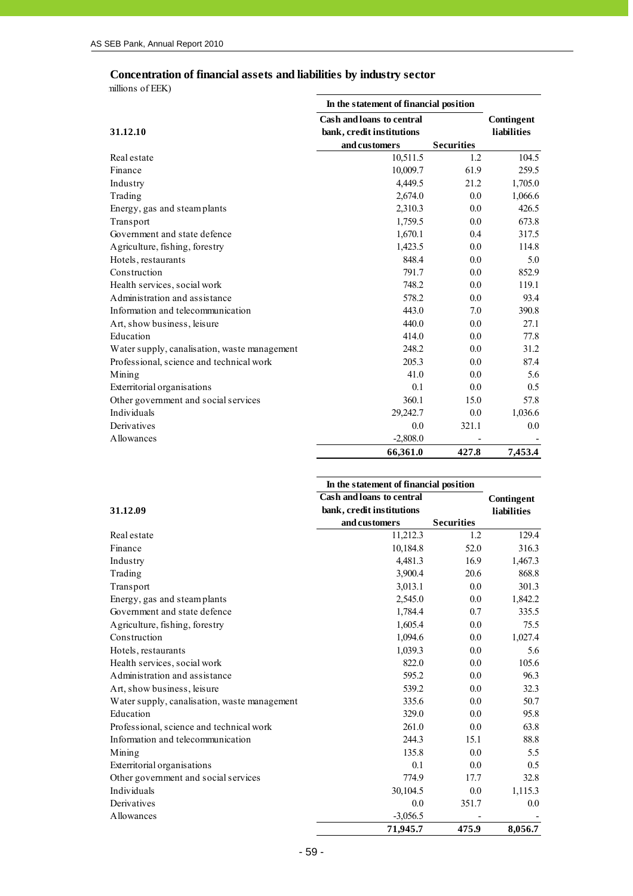## Concentration of financial assets and liabilities by industry sector

millions of EEK)

| 31.12.10 | In the statement of financial position | | Contingent liabilities |
|---|---|---|---|
| | Cash and loans to central bank, credit institutions and customers | Securities | |
| Real estate | 10,511.5 | 1.2 | 104.5 |
| Finance | 10,009.7 | 61.9 | 259.5 |
| Industry | 4,449.5 | 21.2 | 1,705.0 |
| Trading | 2,674.0 | 0.0 | 1,066.6 |
| Energy, gas and steam plants | 2,310.3 | 0.0 | 426.5 |
| Transport | 1,759.5 | 0.0 | 673.8 |
| Government and state defence | 1,670.1 | 0.4 | 317.5 |
| Agriculture, fishing, forestry | 1,423.5 | 0.0 | 114.8 |
| Hotels, restaurants | 848.4 | 0.0 | 5.0 |
| Construction | 791.7 | 0.0 | 852.9 |
| Health services, social work | 748.2 | 0.0 | 119.1 |
| Administration and assistance | 578.2 | 0.0 | 93.4 |
| Information and telecommunication | 443.0 | 7.0 | 390.8 |
| Art, show business, leisure | 440.0 | 0.0 | 27.1 |
| Education | 414.0 | 0.0 | 77.8 |
| Water supply, canalisation, waste management | 248.2 | 0.0 | 31.2 |
| Professional, science and technical work | 205.3 | 0.0 | 87.4 |
| Mining | 41.0 | 0.0 | 5.6 |
| Exterritorial organisations | 0.1 | 0.0 | 0.5 |
| Other government and social services | 360.1 | 15.0 | 57.8 |
| Individuals | 29,242.7 | 0.0 | 1,036.6 |
| Derivatives | 0.0 | 321.1 | 0.0 |
| Allowances | -2,808.0 | - | - |
| | **66,361.0** | **427.8** | **7,453.4** |

| 31.12.09 | In the statement of financial position | | Contingent liabilities |
|---|---|---|---|
| | Cash and loans to central bank, credit institutions and customers | Securities | |
| Real estate | 11,212.3 | 1.2 | 129.4 |
| Finance | 10,184.8 | 52.0 | 316.3 |
| Industry | 4,481.3 | 16.9 | 1,467.3 |
| Trading | 3,900.4 | 20.6 | 868.8 |
| Transport | 3,013.1 | 0.0 | 301.3 |
| Energy, gas and steam plants | 2,545.0 | 0.0 | 1,842.2 |
| Government and state defence | 1,784.4 | 0.7 | 335.5 |
| Agriculture, fishing, forestry | 1,605.4 | 0.0 | 75.5 |
| Construction | 1,094.6 | 0.0 | 1,027.4 |
| Hotels, restaurants | 1,039.3 | 0.0 | 5.6 |
| Health services, social work | 822.0 | 0.0 | 105.6 |
| Administration and assistance | 595.2 | 0.0 | 96.3 |
| Art, show business, leisure | 539.2 | 0.0 | 32.3 |
| Water supply, canalisation, waste management | 335.6 | 0.0 | 50.7 |
| Education | 329.0 | 0.0 | 95.8 |
| Professional, science and technical work | 261.0 | 0.0 | 63.8 |
| Information and telecommunication | 244.3 | 15.1 | 88.8 |
| Mining | 135.8 | 0.0 | 5.5 |
| Exterritorial organisations | 0.1 | 0.0 | 0.5 |
| Other government and social services | 774.9 | 17.7 | 32.8 |
| Individuals | 30,104.5 | 0.0 | 1,115.3 |
| Derivatives | 0.0 | 351.7 | 0.0 |
| Allowances | -3,056.5 | - | - |
| | **71,945.7** | **475.9** | **8,056.7** |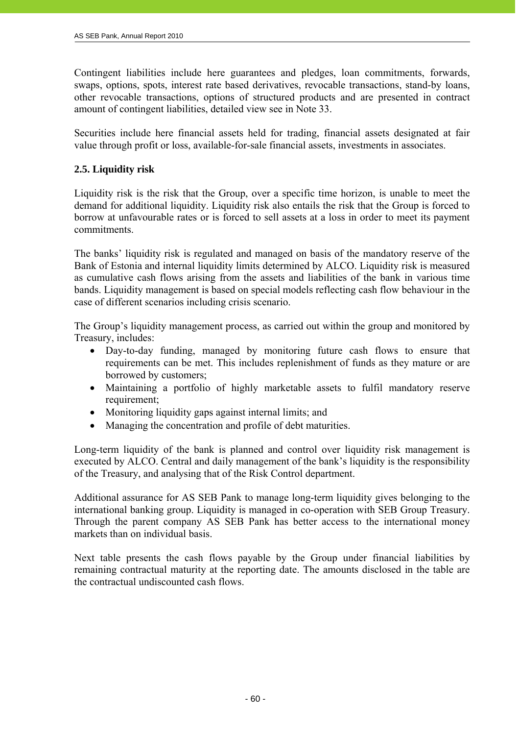Contingent liabilities include here guarantees and pledges, loan commitments, forwards, swaps, options, spots, interest rate based derivatives, revocable transactions, stand-by loans, other revocable transactions, options of structured products and are presented in contract amount of contingent liabilities, detailed view see in Note 33.

Securities include here financial assets held for trading, financial assets designated at fair value through profit or loss, available-for-sale financial assets, investments in associates.

### 2.5. Liquidity risk

Liquidity risk is the risk that the Group, over a specific time horizon, is unable to meet the demand for additional liquidity. Liquidity risk also entails the risk that the Group is forced to borrow at unfavourable rates or is forced to sell assets at a loss in order to meet its payment commitments.

The banks' liquidity risk is regulated and managed on basis of the mandatory reserve of the Bank of Estonia and internal liquidity limits determined by ALCO. Liquidity risk is measured as cumulative cash flows arising from the assets and liabilities of the bank in various time bands. Liquidity management is based on special models reflecting cash flow behaviour in the case of different scenarios including crisis scenario.

The Group's liquidity management process, as carried out within the group and monitored by Treasury, includes:

- Day-to-day funding, managed by monitoring future cash flows to ensure that requirements can be met. This includes replenishment of funds as they mature or are borrowed by customers;
- Maintaining a portfolio of highly marketable assets to fulfil mandatory reserve requirement;
- Monitoring liquidity gaps against internal limits; and
- Managing the concentration and profile of debt maturities.

Long-term liquidity of the bank is planned and control over liquidity risk management is executed by ALCO. Central and daily management of the bank's liquidity is the responsibility of the Treasury, and analysing that of the Risk Control department.

Additional assurance for AS SEB Pank to manage long-term liquidity gives belonging to the international banking group. Liquidity is managed in co-operation with SEB Group Treasury. Through the parent company AS SEB Pank has better access to the international money markets than on individual basis.

Next table presents the cash flows payable by the Group under financial liabilities by remaining contractual maturity at the reporting date. The amounts disclosed in the table are the contractual undiscounted cash flows.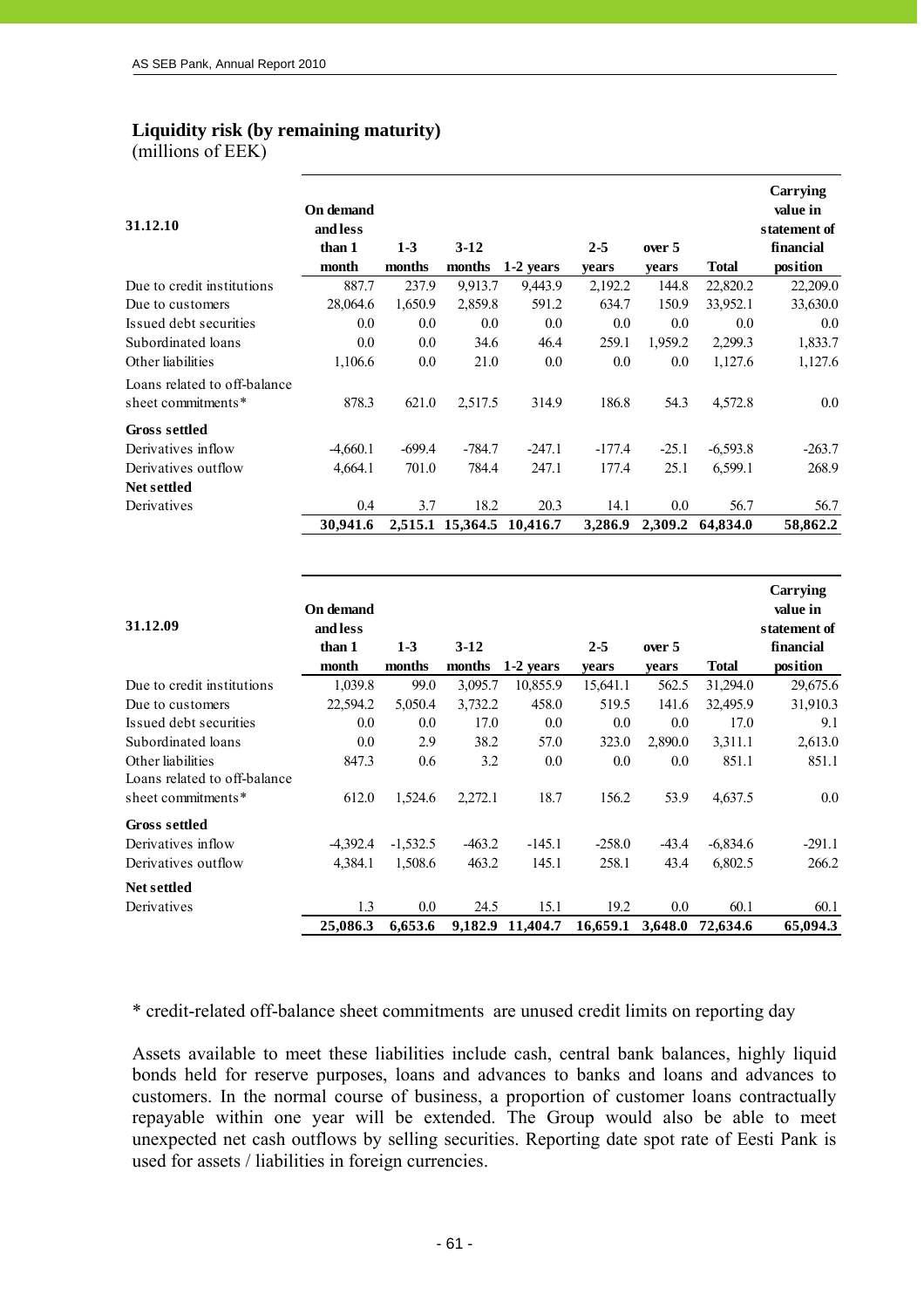## Liquidity risk (by remaining maturity)
(millions of EEK)

| 31.12.10 | On demand and less than 1 month | 1-3 months | 3-12 months | 1-2 years | 2-5 years | over 5 years | Total | Carrying value in statement of financial position |
|---|---|---|---|---|---|---|---|---|
| Due to credit institutions | 887.7 | 237.9 | 9,913.7 | 9,443.9 | 2,192.2 | 144.8 | 22,820.2 | 22,209.0 |
| Due to customers | 28,064.6 | 1,650.9 | 2,859.8 | 591.2 | 634.7 | 150.9 | 33,952.1 | 33,630.0 |
| Issued debt securities | 0.0 | 0.0 | 0.0 | 0.0 | 0.0 | 0.0 | 0.0 | 0.0 |
| Subordinated loans | 0.0 | 0.0 | 34.6 | 46.4 | 259.1 | 1,959.2 | 2,299.3 | 1,833.7 |
| Other liabilities | 1,106.6 | 0.0 | 21.0 | 0.0 | 0.0 | 0.0 | 1,127.6 | 1,127.6 |
| Loans related to off-balance sheet commitments* | 878.3 | 621.0 | 2,517.5 | 314.9 | 186.8 | 54.3 | 4,572.8 | 0.0 |
| **Gross settled** | | | | | | | | |
| Derivatives inflow | -4,660.1 | -699.4 | -784.7 | -247.1 | -177.4 | -25.1 | -6,593.8 | -263.7 |
| Derivatives outflow | 4,664.1 | 701.0 | 784.4 | 247.1 | 177.4 | 25.1 | 6,599.1 | 268.9 |
| **Net settled** | | | | | | | | |
| Derivatives | 0.4 | 3.7 | 18.2 | 20.3 | 14.1 | 0.0 | 56.7 | 56.7 |
| | **30,941.6** | **2,515.1** | **15,364.5** | **10,416.7** | **3,286.9** | **2,309.2** | **64,834.0** | **58,862.2** |

| 31.12.09 | On demand and less than 1 month | 1-3 months | 3-12 months | 1-2 years | 2-5 years | over 5 years | Total | Carrying value in statement of financial position |
|---|---|---|---|---|---|---|---|---|
| Due to credit institutions | 1,039.8 | 99.0 | 3,095.7 | 10,855.9 | 15,641.1 | 562.5 | 31,294.0 | 29,675.6 |
| Due to customers | 22,594.2 | 5,050.4 | 3,732.2 | 458.0 | 519.5 | 141.6 | 32,495.9 | 31,910.3 |
| Issued debt securities | 0.0 | 0.0 | 17.0 | 0.0 | 0.0 | 0.0 | 17.0 | 9.1 |
| Subordinated loans | 0.0 | 2.9 | 38.2 | 57.0 | 323.0 | 2,890.0 | 3,311.1 | 2,613.0 |
| Other liabilities | 847.3 | 0.6 | 3.2 | 0.0 | 0.0 | 0.0 | 851.1 | 851.1 |
| Loans related to off-balance sheet commitments* | 612.0 | 1,524.6 | 2,272.1 | 18.7 | 156.2 | 53.9 | 4,637.5 | 0.0 |
| **Gross settled** | | | | | | | | |
| Derivatives inflow | -4,392.4 | -1,532.5 | -463.2 | -145.1 | -258.0 | -43.4 | -6,834.6 | -291.1 |
| Derivatives outflow | 4,384.1 | 1,508.6 | 463.2 | 145.1 | 258.1 | 43.4 | 6,802.5 | 266.2 |
| **Net settled** | | | | | | | | |
| Derivatives | 1.3 | 0.0 | 24.5 | 15.1 | 19.2 | 0.0 | 60.1 | 60.1 |
| | **25,086.3** | **6,653.6** | **9,182.9** | **11,404.7** | **16,659.1** | **3,648.0** | **72,634.6** | **65,094.3** |

* credit-related off-balance sheet commitments are unused credit limits on reporting day

Assets available to meet these liabilities include cash, central bank balances, highly liquid bonds held for reserve purposes, loans and advances to banks and loans and advances to customers. In the normal course of business, a proportion of customer loans contractually repayable within one year will be extended. The Group would also be able to meet unexpected net cash outflows by selling securities. Reporting date spot rate of Eesti Pank is used for assets / liabilities in foreign currencies.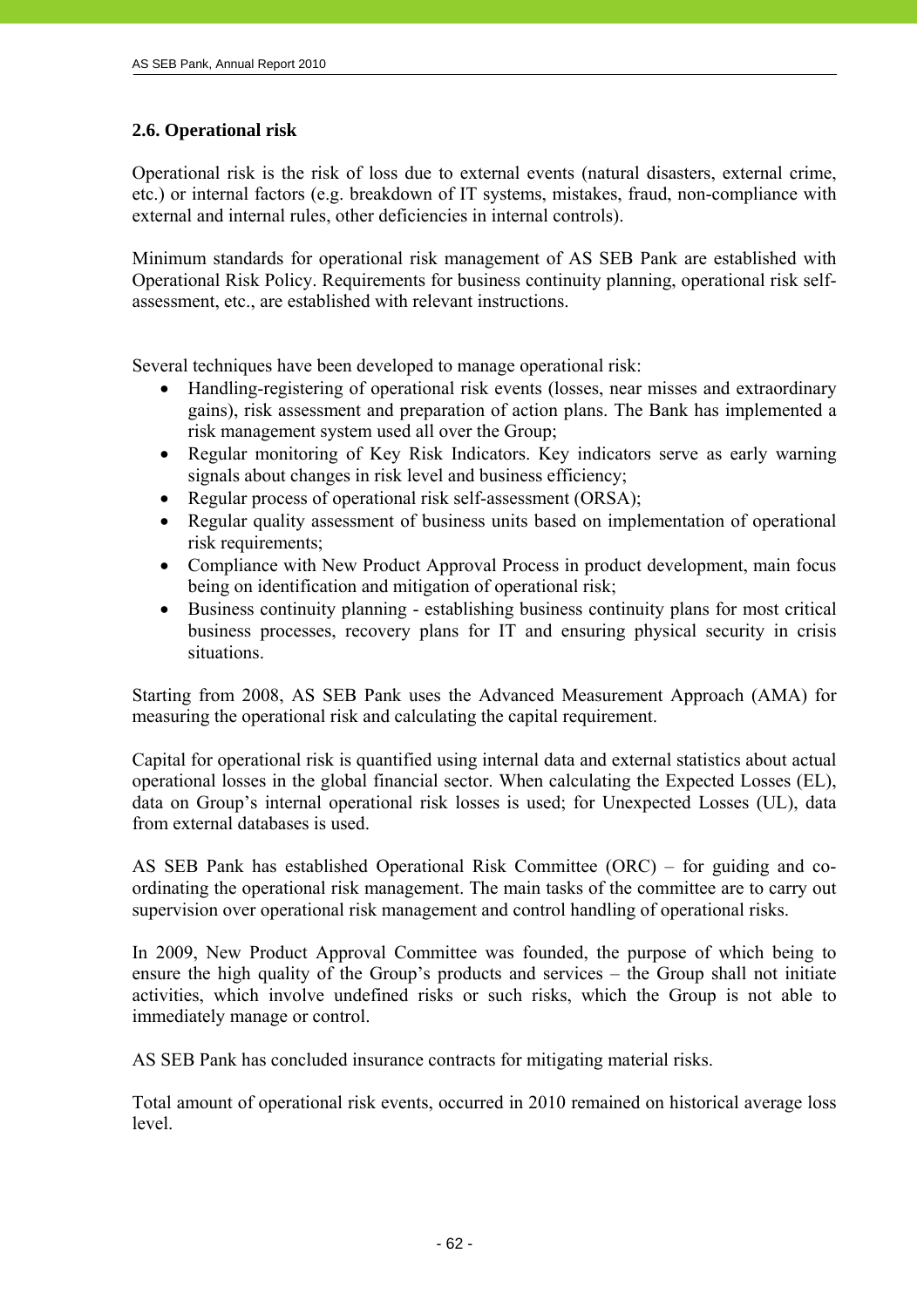### 2.6. Operational risk

Operational risk is the risk of loss due to external events (natural disasters, external crime, etc.) or internal factors (e.g. breakdown of IT systems, mistakes, fraud, non-compliance with external and internal rules, other deficiencies in internal controls).

Minimum standards for operational risk management of AS SEB Pank are established with Operational Risk Policy. Requirements for business continuity planning, operational risk self-assessment, etc., are established with relevant instructions.

Several techniques have been developed to manage operational risk:

- Handling-registering of operational risk events (losses, near misses and extraordinary gains), risk assessment and preparation of action plans. The Bank has implemented a risk management system used all over the Group;
- Regular monitoring of Key Risk Indicators. Key indicators serve as early warning signals about changes in risk level and business efficiency;
- Regular process of operational risk self-assessment (ORSA);
- Regular quality assessment of business units based on implementation of operational risk requirements;
- Compliance with New Product Approval Process in product development, main focus being on identification and mitigation of operational risk;
- Business continuity planning - establishing business continuity plans for most critical business processes, recovery plans for IT and ensuring physical security in crisis situations.

Starting from 2008, AS SEB Pank uses the Advanced Measurement Approach (AMA) for measuring the operational risk and calculating the capital requirement.

Capital for operational risk is quantified using internal data and external statistics about actual operational losses in the global financial sector. When calculating the Expected Losses (EL), data on Group's internal operational risk losses is used; for Unexpected Losses (UL), data from external databases is used.

AS SEB Pank has established Operational Risk Committee (ORC) – for guiding and co-ordinating the operational risk management. The main tasks of the committee are to carry out supervision over operational risk management and control handling of operational risks.

In 2009, New Product Approval Committee was founded, the purpose of which being to ensure the high quality of the Group's products and services – the Group shall not initiate activities, which involve undefined risks or such risks, which the Group is not able to immediately manage or control.

AS SEB Pank has concluded insurance contracts for mitigating material risks.

Total amount of operational risk events, occurred in 2010 remained on historical average loss level.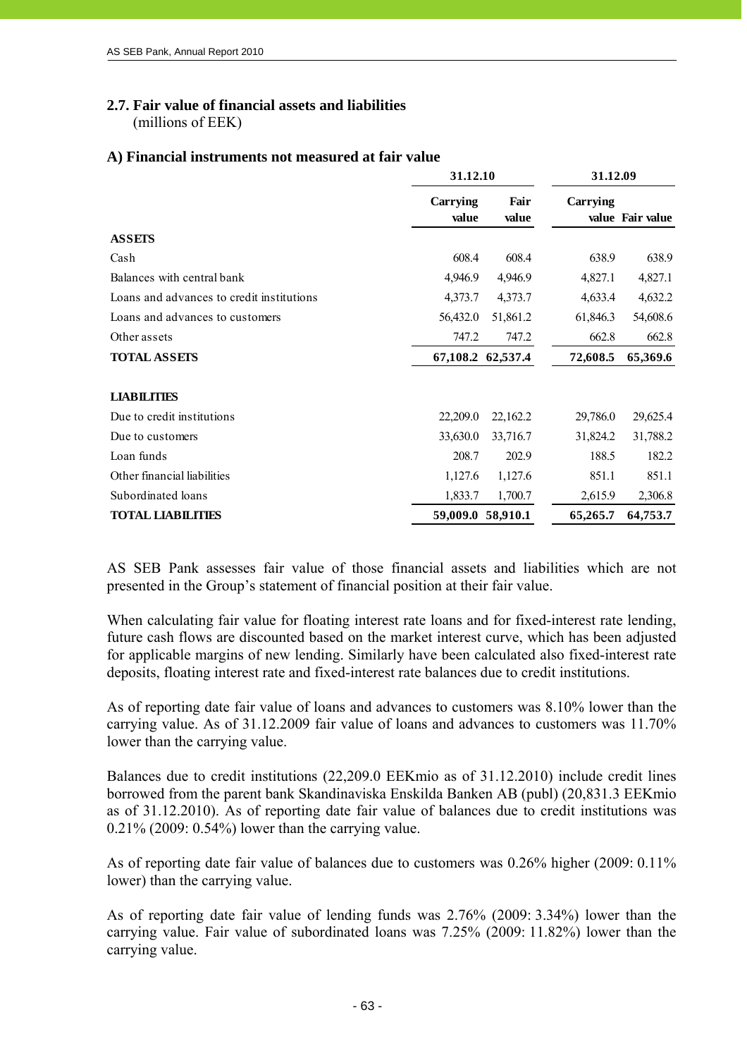## 2.7. Fair value of financial assets and liabilities

(millions of EEK)

### A) Financial instruments not measured at fair value

| | 31.12.10 | | 31.12.09 | |
|---|---|---|---|---|
| | Carrying value | Fair value | Carrying value | Fair value |
| **ASSETS** | | | | |
| Cash | 608.4 | 608.4 | 638.9 | 638.9 |
| Balances with central bank | 4,946.9 | 4,946.9 | 4,827.1 | 4,827.1 |
| Loans and advances to credit institutions | 4,373.7 | 4,373.7 | 4,633.4 | 4,632.2 |
| Loans and advances to customers | 56,432.0 | 51,861.2 | 61,846.3 | 54,608.6 |
| Other assets | 747.2 | 747.2 | 662.8 | 662.8 |
| **TOTAL ASSETS** | **67,108.2** | **62,537.4** | **72,608.5** | **65,369.6** |
| | | | | |
| **LIABILITIES** | | | | |
| Due to credit institutions | 22,209.0 | 22,162.2 | 29,786.0 | 29,625.4 |
| Due to customers | 33,630.0 | 33,716.7 | 31,824.2 | 31,788.2 |
| Loan funds | 208.7 | 202.9 | 188.5 | 182.2 |
| Other financial liabilities | 1,127.6 | 1,127.6 | 851.1 | 851.1 |
| Subordinated loans | 1,833.7 | 1,700.7 | 2,615.9 | 2,306.8 |
| **TOTAL LIABILITIES** | **59,009.0** | **58,910.1** | **65,265.7** | **64,753.7** |

AS SEB Pank assesses fair value of those financial assets and liabilities which are not presented in the Group's statement of financial position at their fair value.

When calculating fair value for floating interest rate loans and for fixed-interest rate lending, future cash flows are discounted based on the market interest curve, which has been adjusted for applicable margins of new lending. Similarly have been calculated also fixed-interest rate deposits, floating interest rate and fixed-interest rate balances due to credit institutions.

As of reporting date fair value of loans and advances to customers was 8.10% lower than the carrying value. As of 31.12.2009 fair value of loans and advances to customers was 11.70% lower than the carrying value.

Balances due to credit institutions (22,209.0 EEKmio as of 31.12.2010) include credit lines borrowed from the parent bank Skandinaviska Enskilda Banken AB (publ) (20,831.3 EEKmio as of 31.12.2010). As of reporting date fair value of balances due to credit institutions was 0.21% (2009: 0.54%) lower than the carrying value.

As of reporting date fair value of balances due to customers was 0.26% higher (2009: 0.11% lower) than the carrying value.

As of reporting date fair value of lending funds was 2.76% (2009: 3.34%) lower than the carrying value. Fair value of subordinated loans was 7.25% (2009: 11.82%) lower than the carrying value.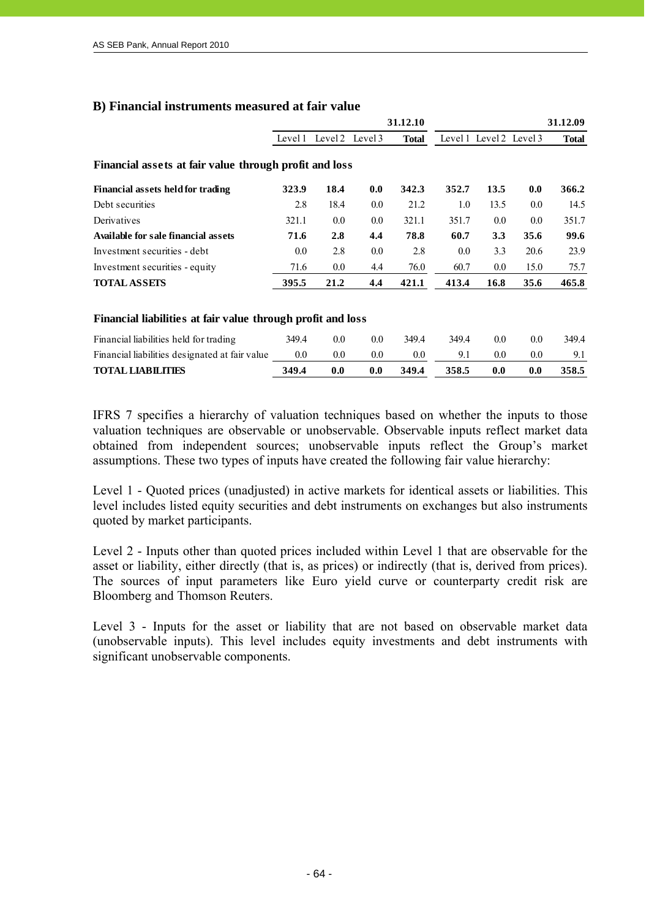### B) Financial instruments measured at fair value

| | 31.12.10 | | | | 31.12.09 | | | |
|---|---|---|---|---|---|---|---|---|
| | Level 1 | Level 2 | Level 3 | **Total** | Level 1 | Level 2 | Level 3 | **Total** |
| **Financial assets at fair value through profit and loss** | | | | | | | | |
| **Financial assets held for trading** | **323.9** | **18.4** | **0.0** | **342.3** | **352.7** | **13.5** | **0.0** | **366.2** |
| Debt securities | 2.8 | 18.4 | 0.0 | 21.2 | 1.0 | 13.5 | 0.0 | 14.5 |
| Derivatives | 321.1 | 0.0 | 0.0 | 321.1 | 351.7 | 0.0 | 0.0 | 351.7 |
| **Available for sale financial assets** | **71.6** | **2.8** | **4.4** | **78.8** | **60.7** | **3.3** | **35.6** | **99.6** |
| Investment securities - debt | 0.0 | 2.8 | 0.0 | 2.8 | 0.0 | 3.3 | 20.6 | 23.9 |
| Investment securities - equity | 71.6 | 0.0 | 4.4 | 76.0 | 60.7 | 0.0 | 15.0 | 75.7 |
| **TOTAL ASSETS** | **395.5** | **21.2** | **4.4** | **421.1** | **413.4** | **16.8** | **35.6** | **465.8** |
| **Financial liabilities at fair value through profit and loss** | | | | | | | | |
| Financial liabilities held for trading | 349.4 | 0.0 | 0.0 | 349.4 | 349.4 | 0.0 | 0.0 | 349.4 |
| Financial liabilities designated at fair value | 0.0 | 0.0 | 0.0 | 0.0 | 9.1 | 0.0 | 0.0 | 9.1 |
| **TOTAL LIABILITIES** | **349.4** | **0.0** | **0.0** | **349.4** | **358.5** | **0.0** | **0.0** | **358.5** |

IFRS 7 specifies a hierarchy of valuation techniques based on whether the inputs to those valuation techniques are observable or unobservable. Observable inputs reflect market data obtained from independent sources; unobservable inputs reflect the Group's market assumptions. These two types of inputs have created the following fair value hierarchy:

Level 1 - Quoted prices (unadjusted) in active markets for identical assets or liabilities. This level includes listed equity securities and debt instruments on exchanges but also instruments quoted by market participants.

Level 2 - Inputs other than quoted prices included within Level 1 that are observable for the asset or liability, either directly (that is, as prices) or indirectly (that is, derived from prices). The sources of input parameters like Euro yield curve or counterparty credit risk are Bloomberg and Thomson Reuters.

Level 3 - Inputs for the asset or liability that are not based on observable market data (unobservable inputs). This level includes equity investments and debt instruments with significant unobservable components.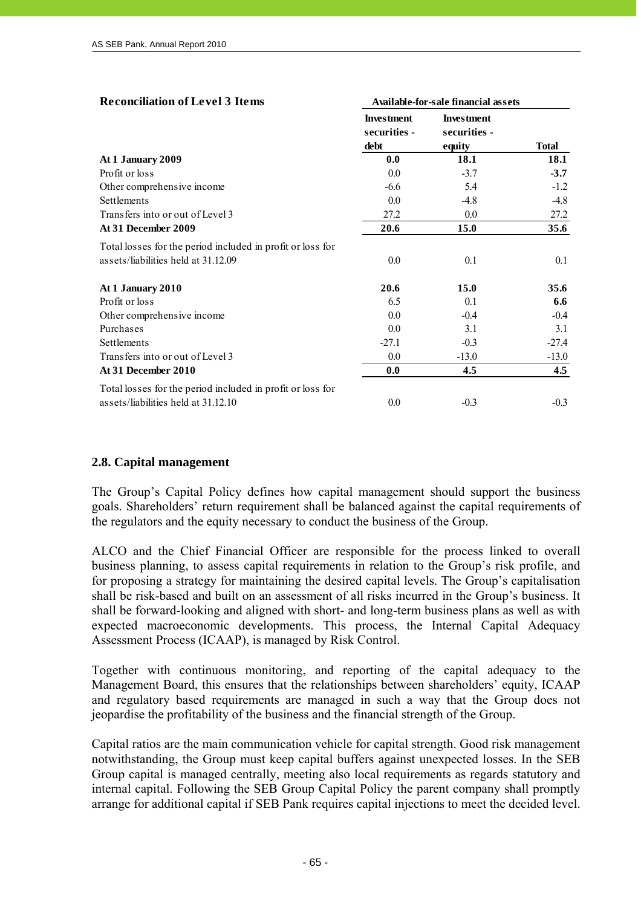| Reconciliation of Level 3 Items | Available-for-sale financial assets | | |
|---|---|---|---|
| | Investment securities - debt | Investment securities - equity | Total |
| **At 1 January 2009** | **0.0** | **18.1** | **18.1** |
| Profit or loss | 0.0 | -3.7 | **-3.7** |
| Other comprehensive income | -6.6 | 5.4 | -1.2 |
| Settlements | 0.0 | -4.8 | -4.8 |
| Transfers into or out of Level 3 | 27.2 | 0.0 | 27.2 |
| **At 31 December 2009** | **20.6** | **15.0** | **35.6** |
| Total losses for the period included in profit or loss for assets/liabilities held at 31.12.09 | 0.0 | 0.1 | 0.1 |
| **At 1 January 2010** | **20.6** | **15.0** | **35.6** |
| Profit or loss | 6.5 | 0.1 | **6.6** |
| Other comprehensive income | 0.0 | -0.4 | -0.4 |
| Purchases | 0.0 | 3.1 | 3.1 |
| Settlements | -27.1 | -0.3 | -27.4 |
| Transfers into or out of Level 3 | 0.0 | -13.0 | -13.0 |
| **At 31 December 2010** | **0.0** | **4.5** | **4.5** |
| Total losses for the period included in profit or loss for assets/liabilities held at 31.12.10 | 0.0 | -0.3 | -0.3 |

## 2.8. Capital management

The Group's Capital Policy defines how capital management should support the business goals. Shareholders' return requirement shall be balanced against the capital requirements of the regulators and the equity necessary to conduct the business of the Group.

ALCO and the Chief Financial Officer are responsible for the process linked to overall business planning, to assess capital requirements in relation to the Group's risk profile, and for proposing a strategy for maintaining the desired capital levels. The Group's capitalisation shall be risk-based and built on an assessment of all risks incurred in the Group's business. It shall be forward-looking and aligned with short- and long-term business plans as well as with expected macroeconomic developments. This process, the Internal Capital Adequacy Assessment Process (ICAAP), is managed by Risk Control.

Together with continuous monitoring, and reporting of the capital adequacy to the Management Board, this ensures that the relationships between shareholders' equity, ICAAP and regulatory based requirements are managed in such a way that the Group does not jeopardise the profitability of the business and the financial strength of the Group.

Capital ratios are the main communication vehicle for capital strength. Good risk management notwithstanding, the Group must keep capital buffers against unexpected losses. In the SEB Group capital is managed centrally, meeting also local requirements as regards statutory and internal capital. Following the SEB Group Capital Policy the parent company shall promptly arrange for additional capital if SEB Pank requires capital injections to meet the decided level.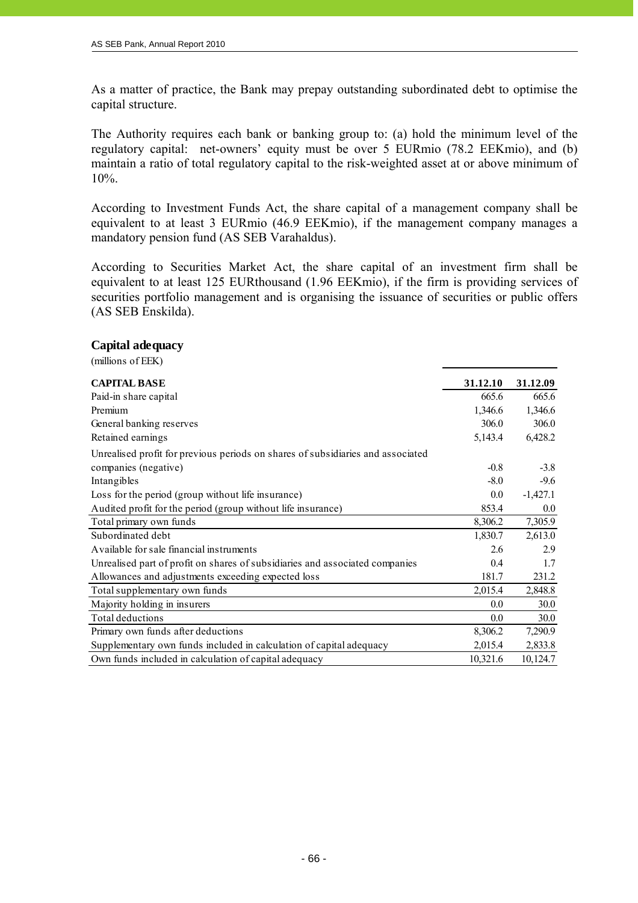As a matter of practice, the Bank may prepay outstanding subordinated debt to optimise the capital structure.

The Authority requires each bank or banking group to: (a) hold the minimum level of the regulatory capital: net-owners' equity must be over 5 EURmio (78.2 EEKmio), and (b) maintain a ratio of total regulatory capital to the risk-weighted asset at or above minimum of 10%.

According to Investment Funds Act, the share capital of a management company shall be equivalent to at least 3 EURmio (46.9 EEKmio), if the management company manages a mandatory pension fund (AS SEB Varahaldus).

According to Securities Market Act, the share capital of an investment firm shall be equivalent to at least 125 EURthousand (1.96 EEKmio), if the firm is providing services of securities portfolio management and is organising the issuance of securities or public offers (AS SEB Enskilda).

## Capital adequacy

(millions of EEK)

| CAPITAL BASE | 31.12.10 | 31.12.09 |
|---|---|---|
| Paid-in share capital | 665.6 | 665.6 |
| Premium | 1,346.6 | 1,346.6 |
| General banking reserves | 306.0 | 306.0 |
| Retained earnings | 5,143.4 | 6,428.2 |
| Unrealised profit for previous periods on shares of subsidiaries and associated companies (negative) | -0.8 | -3.8 |
| Intangibles | -8.0 | -9.6 |
| Loss for the period (group without life insurance) | 0.0 | -1,427.1 |
| Audited profit for the period (group without life insurance) | 853.4 | 0.0 |
| Total primary own funds | 8,306.2 | 7,305.9 |
| Subordinated debt | 1,830.7 | 2,613.0 |
| Available for sale financial instruments | 2.6 | 2.9 |
| Unrealised part of profit on shares of subsidiaries and associated companies | 0.4 | 1.7 |
| Allowances and adjustments exceeding expected loss | 181.7 | 231.2 |
| Total supplementary own funds | 2,015.4 | 2,848.8 |
| Majority holding in insurers | 0.0 | 30.0 |
| Total deductions | 0.0 | 30.0 |
| Primary own funds after deductions | 8,306.2 | 7,290.9 |
| Supplementary own funds included in calculation of capital adequacy | 2,015.4 | 2,833.8 |
| Own funds included in calculation of capital adequacy | 10,321.6 | 10,124.7 |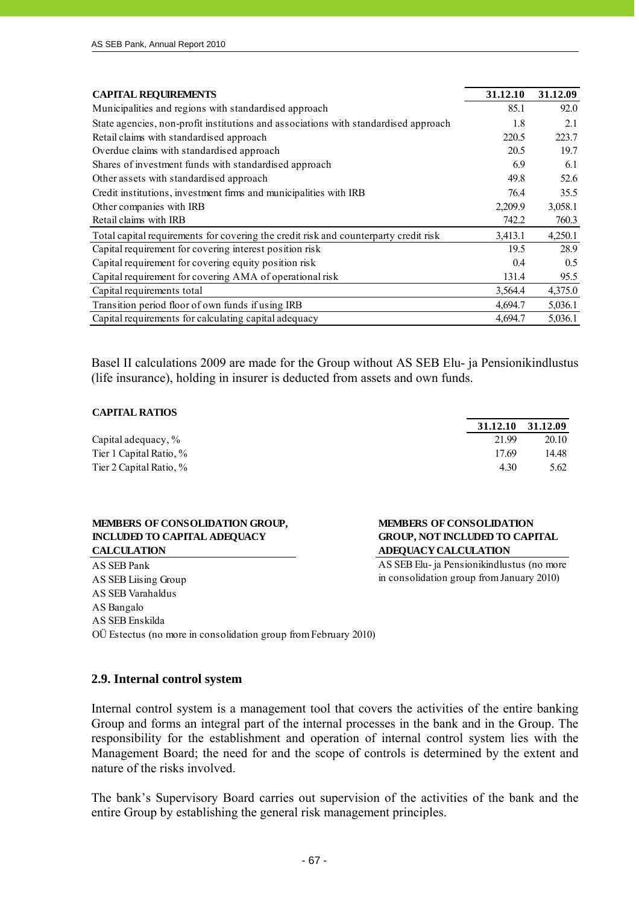| CAPITAL REQUIREMENTS | 31.12.10 | 31.12.09 |
|---|---|---|
| Municipalities and regions with standardised approach | 85.1 | 92.0 |
| State agencies, non-profit institutions and associations with standardised approach | 1.8 | 2.1 |
| Retail claims with standardised approach | 220.5 | 223.7 |
| Overdue claims with standardised approach | 20.5 | 19.7 |
| Shares of investment funds with standardised approach | 6.9 | 6.1 |
| Other assets with standardised approach | 49.8 | 52.6 |
| Credit institutions, investment firms and municipalities with IRB | 76.4 | 35.5 |
| Other companies with IRB | 2,209.9 | 3,058.1 |
| Retail claims with IRB | 742.2 | 760.3 |
| Total capital requirements for covering the credit risk and counterparty credit risk | 3,413.1 | 4,250.1 |
| Capital requirement for covering interest position risk | 19.5 | 28.9 |
| Capital requirement for covering equity position risk | 0.4 | 0.5 |
| Capital requirement for covering AMA of operational risk | 131.4 | 95.5 |
| Capital requirements total | 3,564.4 | 4,375.0 |
| Transition period floor of own funds if using IRB | 4,694.7 | 5,036.1 |
| Capital requirements for calculating capital adequacy | 4,694.7 | 5,036.1 |

Basel II calculations 2009 are made for the Group without AS SEB Elu- ja Pensionikindlustus (life insurance), holding in insurer is deducted from assets and own funds.

**CAPITAL RATIOS**

| | 31.12.10 | 31.12.09 |
|---|---|---|
| Capital adequacy, % | 21.99 | 20.10 |
| Tier 1 Capital Ratio, % | 17.69 | 14.48 |
| Tier 2 Capital Ratio, % | 4.30 | 5.62 |

**MEMBERS OF CONSOLIDATION GROUP, INCLUDED TO CAPITAL ADEQUACY CALCULATION**

AS SEB Pank
AS SEB Liising Group
AS SEB Varahaldus
AS Bangalo
AS SEB Enskilda
OÜ Estectus (no more in consolidation group from February 2010)

**MEMBERS OF CONSOLIDATION GROUP, NOT INCLUDED TO CAPITAL ADEQUACY CALCULATION**

AS SEB Elu- ja Pensionikindlustus (no more in consolidation group from January 2010)

### 2.9. Internal control system

Internal control system is a management tool that covers the activities of the entire banking Group and forms an integral part of the internal processes in the bank and in the Group. The responsibility for the establishment and operation of internal control system lies with the Management Board; the need for and the scope of controls is determined by the extent and nature of the risks involved.

The bank's Supervisory Board carries out supervision of the activities of the bank and the entire Group by establishing the general risk management principles.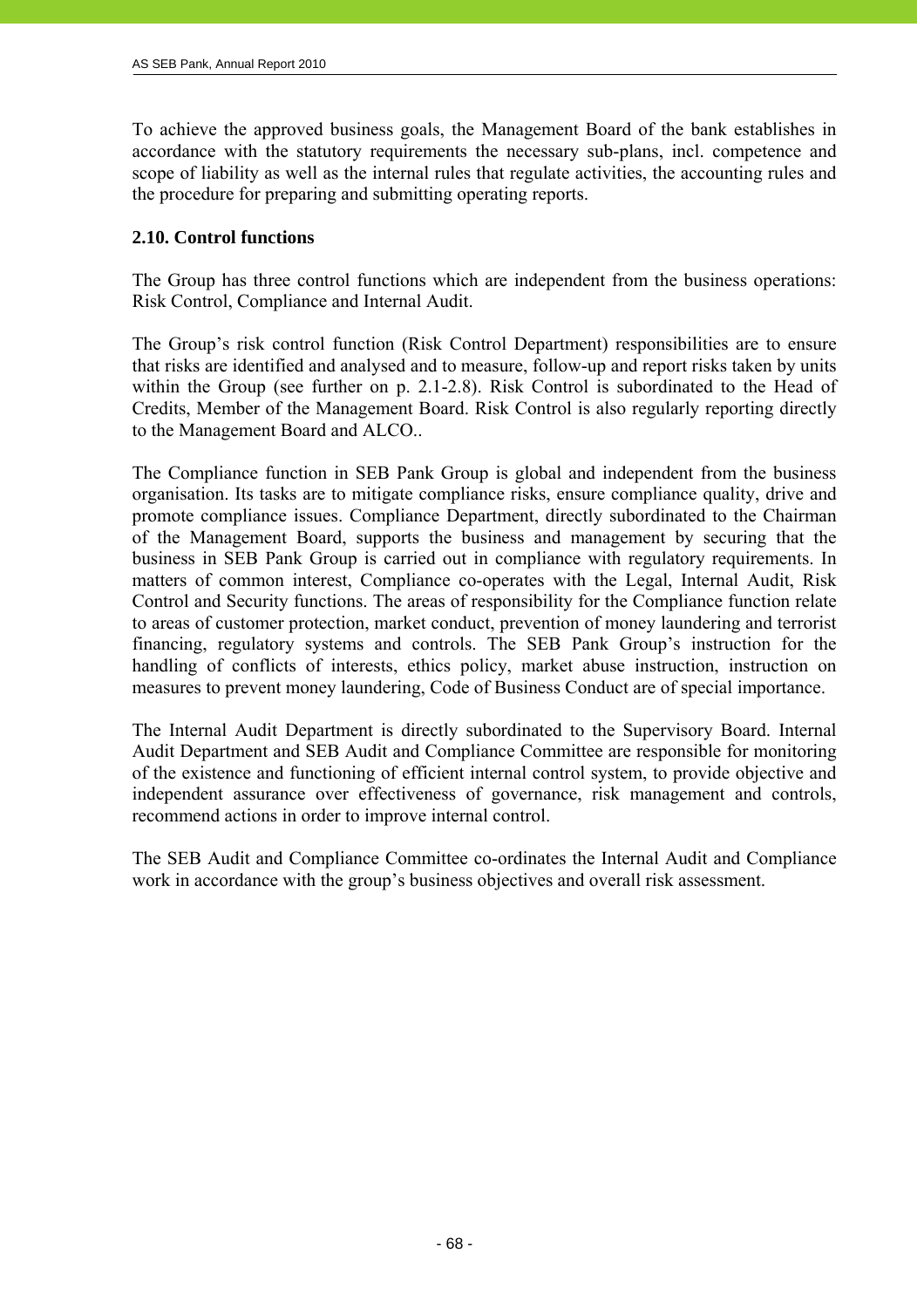To achieve the approved business goals, the Management Board of the bank establishes in accordance with the statutory requirements the necessary sub-plans, incl. competence and scope of liability as well as the internal rules that regulate activities, the accounting rules and the procedure for preparing and submitting operating reports.

### 2.10. Control functions

The Group has three control functions which are independent from the business operations: Risk Control, Compliance and Internal Audit.

The Group's risk control function (Risk Control Department) responsibilities are to ensure that risks are identified and analysed and to measure, follow-up and report risks taken by units within the Group (see further on p. 2.1-2.8). Risk Control is subordinated to the Head of Credits, Member of the Management Board. Risk Control is also regularly reporting directly to the Management Board and ALCO..

The Compliance function in SEB Pank Group is global and independent from the business organisation. Its tasks are to mitigate compliance risks, ensure compliance quality, drive and promote compliance issues. Compliance Department, directly subordinated to the Chairman of the Management Board, supports the business and management by securing that the business in SEB Pank Group is carried out in compliance with regulatory requirements. In matters of common interest, Compliance co-operates with the Legal, Internal Audit, Risk Control and Security functions. The areas of responsibility for the Compliance function relate to areas of customer protection, market conduct, prevention of money laundering and terrorist financing, regulatory systems and controls. The SEB Pank Group's instruction for the handling of conflicts of interests, ethics policy, market abuse instruction, instruction on measures to prevent money laundering, Code of Business Conduct are of special importance.

The Internal Audit Department is directly subordinated to the Supervisory Board. Internal Audit Department and SEB Audit and Compliance Committee are responsible for monitoring of the existence and functioning of efficient internal control system, to provide objective and independent assurance over effectiveness of governance, risk management and controls, recommend actions in order to improve internal control.

The SEB Audit and Compliance Committee co-ordinates the Internal Audit and Compliance work in accordance with the group's business objectives and overall risk assessment.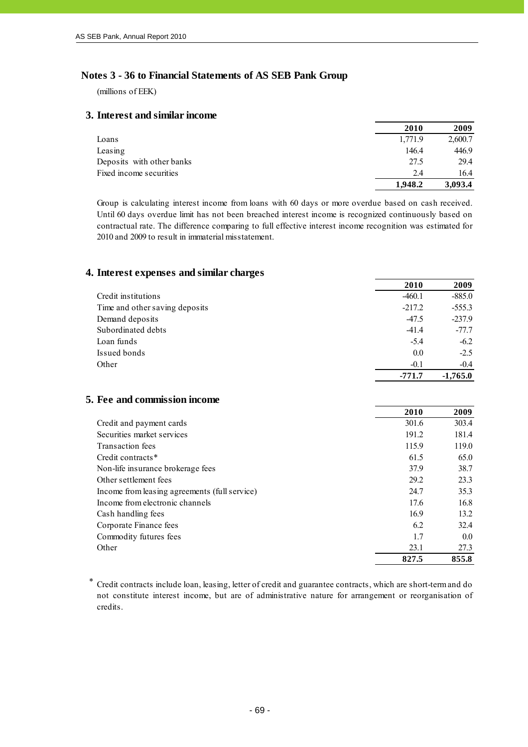## Notes 3 - 36 to Financial Statements of AS SEB Pank Group

(millions of EEK)

### 3. Interest and similar income

| | 2010 | 2009 |
|---|---|---|
| Loans | 1,771.9 | 2,600.7 |
| Leasing | 146.4 | 446.9 |
| Deposits with other banks | 27.5 | 29.4 |
| Fixed income securities | 2.4 | 16.4 |
| | **1,948.2** | **3,093.4** |

Group is calculating interest income from loans with 60 days or more overdue based on cash received. Until 60 days overdue limit has not been breached interest income is recognized continuously based on contractual rate. The difference comparing to full effective interest income recognition was estimated for 2010 and 2009 to result in immaterial misstatement.

### 4. Interest expenses and similar charges

| | 2010 | 2009 |
|---|---|---|
| Credit institutions | -460.1 | -885.0 |
| Time and other saving deposits | -217.2 | -555.3 |
| Demand deposits | -47.5 | -237.9 |
| Subordinated debts | -41.4 | -77.7 |
| Loan funds | -5.4 | -6.2 |
| Issued bonds | 0.0 | -2.5 |
| Other | -0.1 | -0.4 |
| | **-771.7** | **-1,765.0** |

### 5. Fee and commission income

| | 2010 | 2009 |
|---|---|---|
| Credit and payment cards | 301.6 | 303.4 |
| Securities market services | 191.2 | 181.4 |
| Transaction fees | 115.9 | 119.0 |
| Credit contracts* | 61.5 | 65.0 |
| Non-life insurance brokerage fees | 37.9 | 38.7 |
| Other settlement fees | 29.2 | 23.3 |
| Income from leasing agreements (full service) | 24.7 | 35.3 |
| Income from electronic channels | 17.6 | 16.8 |
| Cash handling fees | 16.9 | 13.2 |
| Corporate Finance fees | 6.2 | 32.4 |
| Commodity futures fees | 1.7 | 0.0 |
| Other | 23.1 | 27.3 |
| | **827.5** | **855.8** |

\* Credit contracts include loan, leasing, letter of credit and guarantee contracts, which are short-term and do not constitute interest income, but are of administrative nature for arrangement or reorganisation of credits.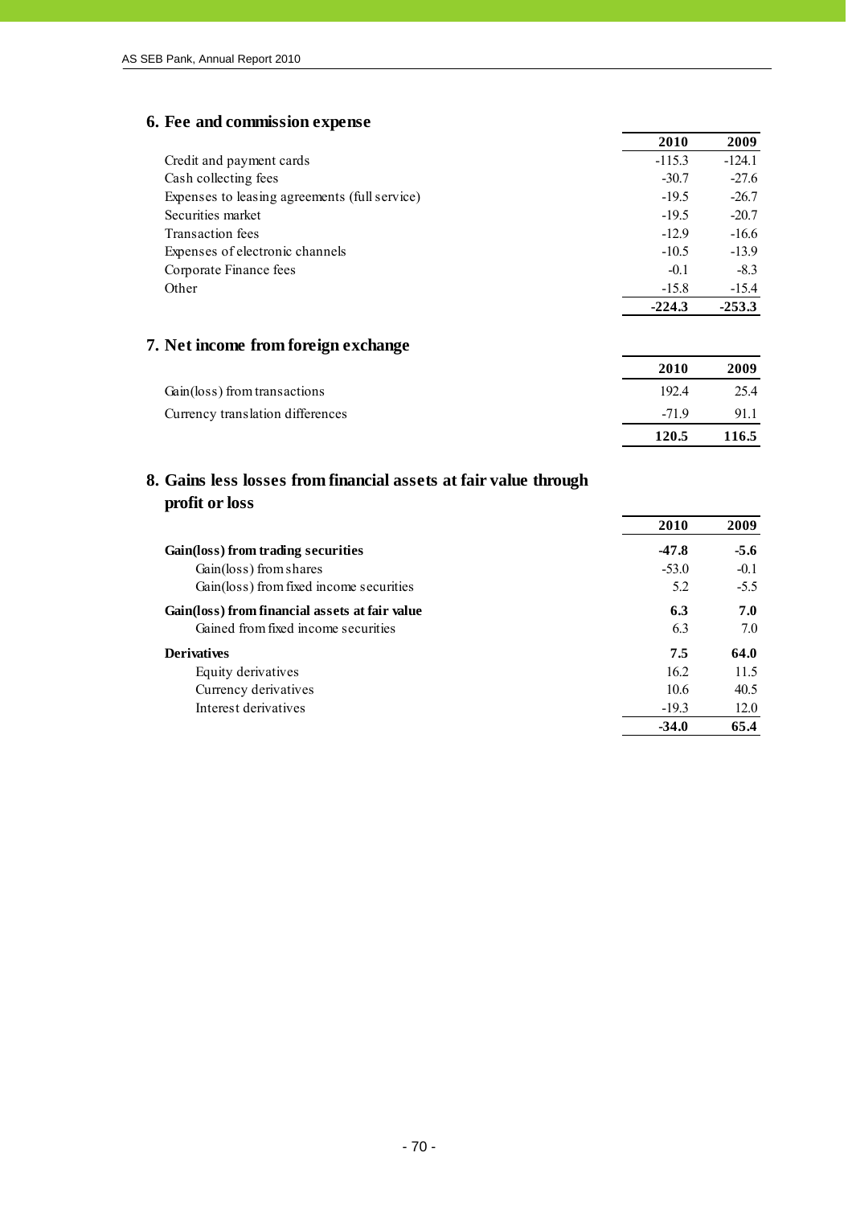## 6. Fee and commission expense

| | 2010 | 2009 |
|---|---|---|
| Credit and payment cards | -115.3 | -124.1 |
| Cash collecting fees | -30.7 | -27.6 |
| Expenses to leasing agreements (full service) | -19.5 | -26.7 |
| Securities market | -19.5 | -20.7 |
| Transaction fees | -12.9 | -16.6 |
| Expenses of electronic channels | -10.5 | -13.9 |
| Corporate Finance fees | -0.1 | -8.3 |
| Other | -15.8 | -15.4 |
| | **-224.3** | **-253.3** |

## 7. Net income from foreign exchange

| | 2010 | 2009 |
|---|---|---|
| Gain(loss) from transactions | 192.4 | 25.4 |
| Currency translation differences | -71.9 | 91.1 |
| | **120.5** | **116.5** |

## 8. Gains less losses from financial assets at fair value through profit or loss

| | 2010 | 2009 |
|---|---|---|
| **Gain(loss) from trading securities** | **-47.8** | **-5.6** |
| Gain(loss) from shares | -53.0 | -0.1 |
| Gain(loss) from fixed income securities | 5.2 | -5.5 |
| **Gain(loss) from financial assets at fair value** | **6.3** | **7.0** |
| Gained from fixed income securities | 6.3 | 7.0 |
| **Derivatives** | **7.5** | **64.0** |
| Equity derivatives | 16.2 | 11.5 |
| Currency derivatives | 10.6 | 40.5 |
| Interest derivatives | -19.3 | 12.0 |
| | **-34.0** | **65.4** |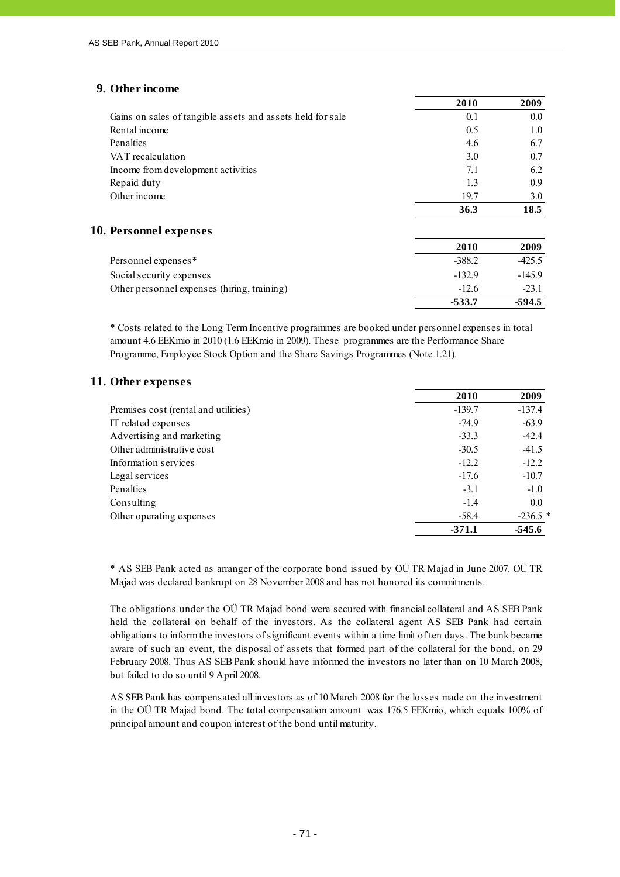## 9. Other income

| | 2010 | 2009 |
|---|---|---|
| Gains on sales of tangible assets and assets held for sale | 0.1 | 0.0 |
| Rental income | 0.5 | 1.0 |
| Penalties | 4.6 | 6.7 |
| VAT recalculation | 3.0 | 0.7 |
| Income from development activities | 7.1 | 6.2 |
| Repaid duty | 1.3 | 0.9 |
| Other income | 19.7 | 3.0 |
| | **36.3** | **18.5** |

## 10. Personnel expenses

| | 2010 | 2009 |
|---|---|---|
| Personnel expenses* | -388.2 | -425.5 |
| Social security expenses | -132.9 | -145.9 |
| Other personnel expenses (hiring, training) | -12.6 | -23.1 |
| | **-533.7** | **-594.5** |

\* Costs related to the Long Term Incentive programmes are booked under personnel expenses in total amount 4.6 EEKmio in 2010 (1.6 EEKmio in 2009). These programmes are the Performance Share Programme, Employee Stock Option and the Share Savings Programmes (Note 1.21).

## 11. Other expenses

| | 2010 | 2009 |
|---|---|---|
| Premises cost (rental and utilities) | -139.7 | -137.4 |
| IT related expenses | -74.9 | -63.9 |
| Advertising and marketing | -33.3 | -42.4 |
| Other administrative cost | -30.5 | -41.5 |
| Information services | -12.2 | -12.2 |
| Legal services | -17.6 | -10.7 |
| Penalties | -3.1 | -1.0 |
| Consulting | -1.4 | 0.0 |
| Other operating expenses | -58.4 | -236.5 * |
| | **-371.1** | **-545.6** |

\* AS SEB Pank acted as arranger of the corporate bond issued by OÜ TR Majad in June 2007. OÜ TR Majad was declared bankrupt on 28 November 2008 and has not honored its commitments.

The obligations under the OÜ TR Majad bond were secured with financial collateral and AS SEB Pank held the collateral on behalf of the investors. As the collateral agent AS SEB Pank had certain obligations to inform the investors of significant events within a time limit of ten days. The bank became aware of such an event, the disposal of assets that formed part of the collateral for the bond, on 29 February 2008. Thus AS SEB Pank should have informed the investors no later than on 10 March 2008, but failed to do so until 9 April 2008.

AS SEB Pank has compensated all investors as of 10 March 2008 for the losses made on the investment in the OÜ TR Majad bond. The total compensation amount was 176.5 EEKmio, which equals 100% of principal amount and coupon interest of the bond until maturity.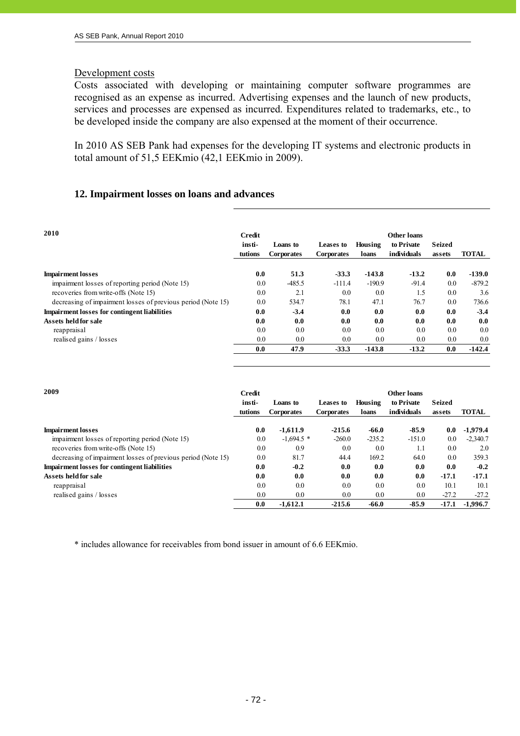Development costs

Costs associated with developing or maintaining computer software programmes are recognised as an expense as incurred. Advertising expenses and the launch of new products, services and processes are expensed as incurred. Expenditures related to trademarks, etc., to be developed inside the company are also expensed at the moment of their occurrence.

In 2010 AS SEB Pank had expenses for the developing IT systems and electronic products in total amount of 51,5 EEKmio (42,1 EEKmio in 2009).

## 12. Impairment losses on loans and advances

| 2010 | Credit insti-tutions | Loans to Corporates | Leases to Corporates | Housing loans | Other loans to Private individuals | Seized assets | TOTAL |
|---|---|---|---|---|---|---|---|
| **Impairment losses** | **0.0** | **51.3** | **-33.3** | **-143.8** | **-13.2** | **0.0** | **-139.0** |
| impairment losses of reporting period (Note 15) | 0.0 | -485.5 | -111.4 | -190.9 | -91.4 | 0.0 | -879.2 |
| recoveries from write-offs (Note 15) | 0.0 | 2.1 | 0.0 | 0.0 | 1.5 | 0.0 | 3.6 |
| decreasing of impairment losses of previous period (Note 15) | 0.0 | 534.7 | 78.1 | 47.1 | 76.7 | 0.0 | 736.6 |
| **Impairment losses for contingent liabilities** | **0.0** | **-3.4** | **0.0** | **0.0** | **0.0** | **0.0** | **-3.4** |
| **Assets held for sale** | **0.0** | **0.0** | **0.0** | **0.0** | **0.0** | **0.0** | **0.0** |
| reappraisal | 0.0 | 0.0 | 0.0 | 0.0 | 0.0 | 0.0 | 0.0 |
| realised gains / losses | 0.0 | 0.0 | 0.0 | 0.0 | 0.0 | 0.0 | 0.0 |
| | **0.0** | **47.9** | **-33.3** | **-143.8** | **-13.2** | **0.0** | **-142.4** |

| 2009 | Credit insti-tutions | Loans to Corporates | Leases to Corporates | Housing loans | Other loans to Private individuals | Seized assets | TOTAL |
|---|---|---|---|---|---|---|---|
| **Impairment losses** | **0.0** | **-1,611.9** | **-215.6** | **-66.0** | **-85.9** | **0.0** | **-1,979.4** |
| impairment losses of reporting period (Note 15) | 0.0 | -1,694.5 * | -260.0 | -235.2 | -151.0 | 0.0 | -2,340.7 |
| recoveries from write-offs (Note 15) | 0.0 | 0.9 | 0.0 | 0.0 | 1.1 | 0.0 | 2.0 |
| decreasing of impairment losses of previous period (Note 15) | 0.0 | 81.7 | 44.4 | 169.2 | 64.0 | 0.0 | 359.3 |
| **Impairment losses for contingent liabilities** | **0.0** | **-0.2** | **0.0** | **0.0** | **0.0** | **0.0** | **-0.2** |
| **Assets held for sale** | **0.0** | **0.0** | **0.0** | **0.0** | **0.0** | **-17.1** | **-17.1** |
| reappraisal | 0.0 | 0.0 | 0.0 | 0.0 | 0.0 | 10.1 | 10.1 |
| realised gains / losses | 0.0 | 0.0 | 0.0 | 0.0 | 0.0 | -27.2 | -27.2 |
| | **0.0** | **-1,612.1** | **-215.6** | **-66.0** | **-85.9** | **-17.1** | **-1,996.7** |

\* includes allowance for receivables from bond issuer in amount of 6.6 EEKmio.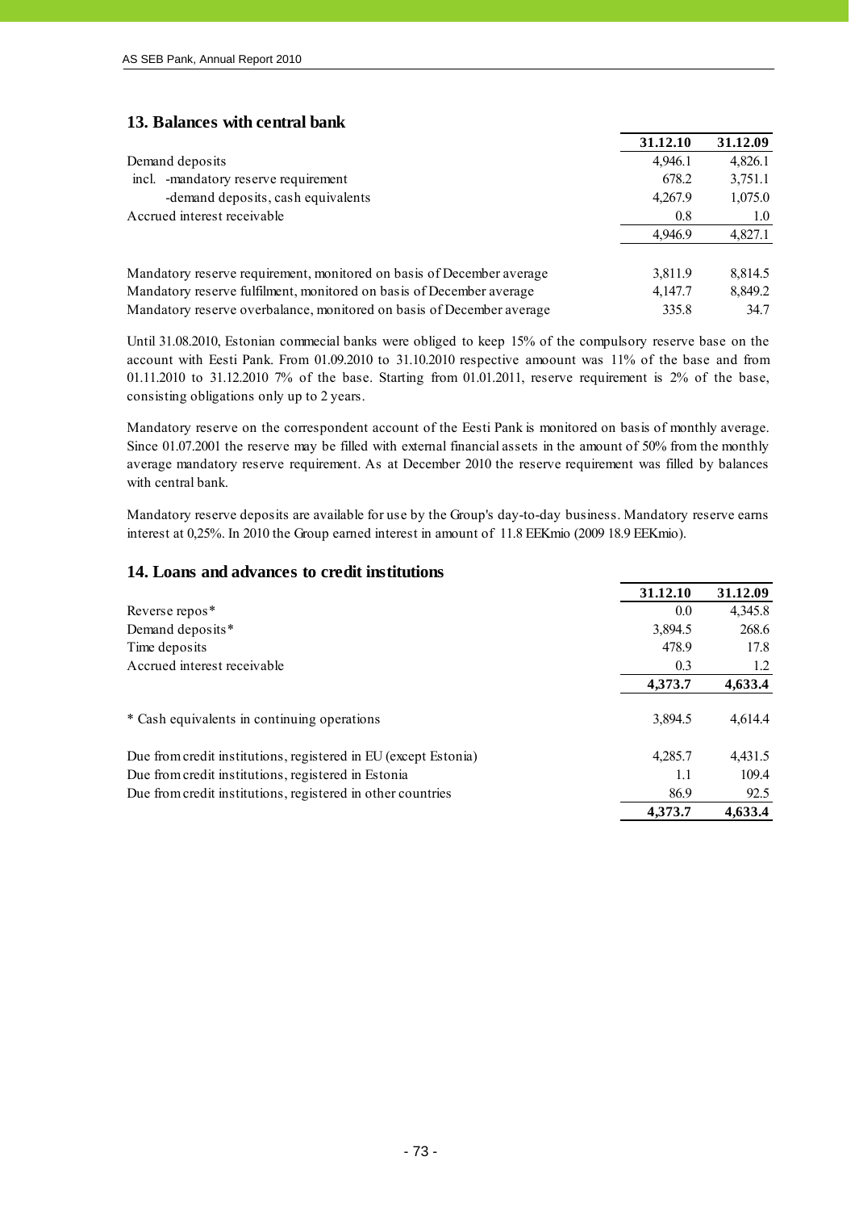## 13. Balances with central bank

| | 31.12.10 | 31.12.09 |
|---|---|---|
| Demand deposits | 4,946.1 | 4,826.1 |
| incl. -mandatory reserve requirement | 678.2 | 3,751.1 |
| -demand deposits, cash equivalents | 4,267.9 | 1,075.0 |
| Accrued interest receivable | 0.8 | 1.0 |
| | 4,946.9 | 4,827.1 |
| | | |
| Mandatory reserve requirement, monitored on basis of December average | 3,811.9 | 8,814.5 |
| Mandatory reserve fulfilment, monitored on basis of December average | 4,147.7 | 8,849.2 |
| Mandatory reserve overbalance, monitored on basis of December average | 335.8 | 34.7 |

Until 31.08.2010, Estonian commecial banks were obliged to keep 15% of the compulsory reserve base on the account with Eesti Pank. From 01.09.2010 to 31.10.2010 respective amoount was 11% of the base and from 01.11.2010 to 31.12.2010 7% of the base. Starting from 01.01.2011, reserve requirement is 2% of the base, consisting obligations only up to 2 years.

Mandatory reserve on the correspondent account of the Eesti Pank is monitored on basis of monthly average. Since 01.07.2001 the reserve may be filled with external financial assets in the amount of 50% from the monthly average mandatory reserve requirement. As at December 2010 the reserve requirement was filled by balances with central bank.

Mandatory reserve deposits are available for use by the Group's day-to-day business. Mandatory reserve earns interest at 0,25%. In 2010 the Group earned interest in amount of 11.8 EEKmio (2009 18.9 EEKmio).

## 14. Loans and advances to credit institutions

| | 31.12.10 | 31.12.09 |
|---|---|---|
| Reverse repos* | 0.0 | 4,345.8 |
| Demand deposits* | 3,894.5 | 268.6 |
| Time deposits | 478.9 | 17.8 |
| Accrued interest receivable | 0.3 | 1.2 |
| | **4,373.7** | **4,633.4** |
| | | |
| * Cash equivalents in continuing operations | 3,894.5 | 4,614.4 |
| | | |
| Due from credit institutions, registered in EU (except Estonia) | 4,285.7 | 4,431.5 |
| Due from credit institutions, registered in Estonia | 1.1 | 109.4 |
| Due from credit institutions, registered in other countries | 86.9 | 92.5 |
| | **4,373.7** | **4,633.4** |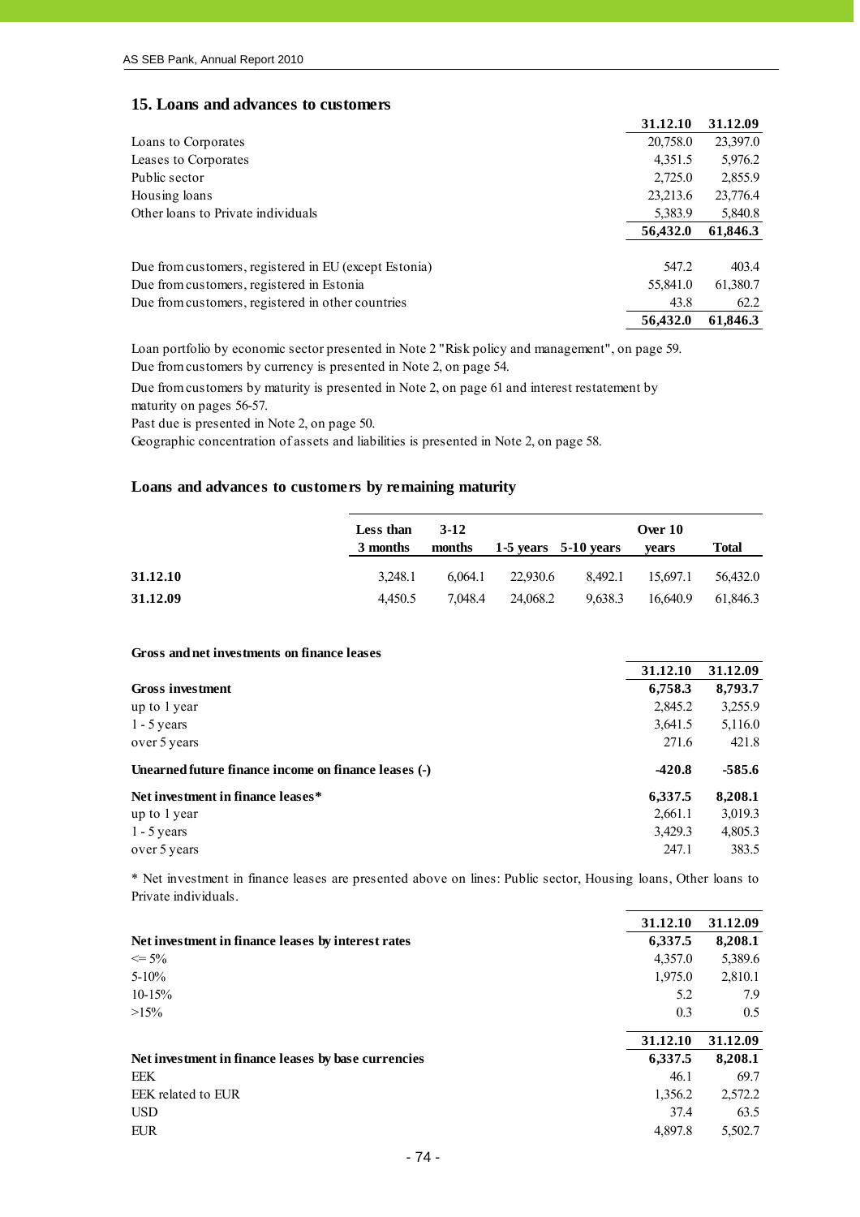## 15. Loans and advances to customers

| | 31.12.10 | 31.12.09 |
|---|---|---|
| Loans to Corporates | 20,758.0 | 23,397.0 |
| Leases to Corporates | 4,351.5 | 5,976.2 |
| Public sector | 2,725.0 | 2,855.9 |
| Housing loans | 23,213.6 | 23,776.4 |
| Other loans to Private individuals | 5,383.9 | 5,840.8 |
| | **56,432.0** | **61,846.3** |
| | | |
| Due from customers, registered in EU (except Estonia) | 547.2 | 403.4 |
| Due from customers, registered in Estonia | 55,841.0 | 61,380.7 |
| Due from customers, registered in other countries | 43.8 | 62.2 |
| | **56,432.0** | **61,846.3** |

Loan portfolio by economic sector presented in Note 2 "Risk policy and management", on page 59.
Due from customers by currency is presented in Note 2, on page 54.

Due from customers by maturity is presented in Note 2, on page 61 and interest restatement by maturity on pages 56-57.

Past due is presented in Note 2, on page 50.

Geographic concentration of assets and liabilities is presented in Note 2, on page 58.

### Loans and advances to customers by remaining maturity

| | Less than 3 months | 3-12 months | 1-5 years | 5-10 years | Over 10 years | Total |
|---|---|---|---|---|---|---|
| **31.12.10** | 3,248.1 | 6,064.1 | 22,930.6 | 8,492.1 | 15,697.1 | 56,432.0 |
| **31.12.09** | 4,450.5 | 7,048.4 | 24,068.2 | 9,638.3 | 16,640.9 | 61,846.3 |

#### Gross and net investments on finance leases

| | 31.12.10 | 31.12.09 |
|---|---|---|
| **Gross investment** | **6,758.3** | **8,793.7** |
| up to 1 year | 2,845.2 | 3,255.9 |
| 1 - 5 years | 3,641.5 | 5,116.0 |
| over 5 years | 271.6 | 421.8 |
| **Unearned future finance income on finance leases (-)** | **-420.8** | **-585.6** |
| **Net investment in finance leases*** | **6,337.5** | **8,208.1** |
| up to 1 year | 2,661.1 | 3,019.3 |
| 1 - 5 years | 3,429.3 | 4,805.3 |
| over 5 years | 247.1 | 383.5 |

* Net investment in finance leases are presented above on lines: Public sector, Housing loans, Other loans to Private individuals.

| | 31.12.10 | 31.12.09 |
|---|---|---|
| **Net investment in finance leases by interest rates** | **6,337.5** | **8,208.1** |
| <= 5% | 4,357.0 | 5,389.6 |
| 5-10% | 1,975.0 | 2,810.1 |
| 10-15% | 5.2 | 7.9 |
| >15% | 0.3 | 0.5 |

| | 31.12.10 | 31.12.09 |
|---|---|---|
| **Net investment in finance leases by base currencies** | **6,337.5** | **8,208.1** |
| EEK | 46.1 | 69.7 |
| EEK related to EUR | 1,356.2 | 2,572.2 |
| USD | 37.4 | 63.5 |
| EUR | 4,897.8 | 5,502.7 |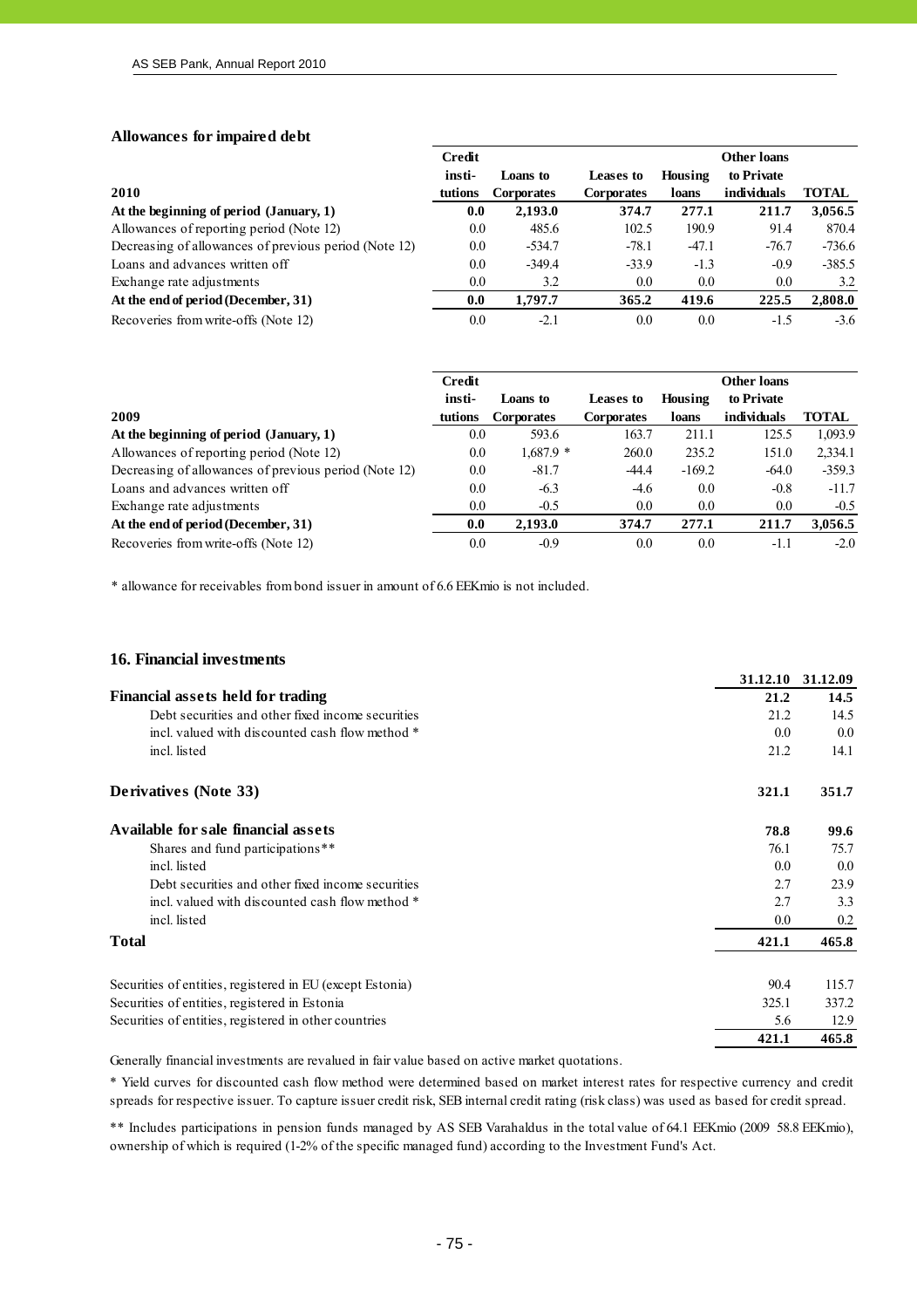## Allowances for impaired debt

| 2010 | Credit institutions | Loans to Corporates | Leases to Corporates | Housing loans | Other loans to Private individuals | TOTAL |
|---|---|---|---|---|---|---|
| **At the beginning of period (January, 1)** | **0.0** | **2,193.0** | **374.7** | **277.1** | **211.7** | **3,056.5** |
| Allowances of reporting period (Note 12) | 0.0 | 485.6 | 102.5 | 190.9 | 91.4 | 870.4 |
| Decreasing of allowances of previous period (Note 12) | 0.0 | -534.7 | -78.1 | -47.1 | -76.7 | -736.6 |
| Loans and advances written off | 0.0 | -349.4 | -33.9 | -1.3 | -0.9 | -385.5 |
| Exchange rate adjustments | 0.0 | 3.2 | 0.0 | 0.0 | 0.0 | 3.2 |
| **At the end of period (December, 31)** | **0.0** | **1,797.7** | **365.2** | **419.6** | **225.5** | **2,808.0** |
| Recoveries from write-offs (Note 12) | 0.0 | -2.1 | 0.0 | 0.0 | -1.5 | -3.6 |

| 2009 | Credit institutions | Loans to Corporates | Leases to Corporates | Housing loans | Other loans to Private individuals | TOTAL |
|---|---|---|---|---|---|---|
| **At the beginning of period (January, 1)** | 0.0 | 593.6 | 163.7 | 211.1 | 125.5 | 1,093.9 |
| Allowances of reporting period (Note 12) | 0.0 | 1,687.9 * | 260.0 | 235.2 | 151.0 | 2,334.1 |
| Decreasing of allowances of previous period (Note 12) | 0.0 | -81.7 | -44.4 | -169.2 | -64.0 | -359.3 |
| Loans and advances written off | 0.0 | -6.3 | -4.6 | 0.0 | -0.8 | -11.7 |
| Exchange rate adjustments | 0.0 | -0.5 | 0.0 | 0.0 | 0.0 | -0.5 |
| **At the end of period (December, 31)** | **0.0** | **2,193.0** | **374.7** | **277.1** | **211.7** | **3,056.5** |
| Recoveries from write-offs (Note 12) | 0.0 | -0.9 | 0.0 | 0.0 | -1.1 | -2.0 |

* allowance for receivables from bond issuer in amount of 6.6 EEKmio is not included.

## 16. Financial investments

| | 31.12.10 | 31.12.09 |
|---|---|---|
| **Financial assets held for trading** | **21.2** | **14.5** |
| Debt securities and other fixed income securities | 21.2 | 14.5 |
| incl. valued with discounted cash flow method * | 0.0 | 0.0 |
| incl. listed | 21.2 | 14.1 |
| | | |
| **Derivatives (Note 33)** | **321.1** | **351.7** |
| | | |
| **Available for sale financial assets** | **78.8** | **99.6** |
| Shares and fund participations** | 76.1 | 75.7 |
| incl. listed | 0.0 | 0.0 |
| Debt securities and other fixed income securities | 2.7 | 23.9 |
| incl. valued with discounted cash flow method * | 2.7 | 3.3 |
| incl. listed | 0.0 | 0.2 |
| **Total** | **421.1** | **465.8** |
| | | |
| Securities of entities, registered in EU (except Estonia) | 90.4 | 115.7 |
| Securities of entities, registered in Estonia | 325.1 | 337.2 |
| Securities of entities, registered in other countries | 5.6 | 12.9 |
| | **421.1** | **465.8** |

Generally financial investments are revalued in fair value based on active market quotations.

* Yield curves for discounted cash flow method were determined based on market interest rates for respective currency and credit spreads for respective issuer. To capture issuer credit risk, SEB internal credit rating (risk class) was used as based for credit spread.

** Includes participations in pension funds managed by AS SEB Varahaldus in the total value of 64.1 EEKmio (2009 58.8 EEKmio), ownership of which is required (1-2% of the specific managed fund) according to the Investment Fund's Act.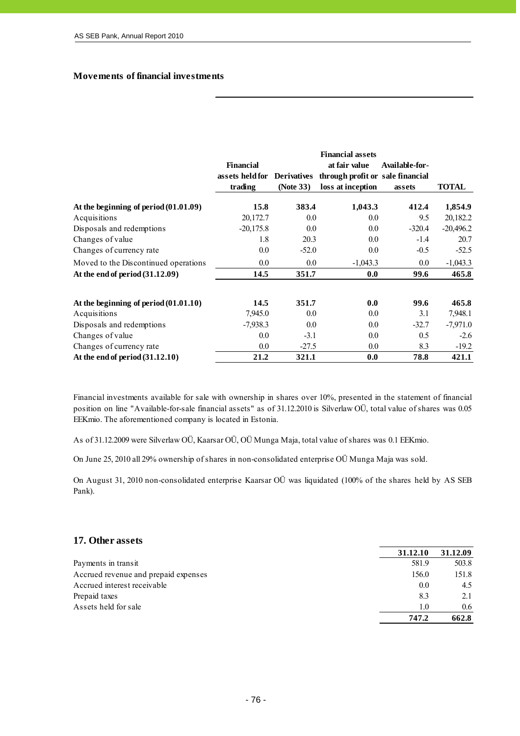### Movements of financial investments

| | Financial assets held for trading | Derivatives (Note 33) | Financial assets at fair value through profit or loss at inception | Available-for-sale financial assets | TOTAL |
|---|---|---|---|---|---|
| **At the beginning of period (01.01.09)** | **15.8** | **383.4** | **1,043.3** | **412.4** | **1,854.9** |
| Acquisitions | 20,172.7 | 0.0 | 0.0 | 9.5 | 20,182.2 |
| Disposals and redemptions | -20,175.8 | 0.0 | 0.0 | -320.4 | -20,496.2 |
| Changes of value | 1.8 | 20.3 | 0.0 | -1.4 | 20.7 |
| Changes of currency rate | 0.0 | -52.0 | 0.0 | -0.5 | -52.5 |
| Moved to the Discontinued operations | 0.0 | 0.0 | -1,043.3 | 0.0 | -1,043.3 |
| **At the end of period (31.12.09)** | **14.5** | **351.7** | **0.0** | **99.6** | **465.8** |
| | | | | | |
| **At the beginning of period (01.01.10)** | **14.5** | **351.7** | **0.0** | **99.6** | **465.8** |
| Acquisitions | 7,945.0 | 0.0 | 0.0 | 3.1 | 7,948.1 |
| Disposals and redemptions | -7,938.3 | 0.0 | 0.0 | -32.7 | -7,971.0 |
| Changes of value | 0.0 | -3.1 | 0.0 | 0.5 | -2.6 |
| Changes of currency rate | 0.0 | -27.5 | 0.0 | 8.3 | -19.2 |
| **At the end of period (31.12.10)** | **21.2** | **321.1** | **0.0** | **78.8** | **421.1** |

Financial investments available for sale with ownership in shares over 10%, presented in the statement of financial position on line "Available-for-sale financial assets" as of 31.12.2010 is Silverlaw OÜ, total value of shares was 0.05 EEKmio. The aforementioned company is located in Estonia.

As of 31.12.2009 were Silverlaw OÜ, Kaarsar OÜ, OÜ Munga Maja, total value of shares was 0.1 EEKmio.

On June 25, 2010 all 29% ownership of shares in non-consolidated enterprise OÜ Munga Maja was sold.

On August 31, 2010 non-consolidated enterprise Kaarsar OÜ was liquidated (100% of the shares held by AS SEB Pank).

## 17. Other assets

| | 31.12.10 | 31.12.09 |
|---|---|---|
| Payments in transit | 581.9 | 503.8 |
| Accrued revenue and prepaid expenses | 156.0 | 151.8 |
| Accrued interest receivable | 0.0 | 4.5 |
| Prepaid taxes | 8.3 | 2.1 |
| Assets held for sale | 1.0 | 0.6 |
| | **747.2** | **662.8** |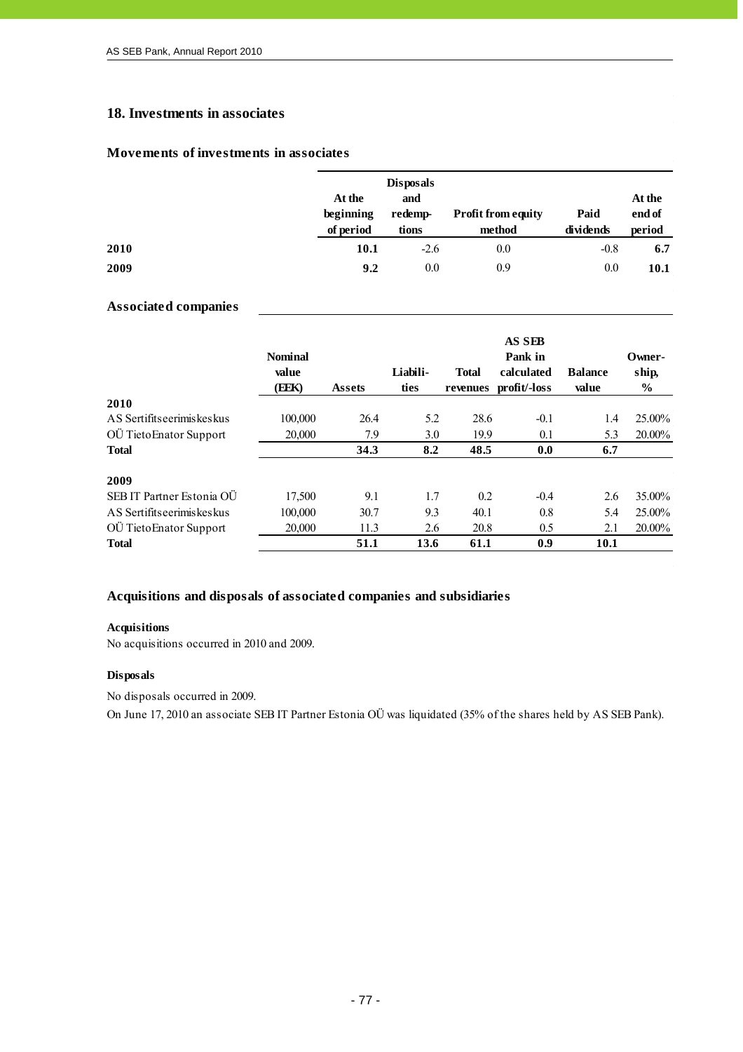## 18. Investments in associates

### Movements of investments in associates

| | At the beginning of period | Disposals and redemp-tions | Profit from equity method | Paid dividends | At the end of period |
|---|---|---|---|---|---|
| **2010** | **10.1** | -2.6 | 0.0 | -0.8 | **6.7** |
| **2009** | **9.2** | 0.0 | 0.9 | 0.0 | **10.1** |

### Associated companies

| | Nominal value (EEK) | Assets | Liabili-ties | Total revenues | AS SEB Pank in calculated profit/-loss | Balance value | Owner-ship, % |
|---|---|---|---|---|---|---|---|
| **2010** | | | | | | | |
| AS Sertifitseerimiskeskus | 100,000 | 26.4 | 5.2 | 28.6 | -0.1 | 1.4 | 25.00% |
| OÜ TietoEnator Support | 20,000 | 7.9 | 3.0 | 19.9 | 0.1 | 5.3 | 20.00% |
| **Total** | | **34.3** | **8.2** | **48.5** | **0.0** | **6.7** | |
| **2009** | | | | | | | |
| SEB IT Partner Estonia OÜ | 17,500 | 9.1 | 1.7 | 0.2 | -0.4 | 2.6 | 35.00% |
| AS Sertifitseerimiskeskus | 100,000 | 30.7 | 9.3 | 40.1 | 0.8 | 5.4 | 25.00% |
| OÜ TietoEnator Support | 20,000 | 11.3 | 2.6 | 20.8 | 0.5 | 2.1 | 20.00% |
| **Total** | | **51.1** | **13.6** | **61.1** | **0.9** | **10.1** | |

### Acquisitions and disposals of associated companies and subsidiaries

#### Acquisitions

No acquisitions occurred in 2010 and 2009.

#### Disposals

No disposals occurred in 2009.

On June 17, 2010 an associate SEB IT Partner Estonia OÜ was liquidated (35% of the shares held by AS SEB Pank).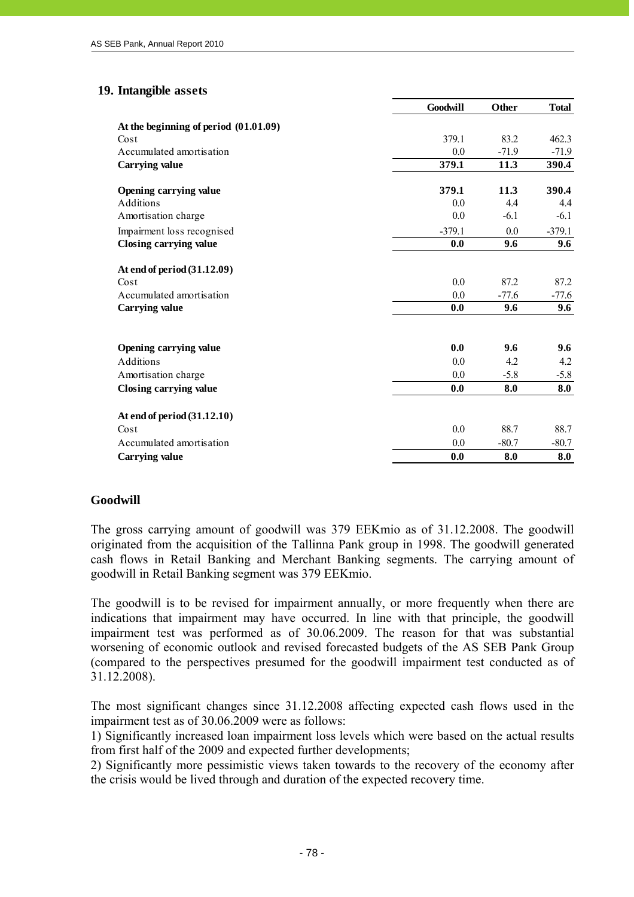## 19. Intangible assets

| | Goodwill | Other | Total |
|---|---|---|---|
| **At the beginning of period (01.01.09)** | | | |
| Cost | 379.1 | 83.2 | 462.3 |
| Accumulated amortisation | 0.0 | -71.9 | -71.9 |
| **Carrying value** | **379.1** | **11.3** | **390.4** |
| | | | |
| **Opening carrying value** | **379.1** | **11.3** | **390.4** |
| Additions | 0.0 | 4.4 | 4.4 |
| Amortisation charge | 0.0 | -6.1 | -6.1 |
| Impairment loss recognised | -379.1 | 0.0 | -379.1 |
| **Closing carrying value** | **0.0** | **9.6** | **9.6** |
| | | | |
| **At end of period (31.12.09)** | | | |
| Cost | 0.0 | 87.2 | 87.2 |
| Accumulated amortisation | 0.0 | -77.6 | -77.6 |
| **Carrying value** | **0.0** | **9.6** | **9.6** |
| | | | |
| **Opening carrying value** | **0.0** | **9.6** | **9.6** |
| Additions | 0.0 | 4.2 | 4.2 |
| Amortisation charge | 0.0 | -5.8 | -5.8 |
| **Closing carrying value** | **0.0** | **8.0** | **8.0** |
| | | | |
| **At end of period (31.12.10)** | | | |
| Cost | 0.0 | 88.7 | 88.7 |
| Accumulated amortisation | 0.0 | -80.7 | -80.7 |
| **Carrying value** | **0.0** | **8.0** | **8.0** |

### Goodwill

The gross carrying amount of goodwill was 379 EEKmio as of 31.12.2008. The goodwill originated from the acquisition of the Tallinna Pank group in 1998. The goodwill generated cash flows in Retail Banking and Merchant Banking segments. The carrying amount of goodwill in Retail Banking segment was 379 EEKmio.

The goodwill is to be revised for impairment annually, or more frequently when there are indications that impairment may have occurred. In line with that principle, the goodwill impairment test was performed as of 30.06.2009. The reason for that was substantial worsening of economic outlook and revised forecasted budgets of the AS SEB Pank Group (compared to the perspectives presumed for the goodwill impairment test conducted as of 31.12.2008).

The most significant changes since 31.12.2008 affecting expected cash flows used in the impairment test as of 30.06.2009 were as follows:
1) Significantly increased loan impairment loss levels which were based on the actual results from first half of the 2009 and expected further developments;
2) Significantly more pessimistic views taken towards to the recovery of the economy after the crisis would be lived through and duration of the expected recovery time.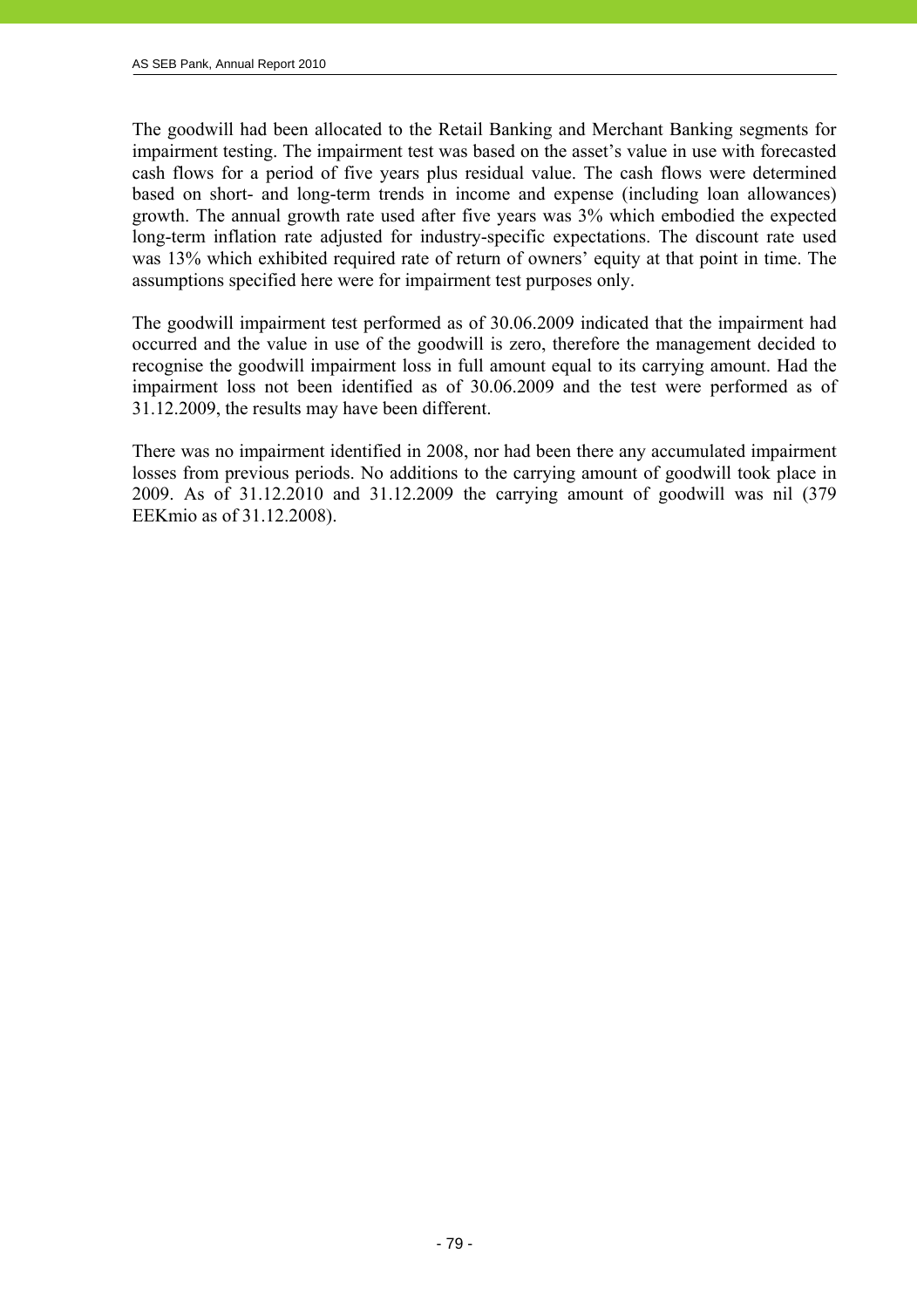The goodwill had been allocated to the Retail Banking and Merchant Banking segments for impairment testing. The impairment test was based on the asset's value in use with forecasted cash flows for a period of five years plus residual value. The cash flows were determined based on short- and long-term trends in income and expense (including loan allowances) growth. The annual growth rate used after five years was 3% which embodied the expected long-term inflation rate adjusted for industry-specific expectations. The discount rate used was 13% which exhibited required rate of return of owners' equity at that point in time. The assumptions specified here were for impairment test purposes only.

The goodwill impairment test performed as of 30.06.2009 indicated that the impairment had occurred and the value in use of the goodwill is zero, therefore the management decided to recognise the goodwill impairment loss in full amount equal to its carrying amount. Had the impairment loss not been identified as of 30.06.2009 and the test were performed as of 31.12.2009, the results may have been different.

There was no impairment identified in 2008, nor had been there any accumulated impairment losses from previous periods. No additions to the carrying amount of goodwill took place in 2009. As of 31.12.2010 and 31.12.2009 the carrying amount of goodwill was nil (379 EEKmio as of 31.12.2008).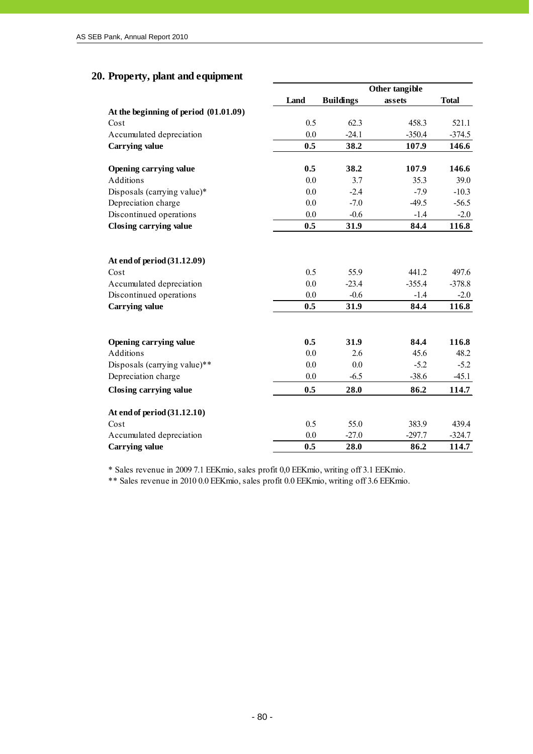## 20. Property, plant and equipment

| | Land | Buildings | Other tangible assets | Total |
|---|---|---|---|---|
| **At the beginning of period (01.01.09)** | | | | |
| Cost | 0.5 | 62.3 | 458.3 | 521.1 |
| Accumulated depreciation | 0.0 | -24.1 | -350.4 | -374.5 |
| **Carrying value** | **0.5** | **38.2** | **107.9** | **146.6** |
| | | | | |
| **Opening carrying value** | **0.5** | **38.2** | **107.9** | **146.6** |
| Additions | 0.0 | 3.7 | 35.3 | 39.0 |
| Disposals (carrying value)* | 0.0 | -2.4 | -7.9 | -10.3 |
| Depreciation charge | 0.0 | -7.0 | -49.5 | -56.5 |
| Discontinued operations | 0.0 | -0.6 | -1.4 | -2.0 |
| **Closing carrying value** | **0.5** | **31.9** | **84.4** | **116.8** |
| | | | | |
| **At end of period (31.12.09)** | | | | |
| Cost | 0.5 | 55.9 | 441.2 | 497.6 |
| Accumulated depreciation | 0.0 | -23.4 | -355.4 | -378.8 |
| Discontinued operations | 0.0 | -0.6 | -1.4 | -2.0 |
| **Carrying value** | **0.5** | **31.9** | **84.4** | **116.8** |
| | | | | |
| **Opening carrying value** | **0.5** | **31.9** | **84.4** | **116.8** |
| Additions | 0.0 | 2.6 | 45.6 | 48.2 |
| Disposals (carrying value)** | 0.0 | 0.0 | -5.2 | -5.2 |
| Depreciation charge | 0.0 | -6.5 | -38.6 | -45.1 |
| **Closing carrying value** | **0.5** | **28.0** | **86.2** | **114.7** |
| | | | | |
| **At end of period (31.12.10)** | | | | |
| Cost | 0.5 | 55.0 | 383.9 | 439.4 |
| Accumulated depreciation | 0.0 | -27.0 | -297.7 | -324.7 |
| **Carrying value** | **0.5** | **28.0** | **86.2** | **114.7** |

* Sales revenue in 2009 7.1 EEKmio, sales profit 0,0 EEKmio, writing off 3.1 EEKmio.

** Sales revenue in 2010 0.0 EEKmio, sales profit 0.0 EEKmio, writing off 3.6 EEKmio.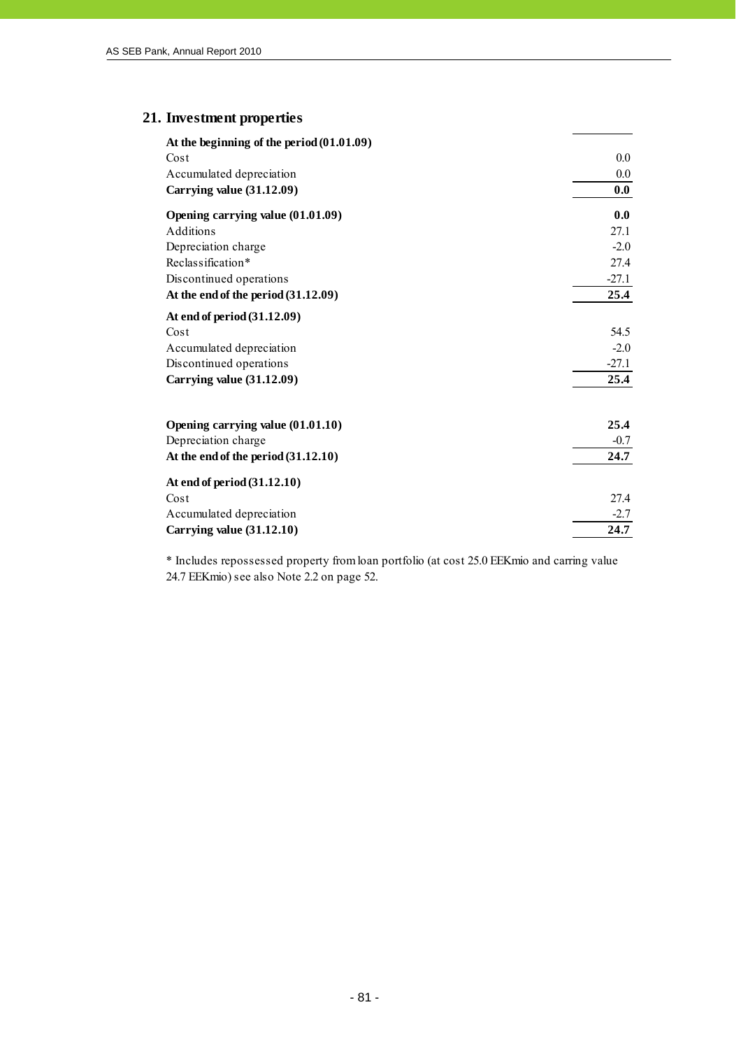## 21. Investment properties

| | |
|---|---|
| **At the beginning of the period (01.01.09)** | |
| Cost | 0.0 |
| Accumulated depreciation | 0.0 |
| **Carrying value (31.12.09)** | **0.0** |
| **Opening carrying value (01.01.09)** | **0.0** |
| Additions | 27.1 |
| Depreciation charge | -2.0 |
| Reclassification* | 27.4 |
| Discontinued operations | -27.1 |
| **At the end of the period (31.12.09)** | **25.4** |
| **At end of period (31.12.09)** | |
| Cost | 54.5 |
| Accumulated depreciation | -2.0 |
| Discontinued operations | -27.1 |
| **Carrying value (31.12.09)** | **25.4** |
| | |
| **Opening carrying value (01.01.10)** | **25.4** |
| Depreciation charge | -0.7 |
| **At the end of the period (31.12.10)** | **24.7** |
| **At end of period (31.12.10)** | |
| Cost | 27.4 |
| Accumulated depreciation | -2.7 |
| **Carrying value (31.12.10)** | **24.7** |

* Includes repossessed property from loan portfolio (at cost 25.0 EEKmio and carring value 24.7 EEKmio) see also Note 2.2 on page 52.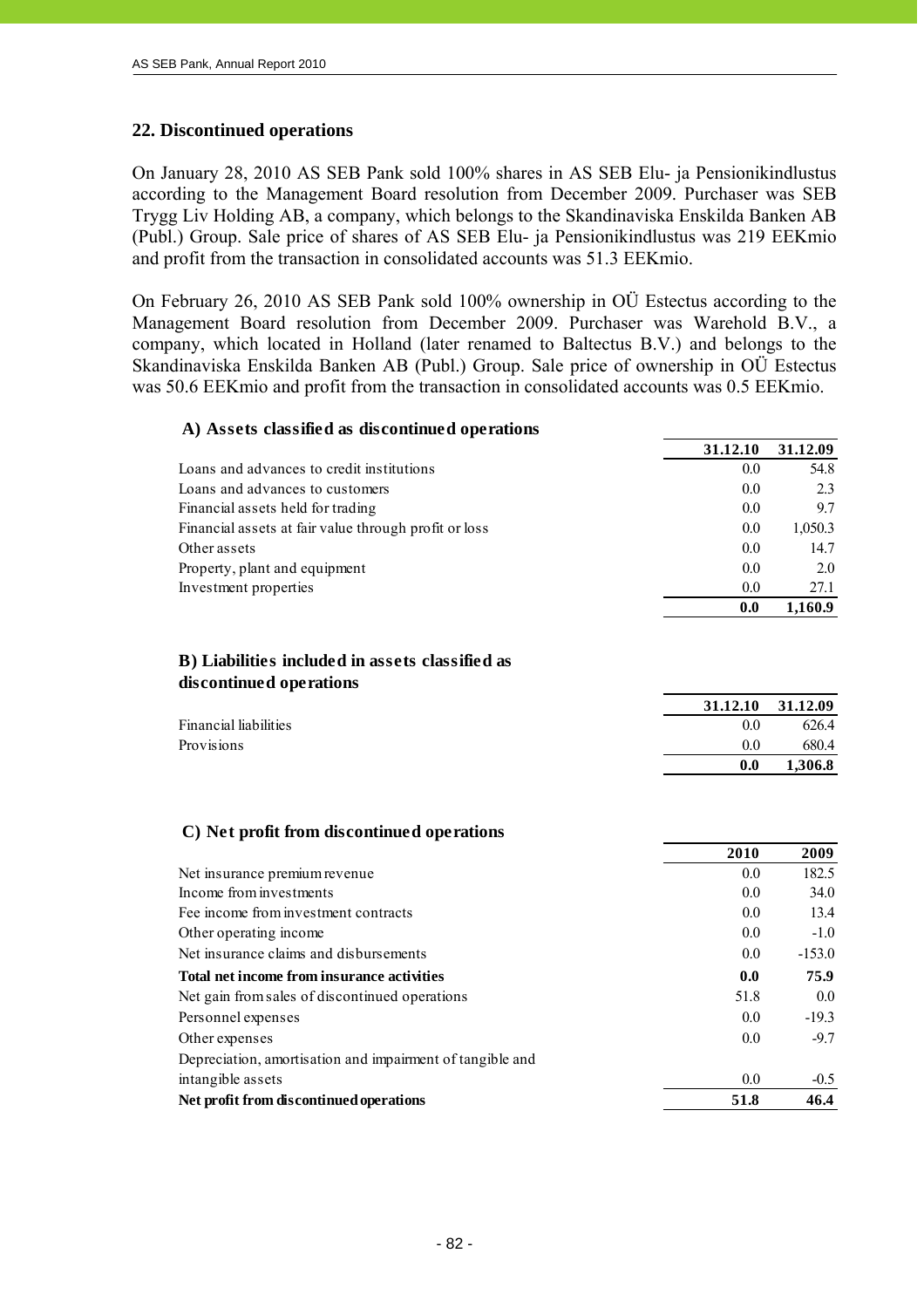## 22. Discontinued operations

On January 28, 2010 AS SEB Pank sold 100% shares in AS SEB Elu- ja Pensionikindlustus according to the Management Board resolution from December 2009. Purchaser was SEB Trygg Liv Holding AB, a company, which belongs to the Skandinaviska Enskilda Banken AB (Publ.) Group. Sale price of shares of AS SEB Elu- ja Pensionikindlustus was 219 EEKmio and profit from the transaction in consolidated accounts was 51.3 EEKmio.

On February 26, 2010 AS SEB Pank sold 100% ownership in OÜ Estectus according to the Management Board resolution from December 2009. Purchaser was Warehold B.V., a company, which located in Holland (later renamed to Baltectus B.V.) and belongs to the Skandinaviska Enskilda Banken AB (Publ.) Group. Sale price of ownership in OÜ Estectus was 50.6 EEKmio and profit from the transaction in consolidated accounts was 0.5 EEKmio.

### A) Assets classified as discontinued operations

| | 31.12.10 | 31.12.09 |
|---|---|---|
| Loans and advances to credit institutions | 0.0 | 54.8 |
| Loans and advances to customers | 0.0 | 2.3 |
| Financial assets held for trading | 0.0 | 9.7 |
| Financial assets at fair value through profit or loss | 0.0 | 1,050.3 |
| Other assets | 0.0 | 14.7 |
| Property, plant and equipment | 0.0 | 2.0 |
| Investment properties | 0.0 | 27.1 |
| | **0.0** | **1,160.9** |

### B) Liabilities included in assets classified as discontinued operations

| | 31.12.10 | 31.12.09 |
|---|---|---|
| Financial liabilities | 0.0 | 626.4 |
| Provisions | 0.0 | 680.4 |
| | **0.0** | **1,306.8** |

### C) Net profit from discontinued operations

| | 2010 | 2009 |
|---|---|---|
| Net insurance premium revenue | 0.0 | 182.5 |
| Income from investments | 0.0 | 34.0 |
| Fee income from investment contracts | 0.0 | 13.4 |
| Other operating income | 0.0 | -1.0 |
| Net insurance claims and disbursements | 0.0 | -153.0 |
| **Total net income from insurance activities** | **0.0** | **75.9** |
| Net gain from sales of discontinued operations | 51.8 | 0.0 |
| Personnel expenses | 0.0 | -19.3 |
| Other expenses | 0.0 | -9.7 |
| Depreciation, amortisation and impairment of tangible and intangible assets | 0.0 | -0.5 |
| **Net profit from discontinued operations** | **51.8** | **46.4** |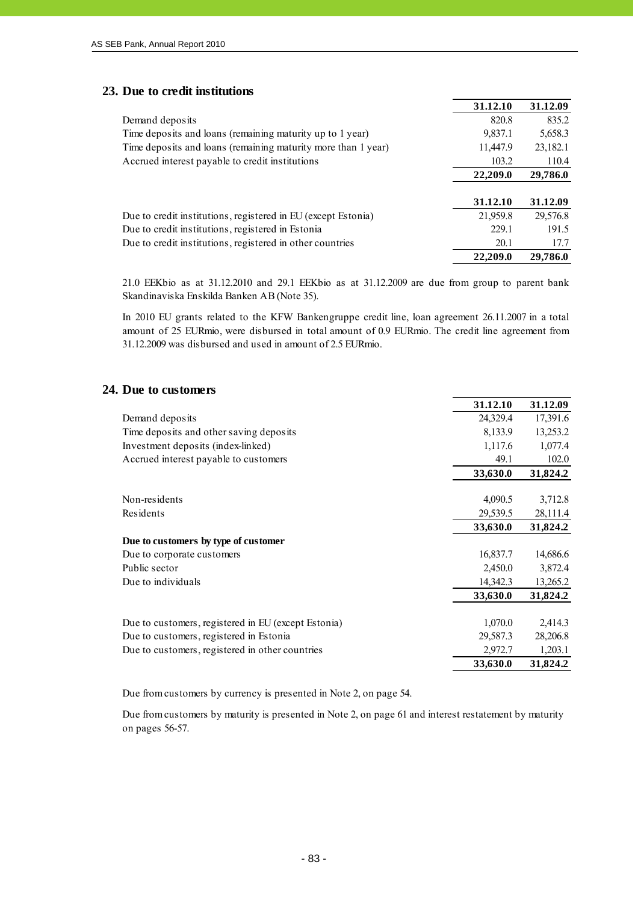## 23. Due to credit institutions

| | 31.12.10 | 31.12.09 |
|---|---|---|
| Demand deposits | 820.8 | 835.2 |
| Time deposits and loans (remaining maturity up to 1 year) | 9,837.1 | 5,658.3 |
| Time deposits and loans (remaining maturity more than 1 year) | 11,447.9 | 23,182.1 |
| Accrued interest payable to credit institutions | 103.2 | 110.4 |
| | **22,209.0** | **29,786.0** |

| | 31.12.10 | 31.12.09 |
|---|---|---|
| Due to credit institutions, registered in EU (except Estonia) | 21,959.8 | 29,576.8 |
| Due to credit institutions, registered in Estonia | 229.1 | 191.5 |
| Due to credit institutions, registered in other countries | 20.1 | 17.7 |
| | **22,209.0** | **29,786.0** |

21.0 EEKbio as at 31.12.2010 and 29.1 EEKbio as at 31.12.2009 are due from group to parent bank Skandinaviska Enskilda Banken AB (Note 35).

In 2010 EU grants related to the KFW Bankengruppe credit line, loan agreement 26.11.2007 in a total amount of 25 EURmio, were disbursed in total amount of 0.9 EURmio. The credit line agreement from 31.12.2009 was disbursed and used in amount of 2.5 EURmio.

## 24. Due to customers

| | 31.12.10 | 31.12.09 |
|---|---|---|
| Demand deposits | 24,329.4 | 17,391.6 |
| Time deposits and other saving deposits | 8,133.9 | 13,253.2 |
| Investment deposits (index-linked) | 1,117.6 | 1,077.4 |
| Accrued interest payable to customers | 49.1 | 102.0 |
| | **33,630.0** | **31,824.2** |
| | | |
| Non-residents | 4,090.5 | 3,712.8 |
| Residents | 29,539.5 | 28,111.4 |
| | **33,630.0** | **31,824.2** |
| **Due to customers by type of customer** | | |
| Due to corporate customers | 16,837.7 | 14,686.6 |
| Public sector | 2,450.0 | 3,872.4 |
| Due to individuals | 14,342.3 | 13,265.2 |
| | **33,630.0** | **31,824.2** |
| | | |
| Due to customers, registered in EU (except Estonia) | 1,070.0 | 2,414.3 |
| Due to customers, registered in Estonia | 29,587.3 | 28,206.8 |
| Due to customers, registered in other countries | 2,972.7 | 1,203.1 |
| | **33,630.0** | **31,824.2** |

Due from customers by currency is presented in Note 2, on page 54.

Due from customers by maturity is presented in Note 2, on page 61 and interest restatement by maturity on pages 56-57.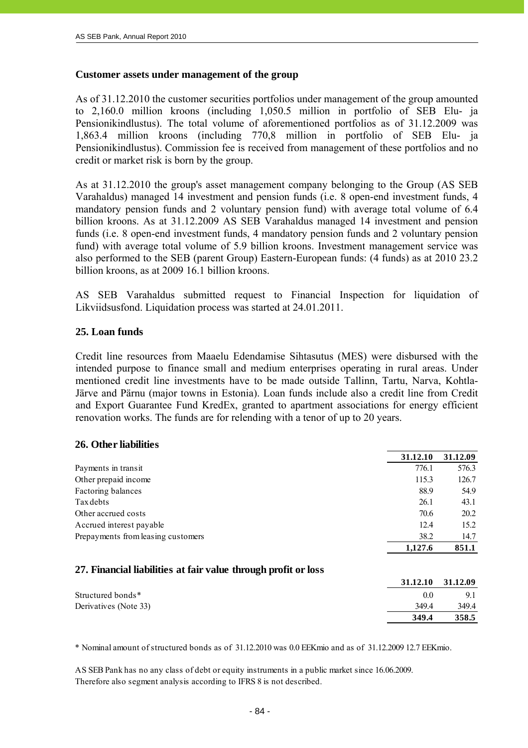### Customer assets under management of the group

As of 31.12.2010 the customer securities portfolios under management of the group amounted to 2,160.0 million kroons (including 1,050.5 million in portfolio of SEB Elu- ja Pensionikindlustus). The total volume of aforementioned portfolios as of 31.12.2009 was 1,863.4 million kroons (including 770,8 million in portfolio of SEB Elu- ja Pensionikindlustus). Commission fee is received from management of these portfolios and no credit or market risk is born by the group.

As at 31.12.2010 the group's asset management company belonging to the Group (AS SEB Varahaldus) managed 14 investment and pension funds (i.e. 8 open-end investment funds, 4 mandatory pension funds and 2 voluntary pension fund) with average total volume of 6.4 billion kroons. As at 31.12.2009 AS SEB Varahaldus managed 14 investment and pension funds (i.e. 8 open-end investment funds, 4 mandatory pension funds and 2 voluntary pension fund) with average total volume of 5.9 billion kroons. Investment management service was also performed to the SEB (parent Group) Eastern-European funds: (4 funds) as at 2010 23.2 billion kroons, as at 2009 16.1 billion kroons.

AS SEB Varahaldus submitted request to Financial Inspection for liquidation of Likviidsusfond. Liquidation process was started at 24.01.2011.

### 25. Loan funds

Credit line resources from Maaelu Edendamise Sihtasutus (MES) were disbursed with the intended purpose to finance small and medium enterprises operating in rural areas. Under mentioned credit line investments have to be made outside Tallinn, Tartu, Narva, Kohtla-Järve and Pärnu (major towns in Estonia). Loan funds include also a credit line from Credit and Export Guarantee Fund KredEx, granted to apartment associations for energy efficient renovation works. The funds are for relending with a tenor of up to 20 years.

### 26. Other liabilities

| | 31.12.10 | 31.12.09 |
|---|---|---|
| Payments in transit | 776.1 | 576.3 |
| Other prepaid income | 115.3 | 126.7 |
| Factoring balances | 88.9 | 54.9 |
| Tax debts | 26.1 | 43.1 |
| Other accrued costs | 70.6 | 20.2 |
| Accrued interest payable | 12.4 | 15.2 |
| Prepayments from leasing customers | 38.2 | 14.7 |
| | **1,127.6** | **851.1** |

### 27. Financial liabilities at fair value through profit or loss

| | 31.12.10 | 31.12.09 |
|---|---|---|
| Structured bonds* | 0.0 | 9.1 |
| Derivatives (Note 33) | 349.4 | 349.4 |
| | **349.4** | **358.5** |

\* Nominal amount of structured bonds as of 31.12.2010 was 0.0 EEKmio and as of 31.12.2009 12.7 EEKmio.

AS SEB Pank has no any class of debt or equity instruments in a public market since 16.06.2009. Therefore also segment analysis according to IFRS 8 is not described.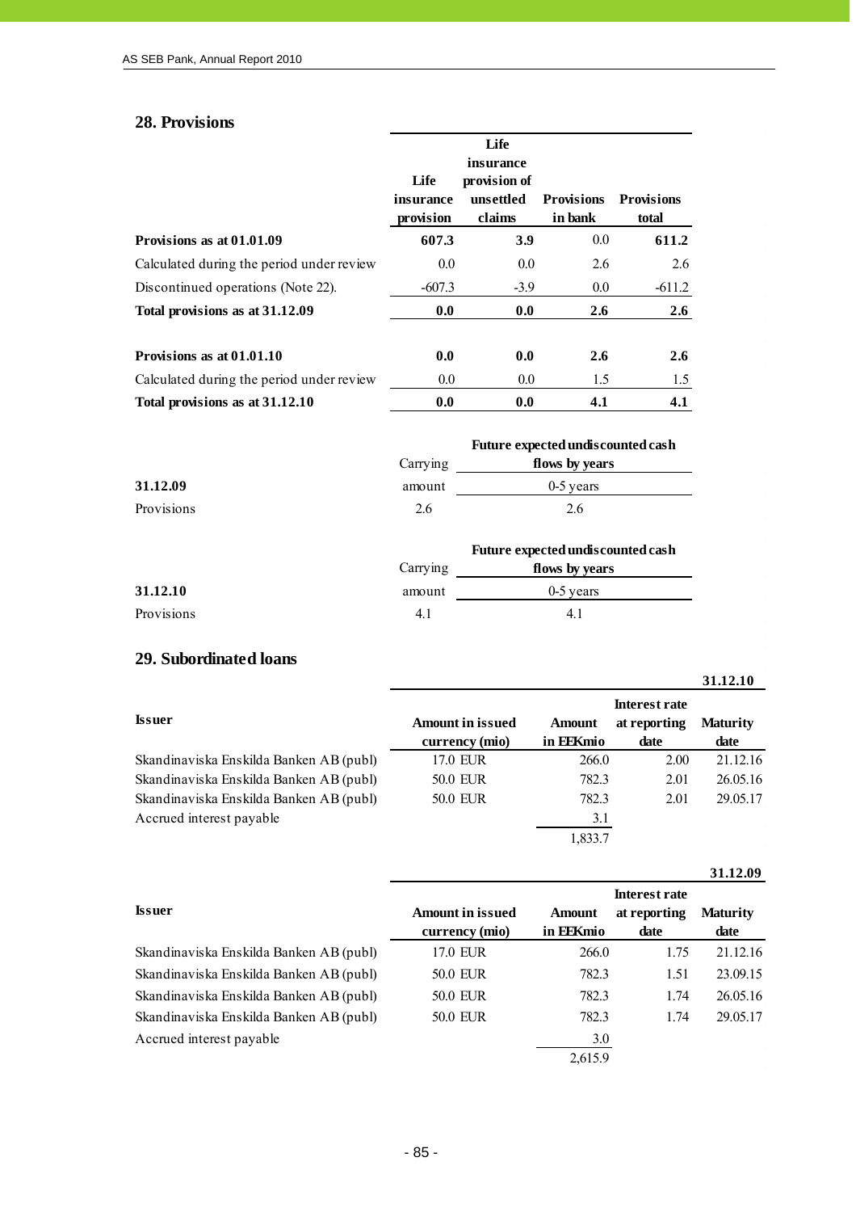## 28. Provisions

| | Life insurance provision | Life insurance provision of unsettled claims | Provisions in bank | Provisions total |
|---|---|---|---|---|
| **Provisions as at 01.01.09** | **607.3** | **3.9** | 0.0 | **611.2** |
| Calculated during the period under review | 0.0 | 0.0 | 2.6 | 2.6 |
| Discontinued operations (Note 22). | -607.3 | -3.9 | 0.0 | -611.2 |
| **Total provisions as at 31.12.09** | **0.0** | **0.0** | **2.6** | **2.6** |
| | | | | |
| **Provisions as at 01.01.10** | **0.0** | **0.0** | **2.6** | **2.6** |
| Calculated during the period under review | 0.0 | 0.0 | 1.5 | 1.5 |
| **Total provisions as at 31.12.10** | **0.0** | **0.0** | **4.1** | **4.1** |

| | Carrying | Future expected undiscounted cash flows by years |
|---|---|---|
| **31.12.09** | amount | 0-5 years |
| Provisions | 2.6 | 2.6 |

| | Carrying | Future expected undiscounted cash flows by years |
|---|---|---|
| **31.12.10** | amount | 0-5 years |
| Provisions | 4.1 | 4.1 |

## 29. Subordinated loans

**31.12.10**

| Issuer | Amount in issued currency (mio) | Amount in EEKmio | Interest rate at reporting date | Maturity date |
|---|---|---|---|---|
| Skandinaviska Enskilda Banken AB (publ) | 17.0 EUR | 266.0 | 2.00 | 21.12.16 |
| Skandinaviska Enskilda Banken AB (publ) | 50.0 EUR | 782.3 | 2.01 | 26.05.16 |
| Skandinaviska Enskilda Banken AB (publ) | 50.0 EUR | 782.3 | 2.01 | 29.05.17 |
| Accrued interest payable | | 3.1 | | |
| | | 1,833.7 | | |

**31.12.09**

| Issuer | Amount in issued currency (mio) | Amount in EEKmio | Interest rate at reporting date | Maturity date |
|---|---|---|---|---|
| Skandinaviska Enskilda Banken AB (publ) | 17.0 EUR | 266.0 | 1.75 | 21.12.16 |
| Skandinaviska Enskilda Banken AB (publ) | 50.0 EUR | 782.3 | 1.51 | 23.09.15 |
| Skandinaviska Enskilda Banken AB (publ) | 50.0 EUR | 782.3 | 1.74 | 26.05.16 |
| Skandinaviska Enskilda Banken AB (publ) | 50.0 EUR | 782.3 | 1.74 | 29.05.17 |
| Accrued interest payable | | 3.0 | | |
| | | 2,615.9 | | |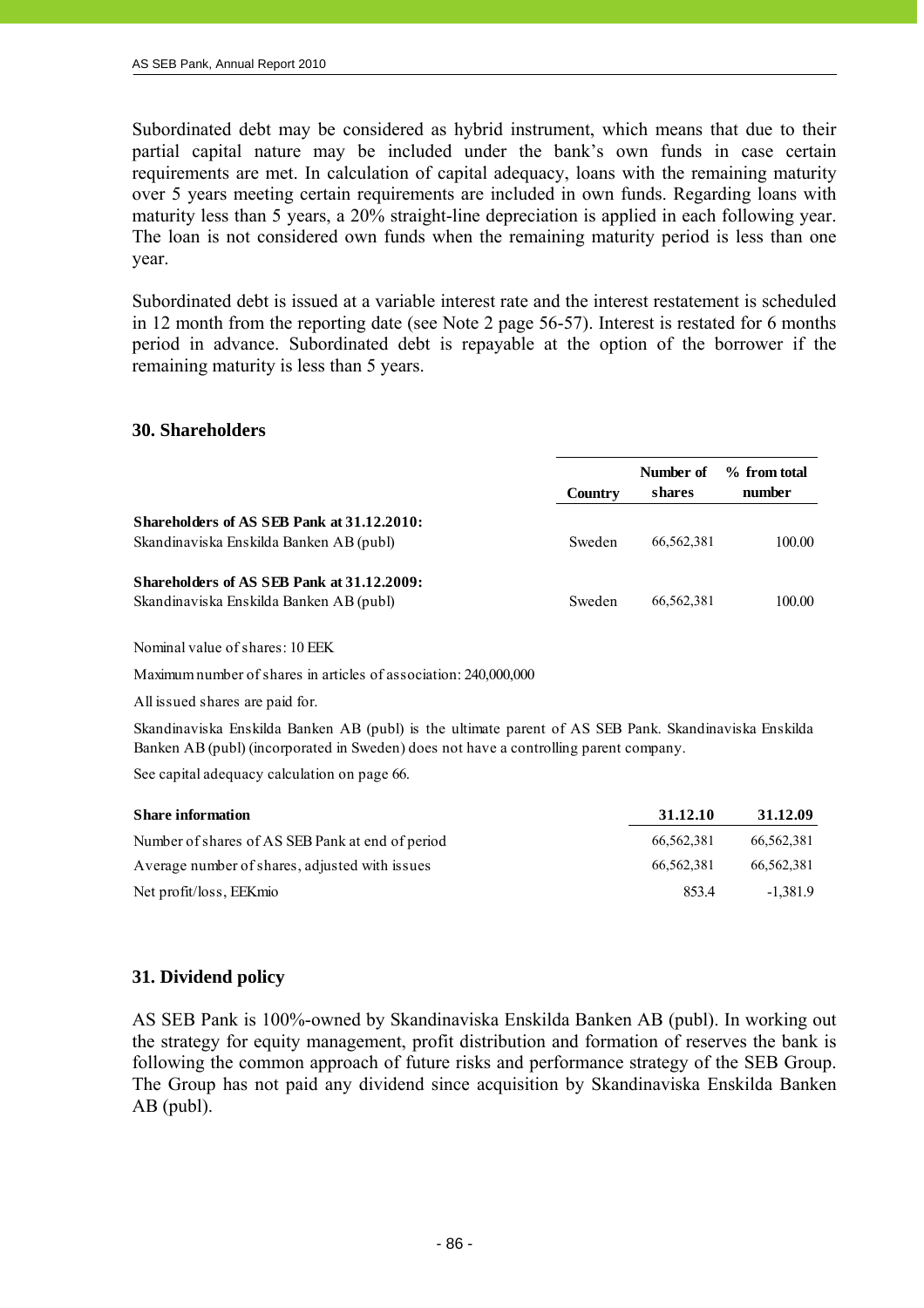Subordinated debt may be considered as hybrid instrument, which means that due to their partial capital nature may be included under the bank's own funds in case certain requirements are met. In calculation of capital adequacy, loans with the remaining maturity over 5 years meeting certain requirements are included in own funds. Regarding loans with maturity less than 5 years, a 20% straight-line depreciation is applied in each following year. The loan is not considered own funds when the remaining maturity period is less than one year.

Subordinated debt is issued at a variable interest rate and the interest restatement is scheduled in 12 month from the reporting date (see Note 2 page 56-57). Interest is restated for 6 months period in advance. Subordinated debt is repayable at the option of the borrower if the remaining maturity is less than 5 years.

## 30. Shareholders

| | Country | Number of shares | % from total number |
|---|---|---|---|
| **Shareholders of AS SEB Pank at 31.12.2010:** | | | |
| Skandinaviska Enskilda Banken AB (publ) | Sweden | 66,562,381 | 100.00 |
| **Shareholders of AS SEB Pank at 31.12.2009:** | | | |
| Skandinaviska Enskilda Banken AB (publ) | Sweden | 66,562,381 | 100.00 |

Nominal value of shares: 10 EEK

Maximum number of shares in articles of association: 240,000,000

All issued shares are paid for.

Skandinaviska Enskilda Banken AB (publ) is the ultimate parent of AS SEB Pank. Skandinaviska Enskilda Banken AB (publ) (incorporated in Sweden) does not have a controlling parent company.

See capital adequacy calculation on page 66.

| Share information | 31.12.10 | 31.12.09 |
|---|---|---|
| Number of shares of AS SEB Pank at end of period | 66,562,381 | 66,562,381 |
| Average number of shares, adjusted with issues | 66,562,381 | 66,562,381 |
| Net profit/loss, EEKmio | 853.4 | -1,381.9 |

## 31. Dividend policy

AS SEB Pank is 100%-owned by Skandinaviska Enskilda Banken AB (publ). In working out the strategy for equity management, profit distribution and formation of reserves the bank is following the common approach of future risks and performance strategy of the SEB Group. The Group has not paid any dividend since acquisition by Skandinaviska Enskilda Banken AB (publ).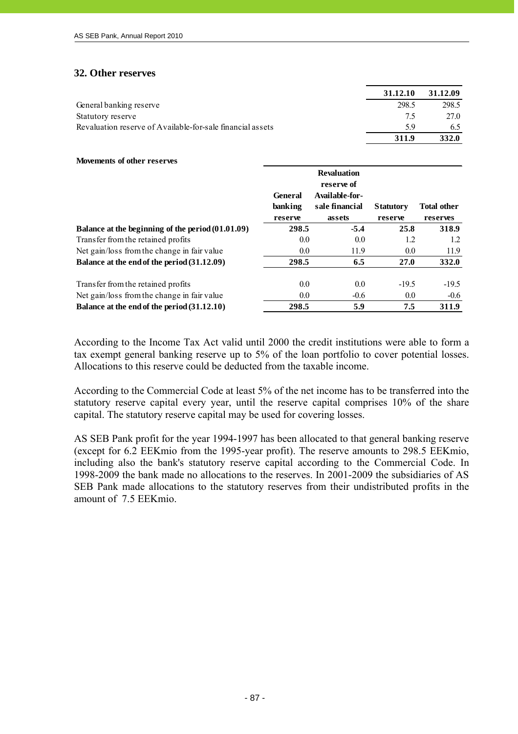## 32. Other reserves

| | 31.12.10 | 31.12.09 |
|---|---|---|
| General banking reserve | 298.5 | 298.5 |
| Statutory reserve | 7.5 | 27.0 |
| Revaluation reserve of Available-for-sale financial assets | 5.9 | 6.5 |
| | **311.9** | **332.0** |

**Movements of other reserves**

| | General banking reserve | Revaluation reserve of Available-for-sale financial assets | Statutory reserve | Total other reserves |
|---|---|---|---|---|
| **Balance at the beginning of the period (01.01.09)** | **298.5** | **-5.4** | **25.8** | **318.9** |
| Transfer from the retained profits | 0.0 | 0.0 | 1.2 | 1.2 |
| Net gain/loss from the change in fair value | 0.0 | 11.9 | 0.0 | 11.9 |
| **Balance at the end of the period (31.12.09)** | **298.5** | **6.5** | **27.0** | **332.0** |
| Transfer from the retained profits | 0.0 | 0.0 | -19.5 | -19.5 |
| Net gain/loss from the change in fair value | 0.0 | -0.6 | 0.0 | -0.6 |
| **Balance at the end of the period (31.12.10)** | **298.5** | **5.9** | **7.5** | **311.9** |

According to the Income Tax Act valid until 2000 the credit institutions were able to form a tax exempt general banking reserve up to 5% of the loan portfolio to cover potential losses. Allocations to this reserve could be deducted from the taxable income.

According to the Commercial Code at least 5% of the net income has to be transferred into the statutory reserve capital every year, until the reserve capital comprises 10% of the share capital. The statutory reserve capital may be used for covering losses.

AS SEB Pank profit for the year 1994-1997 has been allocated to that general banking reserve (except for 6.2 EEKmio from the 1995-year profit). The reserve amounts to 298.5 EEKmio, including also the bank's statutory reserve capital according to the Commercial Code. In 1998-2009 the bank made no allocations to the reserves. In 2001-2009 the subsidiaries of AS SEB Pank made allocations to the statutory reserves from their undistributed profits in the amount of 7.5 EEKmio.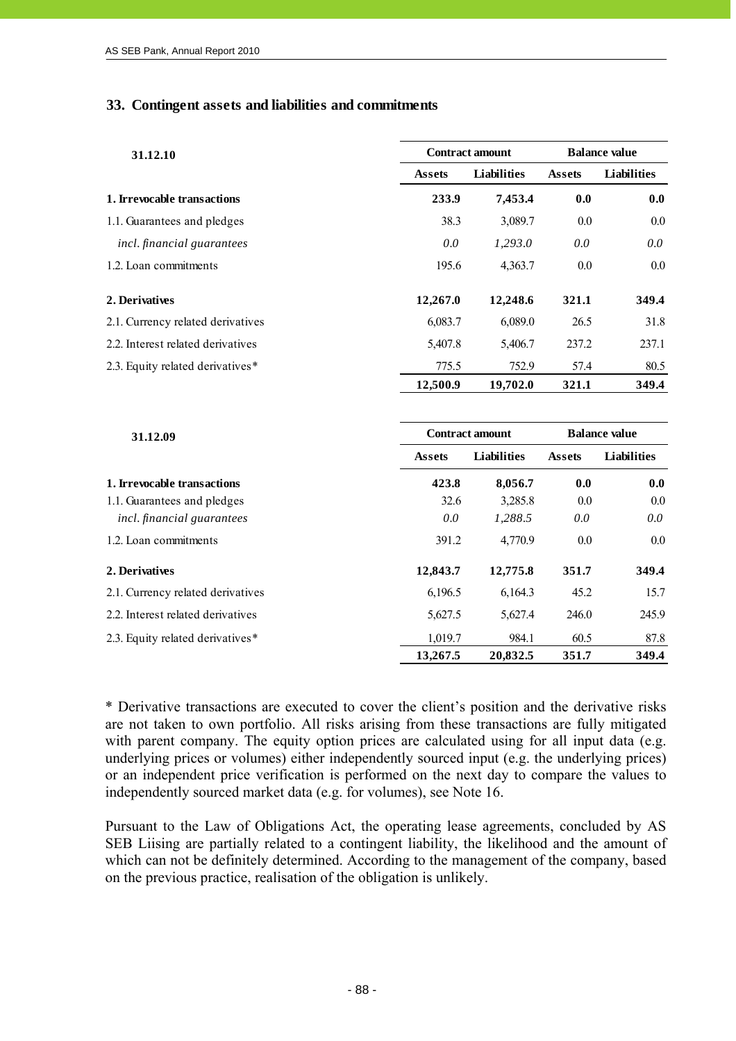## 33. Contingent assets and liabilities and commitments

| 31.12.10 | Contract amount | | Balance value | |
|---|---|---|---|---|
| | Assets | Liabilities | Assets | Liabilities |
| **1. Irrevocable transactions** | **233.9** | **7,453.4** | **0.0** | **0.0** |
| 1.1. Guarantees and pledges | 38.3 | 3,089.7 | 0.0 | 0.0 |
| *incl. financial guarantees* | *0.0* | *1,293.0* | *0.0* | *0.0* |
| 1.2. Loan commitments | 195.6 | 4,363.7 | 0.0 | 0.0 |
| **2. Derivatives** | **12,267.0** | **12,248.6** | **321.1** | **349.4** |
| 2.1. Currency related derivatives | 6,083.7 | 6,089.0 | 26.5 | 31.8 |
| 2.2. Interest related derivatives | 5,407.8 | 5,406.7 | 237.2 | 237.1 |
| 2.3. Equity related derivatives* | 775.5 | 752.9 | 57.4 | 80.5 |
| | **12,500.9** | **19,702.0** | **321.1** | **349.4** |

| 31.12.09 | Contract amount | | Balance value | |
|---|---|---|---|---|
| | Assets | Liabilities | Assets | Liabilities |
| **1. Irrevocable transactions** | **423.8** | **8,056.7** | **0.0** | **0.0** |
| 1.1. Guarantees and pledges | 32.6 | 3,285.8 | 0.0 | 0.0 |
| *incl. financial guarantees* | *0.0* | *1,288.5* | *0.0* | *0.0* |
| 1.2. Loan commitments | 391.2 | 4,770.9 | 0.0 | 0.0 |
| **2. Derivatives** | **12,843.7** | **12,775.8** | **351.7** | **349.4** |
| 2.1. Currency related derivatives | 6,196.5 | 6,164.3 | 45.2 | 15.7 |
| 2.2. Interest related derivatives | 5,627.5 | 5,627.4 | 246.0 | 245.9 |
| 2.3. Equity related derivatives* | 1,019.7 | 984.1 | 60.5 | 87.8 |
| | **13,267.5** | **20,832.5** | **351.7** | **349.4** |

* Derivative transactions are executed to cover the client's position and the derivative risks are not taken to own portfolio. All risks arising from these transactions are fully mitigated with parent company. The equity option prices are calculated using for all input data (e.g. underlying prices or volumes) either independently sourced input (e.g. the underlying prices) or an independent price verification is performed on the next day to compare the values to independently sourced market data (e.g. for volumes), see Note 16.

Pursuant to the Law of Obligations Act, the operating lease agreements, concluded by AS SEB Liising are partially related to a contingent liability, the likelihood and the amount of which can not be definitely determined. According to the management of the company, based on the previous practice, realisation of the obligation is unlikely.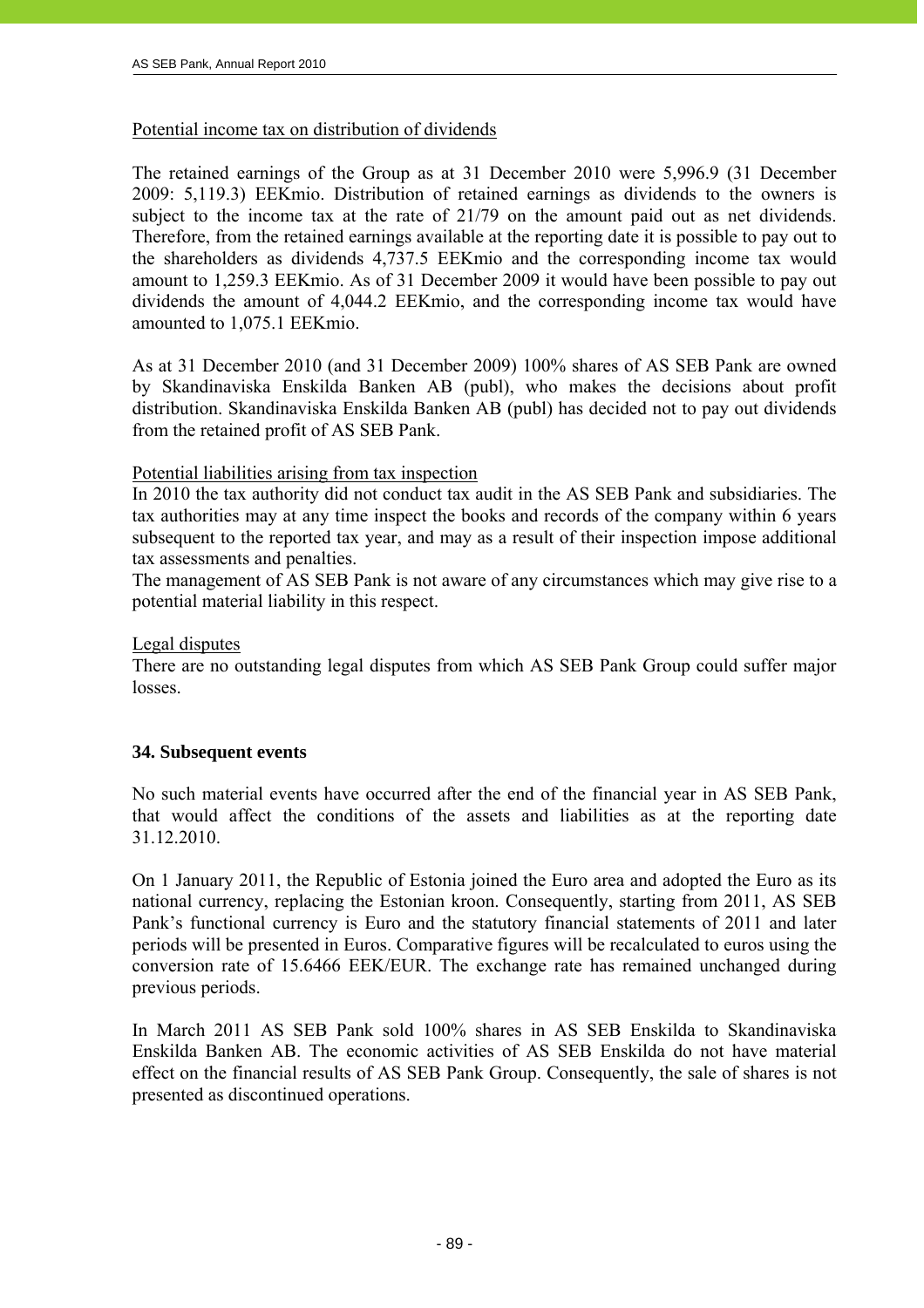Potential income tax on distribution of dividends

The retained earnings of the Group as at 31 December 2010 were 5,996.9 (31 December 2009: 5,119.3) EEKmio. Distribution of retained earnings as dividends to the owners is subject to the income tax at the rate of 21/79 on the amount paid out as net dividends. Therefore, from the retained earnings available at the reporting date it is possible to pay out to the shareholders as dividends 4,737.5 EEKmio and the corresponding income tax would amount to 1,259.3 EEKmio. As of 31 December 2009 it would have been possible to pay out dividends the amount of 4,044.2 EEKmio, and the corresponding income tax would have amounted to 1,075.1 EEKmio.

As at 31 December 2010 (and 31 December 2009) 100% shares of AS SEB Pank are owned by Skandinaviska Enskilda Banken AB (publ), who makes the decisions about profit distribution. Skandinaviska Enskilda Banken AB (publ) has decided not to pay out dividends from the retained profit of AS SEB Pank.

Potential liabilities arising from tax inspection

In 2010 the tax authority did not conduct tax audit in the AS SEB Pank and subsidiaries. The tax authorities may at any time inspect the books and records of the company within 6 years subsequent to the reported tax year, and may as a result of their inspection impose additional tax assessments and penalties.

The management of AS SEB Pank is not aware of any circumstances which may give rise to a potential material liability in this respect.

Legal disputes

There are no outstanding legal disputes from which AS SEB Pank Group could suffer major losses.

## 34. Subsequent events

No such material events have occurred after the end of the financial year in AS SEB Pank, that would affect the conditions of the assets and liabilities as at the reporting date 31.12.2010.

On 1 January 2011, the Republic of Estonia joined the Euro area and adopted the Euro as its national currency, replacing the Estonian kroon. Consequently, starting from 2011, AS SEB Pank's functional currency is Euro and the statutory financial statements of 2011 and later periods will be presented in Euros. Comparative figures will be recalculated to euros using the conversion rate of 15.6466 EEK/EUR. The exchange rate has remained unchanged during previous periods.

In March 2011 AS SEB Pank sold 100% shares in AS SEB Enskilda to Skandinaviska Enskilda Banken AB. The economic activities of AS SEB Enskilda do not have material effect on the financial results of AS SEB Pank Group. Consequently, the sale of shares is not presented as discontinued operations.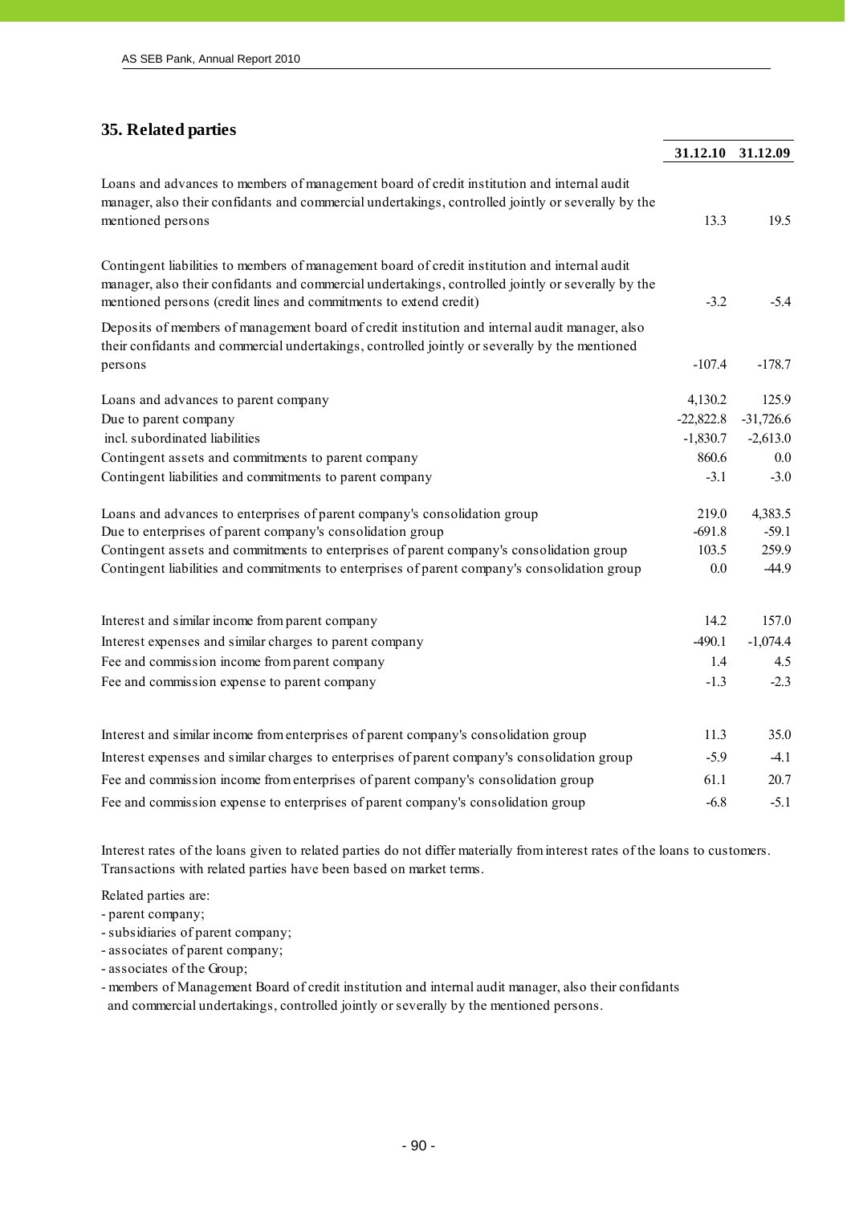## 35. Related parties

| | 31.12.10 | 31.12.09 |
|---|---|---|
| Loans and advances to members of management board of credit institution and internal audit manager, also their confidants and commercial undertakings, controlled jointly or severally by the mentioned persons | 13.3 | 19.5 |
| Contingent liabilities to members of management board of credit institution and internal audit manager, also their confidants and commercial undertakings, controlled jointly or severally by the mentioned persons (credit lines and commitments to extend credit) | -3.2 | -5.4 |
| Deposits of members of management board of credit institution and internal audit manager, also their confidants and commercial undertakings, controlled jointly or severally by the mentioned persons | -107.4 | -178.7 |
| Loans and advances to parent company | 4,130.2 | 125.9 |
| Due to parent company | -22,822.8 | -31,726.6 |
| incl. subordinated liabilities | -1,830.7 | -2,613.0 |
| Contingent assets and commitments to parent company | 860.6 | 0.0 |
| Contingent liabilities and commitments to parent company | -3.1 | -3.0 |
| Loans and advances to enterprises of parent company's consolidation group | 219.0 | 4,383.5 |
| Due to enterprises of parent company's consolidation group | -691.8 | -59.1 |
| Contingent assets and commitments to enterprises of parent company's consolidation group | 103.5 | 259.9 |
| Contingent liabilities and commitments to enterprises of parent company's consolidation group | 0.0 | -44.9 |
| Interest and similar income from parent company | 14.2 | 157.0 |
| Interest expenses and similar charges to parent company | -490.1 | -1,074.4 |
| Fee and commission income from parent company | 1.4 | 4.5 |
| Fee and commission expense to parent company | -1.3 | -2.3 |
| Interest and similar income from enterprises of parent company's consolidation group | 11.3 | 35.0 |
| Interest expenses and similar charges to enterprises of parent company's consolidation group | -5.9 | -4.1 |
| Fee and commission income from enterprises of parent company's consolidation group | 61.1 | 20.7 |
| Fee and commission expense to enterprises of parent company's consolidation group | -6.8 | -5.1 |

Interest rates of the loans given to related parties do not differ materially from interest rates of the loans to customers. Transactions with related parties have been based on market terms.

Related parties are:

- parent company;
- subsidiaries of parent company;
- associates of parent company;
- associates of the Group;
- members of Management Board of credit institution and internal audit manager, also their confidants and commercial undertakings, controlled jointly or severally by the mentioned persons.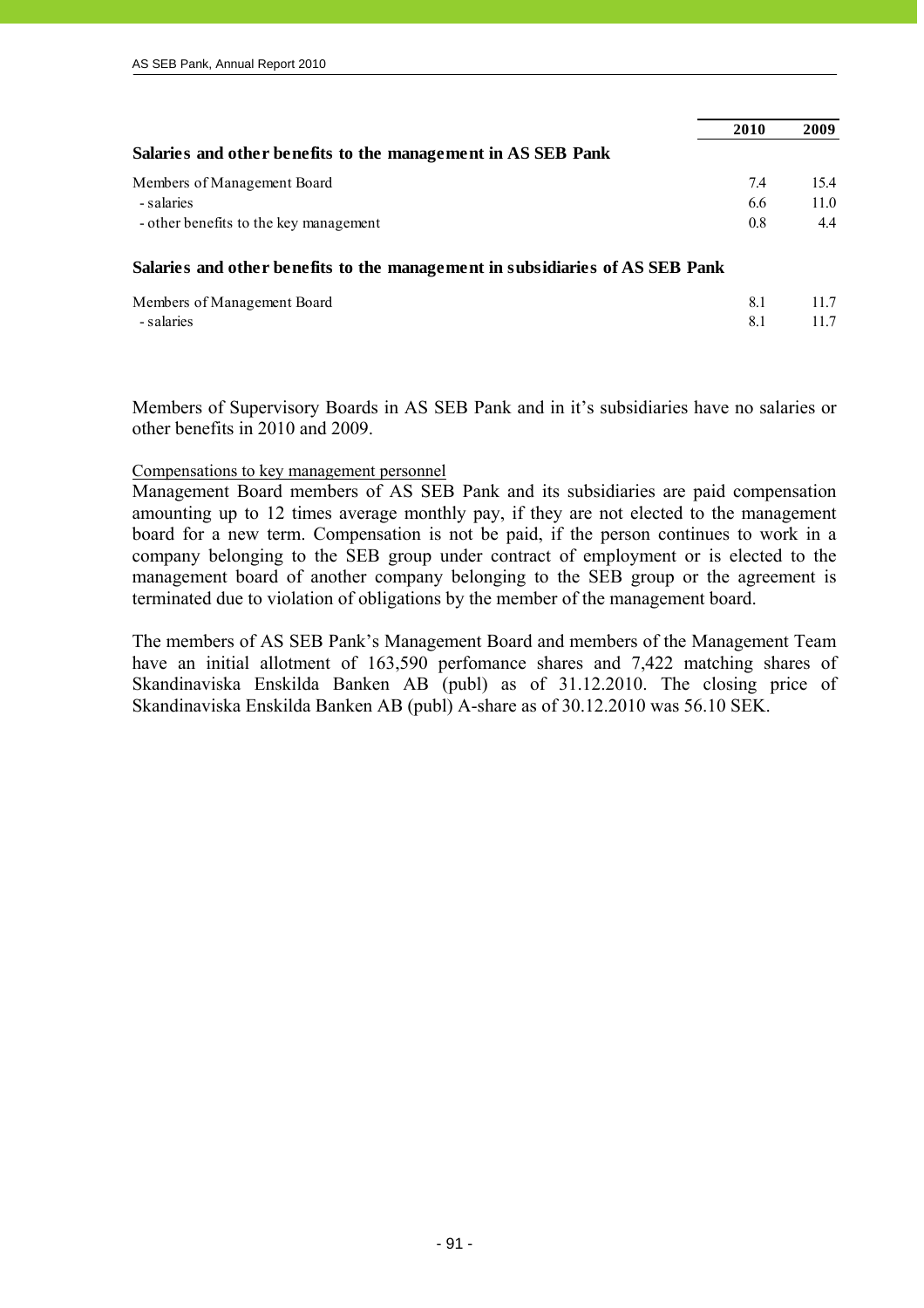| | 2010 | 2009 |
|---|---|---|
| **Salaries and other benefits to the management in AS SEB Pank** | | |
| Members of Management Board | 7.4 | 15.4 |
| - salaries | 6.6 | 11.0 |
| - other benefits to the key management | 0.8 | 4.4 |
| **Salaries and other benefits to the management in subsidiaries of AS SEB Pank** | | |
| Members of Management Board | 8.1 | 11.7 |
| - salaries | 8.1 | 11.7 |

Members of Supervisory Boards in AS SEB Pank and in it's subsidiaries have no salaries or other benefits in 2010 and 2009.

<u>Compensations to key management personnel</u>
Management Board members of AS SEB Pank and its subsidiaries are paid compensation amounting up to 12 times average monthly pay, if they are not elected to the management board for a new term. Compensation is not be paid, if the person continues to work in a company belonging to the SEB group under contract of employment or is elected to the management board of another company belonging to the SEB group or the agreement is terminated due to violation of obligations by the member of the management board.

The members of AS SEB Pank's Management Board and members of the Management Team have an initial allotment of 163,590 perfomance shares and 7,422 matching shares of Skandinaviska Enskilda Banken AB (publ) as of 31.12.2010. The closing price of Skandinaviska Enskilda Banken AB (publ) A-share as of 30.12.2010 was 56.10 SEK.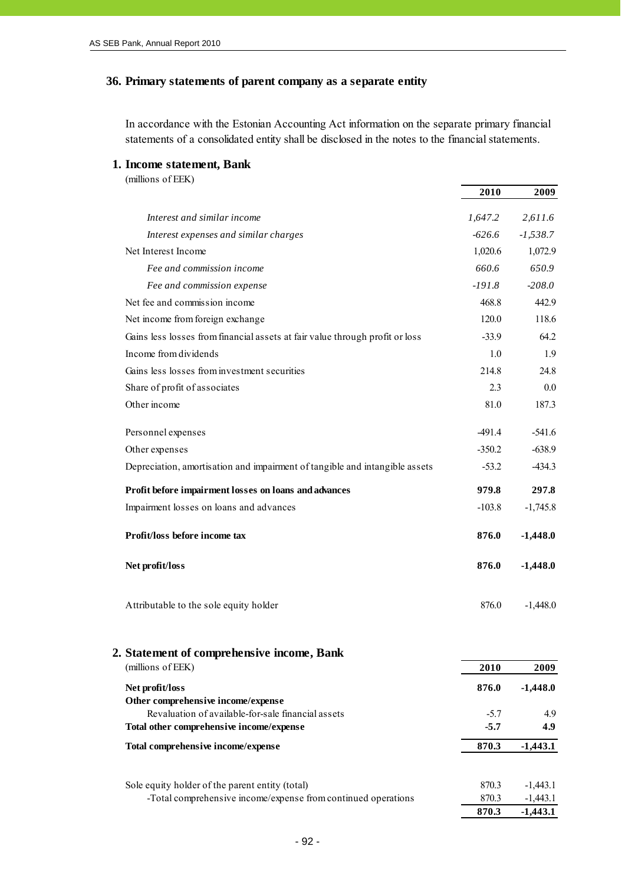## 36. Primary statements of parent company as a separate entity

In accordance with the Estonian Accounting Act information on the separate primary financial statements of a consolidated entity shall be disclosed in the notes to the financial statements.

### 1. Income statement, Bank

(millions of EEK)

| | 2010 | 2009 |
|---|---|---|
| *Interest and similar income* | *1,647.2* | *2,611.6* |
| *Interest expenses and similar charges* | *-626.6* | *-1,538.7* |
| Net Interest Income | 1,020.6 | 1,072.9 |
| *Fee and commission income* | *660.6* | *650.9* |
| *Fee and commission expense* | *-191.8* | *-208.0* |
| Net fee and commission income | 468.8 | 442.9 |
| Net income from foreign exchange | 120.0 | 118.6 |
| Gains less losses from financial assets at fair value through profit or loss | -33.9 | 64.2 |
| Income from dividends | 1.0 | 1.9 |
| Gains less losses from investment securities | 214.8 | 24.8 |
| Share of profit of associates | 2.3 | 0.0 |
| Other income | 81.0 | 187.3 |
| Personnel expenses | -491.4 | -541.6 |
| Other expenses | -350.2 | -638.9 |
| Depreciation, amortisation and impairment of tangible and intangible assets | -53.2 | -434.3 |
| **Profit before impairment losses on loans and advances** | **979.8** | **297.8** |
| Impairment losses on loans and advances | -103.8 | -1,745.8 |
| **Profit/loss before income tax** | **876.0** | **-1,448.0** |
| **Net profit/loss** | **876.0** | **-1,448.0** |
| Attributable to the sole equity holder | 876.0 | -1,448.0 |

### 2. Statement of comprehensive income, Bank

(millions of EEK)

| | 2010 | 2009 |
|---|---|---|
| **Net profit/loss** | **876.0** | **-1,448.0** |
| **Other comprehensive income/expense** | | |
| Revaluation of available-for-sale financial assets | -5.7 | 4.9 |
| **Total other comprehensive income/expense** | **-5.7** | **4.9** |
| **Total comprehensive income/expense** | **870.3** | **-1,443.1** |
| Sole equity holder of the parent entity (total) | 870.3 | -1,443.1 |
| -Total comprehensive income/expense from continued operations | 870.3 | -1,443.1 |
| | **870.3** | **-1,443.1** |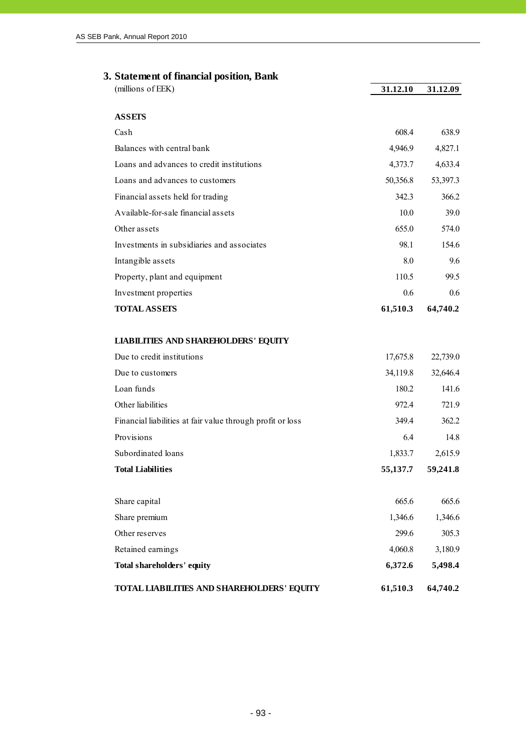### 3. Statement of financial position, Bank

| (millions of EEK) | 31.12.10 | 31.12.09 |
|---|---|---|
| **ASSETS** | | |
| Cash | 608.4 | 638.9 |
| Balances with central bank | 4,946.9 | 4,827.1 |
| Loans and advances to credit institutions | 4,373.7 | 4,633.4 |
| Loans and advances to customers | 50,356.8 | 53,397.3 |
| Financial assets held for trading | 342.3 | 366.2 |
| Available-for-sale financial assets | 10.0 | 39.0 |
| Other assets | 655.0 | 574.0 |
| Investments in subsidiaries and associates | 98.1 | 154.6 |
| Intangible assets | 8.0 | 9.6 |
| Property, plant and equipment | 110.5 | 99.5 |
| Investment properties | 0.6 | 0.6 |
| **TOTAL ASSETS** | **61,510.3** | **64,740.2** |
| | | |
| **LIABILITIES AND SHAREHOLDERS' EQUITY** | | |
| Due to credit institutions | 17,675.8 | 22,739.0 |
| Due to customers | 34,119.8 | 32,646.4 |
| Loan funds | 180.2 | 141.6 |
| Other liabilities | 972.4 | 721.9 |
| Financial liabilities at fair value through profit or loss | 349.4 | 362.2 |
| Provisions | 6.4 | 14.8 |
| Subordinated loans | 1,833.7 | 2,615.9 |
| **Total Liabilities** | **55,137.7** | **59,241.8** |
| | | |
| Share capital | 665.6 | 665.6 |
| Share premium | 1,346.6 | 1,346.6 |
| Other reserves | 299.6 | 305.3 |
| Retained earnings | 4,060.8 | 3,180.9 |
| **Total shareholders' equity** | **6,372.6** | **5,498.4** |
| | | |
| **TOTAL LIABILITIES AND SHAREHOLDERS' EQUITY** | **61,510.3** | **64,740.2** |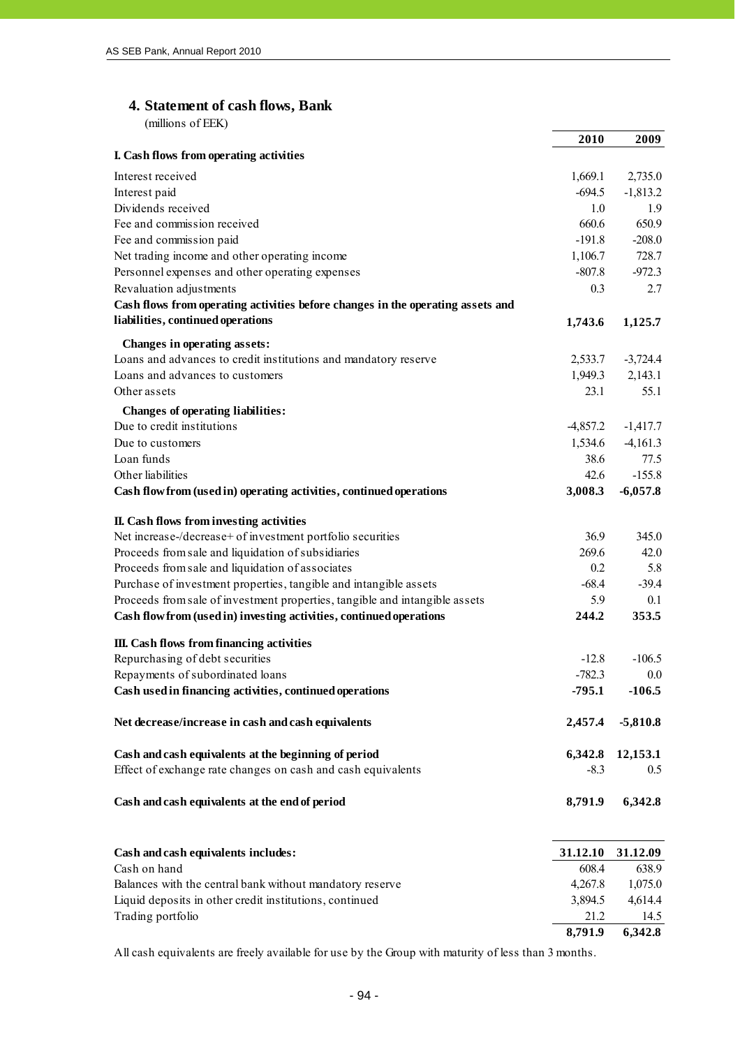## 4. Statement of cash flows, Bank

(millions of EEK)

| | 2010 | 2009 |
|---|---|---|
| **I. Cash flows from operating activities** | | |
| Interest received | 1,669.1 | 2,735.0 |
| Interest paid | -694.5 | -1,813.2 |
| Dividends received | 1.0 | 1.9 |
| Fee and commission received | 660.6 | 650.9 |
| Fee and commission paid | -191.8 | -208.0 |
| Net trading income and other operating income | 1,106.7 | 728.7 |
| Personnel expenses and other operating expenses | -807.8 | -972.3 |
| Revaluation adjustments | 0.3 | 2.7 |
| **Cash flows from operating activities before changes in the operating assets and liabilities, continued operations** | **1,743.6** | **1,125.7** |
| **Changes in operating assets:** | | |
| Loans and advances to credit institutions and mandatory reserve | 2,533.7 | -3,724.4 |
| Loans and advances to customers | 1,949.3 | 2,143.1 |
| Other assets | 23.1 | 55.1 |
| **Changes of operating liabilities:** | | |
| Due to credit institutions | -4,857.2 | -1,417.7 |
| Due to customers | 1,534.6 | -4,161.3 |
| Loan funds | 38.6 | 77.5 |
| Other liabilities | 42.6 | -155.8 |
| **Cash flow from (used in) operating activities, continued operations** | **3,008.3** | **-6,057.8** |
| **II. Cash flows from investing activities** | | |
| Net increase-/decrease+ of investment portfolio securities | 36.9 | 345.0 |
| Proceeds from sale and liquidation of subsidiaries | 269.6 | 42.0 |
| Proceeds from sale and liquidation of associates | 0.2 | 5.8 |
| Purchase of investment properties, tangible and intangible assets | -68.4 | -39.4 |
| Proceeds from sale of investment properties, tangible and intangible assets | 5.9 | 0.1 |
| **Cash flow from (used in) investing activities, continued operations** | **244.2** | **353.5** |
| **III. Cash flows from financing activities** | | |
| Repurchasing of debt securities | -12.8 | -106.5 |
| Repayments of subordinated loans | -782.3 | 0.0 |
| **Cash used in financing activities, continued operations** | **-795.1** | **-106.5** |
| **Net decrease/increase in cash and cash equivalents** | **2,457.4** | **-5,810.8** |
| **Cash and cash equivalents at the beginning of period** | **6,342.8** | **12,153.1** |
| Effect of exchange rate changes on cash and cash equivalents | -8.3 | 0.5 |
| **Cash and cash equivalents at the end of period** | **8,791.9** | **6,342.8** |

| **Cash and cash equivalents includes:** | **31.12.10** | **31.12.09** |
|---|---|---|
| Cash on hand | 608.4 | 638.9 |
| Balances with the central bank without mandatory reserve | 4,267.8 | 1,075.0 |
| Liquid deposits in other credit institutions, continued | 3,894.5 | 4,614.4 |
| Trading portfolio | 21.2 | 14.5 |
| | **8,791.9** | **6,342.8** |

All cash equivalents are freely available for use by the Group with maturity of less than 3 months.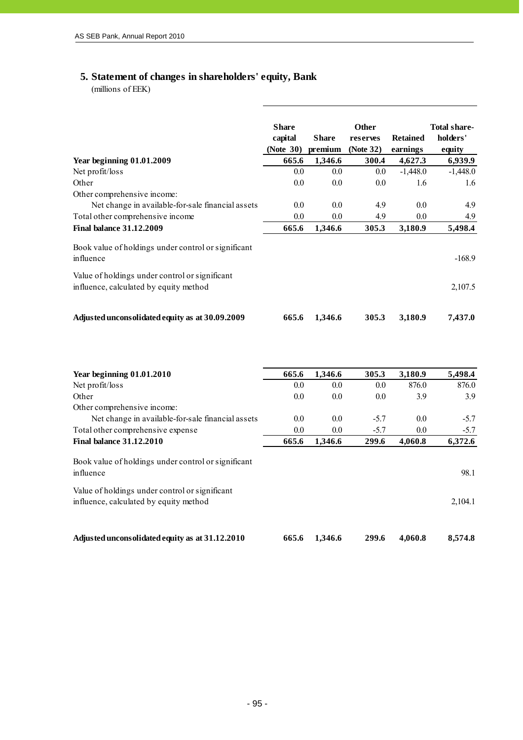## 5. Statement of changes in shareholders' equity, Bank

(millions of EEK)

| | Share capital (Note 30) | Share premium | Other reserves (Note 32) | Retained earnings | Total share-holders' equity |
|---|---|---|---|---|---|
| **Year beginning 01.01.2009** | **665.6** | **1,346.6** | **300.4** | **4,627.3** | **6,939.9** |
| Net profit/loss | 0.0 | 0.0 | 0.0 | -1,448.0 | -1,448.0 |
| Other | 0.0 | 0.0 | 0.0 | 1.6 | 1.6 |
| Other comprehensive income: | | | | | |
| Net change in available-for-sale financial assets | 0.0 | 0.0 | 4.9 | 0.0 | 4.9 |
| Total other comprehensive income | 0.0 | 0.0 | 4.9 | 0.0 | 4.9 |
| **Final balance 31.12.2009** | **665.6** | **1,346.6** | **305.3** | **3,180.9** | **5,498.4** |
| Book value of holdings under control or significant influence | | | | | -168.9 |
| Value of holdings under control or significant influence, calculated by equity method | | | | | 2,107.5 |
| **Adjusted unconsolidated equity as at 30.09.2009** | **665.6** | **1,346.6** | **305.3** | **3,180.9** | **7,437.0** |

| | Share capital (Note 30) | Share premium | Other reserves (Note 32) | Retained earnings | Total share-holders' equity |
|---|---|---|---|---|---|
| **Year beginning 01.01.2010** | **665.6** | **1,346.6** | **305.3** | **3,180.9** | **5,498.4** |
| Net profit/loss | 0.0 | 0.0 | 0.0 | 876.0 | 876.0 |
| Other | 0.0 | 0.0 | 0.0 | 3.9 | 3.9 |
| Other comprehensive income: | | | | | |
| Net change in available-for-sale financial assets | 0.0 | 0.0 | -5.7 | 0.0 | -5.7 |
| Total other comprehensive expense | 0.0 | 0.0 | -5.7 | 0.0 | -5.7 |
| **Final balance 31.12.2010** | **665.6** | **1,346.6** | **299.6** | **4,060.8** | **6,372.6** |
| Book value of holdings under control or significant influence | | | | | 98.1 |
| Value of holdings under control or significant influence, calculated by equity method | | | | | 2,104.1 |
| **Adjusted unconsolidated equity as at 31.12.2010** | **665.6** | **1,346.6** | **299.6** | **4,060.8** | **8,574.8** |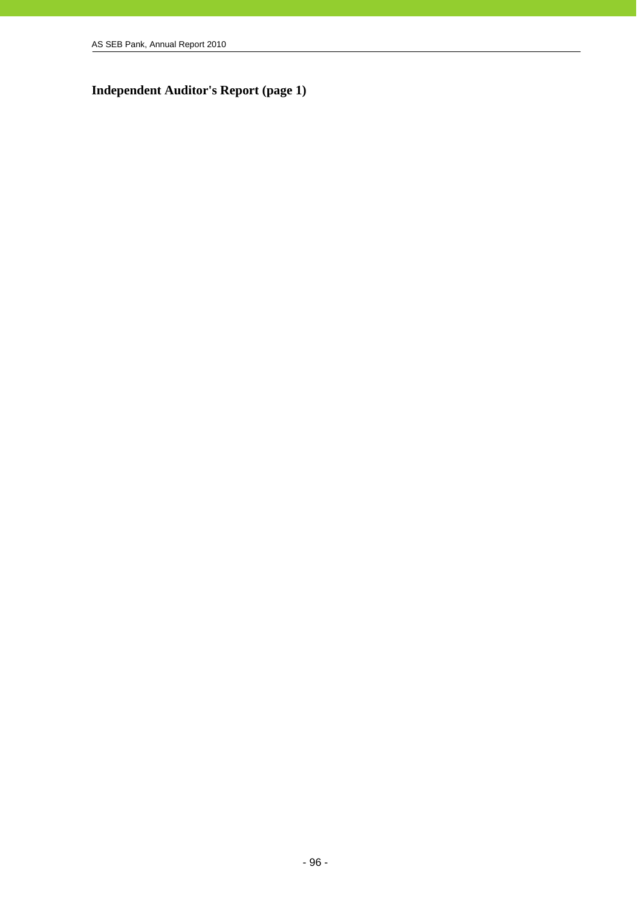**Independent Auditor's Report (page 1)**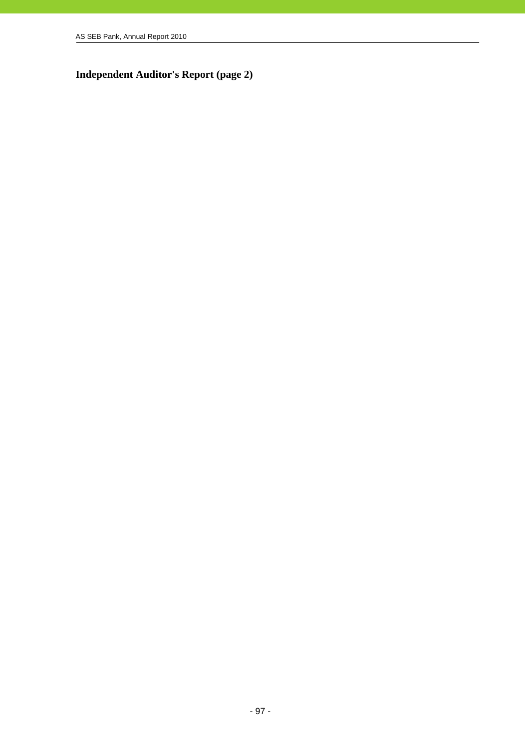**Independent Auditor's Report (page 2)**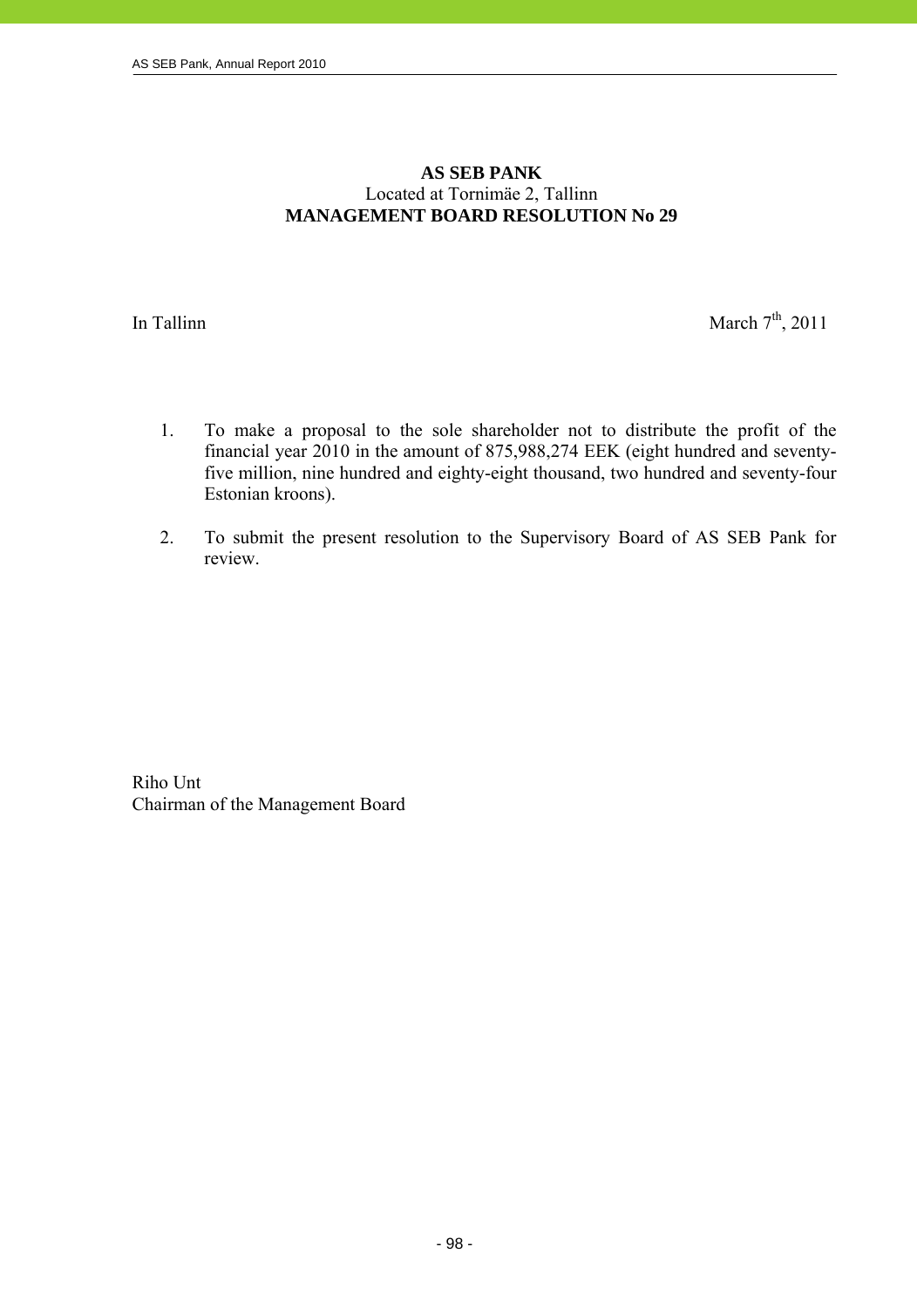**AS SEB PANK**
Located at Tornimäe 2, Tallinn
**MANAGEMENT BOARD RESOLUTION No 29**

In Tallinn

March 7th, 2011

1. To make a proposal to the sole shareholder not to distribute the profit of the financial year 2010 in the amount of 875,988,274 EEK (eight hundred and seventy-five million, nine hundred and eighty-eight thousand, two hundred and seventy-four Estonian kroons).

2. To submit the present resolution to the Supervisory Board of AS SEB Pank for review.

Riho Unt
Chairman of the Management Board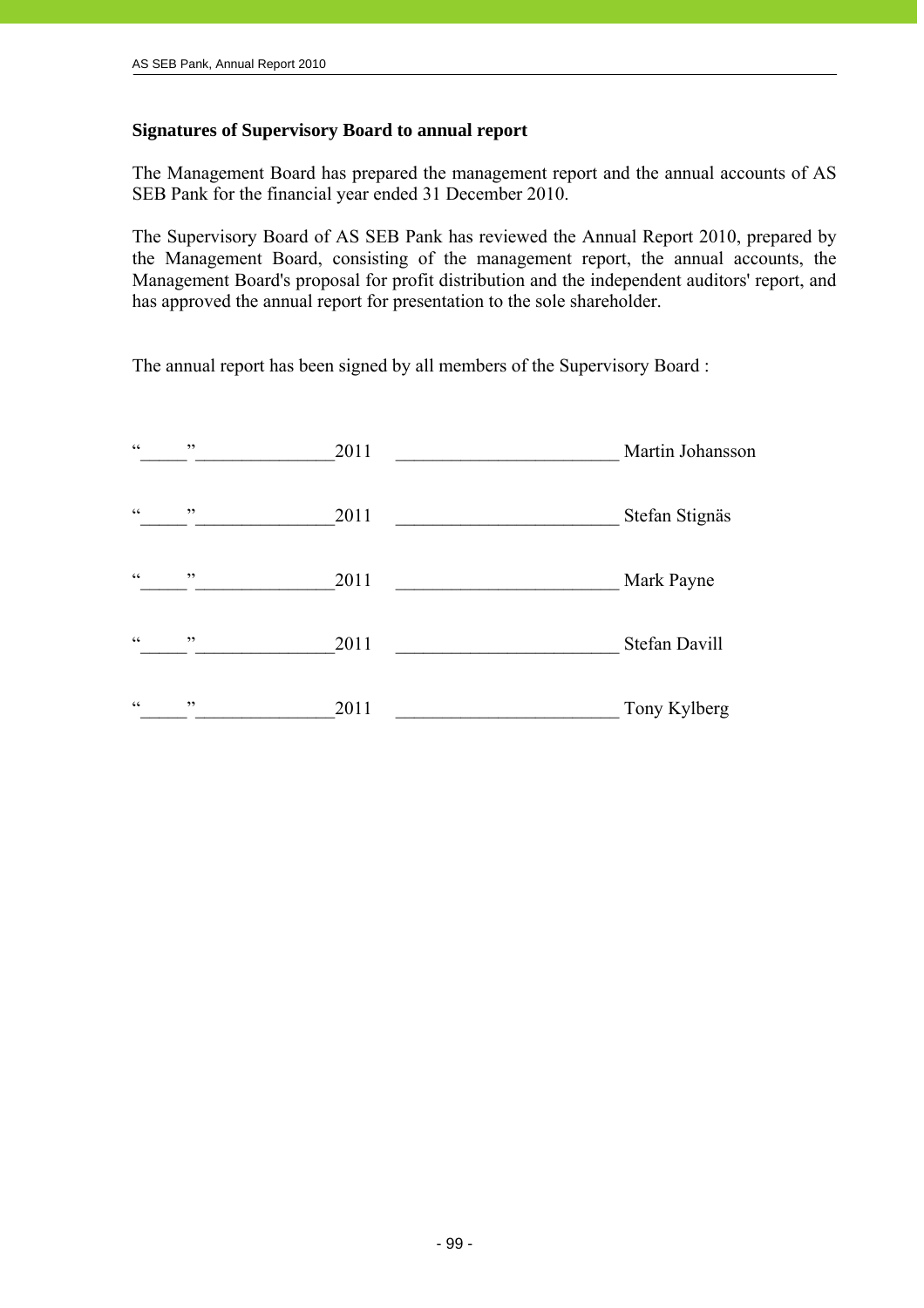**Signatures of Supervisory Board to annual report**

The Management Board has prepared the management report and the annual accounts of AS SEB Pank for the financial year ended 31 December 2010.

The Supervisory Board of AS SEB Pank has reviewed the Annual Report 2010, prepared by the Management Board, consisting of the management report, the annual accounts, the Management Board's proposal for profit distribution and the independent auditors' report, and has approved the annual report for presentation to the sole shareholder.

The annual report has been signed by all members of the Supervisory Board :

"_____"_______________2011 ________________________ Martin Johansson

"_____"_______________2011 ________________________ Stefan Stignäs

"_____"_______________2011 ________________________ Mark Payne

"_____"_______________2011 ________________________ Stefan Davill

"_____"_______________2011 ________________________ Tony Kylberg